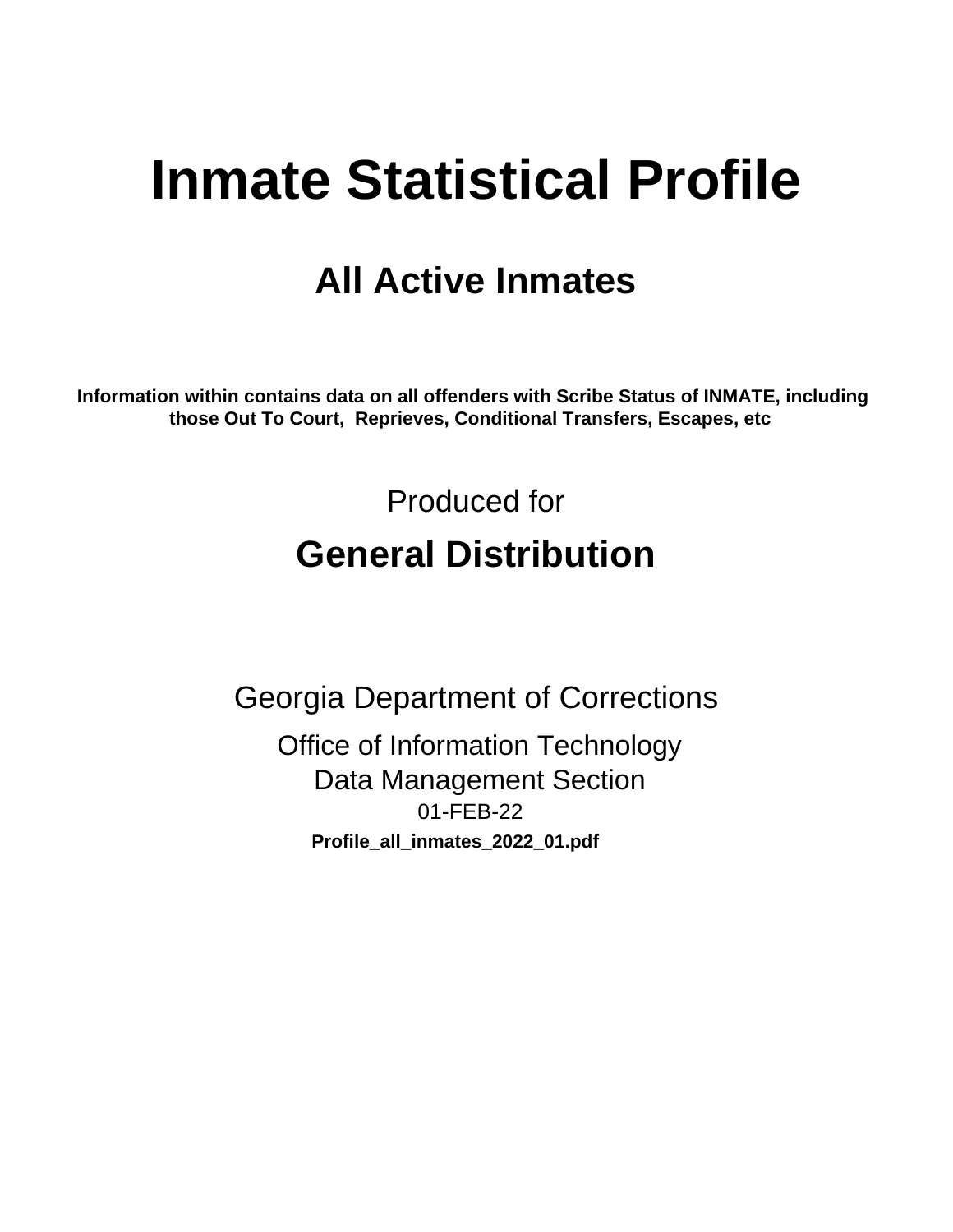# Inmate Statistical Profile

## All Active Inmates

**Information within contains data on all offenders with Scribe Status of INMATE, including those Out To Court, Reprieves, Conditional Transfers, Escapes, etc**

Produced for

## General Distribution

Georgia Department of Corrections

Office of Information Technology
Data Management Section
01-FEB-22

**Profile_all_inmates_2022_01.pdf**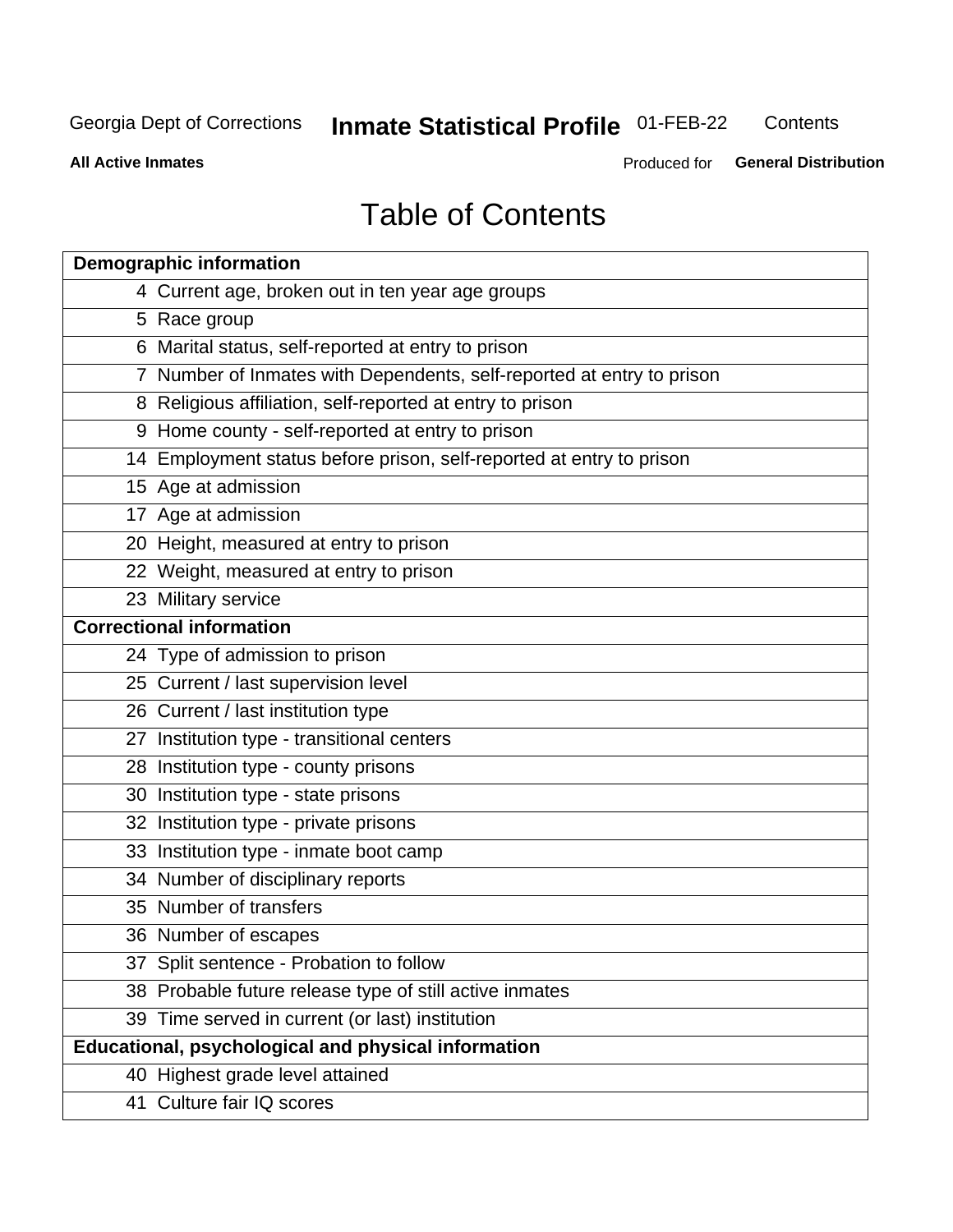Georgia Dept of Corrections **Inmate Statistical Profile** 01-FEB-22 Contents

**All Active Inmates** Produced for **General Distribution**

# Table of Contents

| **Demographic information** | |
|---|---|
| 4 | Current age, broken out in ten year age groups |
| 5 | Race group |
| 6 | Marital status, self-reported at entry to prison |
| 7 | Number of Inmates with Dependents, self-reported at entry to prison |
| 8 | Religious affiliation, self-reported at entry to prison |
| 9 | Home county - self-reported at entry to prison |
| 14 | Employment status before prison, self-reported at entry to prison |
| 15 | Age at admission |
| 17 | Age at admission |
| 20 | Height, measured at entry to prison |
| 22 | Weight, measured at entry to prison |
| 23 | Military service |
| **Correctional information** | |
| 24 | Type of admission to prison |
| 25 | Current / last supervision level |
| 26 | Current / last institution type |
| 27 | Institution type - transitional centers |
| 28 | Institution type - county prisons |
| 30 | Institution type - state prisons |
| 32 | Institution type - private prisons |
| 33 | Institution type - inmate boot camp |
| 34 | Number of disciplinary reports |
| 35 | Number of transfers |
| 36 | Number of escapes |
| 37 | Split sentence - Probation to follow |
| 38 | Probable future release type of still active inmates |
| 39 | Time served in current (or last) institution |
| **Educational, psychological and physical information** | |
| 40 | Highest grade level attained |
| 41 | Culture fair IQ scores |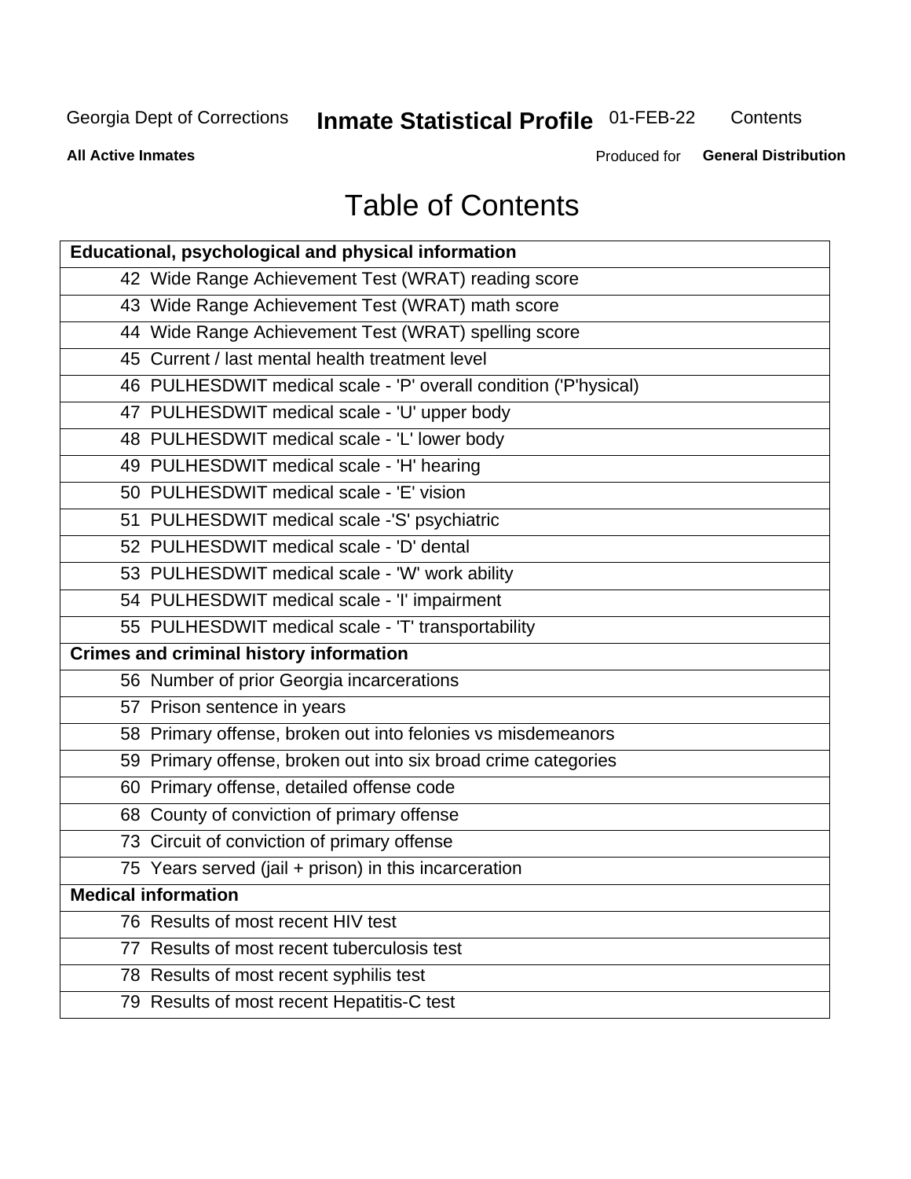# Table of Contents

| Educational, psychological and physical information |
|---|
| 42 Wide Range Achievement Test (WRAT) reading score |
| 43 Wide Range Achievement Test (WRAT) math score |
| 44 Wide Range Achievement Test (WRAT) spelling score |
| 45 Current / last mental health treatment level |
| 46 PULHESDWIT medical scale - 'P' overall condition ('P'hysical) |
| 47 PULHESDWIT medical scale - 'U' upper body |
| 48 PULHESDWIT medical scale - 'L' lower body |
| 49 PULHESDWIT medical scale - 'H' hearing |
| 50 PULHESDWIT medical scale - 'E' vision |
| 51 PULHESDWIT medical scale -'S' psychiatric |
| 52 PULHESDWIT medical scale - 'D' dental |
| 53 PULHESDWIT medical scale - 'W' work ability |
| 54 PULHESDWIT medical scale - 'I' impairment |
| 55 PULHESDWIT medical scale - 'T' transportability |
| **Crimes and criminal history information** |
| 56 Number of prior Georgia incarcerations |
| 57 Prison sentence in years |
| 58 Primary offense, broken out into felonies vs misdemeanors |
| 59 Primary offense, broken out into six broad crime categories |
| 60 Primary offense, detailed offense code |
| 68 County of conviction of primary offense |
| 73 Circuit of conviction of primary offense |
| 75 Years served (jail + prison) in this incarceration |
| **Medical information** |
| 76 Results of most recent HIV test |
| 77 Results of most recent tuberculosis test |
| 78 Results of most recent syphilis test |
| 79 Results of most recent Hepatitis-C test |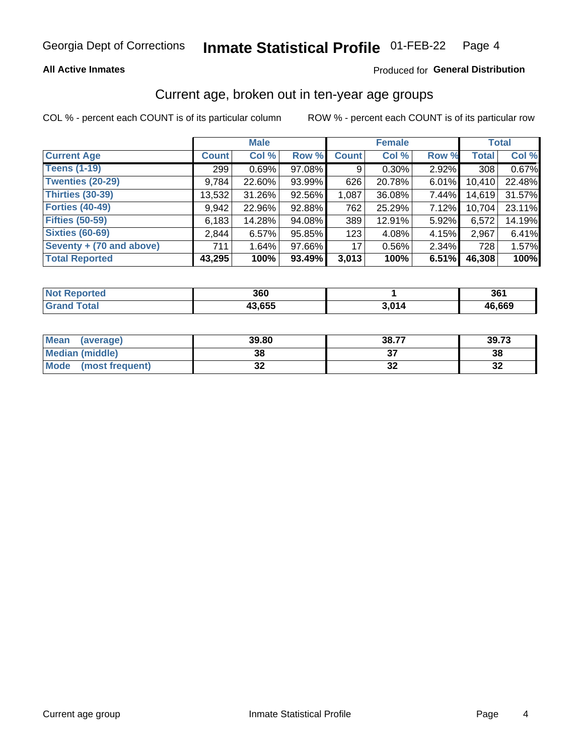**All Active Inmates** — Produced for **General Distribution**

## Current age, broken out in ten-year age groups

COL % - percent each COUNT is of its particular column ROW % - percent each COUNT is of its particular row

| | Male | | | Female | | | Total | |
|---|---|---|---|---|---|---|---|---|
| **Current Age** | **Count** | **Col %** | **Row %** | **Count** | **Col %** | **Row %** | **Total** | **Col %** |
| **Teens (1-19)** | 299 | 0.69% | 97.08% | 9 | 0.30% | 2.92% | 308 | 0.67% |
| **Twenties (20-29)** | 9,784 | 22.60% | 93.99% | 626 | 20.78% | 6.01% | 10,410 | 22.48% |
| **Thirties (30-39)** | 13,532 | 31.26% | 92.56% | 1,087 | 36.08% | 7.44% | 14,619 | 31.57% |
| **Forties (40-49)** | 9,942 | 22.96% | 92.88% | 762 | 25.29% | 7.12% | 10,704 | 23.11% |
| **Fifties (50-59)** | 6,183 | 14.28% | 94.08% | 389 | 12.91% | 5.92% | 6,572 | 14.19% |
| **Sixties (60-69)** | 2,844 | 6.57% | 95.85% | 123 | 4.08% | 4.15% | 2,967 | 6.41% |
| **Seventy + (70 and above)** | 711 | 1.64% | 97.66% | 17 | 0.56% | 2.34% | 728 | 1.57% |
| **Total Reported** | **43,295** | **100%** | **93.49%** | **3,013** | **100%** | **6.51%** | **46,308** | **100%** |

| | Male | Female | Total |
|---|---|---|---|
| **Not Reported** | **360** | **1** | **361** |
| **Grand Total** | **43,655** | **3,014** | **46,669** |

| | Male | Female | Total |
|---|---|---|---|
| **Mean (average)** | **39.80** | **38.77** | **39.73** |
| **Median (middle)** | **38** | **37** | **38** |
| **Mode (most frequent)** | **32** | **32** | **32** |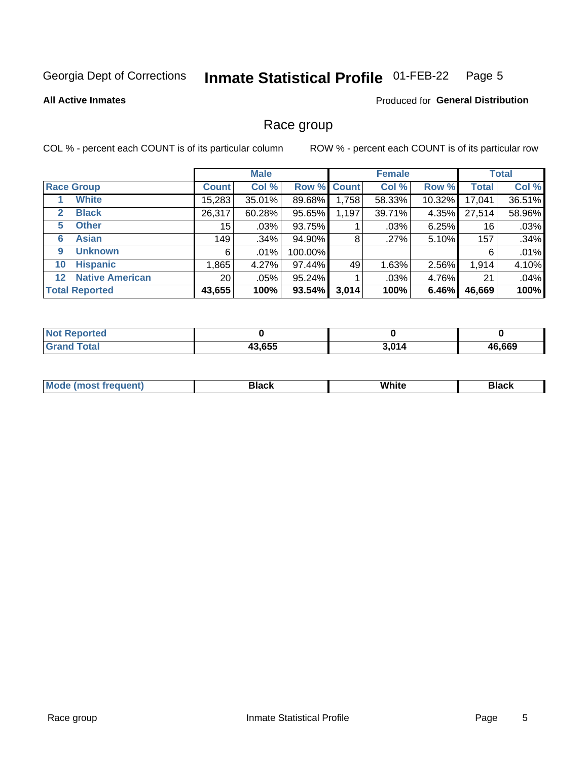Georgia Dept of Corrections **Inmate Statistical Profile** 01-FEB-22

**All Active Inmates**

Produced for **General Distribution**

## Race group

COL % - percent each COUNT is of its particular column

ROW % - percent each COUNT is of its particular row

| | | Male | | | Female | | | Total | |
|---|---|---|---|---|---|---|---|---|---|
| **Race Group** | | **Count** | **Col %** | **Row %** | **Count** | **Col %** | **Row %** | **Total** | **Col %** |
| 1 | **White** | 15,283 | 35.01% | 89.68% | 1,758 | 58.33% | 10.32% | 17,041 | 36.51% |
| 2 | **Black** | 26,317 | 60.28% | 95.65% | 1,197 | 39.71% | 4.35% | 27,514 | 58.96% |
| 5 | **Other** | 15 | .03% | 93.75% | 1 | .03% | 6.25% | 16 | .03% |
| 6 | **Asian** | 149 | .34% | 94.90% | 8 | .27% | 5.10% | 157 | .34% |
| 9 | **Unknown** | 6 | .01% | 100.00% | | | | 6 | .01% |
| 10 | **Hispanic** | 1,865 | 4.27% | 97.44% | 49 | 1.63% | 2.56% | 1,914 | 4.10% |
| 12 | **Native American** | 20 | .05% | 95.24% | 1 | .03% | 4.76% | 21 | .04% |
| **Total Reported** | | **43,655** | **100%** | **93.54%** | **3,014** | **100%** | **6.46%** | **46,669** | **100%** |

| | Male | Female | Total |
|---|---|---|---|
| **Not Reported** | **0** | **0** | **0** |
| **Grand Total** | **43,655** | **3,014** | **46,669** |

| | Male | Female | Total |
|---|---|---|---|
| **Mode (most frequent)** | **Black** | **White** | **Black** |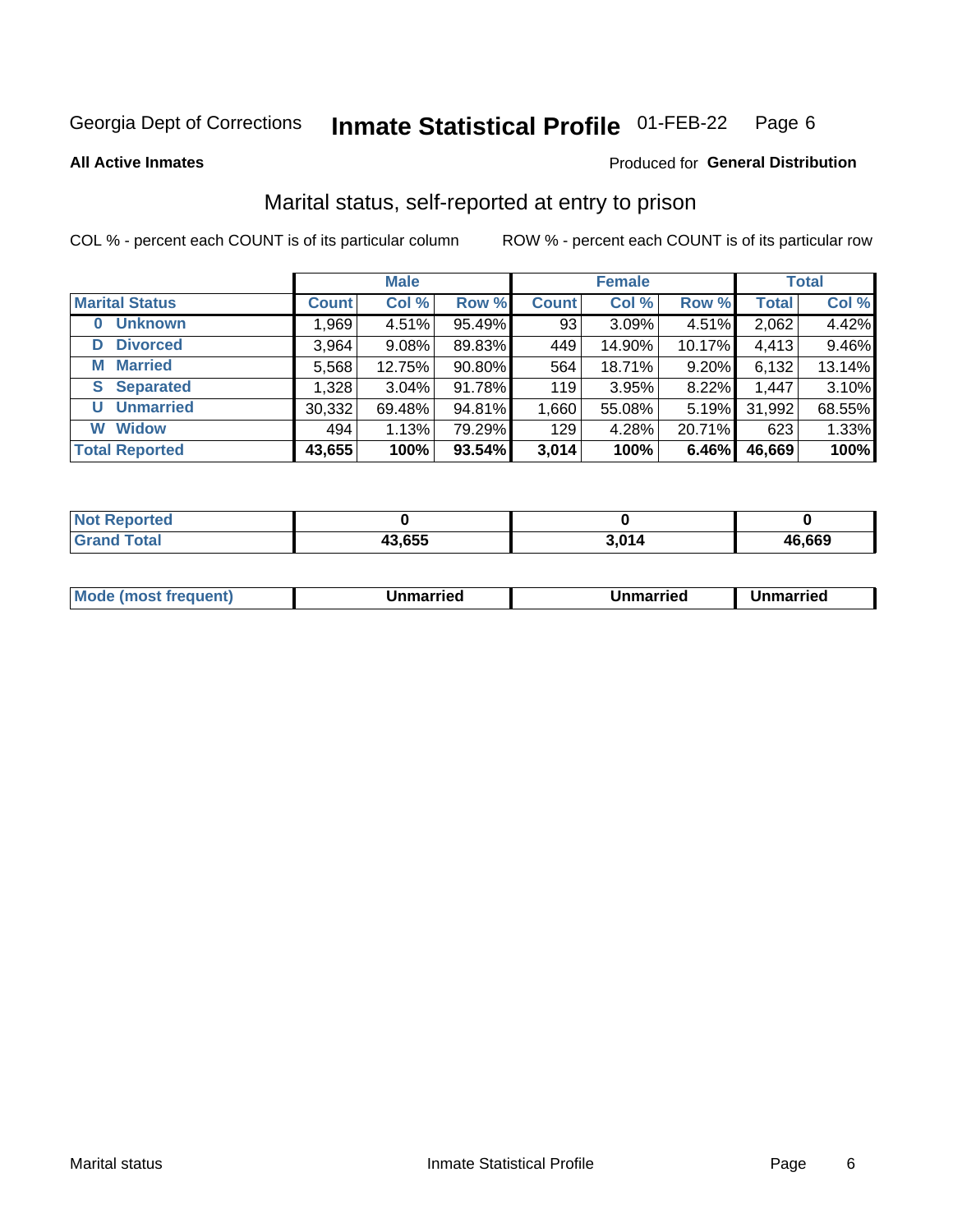Georgia Dept of Corrections **Inmate Statistical Profile** 01-FEB-22

**All Active Inmates**

Produced for **General Distribution**

## Marital status, self-reported at entry to prison

COL % - percent each COUNT is of its particular column

ROW % - percent each COUNT is of its particular row

| | Male | | | Female | | | Total | |
|---|---|---|---|---|---|---|---|---|
| **Marital Status** | **Count** | **Col %** | **Row %** | **Count** | **Col %** | **Row %** | **Total** | **Col %** |
| **0 Unknown** | 1,969 | 4.51% | 95.49% | 93 | 3.09% | 4.51% | 2,062 | 4.42% |
| **D Divorced** | 3,964 | 9.08% | 89.83% | 449 | 14.90% | 10.17% | 4,413 | 9.46% |
| **M Married** | 5,568 | 12.75% | 90.80% | 564 | 18.71% | 9.20% | 6,132 | 13.14% |
| **S Separated** | 1,328 | 3.04% | 91.78% | 119 | 3.95% | 8.22% | 1,447 | 3.10% |
| **U Unmarried** | 30,332 | 69.48% | 94.81% | 1,660 | 55.08% | 5.19% | 31,992 | 68.55% |
| **W Widow** | 494 | 1.13% | 79.29% | 129 | 4.28% | 20.71% | 623 | 1.33% |
| **Total Reported** | **43,655** | **100%** | **93.54%** | **3,014** | **100%** | **6.46%** | **46,669** | **100%** |

| | Male | Female | Total |
|---|---|---|---|
| **Not Reported** | **0** | **0** | **0** |
| **Grand Total** | **43,655** | **3,014** | **46,669** |

| | Male | Female | Total |
|---|---|---|---|
| **Mode (most frequent)** | **Unmarried** | **Unmarried** | **Unmarried** |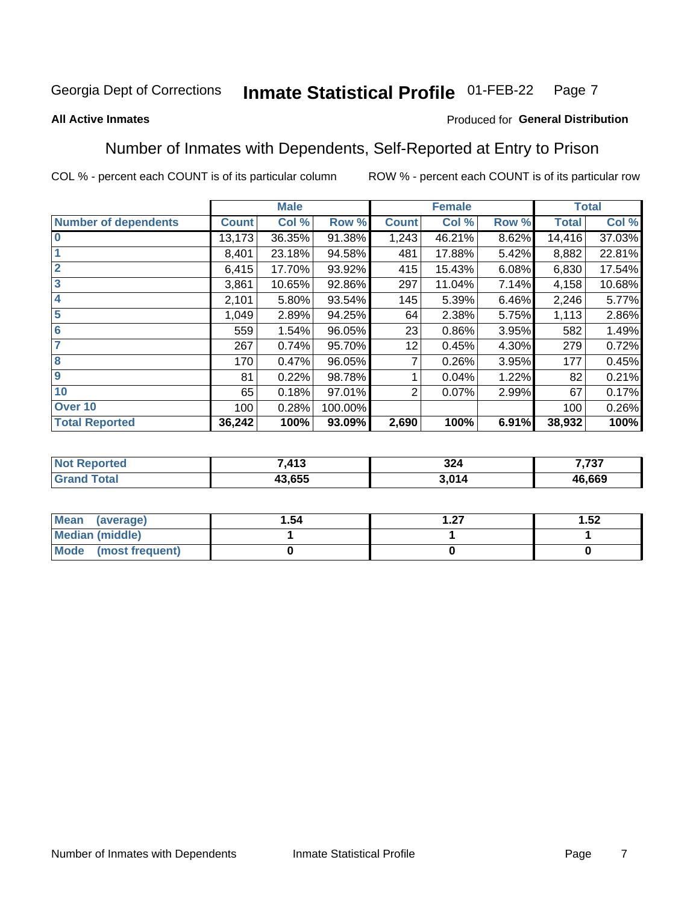Georgia Dept of Corrections **Inmate Statistical Profile** 01-FEB-22

**All Active Inmates**

Produced for **General Distribution**

## Number of Inmates with Dependents, Self-Reported at Entry to Prison

COL % - percent each COUNT is of its particular column

ROW % - percent each COUNT is of its particular row

| | Male | | | Female | | | Total | |
|---|---|---|---|---|---|---|---|---|
| **Number of dependents** | **Count** | **Col %** | **Row %** | **Count** | **Col %** | **Row %** | **Total** | **Col %** |
| **0** | 13,173 | 36.35% | 91.38% | 1,243 | 46.21% | 8.62% | 14,416 | 37.03% |
| **1** | 8,401 | 23.18% | 94.58% | 481 | 17.88% | 5.42% | 8,882 | 22.81% |
| **2** | 6,415 | 17.70% | 93.92% | 415 | 15.43% | 6.08% | 6,830 | 17.54% |
| **3** | 3,861 | 10.65% | 92.86% | 297 | 11.04% | 7.14% | 4,158 | 10.68% |
| **4** | 2,101 | 5.80% | 93.54% | 145 | 5.39% | 6.46% | 2,246 | 5.77% |
| **5** | 1,049 | 2.89% | 94.25% | 64 | 2.38% | 5.75% | 1,113 | 2.86% |
| **6** | 559 | 1.54% | 96.05% | 23 | 0.86% | 3.95% | 582 | 1.49% |
| **7** | 267 | 0.74% | 95.70% | 12 | 0.45% | 4.30% | 279 | 0.72% |
| **8** | 170 | 0.47% | 96.05% | 7 | 0.26% | 3.95% | 177 | 0.45% |
| **9** | 81 | 0.22% | 98.78% | 1 | 0.04% | 1.22% | 82 | 0.21% |
| **10** | 65 | 0.18% | 97.01% | 2 | 0.07% | 2.99% | 67 | 0.17% |
| **Over 10** | 100 | 0.28% | 100.00% | | | | 100 | 0.26% |
| **Total Reported** | **36,242** | **100%** | **93.09%** | **2,690** | **100%** | **6.91%** | **38,932** | **100%** |

| | Male | Female | Total |
|---|---|---|---|
| **Not Reported** | **7,413** | **324** | **7,737** |
| **Grand Total** | **43,655** | **3,014** | **46,669** |

| | Male | Female | Total |
|---|---|---|---|
| **Mean (average)** | **1.54** | **1.27** | **1.52** |
| **Median (middle)** | **1** | **1** | **1** |
| **Mode (most frequent)** | **0** | **0** | **0** |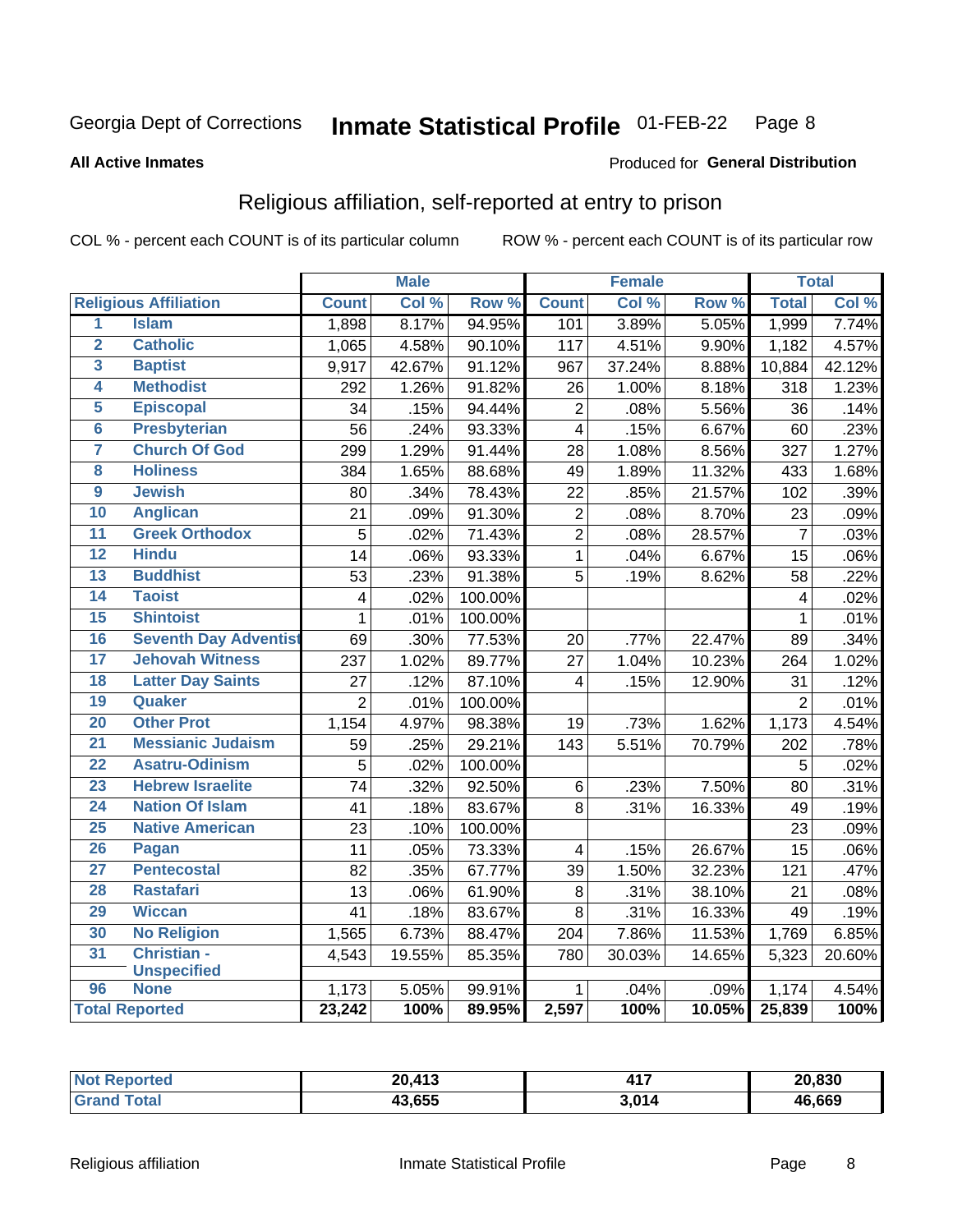Georgia Dept of Corrections **Inmate Statistical Profile** 01-FEB-22

**All Active Inmates**

Produced for **General Distribution**

## Religious affiliation, self-reported at entry to prison

COL % - percent each COUNT is of its particular column ROW % - percent each COUNT is of its particular row

| | | Male | | | Female | | | Total | |
|---|---|---|---|---|---|---|---|---|---|
| **Religious Affiliation** | | **Count** | **Col %** | **Row %** | **Count** | **Col %** | **Row %** | **Total** | **Col %** |
| 1 | Islam | 1,898 | 8.17% | 94.95% | 101 | 3.89% | 5.05% | 1,999 | 7.74% |
| 2 | Catholic | 1,065 | 4.58% | 90.10% | 117 | 4.51% | 9.90% | 1,182 | 4.57% |
| 3 | Baptist | 9,917 | 42.67% | 91.12% | 967 | 37.24% | 8.88% | 10,884 | 42.12% |
| 4 | Methodist | 292 | 1.26% | 91.82% | 26 | 1.00% | 8.18% | 318 | 1.23% |
| 5 | Episcopal | 34 | .15% | 94.44% | 2 | .08% | 5.56% | 36 | .14% |
| 6 | Presbyterian | 56 | .24% | 93.33% | 4 | .15% | 6.67% | 60 | .23% |
| 7 | Church Of God | 299 | 1.29% | 91.44% | 28 | 1.08% | 8.56% | 327 | 1.27% |
| 8 | Holiness | 384 | 1.65% | 88.68% | 49 | 1.89% | 11.32% | 433 | 1.68% |
| 9 | Jewish | 80 | .34% | 78.43% | 22 | .85% | 21.57% | 102 | .39% |
| 10 | Anglican | 21 | .09% | 91.30% | 2 | .08% | 8.70% | 23 | .09% |
| 11 | Greek Orthodox | 5 | .02% | 71.43% | 2 | .08% | 28.57% | 7 | .03% |
| 12 | Hindu | 14 | .06% | 93.33% | 1 | .04% | 6.67% | 15 | .06% |
| 13 | Buddhist | 53 | .23% | 91.38% | 5 | .19% | 8.62% | 58 | .22% |
| 14 | Taoist | 4 | .02% | 100.00% | | | | 4 | .02% |
| 15 | Shintoist | 1 | .01% | 100.00% | | | | 1 | .01% |
| 16 | Seventh Day Adventist | 69 | .30% | 77.53% | 20 | .77% | 22.47% | 89 | .34% |
| 17 | Jehovah Witness | 237 | 1.02% | 89.77% | 27 | 1.04% | 10.23% | 264 | 1.02% |
| 18 | Latter Day Saints | 27 | .12% | 87.10% | 4 | .15% | 12.90% | 31 | .12% |
| 19 | Quaker | 2 | .01% | 100.00% | | | | 2 | .01% |
| 20 | Other Prot | 1,154 | 4.97% | 98.38% | 19 | .73% | 1.62% | 1,173 | 4.54% |
| 21 | Messianic Judaism | 59 | .25% | 29.21% | 143 | 5.51% | 70.79% | 202 | .78% |
| 22 | Asatru-Odinism | 5 | .02% | 100.00% | | | | 5 | .02% |
| 23 | Hebrew Israelite | 74 | .32% | 92.50% | 6 | .23% | 7.50% | 80 | .31% |
| 24 | Nation Of Islam | 41 | .18% | 83.67% | 8 | .31% | 16.33% | 49 | .19% |
| 25 | Native American | 23 | .10% | 100.00% | | | | 23 | .09% |
| 26 | Pagan | 11 | .05% | 73.33% | 4 | .15% | 26.67% | 15 | .06% |
| 27 | Pentecostal | 82 | .35% | 67.77% | 39 | 1.50% | 32.23% | 121 | .47% |
| 28 | Rastafari | 13 | .06% | 61.90% | 8 | .31% | 38.10% | 21 | .08% |
| 29 | Wiccan | 41 | .18% | 83.67% | 8 | .31% | 16.33% | 49 | .19% |
| 30 | No Religion | 1,565 | 6.73% | 88.47% | 204 | 7.86% | 11.53% | 1,769 | 6.85% |
| 31 | Christian - Unspecified | 4,543 | 19.55% | 85.35% | 780 | 30.03% | 14.65% | 5,323 | 20.60% |
| 96 | None | 1,173 | 5.05% | 99.91% | 1 | .04% | .09% | 1,174 | 4.54% |
| **Total Reported** | | **23,242** | **100%** | **89.95%** | **2,597** | **100%** | **10.05%** | **25,839** | **100%** |

| | Male | Female | Total |
|---|---|---|---|
| **Not Reported** | **20,413** | **417** | **20,830** |
| **Grand Total** | **43,655** | **3,014** | **46,669** |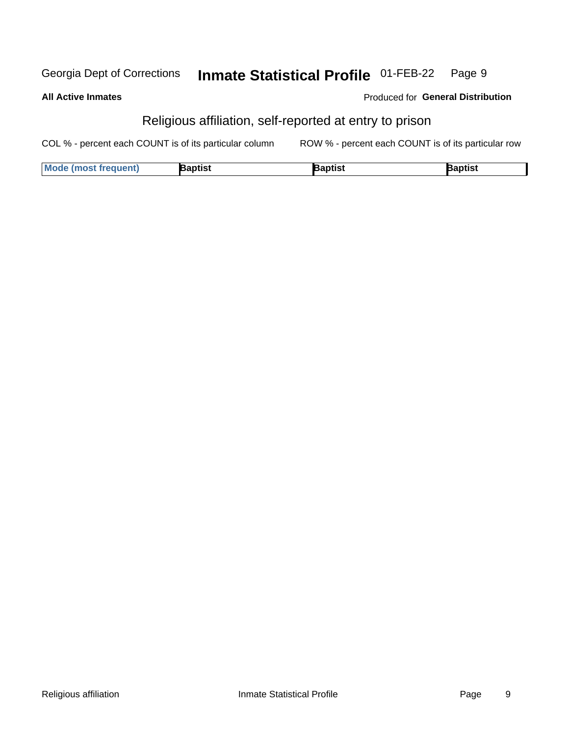## All Active Inmates

Produced for **General Distribution**

# Religious affiliation, self-reported at entry to prison

COL % - percent each COUNT is of its particular column

ROW % - percent each COUNT is of its particular row

| Mode (most frequent) | Baptist | Baptist | Baptist |
|---|---|---|---|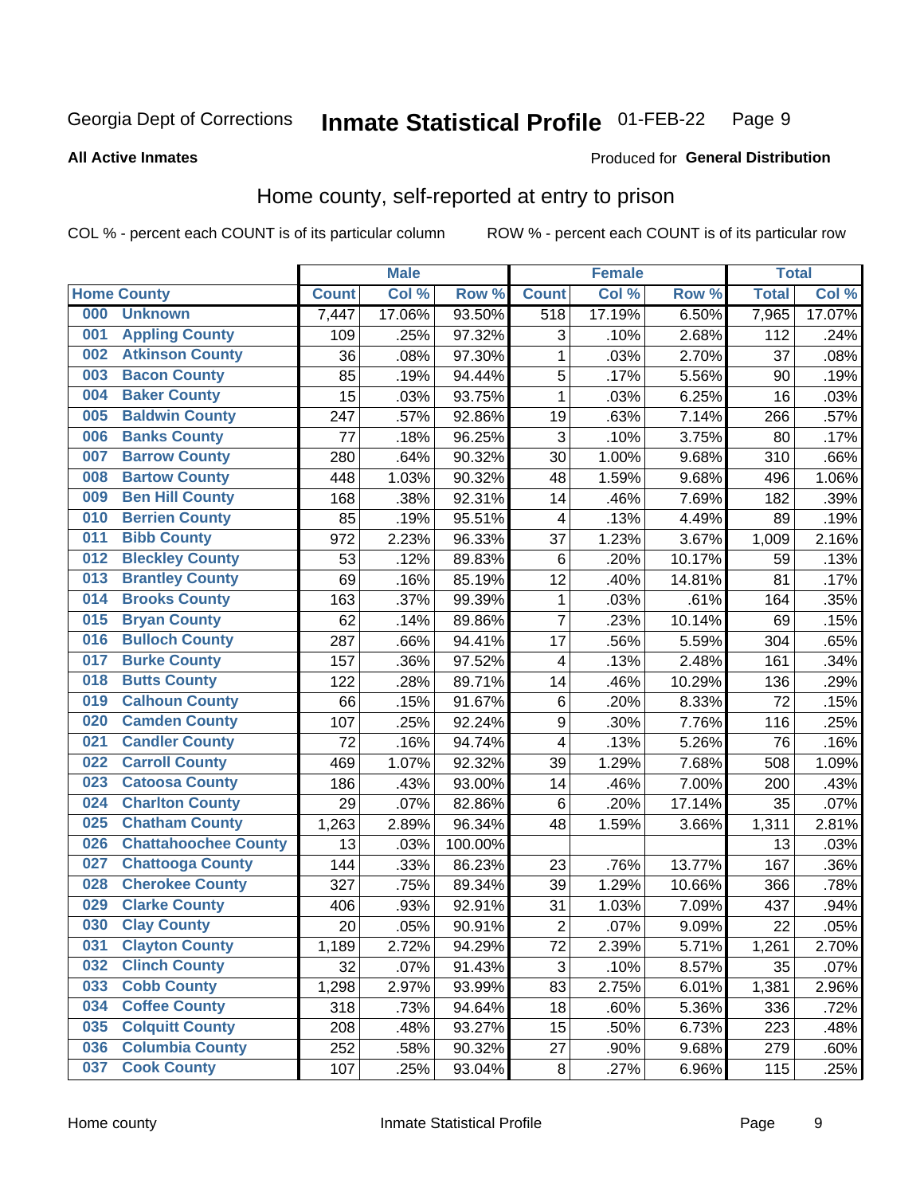Georgia Dept of Corrections

# Inmate Statistical Profile

01-FEB-22

**All Active Inmates**

Produced for **General Distribution**

## Home county, self-reported at entry to prison

COL % - percent each COUNT is of its particular column

ROW % - percent each COUNT is of its particular row

| Home County | | Male | | | Female | | | Total | |
|---|---|---|---|---|---|---|---|---|---|
| | | Count | Col % | Row % | Count | Col % | Row % | Total | Col % |
| 000 | Unknown | 7,447 | 17.06% | 93.50% | 518 | 17.19% | 6.50% | 7,965 | 17.07% |
| 001 | Appling County | 109 | .25% | 97.32% | 3 | .10% | 2.68% | 112 | .24% |
| 002 | Atkinson County | 36 | .08% | 97.30% | 1 | .03% | 2.70% | 37 | .08% |
| 003 | Bacon County | 85 | .19% | 94.44% | 5 | .17% | 5.56% | 90 | .19% |
| 004 | Baker County | 15 | .03% | 93.75% | 1 | .03% | 6.25% | 16 | .03% |
| 005 | Baldwin County | 247 | .57% | 92.86% | 19 | .63% | 7.14% | 266 | .57% |
| 006 | Banks County | 77 | .18% | 96.25% | 3 | .10% | 3.75% | 80 | .17% |
| 007 | Barrow County | 280 | .64% | 90.32% | 30 | 1.00% | 9.68% | 310 | .66% |
| 008 | Bartow County | 448 | 1.03% | 90.32% | 48 | 1.59% | 9.68% | 496 | 1.06% |
| 009 | Ben Hill County | 168 | .38% | 92.31% | 14 | .46% | 7.69% | 182 | .39% |
| 010 | Berrien County | 85 | .19% | 95.51% | 4 | .13% | 4.49% | 89 | .19% |
| 011 | Bibb County | 972 | 2.23% | 96.33% | 37 | 1.23% | 3.67% | 1,009 | 2.16% |
| 012 | Bleckley County | 53 | .12% | 89.83% | 6 | .20% | 10.17% | 59 | .13% |
| 013 | Brantley County | 69 | .16% | 85.19% | 12 | .40% | 14.81% | 81 | .17% |
| 014 | Brooks County | 163 | .37% | 99.39% | 1 | .03% | .61% | 164 | .35% |
| 015 | Bryan County | 62 | .14% | 89.86% | 7 | .23% | 10.14% | 69 | .15% |
| 016 | Bulloch County | 287 | .66% | 94.41% | 17 | .56% | 5.59% | 304 | .65% |
| 017 | Burke County | 157 | .36% | 97.52% | 4 | .13% | 2.48% | 161 | .34% |
| 018 | Butts County | 122 | .28% | 89.71% | 14 | .46% | 10.29% | 136 | .29% |
| 019 | Calhoun County | 66 | .15% | 91.67% | 6 | .20% | 8.33% | 72 | .15% |
| 020 | Camden County | 107 | .25% | 92.24% | 9 | .30% | 7.76% | 116 | .25% |
| 021 | Candler County | 72 | .16% | 94.74% | 4 | .13% | 5.26% | 76 | .16% |
| 022 | Carroll County | 469 | 1.07% | 92.32% | 39 | 1.29% | 7.68% | 508 | 1.09% |
| 023 | Catoosa County | 186 | .43% | 93.00% | 14 | .46% | 7.00% | 200 | .43% |
| 024 | Charlton County | 29 | .07% | 82.86% | 6 | .20% | 17.14% | 35 | .07% |
| 025 | Chatham County | 1,263 | 2.89% | 96.34% | 48 | 1.59% | 3.66% | 1,311 | 2.81% |
| 026 | Chattahoochee County | 13 | .03% | 100.00% | | | | 13 | .03% |
| 027 | Chattooga County | 144 | .33% | 86.23% | 23 | .76% | 13.77% | 167 | .36% |
| 028 | Cherokee County | 327 | .75% | 89.34% | 39 | 1.29% | 10.66% | 366 | .78% |
| 029 | Clarke County | 406 | .93% | 92.91% | 31 | 1.03% | 7.09% | 437 | .94% |
| 030 | Clay County | 20 | .05% | 90.91% | 2 | .07% | 9.09% | 22 | .05% |
| 031 | Clayton County | 1,189 | 2.72% | 94.29% | 72 | 2.39% | 5.71% | 1,261 | 2.70% |
| 032 | Clinch County | 32 | .07% | 91.43% | 3 | .10% | 8.57% | 35 | .07% |
| 033 | Cobb County | 1,298 | 2.97% | 93.99% | 83 | 2.75% | 6.01% | 1,381 | 2.96% |
| 034 | Coffee County | 318 | .73% | 94.64% | 18 | .60% | 5.36% | 336 | .72% |
| 035 | Colquitt County | 208 | .48% | 93.27% | 15 | .50% | 6.73% | 223 | .48% |
| 036 | Columbia County | 252 | .58% | 90.32% | 27 | .90% | 9.68% | 279 | .60% |
| 037 | Cook County | 107 | .25% | 93.04% | 8 | .27% | 6.96% | 115 | .25% |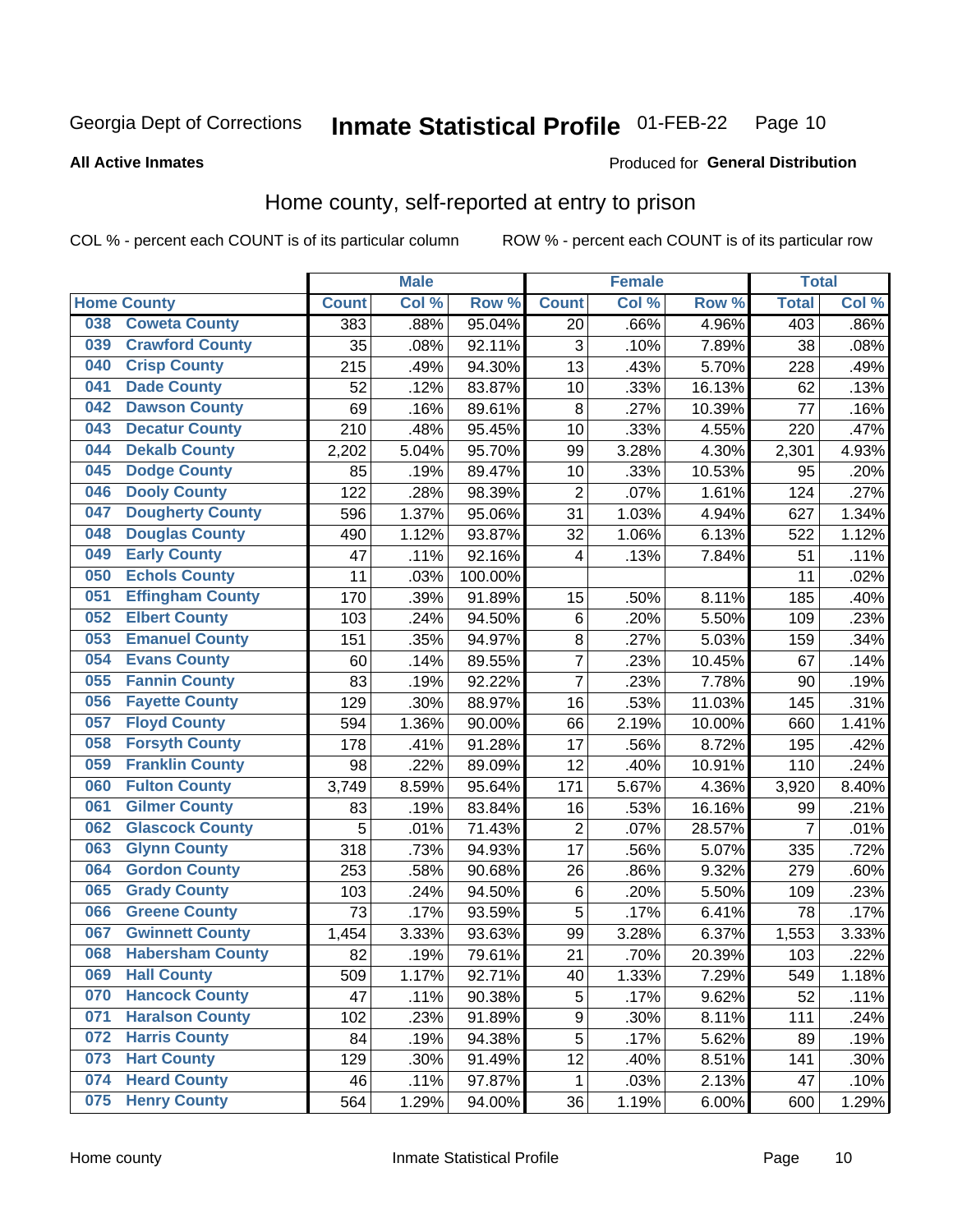Georgia Dept of Corrections **Inmate Statistical Profile** 01-FEB-22

**All Active Inmates**

Produced for **General Distribution**

## Home county, self-reported at entry to prison

COL % - percent each COUNT is of its particular column ROW % - percent each COUNT is of its particular row

| Home County | | Male | | | Female | | | Total | |
|---|---|---|---|---|---|---|---|---|---|
| | | Count | Col % | Row % | Count | Col % | Row % | Total | Col % |
| 038 | Coweta County | 383 | .88% | 95.04% | 20 | .66% | 4.96% | 403 | .86% |
| 039 | Crawford County | 35 | .08% | 92.11% | 3 | .10% | 7.89% | 38 | .08% |
| 040 | Crisp County | 215 | .49% | 94.30% | 13 | .43% | 5.70% | 228 | .49% |
| 041 | Dade County | 52 | .12% | 83.87% | 10 | .33% | 16.13% | 62 | .13% |
| 042 | Dawson County | 69 | .16% | 89.61% | 8 | .27% | 10.39% | 77 | .16% |
| 043 | Decatur County | 210 | .48% | 95.45% | 10 | .33% | 4.55% | 220 | .47% |
| 044 | Dekalb County | 2,202 | 5.04% | 95.70% | 99 | 3.28% | 4.30% | 2,301 | 4.93% |
| 045 | Dodge County | 85 | .19% | 89.47% | 10 | .33% | 10.53% | 95 | .20% |
| 046 | Dooly County | 122 | .28% | 98.39% | 2 | .07% | 1.61% | 124 | .27% |
| 047 | Dougherty County | 596 | 1.37% | 95.06% | 31 | 1.03% | 4.94% | 627 | 1.34% |
| 048 | Douglas County | 490 | 1.12% | 93.87% | 32 | 1.06% | 6.13% | 522 | 1.12% |
| 049 | Early County | 47 | .11% | 92.16% | 4 | .13% | 7.84% | 51 | .11% |
| 050 | Echols County | 11 | .03% | 100.00% | | | | 11 | .02% |
| 051 | Effingham County | 170 | .39% | 91.89% | 15 | .50% | 8.11% | 185 | .40% |
| 052 | Elbert County | 103 | .24% | 94.50% | 6 | .20% | 5.50% | 109 | .23% |
| 053 | Emanuel County | 151 | .35% | 94.97% | 8 | .27% | 5.03% | 159 | .34% |
| 054 | Evans County | 60 | .14% | 89.55% | 7 | .23% | 10.45% | 67 | .14% |
| 055 | Fannin County | 83 | .19% | 92.22% | 7 | .23% | 7.78% | 90 | .19% |
| 056 | Fayette County | 129 | .30% | 88.97% | 16 | .53% | 11.03% | 145 | .31% |
| 057 | Floyd County | 594 | 1.36% | 90.00% | 66 | 2.19% | 10.00% | 660 | 1.41% |
| 058 | Forsyth County | 178 | .41% | 91.28% | 17 | .56% | 8.72% | 195 | .42% |
| 059 | Franklin County | 98 | .22% | 89.09% | 12 | .40% | 10.91% | 110 | .24% |
| 060 | Fulton County | 3,749 | 8.59% | 95.64% | 171 | 5.67% | 4.36% | 3,920 | 8.40% |
| 061 | Gilmer County | 83 | .19% | 83.84% | 16 | .53% | 16.16% | 99 | .21% |
| 062 | Glascock County | 5 | .01% | 71.43% | 2 | .07% | 28.57% | 7 | .01% |
| 063 | Glynn County | 318 | .73% | 94.93% | 17 | .56% | 5.07% | 335 | .72% |
| 064 | Gordon County | 253 | .58% | 90.68% | 26 | .86% | 9.32% | 279 | .60% |
| 065 | Grady County | 103 | .24% | 94.50% | 6 | .20% | 5.50% | 109 | .23% |
| 066 | Greene County | 73 | .17% | 93.59% | 5 | .17% | 6.41% | 78 | .17% |
| 067 | Gwinnett County | 1,454 | 3.33% | 93.63% | 99 | 3.28% | 6.37% | 1,553 | 3.33% |
| 068 | Habersham County | 82 | .19% | 79.61% | 21 | .70% | 20.39% | 103 | .22% |
| 069 | Hall County | 509 | 1.17% | 92.71% | 40 | 1.33% | 7.29% | 549 | 1.18% |
| 070 | Hancock County | 47 | .11% | 90.38% | 5 | .17% | 9.62% | 52 | .11% |
| 071 | Haralson County | 102 | .23% | 91.89% | 9 | .30% | 8.11% | 111 | .24% |
| 072 | Harris County | 84 | .19% | 94.38% | 5 | .17% | 5.62% | 89 | .19% |
| 073 | Hart County | 129 | .30% | 91.49% | 12 | .40% | 8.51% | 141 | .30% |
| 074 | Heard County | 46 | .11% | 97.87% | 1 | .03% | 2.13% | 47 | .10% |
| 075 | Henry County | 564 | 1.29% | 94.00% | 36 | 1.19% | 6.00% | 600 | 1.29% |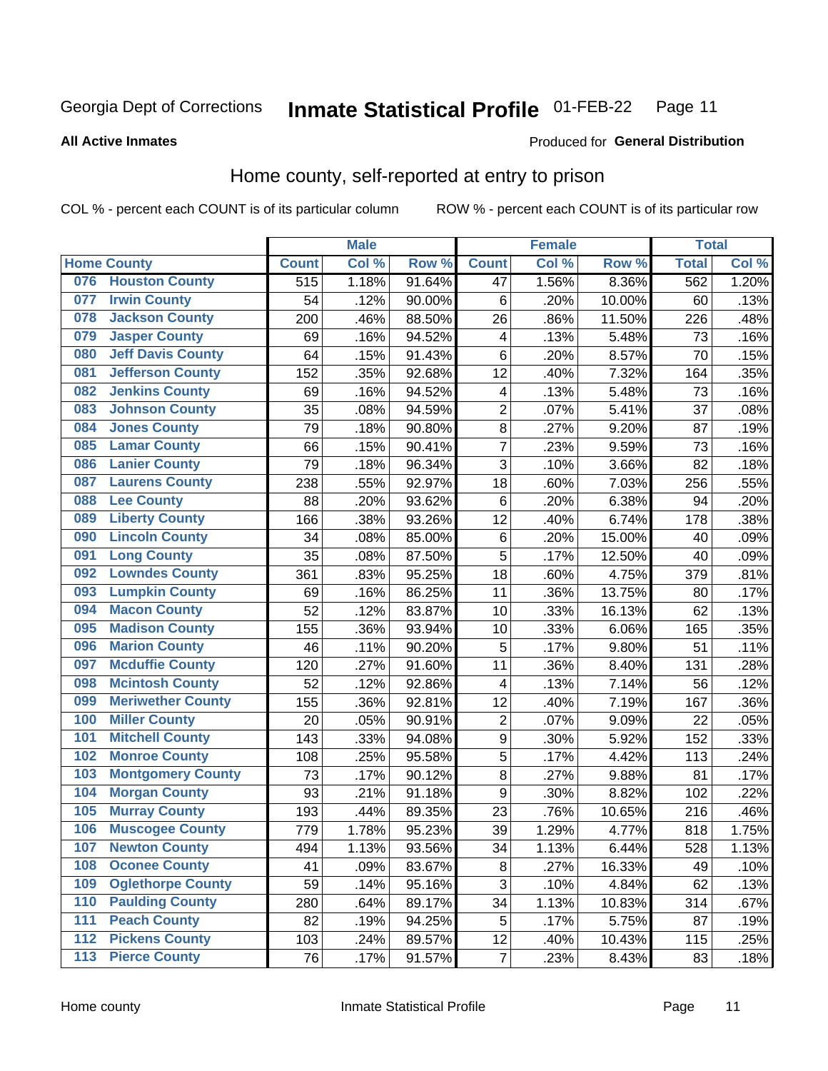Georgia Dept of Corrections **Inmate Statistical Profile** 01-FEB-22

**All Active Inmates**

Produced for **General Distribution**

## Home county, self-reported at entry to prison

COL % - percent each COUNT is of its particular column ROW % - percent each COUNT is of its particular row

| Home County | | Male | | | Female | | | Total | |
|---|---|---|---|---|---|---|---|---|---|
| | | Count | Col % | Row % | Count | Col % | Row % | Total | Col % |
| 076 | Houston County | 515 | 1.18% | 91.64% | 47 | 1.56% | 8.36% | 562 | 1.20% |
| 077 | Irwin County | 54 | .12% | 90.00% | 6 | .20% | 10.00% | 60 | .13% |
| 078 | Jackson County | 200 | .46% | 88.50% | 26 | .86% | 11.50% | 226 | .48% |
| 079 | Jasper County | 69 | .16% | 94.52% | 4 | .13% | 5.48% | 73 | .16% |
| 080 | Jeff Davis County | 64 | .15% | 91.43% | 6 | .20% | 8.57% | 70 | .15% |
| 081 | Jefferson County | 152 | .35% | 92.68% | 12 | .40% | 7.32% | 164 | .35% |
| 082 | Jenkins County | 69 | .16% | 94.52% | 4 | .13% | 5.48% | 73 | .16% |
| 083 | Johnson County | 35 | .08% | 94.59% | 2 | .07% | 5.41% | 37 | .08% |
| 084 | Jones County | 79 | .18% | 90.80% | 8 | .27% | 9.20% | 87 | .19% |
| 085 | Lamar County | 66 | .15% | 90.41% | 7 | .23% | 9.59% | 73 | .16% |
| 086 | Lanier County | 79 | .18% | 96.34% | 3 | .10% | 3.66% | 82 | .18% |
| 087 | Laurens County | 238 | .55% | 92.97% | 18 | .60% | 7.03% | 256 | .55% |
| 088 | Lee County | 88 | .20% | 93.62% | 6 | .20% | 6.38% | 94 | .20% |
| 089 | Liberty County | 166 | .38% | 93.26% | 12 | .40% | 6.74% | 178 | .38% |
| 090 | Lincoln County | 34 | .08% | 85.00% | 6 | .20% | 15.00% | 40 | .09% |
| 091 | Long County | 35 | .08% | 87.50% | 5 | .17% | 12.50% | 40 | .09% |
| 092 | Lowndes County | 361 | .83% | 95.25% | 18 | .60% | 4.75% | 379 | .81% |
| 093 | Lumpkin County | 69 | .16% | 86.25% | 11 | .36% | 13.75% | 80 | .17% |
| 094 | Macon County | 52 | .12% | 83.87% | 10 | .33% | 16.13% | 62 | .13% |
| 095 | Madison County | 155 | .36% | 93.94% | 10 | .33% | 6.06% | 165 | .35% |
| 096 | Marion County | 46 | .11% | 90.20% | 5 | .17% | 9.80% | 51 | .11% |
| 097 | Mcduffie County | 120 | .27% | 91.60% | 11 | .36% | 8.40% | 131 | .28% |
| 098 | Mcintosh County | 52 | .12% | 92.86% | 4 | .13% | 7.14% | 56 | .12% |
| 099 | Meriwether County | 155 | .36% | 92.81% | 12 | .40% | 7.19% | 167 | .36% |
| 100 | Miller County | 20 | .05% | 90.91% | 2 | .07% | 9.09% | 22 | .05% |
| 101 | Mitchell County | 143 | .33% | 94.08% | 9 | .30% | 5.92% | 152 | .33% |
| 102 | Monroe County | 108 | .25% | 95.58% | 5 | .17% | 4.42% | 113 | .24% |
| 103 | Montgomery County | 73 | .17% | 90.12% | 8 | .27% | 9.88% | 81 | .17% |
| 104 | Morgan County | 93 | .21% | 91.18% | 9 | .30% | 8.82% | 102 | .22% |
| 105 | Murray County | 193 | .44% | 89.35% | 23 | .76% | 10.65% | 216 | .46% |
| 106 | Muscogee County | 779 | 1.78% | 95.23% | 39 | 1.29% | 4.77% | 818 | 1.75% |
| 107 | Newton County | 494 | 1.13% | 93.56% | 34 | 1.13% | 6.44% | 528 | 1.13% |
| 108 | Oconee County | 41 | .09% | 83.67% | 8 | .27% | 16.33% | 49 | .10% |
| 109 | Oglethorpe County | 59 | .14% | 95.16% | 3 | .10% | 4.84% | 62 | .13% |
| 110 | Paulding County | 280 | .64% | 89.17% | 34 | 1.13% | 10.83% | 314 | .67% |
| 111 | Peach County | 82 | .19% | 94.25% | 5 | .17% | 5.75% | 87 | .19% |
| 112 | Pickens County | 103 | .24% | 89.57% | 12 | .40% | 10.43% | 115 | .25% |
| 113 | Pierce County | 76 | .17% | 91.57% | 7 | .23% | 8.43% | 83 | .18% |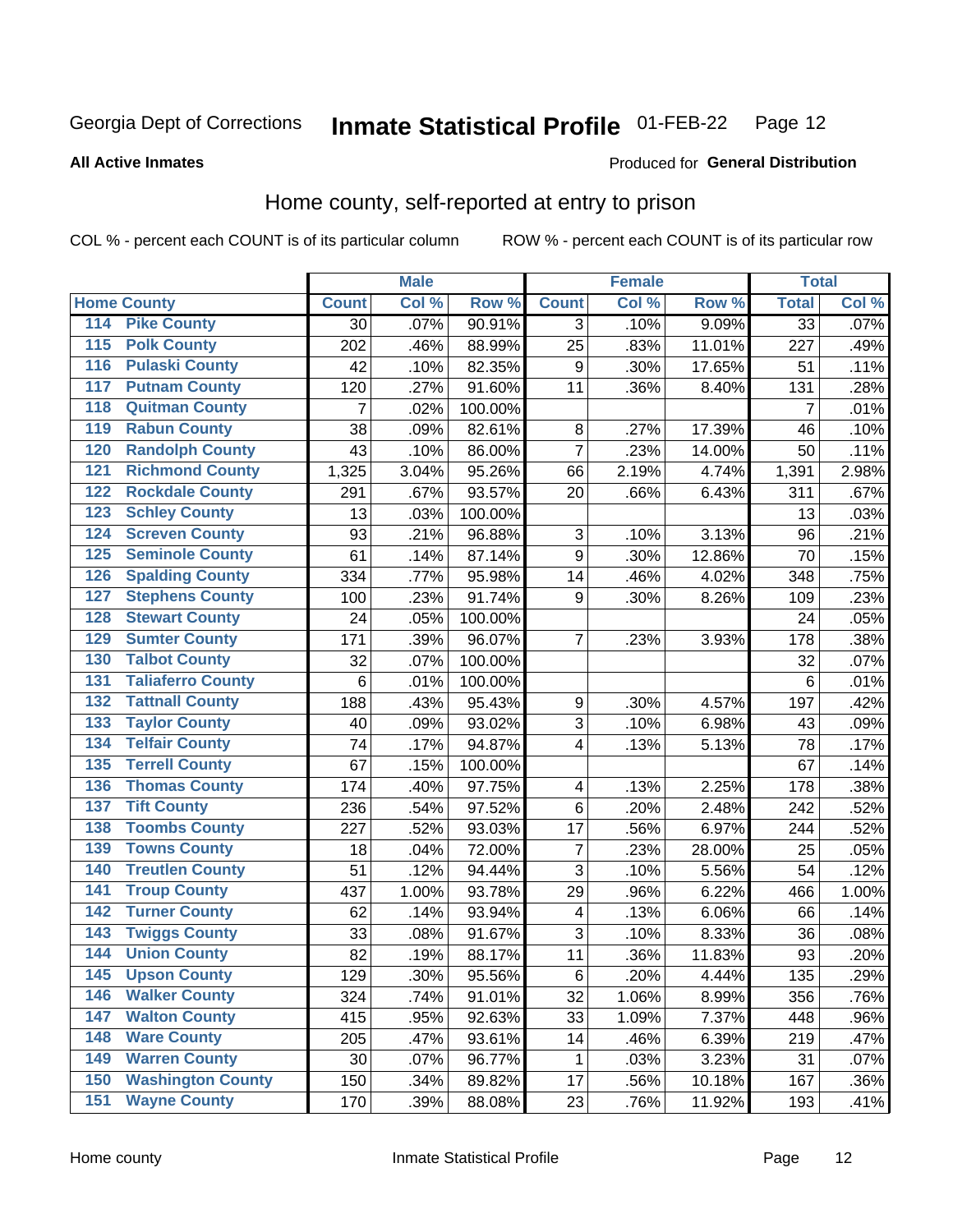Georgia Dept of Corrections **Inmate Statistical Profile** 01-FEB-22

**All Active Inmates**

Produced for **General Distribution**

## Home county, self-reported at entry to prison

COL % - percent each COUNT is of its particular column    ROW % - percent each COUNT is of its particular row

| Home County | | Male | | | Female | | | Total | |
|---|---|---|---|---|---|---|---|---|---|
| | | Count | Col % | Row % | Count | Col % | Row % | Total | Col % |
| 114 | Pike County | 30 | .07% | 90.91% | 3 | .10% | 9.09% | 33 | .07% |
| 115 | Polk County | 202 | .46% | 88.99% | 25 | .83% | 11.01% | 227 | .49% |
| 116 | Pulaski County | 42 | .10% | 82.35% | 9 | .30% | 17.65% | 51 | .11% |
| 117 | Putnam County | 120 | .27% | 91.60% | 11 | .36% | 8.40% | 131 | .28% |
| 118 | Quitman County | 7 | .02% | 100.00% | | | | 7 | .01% |
| 119 | Rabun County | 38 | .09% | 82.61% | 8 | .27% | 17.39% | 46 | .10% |
| 120 | Randolph County | 43 | .10% | 86.00% | 7 | .23% | 14.00% | 50 | .11% |
| 121 | Richmond County | 1,325 | 3.04% | 95.26% | 66 | 2.19% | 4.74% | 1,391 | 2.98% |
| 122 | Rockdale County | 291 | .67% | 93.57% | 20 | .66% | 6.43% | 311 | .67% |
| 123 | Schley County | 13 | .03% | 100.00% | | | | 13 | .03% |
| 124 | Screven County | 93 | .21% | 96.88% | 3 | .10% | 3.13% | 96 | .21% |
| 125 | Seminole County | 61 | .14% | 87.14% | 9 | .30% | 12.86% | 70 | .15% |
| 126 | Spalding County | 334 | .77% | 95.98% | 14 | .46% | 4.02% | 348 | .75% |
| 127 | Stephens County | 100 | .23% | 91.74% | 9 | .30% | 8.26% | 109 | .23% |
| 128 | Stewart County | 24 | .05% | 100.00% | | | | 24 | .05% |
| 129 | Sumter County | 171 | .39% | 96.07% | 7 | .23% | 3.93% | 178 | .38% |
| 130 | Talbot County | 32 | .07% | 100.00% | | | | 32 | .07% |
| 131 | Taliaferro County | 6 | .01% | 100.00% | | | | 6 | .01% |
| 132 | Tattnall County | 188 | .43% | 95.43% | 9 | .30% | 4.57% | 197 | .42% |
| 133 | Taylor County | 40 | .09% | 93.02% | 3 | .10% | 6.98% | 43 | .09% |
| 134 | Telfair County | 74 | .17% | 94.87% | 4 | .13% | 5.13% | 78 | .17% |
| 135 | Terrell County | 67 | .15% | 100.00% | | | | 67 | .14% |
| 136 | Thomas County | 174 | .40% | 97.75% | 4 | .13% | 2.25% | 178 | .38% |
| 137 | Tift County | 236 | .54% | 97.52% | 6 | .20% | 2.48% | 242 | .52% |
| 138 | Toombs County | 227 | .52% | 93.03% | 17 | .56% | 6.97% | 244 | .52% |
| 139 | Towns County | 18 | .04% | 72.00% | 7 | .23% | 28.00% | 25 | .05% |
| 140 | Treutlen County | 51 | .12% | 94.44% | 3 | .10% | 5.56% | 54 | .12% |
| 141 | Troup County | 437 | 1.00% | 93.78% | 29 | .96% | 6.22% | 466 | 1.00% |
| 142 | Turner County | 62 | .14% | 93.94% | 4 | .13% | 6.06% | 66 | .14% |
| 143 | Twiggs County | 33 | .08% | 91.67% | 3 | .10% | 8.33% | 36 | .08% |
| 144 | Union County | 82 | .19% | 88.17% | 11 | .36% | 11.83% | 93 | .20% |
| 145 | Upson County | 129 | .30% | 95.56% | 6 | .20% | 4.44% | 135 | .29% |
| 146 | Walker County | 324 | .74% | 91.01% | 32 | 1.06% | 8.99% | 356 | .76% |
| 147 | Walton County | 415 | .95% | 92.63% | 33 | 1.09% | 7.37% | 448 | .96% |
| 148 | Ware County | 205 | .47% | 93.61% | 14 | .46% | 6.39% | 219 | .47% |
| 149 | Warren County | 30 | .07% | 96.77% | 1 | .03% | 3.23% | 31 | .07% |
| 150 | Washington County | 150 | .34% | 89.82% | 17 | .56% | 10.18% | 167 | .36% |
| 151 | Wayne County | 170 | .39% | 88.08% | 23 | .76% | 11.92% | 193 | .41% |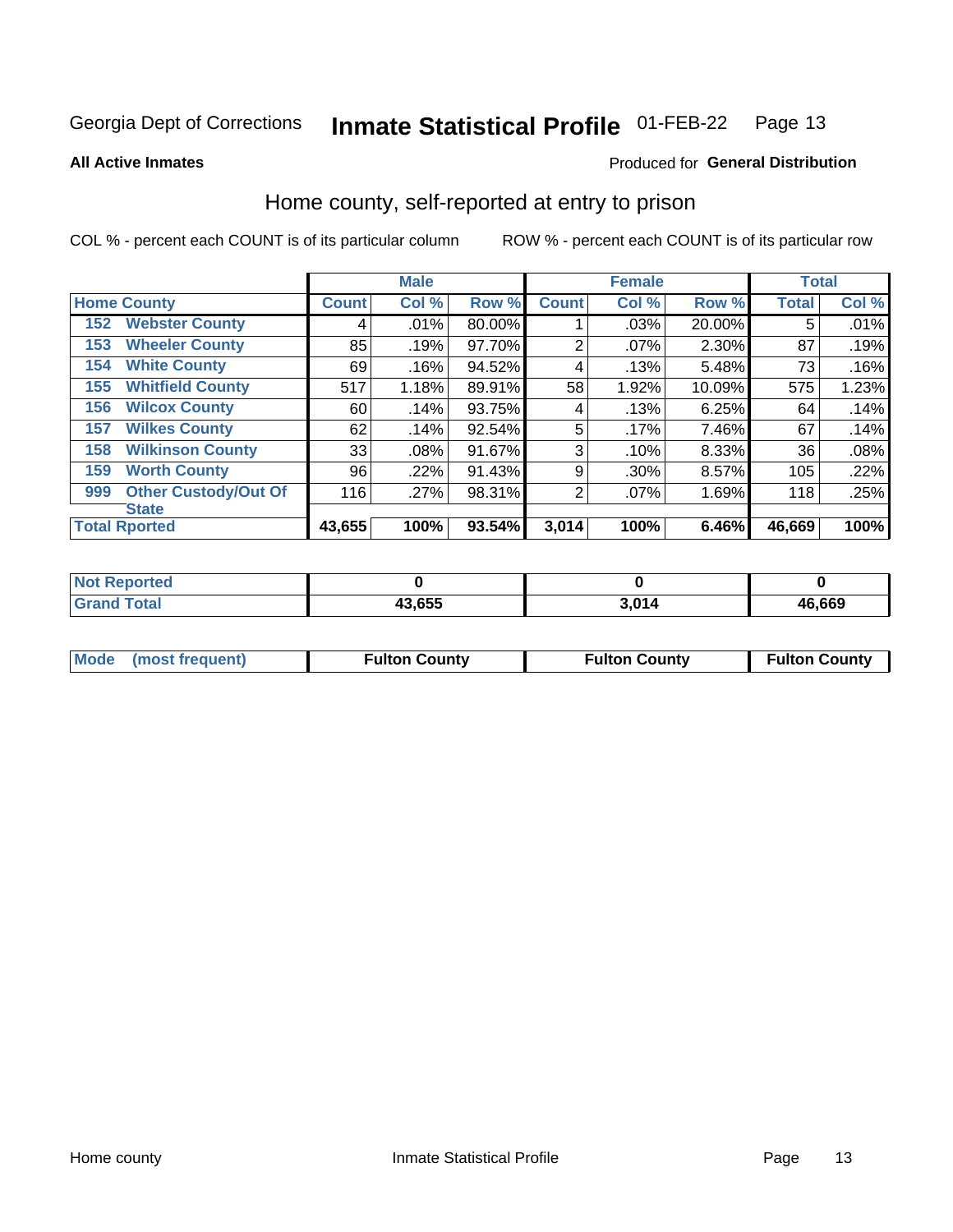# Georgia Dept of Corrections — Inmate Statistical Profile 01-FEB-22

**All Active Inmates**

Produced for **General Distribution**

## Home county, self-reported at entry to prison

COL % - percent each COUNT is of its particular column

ROW % - percent each COUNT is of its particular row

| Home County | | Male | | | Female | | | Total | |
|---|---|---|---|---|---|---|---|---|---|
| | | Count | Col % | Row % | Count | Col % | Row % | Total | Col % |
| 152 | Webster County | 4 | .01% | 80.00% | 1 | .03% | 20.00% | 5 | .01% |
| 153 | Wheeler County | 85 | .19% | 97.70% | 2 | .07% | 2.30% | 87 | .19% |
| 154 | White County | 69 | .16% | 94.52% | 4 | .13% | 5.48% | 73 | .16% |
| 155 | Whitfield County | 517 | 1.18% | 89.91% | 58 | 1.92% | 10.09% | 575 | 1.23% |
| 156 | Wilcox County | 60 | .14% | 93.75% | 4 | .13% | 6.25% | 64 | .14% |
| 157 | Wilkes County | 62 | .14% | 92.54% | 5 | .17% | 7.46% | 67 | .14% |
| 158 | Wilkinson County | 33 | .08% | 91.67% | 3 | .10% | 8.33% | 36 | .08% |
| 159 | Worth County | 96 | .22% | 91.43% | 9 | .30% | 8.57% | 105 | .22% |
| 999 | Other Custody/Out Of State | 116 | .27% | 98.31% | 2 | .07% | 1.69% | 118 | .25% |
| **Total Rported** | | **43,655** | **100%** | **93.54%** | **3,014** | **100%** | **6.46%** | **46,669** | **100%** |

| | Male | Female | Total |
|---|---|---|---|
| Not Reported | 0 | 0 | 0 |
| Grand Total | 43,655 | 3,014 | 46,669 |

| | Male | Female | Total |
|---|---|---|---|
| Mode (most frequent) | Fulton County | Fulton County | Fulton County |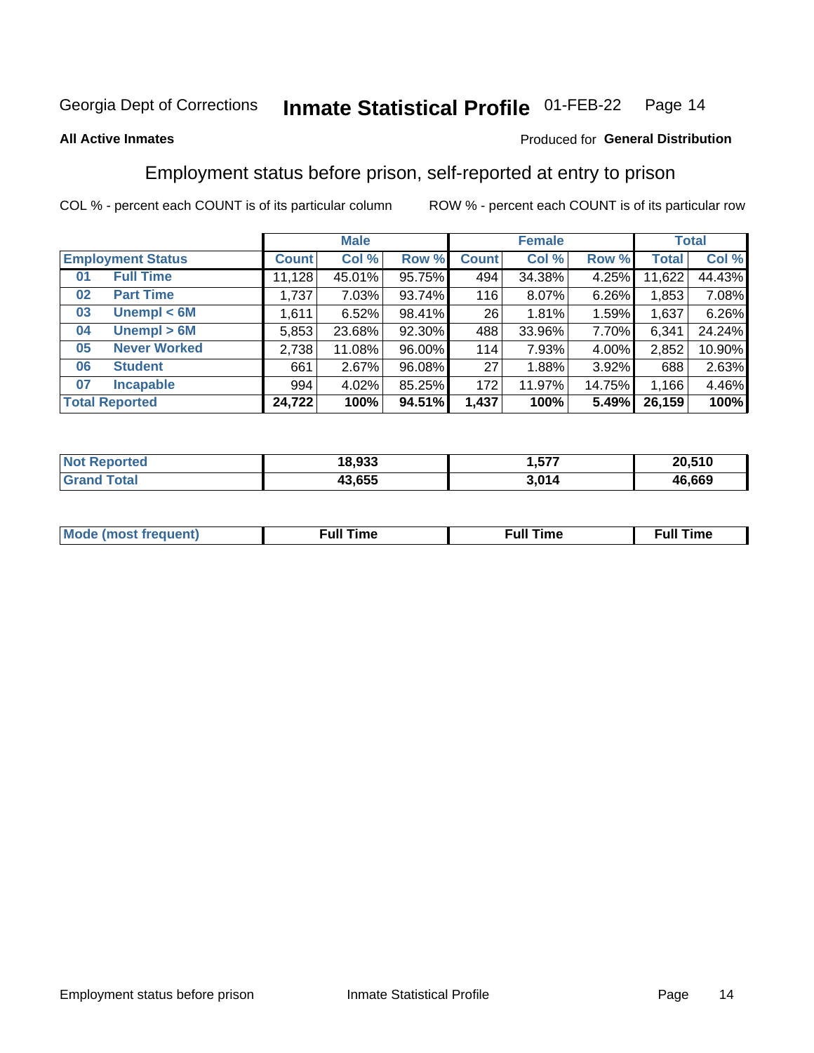Georgia Dept of Corrections **Inmate Statistical Profile** 01-FEB-22

**All Active Inmates**

Produced for **General Distribution**

## Employment status before prison, self-reported at entry to prison

COL % - percent each COUNT is of its particular column        ROW % - percent each COUNT is of its particular row

| Employment Status | | Male | | | Female | | | Total | |
|---|---|---|---|---|---|---|---|---|---|
| | | Count | Col % | Row % | Count | Col % | Row % | Total | Col % |
| 01 | Full Time | 11,128 | 45.01% | 95.75% | 494 | 34.38% | 4.25% | 11,622 | 44.43% |
| 02 | Part Time | 1,737 | 7.03% | 93.74% | 116 | 8.07% | 6.26% | 1,853 | 7.08% |
| 03 | Unempl < 6M | 1,611 | 6.52% | 98.41% | 26 | 1.81% | 1.59% | 1,637 | 6.26% |
| 04 | Unempl > 6M | 5,853 | 23.68% | 92.30% | 488 | 33.96% | 7.70% | 6,341 | 24.24% |
| 05 | Never Worked | 2,738 | 11.08% | 96.00% | 114 | 7.93% | 4.00% | 2,852 | 10.90% |
| 06 | Student | 661 | 2.67% | 96.08% | 27 | 1.88% | 3.92% | 688 | 2.63% |
| 07 | Incapable | 994 | 4.02% | 85.25% | 172 | 11.97% | 14.75% | 1,166 | 4.46% |
| **Total Reported** | | **24,722** | **100%** | **94.51%** | **1,437** | **100%** | **5.49%** | **26,159** | **100%** |

| | Male | Female | Total |
|---|---|---|---|
| Not Reported | **18,933** | **1,577** | **20,510** |
| Grand Total | **43,655** | **3,014** | **46,669** |

| | Male | Female | Total |
|---|---|---|---|
| Mode (most frequent) | **Full Time** | **Full Time** | **Full Time** |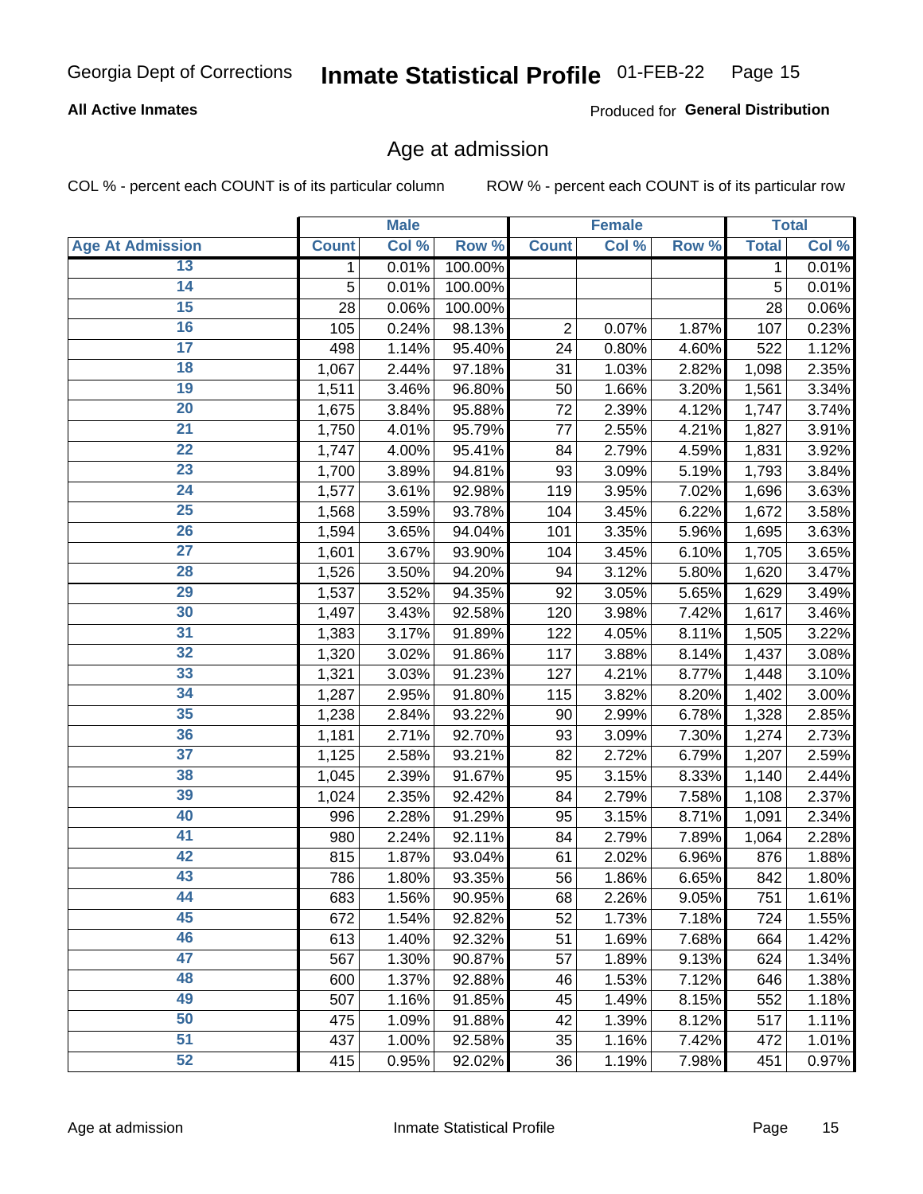## Age at admission

COL % - percent each COUNT is of its particular column

ROW % - percent each COUNT is of its particular row

| | Male | | | Female | | | Total | |
|---|---|---|---|---|---|---|---|---|
| Age At Admission | Count | Col % | Row % | Count | Col % | Row % | Total | Col % |
| 13 | 1 | 0.01% | 100.00% | | | | 1 | 0.01% |
| 14 | 5 | 0.01% | 100.00% | | | | 5 | 0.01% |
| 15 | 28 | 0.06% | 100.00% | | | | 28 | 0.06% |
| 16 | 105 | 0.24% | 98.13% | 2 | 0.07% | 1.87% | 107 | 0.23% |
| 17 | 498 | 1.14% | 95.40% | 24 | 0.80% | 4.60% | 522 | 1.12% |
| 18 | 1,067 | 2.44% | 97.18% | 31 | 1.03% | 2.82% | 1,098 | 2.35% |
| 19 | 1,511 | 3.46% | 96.80% | 50 | 1.66% | 3.20% | 1,561 | 3.34% |
| 20 | 1,675 | 3.84% | 95.88% | 72 | 2.39% | 4.12% | 1,747 | 3.74% |
| 21 | 1,750 | 4.01% | 95.79% | 77 | 2.55% | 4.21% | 1,827 | 3.91% |
| 22 | 1,747 | 4.00% | 95.41% | 84 | 2.79% | 4.59% | 1,831 | 3.92% |
| 23 | 1,700 | 3.89% | 94.81% | 93 | 3.09% | 5.19% | 1,793 | 3.84% |
| 24 | 1,577 | 3.61% | 92.98% | 119 | 3.95% | 7.02% | 1,696 | 3.63% |
| 25 | 1,568 | 3.59% | 93.78% | 104 | 3.45% | 6.22% | 1,672 | 3.58% |
| 26 | 1,594 | 3.65% | 94.04% | 101 | 3.35% | 5.96% | 1,695 | 3.63% |
| 27 | 1,601 | 3.67% | 93.90% | 104 | 3.45% | 6.10% | 1,705 | 3.65% |
| 28 | 1,526 | 3.50% | 94.20% | 94 | 3.12% | 5.80% | 1,620 | 3.47% |
| 29 | 1,537 | 3.52% | 94.35% | 92 | 3.05% | 5.65% | 1,629 | 3.49% |
| 30 | 1,497 | 3.43% | 92.58% | 120 | 3.98% | 7.42% | 1,617 | 3.46% |
| 31 | 1,383 | 3.17% | 91.89% | 122 | 4.05% | 8.11% | 1,505 | 3.22% |
| 32 | 1,320 | 3.02% | 91.86% | 117 | 3.88% | 8.14% | 1,437 | 3.08% |
| 33 | 1,321 | 3.03% | 91.23% | 127 | 4.21% | 8.77% | 1,448 | 3.10% |
| 34 | 1,287 | 2.95% | 91.80% | 115 | 3.82% | 8.20% | 1,402 | 3.00% |
| 35 | 1,238 | 2.84% | 93.22% | 90 | 2.99% | 6.78% | 1,328 | 2.85% |
| 36 | 1,181 | 2.71% | 92.70% | 93 | 3.09% | 7.30% | 1,274 | 2.73% |
| 37 | 1,125 | 2.58% | 93.21% | 82 | 2.72% | 6.79% | 1,207 | 2.59% |
| 38 | 1,045 | 2.39% | 91.67% | 95 | 3.15% | 8.33% | 1,140 | 2.44% |
| 39 | 1,024 | 2.35% | 92.42% | 84 | 2.79% | 7.58% | 1,108 | 2.37% |
| 40 | 996 | 2.28% | 91.29% | 95 | 3.15% | 8.71% | 1,091 | 2.34% |
| 41 | 980 | 2.24% | 92.11% | 84 | 2.79% | 7.89% | 1,064 | 2.28% |
| 42 | 815 | 1.87% | 93.04% | 61 | 2.02% | 6.96% | 876 | 1.88% |
| 43 | 786 | 1.80% | 93.35% | 56 | 1.86% | 6.65% | 842 | 1.80% |
| 44 | 683 | 1.56% | 90.95% | 68 | 2.26% | 9.05% | 751 | 1.61% |
| 45 | 672 | 1.54% | 92.82% | 52 | 1.73% | 7.18% | 724 | 1.55% |
| 46 | 613 | 1.40% | 92.32% | 51 | 1.69% | 7.68% | 664 | 1.42% |
| 47 | 567 | 1.30% | 90.87% | 57 | 1.89% | 9.13% | 624 | 1.34% |
| 48 | 600 | 1.37% | 92.88% | 46 | 1.53% | 7.12% | 646 | 1.38% |
| 49 | 507 | 1.16% | 91.85% | 45 | 1.49% | 8.15% | 552 | 1.18% |
| 50 | 475 | 1.09% | 91.88% | 42 | 1.39% | 8.12% | 517 | 1.11% |
| 51 | 437 | 1.00% | 92.58% | 35 | 1.16% | 7.42% | 472 | 1.01% |
| 52 | 415 | 0.95% | 92.02% | 36 | 1.19% | 7.98% | 451 | 0.97% |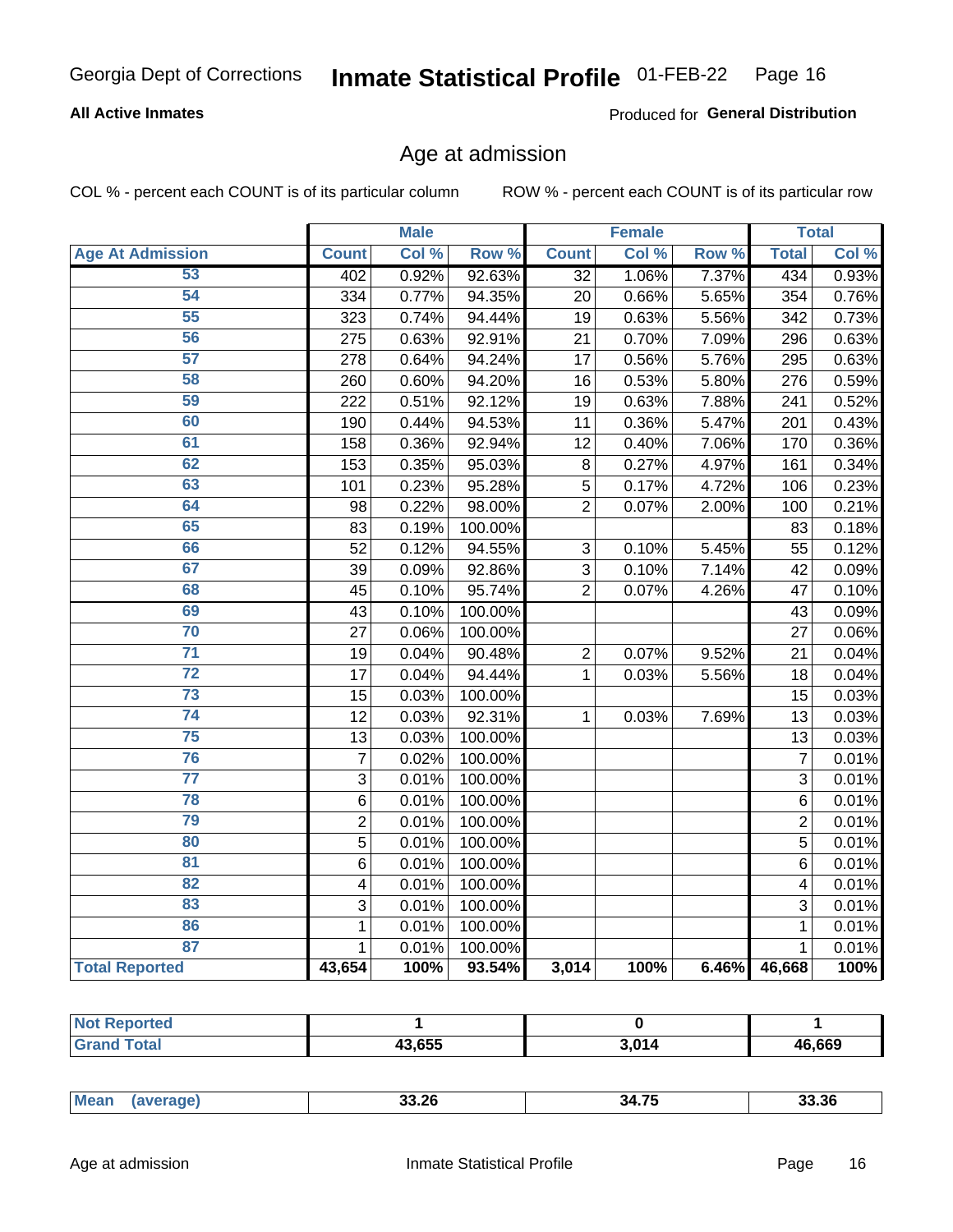**All Active Inmates**

Produced for **General Distribution**

## Age at admission

COL % - percent each COUNT is of its particular column

ROW % - percent each COUNT is of its particular row

| | Male | | | Female | | | Total | |
|---|---|---|---|---|---|---|---|---|
| **Age At Admission** | **Count** | **Col %** | **Row %** | **Count** | **Col %** | **Row %** | **Total** | **Col %** |
| 53 | 402 | 0.92% | 92.63% | 32 | 1.06% | 7.37% | 434 | 0.93% |
| 54 | 334 | 0.77% | 94.35% | 20 | 0.66% | 5.65% | 354 | 0.76% |
| 55 | 323 | 0.74% | 94.44% | 19 | 0.63% | 5.56% | 342 | 0.73% |
| 56 | 275 | 0.63% | 92.91% | 21 | 0.70% | 7.09% | 296 | 0.63% |
| 57 | 278 | 0.64% | 94.24% | 17 | 0.56% | 5.76% | 295 | 0.63% |
| 58 | 260 | 0.60% | 94.20% | 16 | 0.53% | 5.80% | 276 | 0.59% |
| 59 | 222 | 0.51% | 92.12% | 19 | 0.63% | 7.88% | 241 | 0.52% |
| 60 | 190 | 0.44% | 94.53% | 11 | 0.36% | 5.47% | 201 | 0.43% |
| 61 | 158 | 0.36% | 92.94% | 12 | 0.40% | 7.06% | 170 | 0.36% |
| 62 | 153 | 0.35% | 95.03% | 8 | 0.27% | 4.97% | 161 | 0.34% |
| 63 | 101 | 0.23% | 95.28% | 5 | 0.17% | 4.72% | 106 | 0.23% |
| 64 | 98 | 0.22% | 98.00% | 2 | 0.07% | 2.00% | 100 | 0.21% |
| 65 | 83 | 0.19% | 100.00% | | | | 83 | 0.18% |
| 66 | 52 | 0.12% | 94.55% | 3 | 0.10% | 5.45% | 55 | 0.12% |
| 67 | 39 | 0.09% | 92.86% | 3 | 0.10% | 7.14% | 42 | 0.09% |
| 68 | 45 | 0.10% | 95.74% | 2 | 0.07% | 4.26% | 47 | 0.10% |
| 69 | 43 | 0.10% | 100.00% | | | | 43 | 0.09% |
| 70 | 27 | 0.06% | 100.00% | | | | 27 | 0.06% |
| 71 | 19 | 0.04% | 90.48% | 2 | 0.07% | 9.52% | 21 | 0.04% |
| 72 | 17 | 0.04% | 94.44% | 1 | 0.03% | 5.56% | 18 | 0.04% |
| 73 | 15 | 0.03% | 100.00% | | | | 15 | 0.03% |
| 74 | 12 | 0.03% | 92.31% | 1 | 0.03% | 7.69% | 13 | 0.03% |
| 75 | 13 | 0.03% | 100.00% | | | | 13 | 0.03% |
| 76 | 7 | 0.02% | 100.00% | | | | 7 | 0.01% |
| 77 | 3 | 0.01% | 100.00% | | | | 3 | 0.01% |
| 78 | 6 | 0.01% | 100.00% | | | | 6 | 0.01% |
| 79 | 2 | 0.01% | 100.00% | | | | 2 | 0.01% |
| 80 | 5 | 0.01% | 100.00% | | | | 5 | 0.01% |
| 81 | 6 | 0.01% | 100.00% | | | | 6 | 0.01% |
| 82 | 4 | 0.01% | 100.00% | | | | 4 | 0.01% |
| 83 | 3 | 0.01% | 100.00% | | | | 3 | 0.01% |
| 86 | 1 | 0.01% | 100.00% | | | | 1 | 0.01% |
| 87 | 1 | 0.01% | 100.00% | | | | 1 | 0.01% |
| **Total Reported** | **43,654** | **100%** | **93.54%** | **3,014** | **100%** | **6.46%** | **46,668** | **100%** |

| | Male | Female | Total |
|---|---|---|---|
| Not Reported | 1 | 0 | 1 |
| Grand Total | 43,655 | 3,014 | 46,669 |

| | Male | Female | Total |
|---|---|---|---|
| Mean (average) | 33.26 | 34.75 | 33.36 |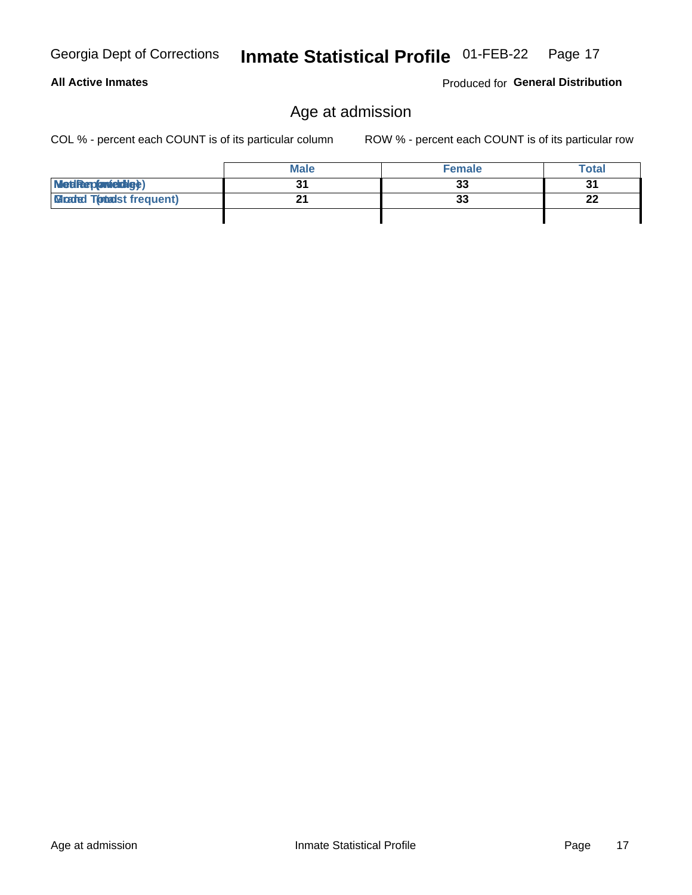# Age at admission

COL % - percent each COUNT is of its particular column

ROW % - percent each COUNT is of its particular row

| | Male | Female | Total |
|---|---|---|---|
| Median (middle) | 31 | 33 | 31 |
| Mode (most frequent) | 21 | 33 | 22 |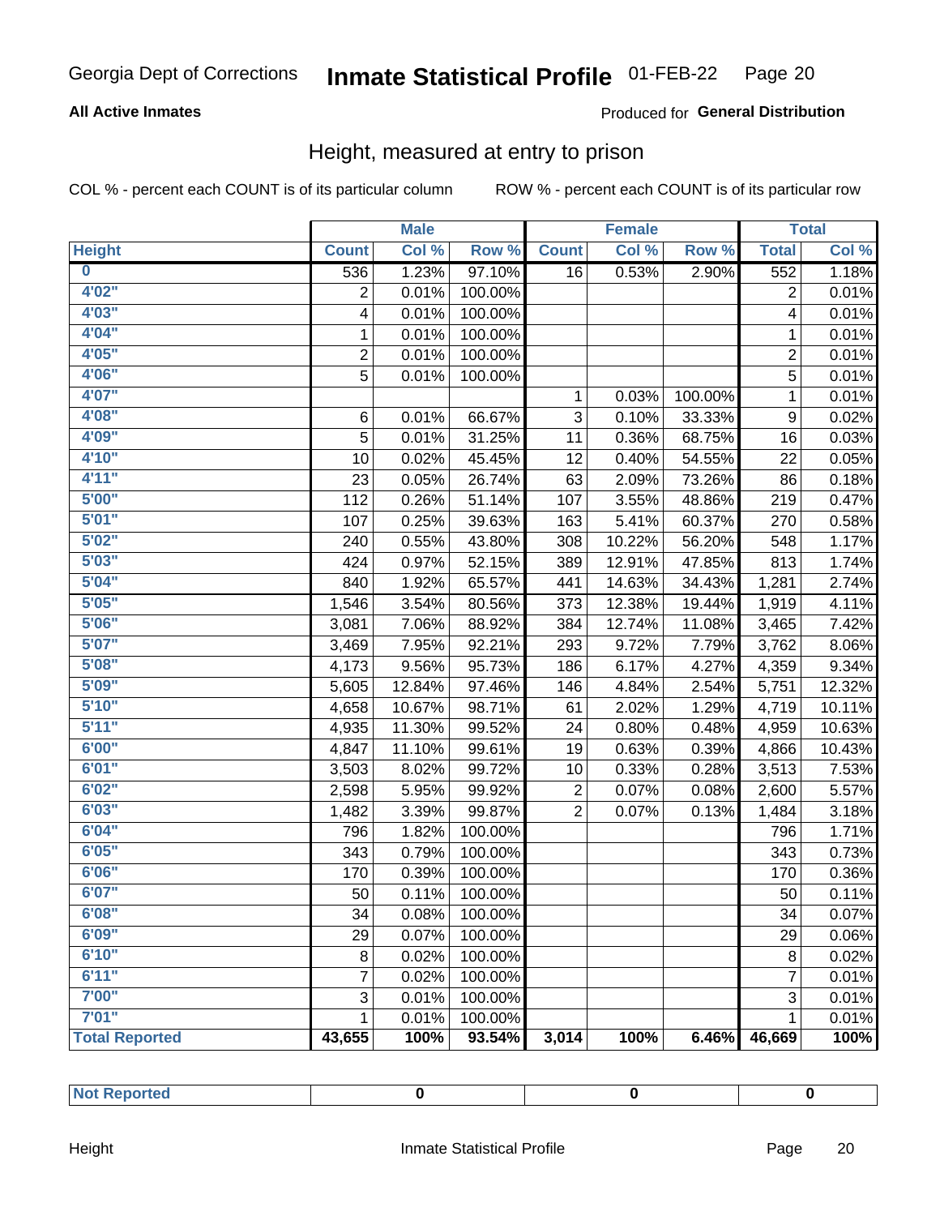**All Active Inmates**

Produced for **General Distribution**

## Height, measured at entry to prison

COL % - percent each COUNT is of its particular column

ROW % - percent each COUNT is of its particular row

| | Male | | | Female | | | Total | |
|---|---|---|---|---|---|---|---|---|
| **Height** | **Count** | **Col %** | **Row %** | **Count** | **Col %** | **Row %** | **Total** | **Col %** |
| **0** | 536 | 1.23% | 97.10% | 16 | 0.53% | 2.90% | 552 | 1.18% |
| **4'02"** | 2 | 0.01% | 100.00% | | | | 2 | 0.01% |
| **4'03"** | 4 | 0.01% | 100.00% | | | | 4 | 0.01% |
| **4'04"** | 1 | 0.01% | 100.00% | | | | 1 | 0.01% |
| **4'05"** | 2 | 0.01% | 100.00% | | | | 2 | 0.01% |
| **4'06"** | 5 | 0.01% | 100.00% | | | | 5 | 0.01% |
| **4'07"** | | | | 1 | 0.03% | 100.00% | 1 | 0.01% |
| **4'08"** | 6 | 0.01% | 66.67% | 3 | 0.10% | 33.33% | 9 | 0.02% |
| **4'09"** | 5 | 0.01% | 31.25% | 11 | 0.36% | 68.75% | 16 | 0.03% |
| **4'10"** | 10 | 0.02% | 45.45% | 12 | 0.40% | 54.55% | 22 | 0.05% |
| **4'11"** | 23 | 0.05% | 26.74% | 63 | 2.09% | 73.26% | 86 | 0.18% |
| **5'00"** | 112 | 0.26% | 51.14% | 107 | 3.55% | 48.86% | 219 | 0.47% |
| **5'01"** | 107 | 0.25% | 39.63% | 163 | 5.41% | 60.37% | 270 | 0.58% |
| **5'02"** | 240 | 0.55% | 43.80% | 308 | 10.22% | 56.20% | 548 | 1.17% |
| **5'03"** | 424 | 0.97% | 52.15% | 389 | 12.91% | 47.85% | 813 | 1.74% |
| **5'04"** | 840 | 1.92% | 65.57% | 441 | 14.63% | 34.43% | 1,281 | 2.74% |
| **5'05"** | 1,546 | 3.54% | 80.56% | 373 | 12.38% | 19.44% | 1,919 | 4.11% |
| **5'06"** | 3,081 | 7.06% | 88.92% | 384 | 12.74% | 11.08% | 3,465 | 7.42% |
| **5'07"** | 3,469 | 7.95% | 92.21% | 293 | 9.72% | 7.79% | 3,762 | 8.06% |
| **5'08"** | 4,173 | 9.56% | 95.73% | 186 | 6.17% | 4.27% | 4,359 | 9.34% |
| **5'09"** | 5,605 | 12.84% | 97.46% | 146 | 4.84% | 2.54% | 5,751 | 12.32% |
| **5'10"** | 4,658 | 10.67% | 98.71% | 61 | 2.02% | 1.29% | 4,719 | 10.11% |
| **5'11"** | 4,935 | 11.30% | 99.52% | 24 | 0.80% | 0.48% | 4,959 | 10.63% |
| **6'00"** | 4,847 | 11.10% | 99.61% | 19 | 0.63% | 0.39% | 4,866 | 10.43% |
| **6'01"** | 3,503 | 8.02% | 99.72% | 10 | 0.33% | 0.28% | 3,513 | 7.53% |
| **6'02"** | 2,598 | 5.95% | 99.92% | 2 | 0.07% | 0.08% | 2,600 | 5.57% |
| **6'03"** | 1,482 | 3.39% | 99.87% | 2 | 0.07% | 0.13% | 1,484 | 3.18% |
| **6'04"** | 796 | 1.82% | 100.00% | | | | 796 | 1.71% |
| **6'05"** | 343 | 0.79% | 100.00% | | | | 343 | 0.73% |
| **6'06"** | 170 | 0.39% | 100.00% | | | | 170 | 0.36% |
| **6'07"** | 50 | 0.11% | 100.00% | | | | 50 | 0.11% |
| **6'08"** | 34 | 0.08% | 100.00% | | | | 34 | 0.07% |
| **6'09"** | 29 | 0.07% | 100.00% | | | | 29 | 0.06% |
| **6'10"** | 8 | 0.02% | 100.00% | | | | 8 | 0.02% |
| **6'11"** | 7 | 0.02% | 100.00% | | | | 7 | 0.01% |
| **7'00"** | 3 | 0.01% | 100.00% | | | | 3 | 0.01% |
| **7'01"** | 1 | 0.01% | 100.00% | | | | 1 | 0.01% |
| **Total Reported** | **43,655** | **100%** | **93.54%** | **3,014** | **100%** | **6.46%** | **46,669** | **100%** |

| **Not Reported** | **0** | **0** | **0** |
|---|---|---|---|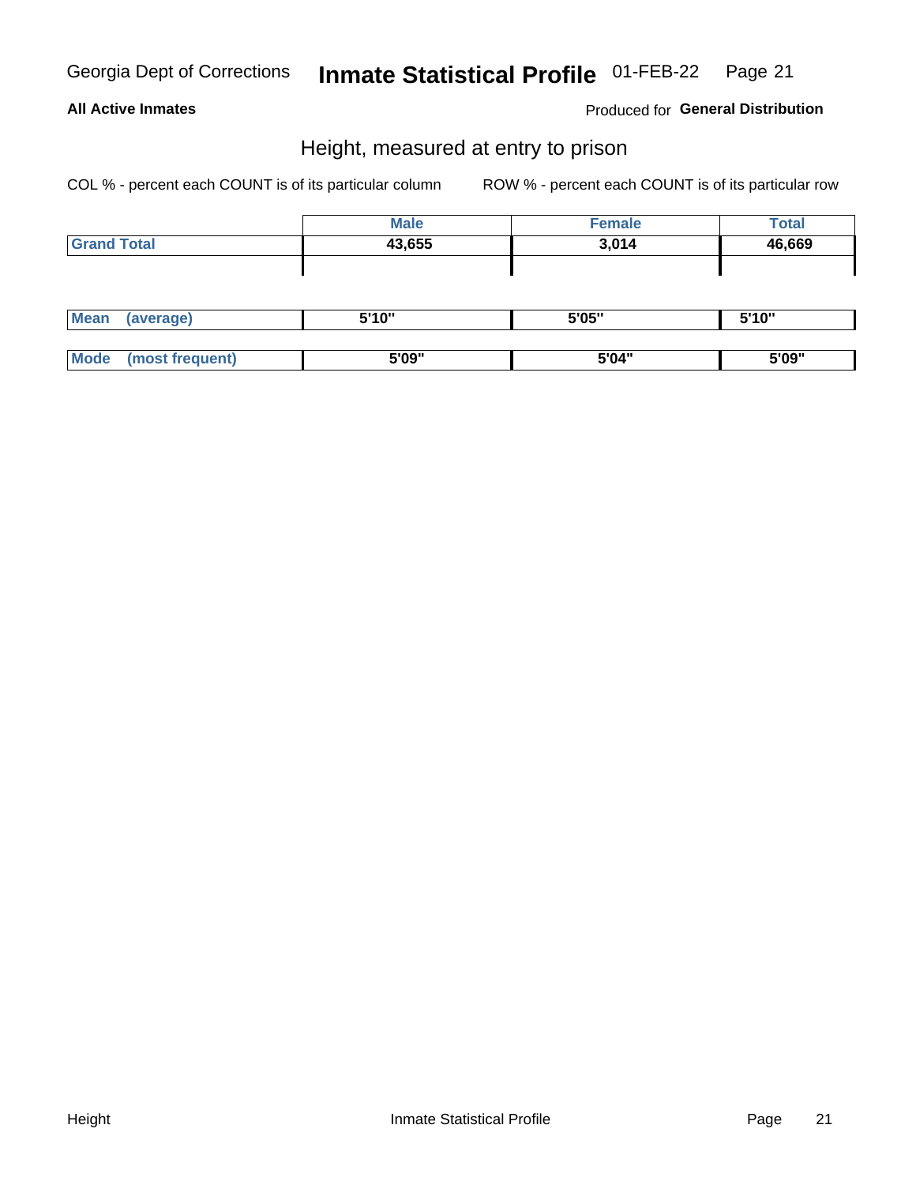Georgia Dept of Corrections **Inmate Statistical Profile** 01-FEB-22

**All Active Inmates**

Produced for **General Distribution**

## Height, measured at entry to prison

COL % - percent each COUNT is of its particular column    ROW % - percent each COUNT is of its particular row

| | Male | Female | Total |
|---|---|---|---|
| **Grand Total** | **43,655** | **3,014** | **46,669** |

| | Male | Female | Total |
|---|---|---|---|
| **Mean (average)** | **5'10"** | **5'05"** | **5'10"** |
| **Mode (most frequent)** | **5'09"** | **5'04"** | **5'09"** |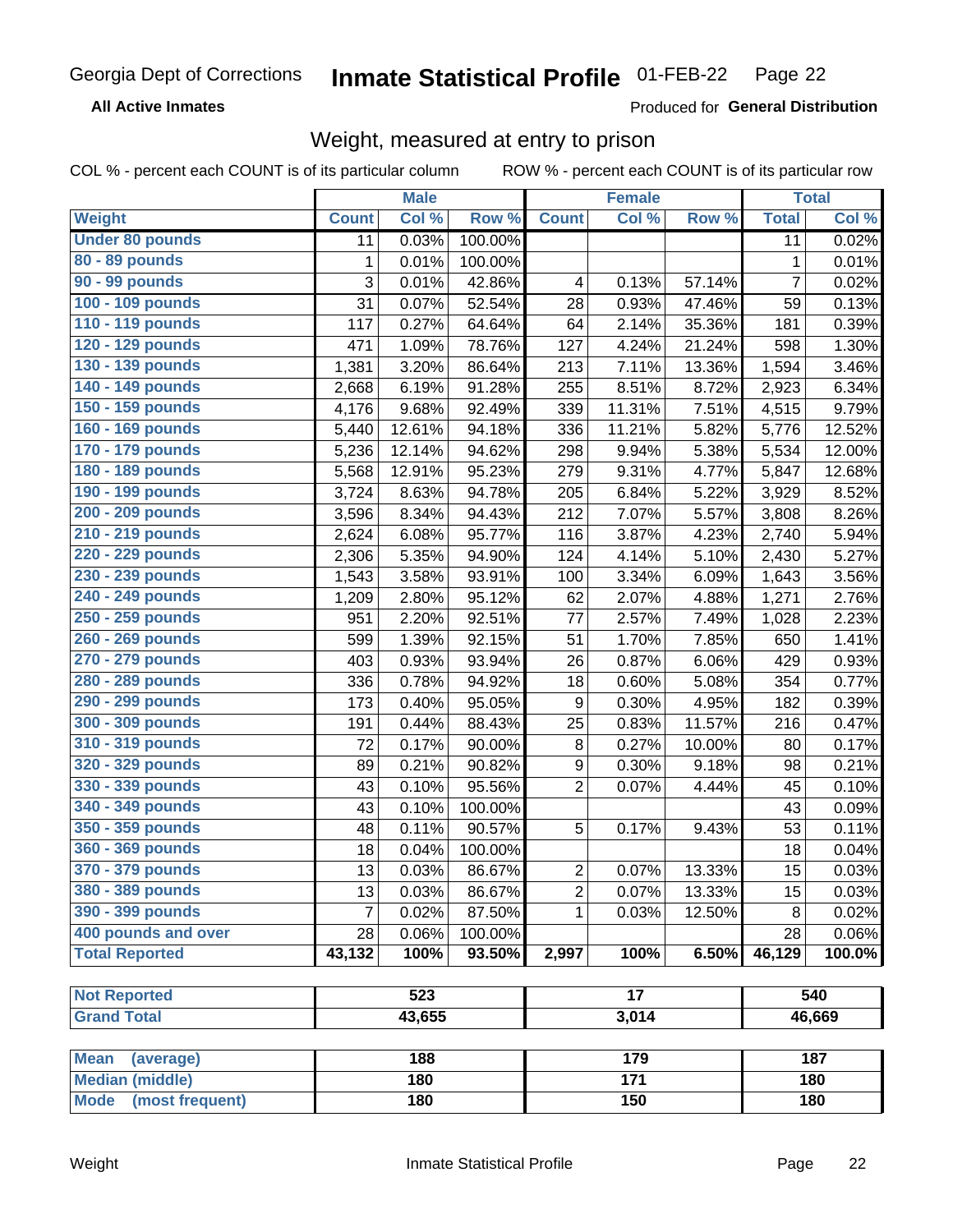Georgia Dept of Corrections **Inmate Statistical Profile** 01-FEB-22

**All Active Inmates**

Produced for **General Distribution**

## Weight, measured at entry to prison

COL % - percent each COUNT is of its particular column ROW % - percent each COUNT is of its particular row

| Weight | Male | | | Female | | | Total | |
|---|---|---|---|---|---|---|---|---|
| | Count | Col % | Row % | Count | Col % | Row % | Total | Col % |
| Under 80 pounds | 11 | 0.03% | 100.00% | | | | 11 | 0.02% |
| 80 - 89 pounds | 1 | 0.01% | 100.00% | | | | 1 | 0.01% |
| 90 - 99 pounds | 3 | 0.01% | 42.86% | 4 | 0.13% | 57.14% | 7 | 0.02% |
| 100 - 109 pounds | 31 | 0.07% | 52.54% | 28 | 0.93% | 47.46% | 59 | 0.13% |
| 110 - 119 pounds | 117 | 0.27% | 64.64% | 64 | 2.14% | 35.36% | 181 | 0.39% |
| 120 - 129 pounds | 471 | 1.09% | 78.76% | 127 | 4.24% | 21.24% | 598 | 1.30% |
| 130 - 139 pounds | 1,381 | 3.20% | 86.64% | 213 | 7.11% | 13.36% | 1,594 | 3.46% |
| 140 - 149 pounds | 2,668 | 6.19% | 91.28% | 255 | 8.51% | 8.72% | 2,923 | 6.34% |
| 150 - 159 pounds | 4,176 | 9.68% | 92.49% | 339 | 11.31% | 7.51% | 4,515 | 9.79% |
| 160 - 169 pounds | 5,440 | 12.61% | 94.18% | 336 | 11.21% | 5.82% | 5,776 | 12.52% |
| 170 - 179 pounds | 5,236 | 12.14% | 94.62% | 298 | 9.94% | 5.38% | 5,534 | 12.00% |
| 180 - 189 pounds | 5,568 | 12.91% | 95.23% | 279 | 9.31% | 4.77% | 5,847 | 12.68% |
| 190 - 199 pounds | 3,724 | 8.63% | 94.78% | 205 | 6.84% | 5.22% | 3,929 | 8.52% |
| 200 - 209 pounds | 3,596 | 8.34% | 94.43% | 212 | 7.07% | 5.57% | 3,808 | 8.26% |
| 210 - 219 pounds | 2,624 | 6.08% | 95.77% | 116 | 3.87% | 4.23% | 2,740 | 5.94% |
| 220 - 229 pounds | 2,306 | 5.35% | 94.90% | 124 | 4.14% | 5.10% | 2,430 | 5.27% |
| 230 - 239 pounds | 1,543 | 3.58% | 93.91% | 100 | 3.34% | 6.09% | 1,643 | 3.56% |
| 240 - 249 pounds | 1,209 | 2.80% | 95.12% | 62 | 2.07% | 4.88% | 1,271 | 2.76% |
| 250 - 259 pounds | 951 | 2.20% | 92.51% | 77 | 2.57% | 7.49% | 1,028 | 2.23% |
| 260 - 269 pounds | 599 | 1.39% | 92.15% | 51 | 1.70% | 7.85% | 650 | 1.41% |
| 270 - 279 pounds | 403 | 0.93% | 93.94% | 26 | 0.87% | 6.06% | 429 | 0.93% |
| 280 - 289 pounds | 336 | 0.78% | 94.92% | 18 | 0.60% | 5.08% | 354 | 0.77% |
| 290 - 299 pounds | 173 | 0.40% | 95.05% | 9 | 0.30% | 4.95% | 182 | 0.39% |
| 300 - 309 pounds | 191 | 0.44% | 88.43% | 25 | 0.83% | 11.57% | 216 | 0.47% |
| 310 - 319 pounds | 72 | 0.17% | 90.00% | 8 | 0.27% | 10.00% | 80 | 0.17% |
| 320 - 329 pounds | 89 | 0.21% | 90.82% | 9 | 0.30% | 9.18% | 98 | 0.21% |
| 330 - 339 pounds | 43 | 0.10% | 95.56% | 2 | 0.07% | 4.44% | 45 | 0.10% |
| 340 - 349 pounds | 43 | 0.10% | 100.00% | | | | 43 | 0.09% |
| 350 - 359 pounds | 48 | 0.11% | 90.57% | 5 | 0.17% | 9.43% | 53 | 0.11% |
| 360 - 369 pounds | 18 | 0.04% | 100.00% | | | | 18 | 0.04% |
| 370 - 379 pounds | 13 | 0.03% | 86.67% | 2 | 0.07% | 13.33% | 15 | 0.03% |
| 380 - 389 pounds | 13 | 0.03% | 86.67% | 2 | 0.07% | 13.33% | 15 | 0.03% |
| 390 - 399 pounds | 7 | 0.02% | 87.50% | 1 | 0.03% | 12.50% | 8 | 0.02% |
| 400 pounds and over | 28 | 0.06% | 100.00% | | | | 28 | 0.06% |
| **Total Reported** | **43,132** | **100%** | **93.50%** | **2,997** | **100%** | **6.50%** | **46,129** | **100.0%** |

| | Male | Female | Total |
|---|---|---|---|
| Not Reported | 523 | 17 | 540 |
| Grand Total | 43,655 | 3,014 | 46,669 |

| | Male | Female | Total |
|---|---|---|---|
| Mean (average) | 188 | 179 | 187 |
| Median (middle) | 180 | 171 | 180 |
| Mode (most frequent) | 180 | 150 | 180 |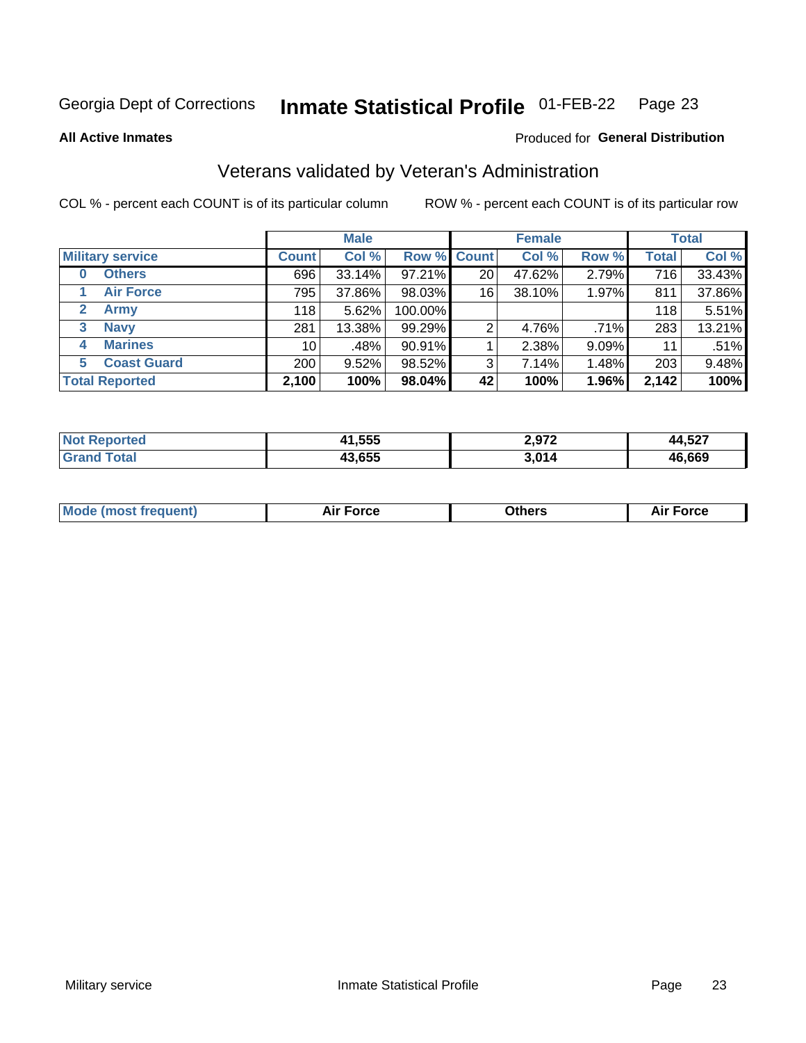Georgia Dept of Corrections **Inmate Statistical Profile** 01-FEB-22

**All Active Inmates**

Produced for **General Distribution**

## Veterans validated by Veteran's Administration

COL % - percent each COUNT is of its particular column

ROW % - percent each COUNT is of its particular row

| | | Male | | | Female | | | Total | |
|---|---|---|---|---|---|---|---|---|---|
| **Military service** | | **Count** | **Col %** | **Row %** | **Count** | **Col %** | **Row %** | **Total** | **Col %** |
| **0** | **Others** | 696 | 33.14% | 97.21% | 20 | 47.62% | 2.79% | 716 | 33.43% |
| **1** | **Air Force** | 795 | 37.86% | 98.03% | 16 | 38.10% | 1.97% | 811 | 37.86% |
| **2** | **Army** | 118 | 5.62% | 100.00% | | | | 118 | 5.51% |
| **3** | **Navy** | 281 | 13.38% | 99.29% | 2 | 4.76% | .71% | 283 | 13.21% |
| **4** | **Marines** | 10 | .48% | 90.91% | 1 | 2.38% | 9.09% | 11 | .51% |
| **5** | **Coast Guard** | 200 | 9.52% | 98.52% | 3 | 7.14% | 1.48% | 203 | 9.48% |
| **Total Reported** | | **2,100** | **100%** | **98.04%** | **42** | **100%** | **1.96%** | **2,142** | **100%** |

| | Male | Female | Total |
|---|---|---|---|
| **Not Reported** | **41,555** | **2,972** | **44,527** |
| **Grand Total** | **43,655** | **3,014** | **46,669** |

| | Male | Female | Total |
|---|---|---|---|
| **Mode (most frequent)** | **Air Force** | **Others** | **Air Force** |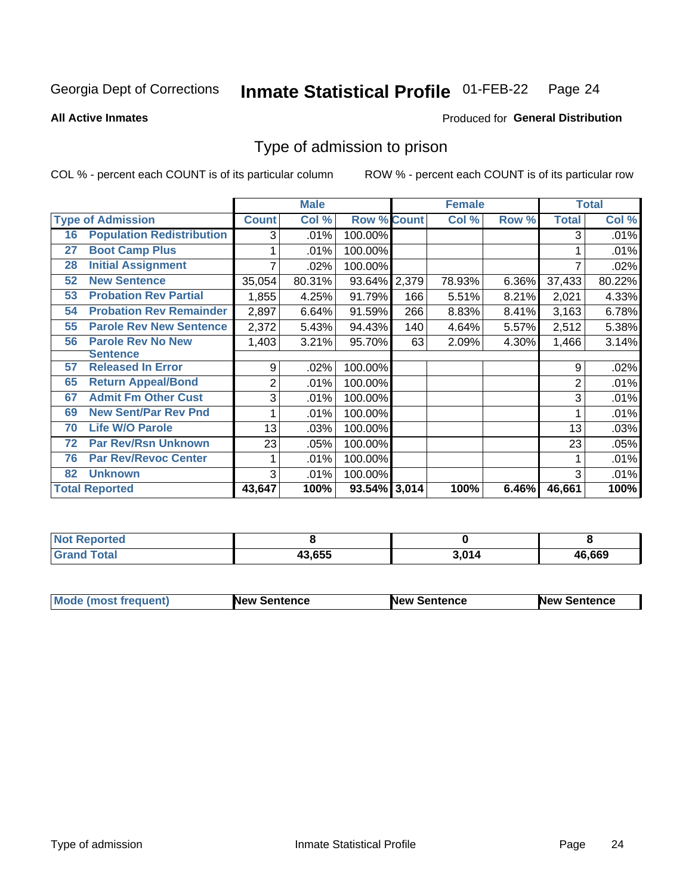Georgia Dept of Corrections **Inmate Statistical Profile** 01-FEB-22

**All Active Inmates**

Produced for **General Distribution**

## Type of admission to prison

COL % - percent each COUNT is of its particular column ROW % - percent each COUNT is of its particular row

| | | Male | | | Female | | | Total | |
|---|---|---|---|---|---|---|---|---|---|
| **Type of Admission** | | **Count** | **Col %** | **Row %** | **Count** | **Col %** | **Row %** | **Total** | **Col %** |
| 16 | Population Redistribution | 3 | .01% | 100.00% | | | | 3 | .01% |
| 27 | Boot Camp Plus | 1 | .01% | 100.00% | | | | 1 | .01% |
| 28 | Initial Assignment | 7 | .02% | 100.00% | | | | 7 | .02% |
| 52 | New Sentence | 35,054 | 80.31% | 93.64% | 2,379 | 78.93% | 6.36% | 37,433 | 80.22% |
| 53 | Probation Rev Partial | 1,855 | 4.25% | 91.79% | 166 | 5.51% | 8.21% | 2,021 | 4.33% |
| 54 | Probation Rev Remainder | 2,897 | 6.64% | 91.59% | 266 | 8.83% | 8.41% | 3,163 | 6.78% |
| 55 | Parole Rev New Sentence | 2,372 | 5.43% | 94.43% | 140 | 4.64% | 5.57% | 2,512 | 5.38% |
| 56 | Parole Rev No New Sentence | 1,403 | 3.21% | 95.70% | 63 | 2.09% | 4.30% | 1,466 | 3.14% |
| 57 | Released In Error | 9 | .02% | 100.00% | | | | 9 | .02% |
| 65 | Return Appeal/Bond | 2 | .01% | 100.00% | | | | 2 | .01% |
| 67 | Admit Fm Other Cust | 3 | .01% | 100.00% | | | | 3 | .01% |
| 69 | New Sent/Par Rev Pnd | 1 | .01% | 100.00% | | | | 1 | .01% |
| 70 | Life W/O Parole | 13 | .03% | 100.00% | | | | 13 | .03% |
| 72 | Par Rev/Rsn Unknown | 23 | .05% | 100.00% | | | | 23 | .05% |
| 76 | Par Rev/Revoc Center | 1 | .01% | 100.00% | | | | 1 | .01% |
| 82 | Unknown | 3 | .01% | 100.00% | | | | 3 | .01% |
| **Total Reported** | | **43,647** | **100%** | **93.54%** | **3,014** | **100%** | **6.46%** | **46,661** | **100%** |

| | Male | Female | Total |
|---|---|---|---|
| **Not Reported** | **8** | **0** | **8** |
| **Grand Total** | **43,655** | **3,014** | **46,669** |

| | Male | Female | Total |
|---|---|---|---|
| **Mode (most frequent)** | **New Sentence** | **New Sentence** | **New Sentence** |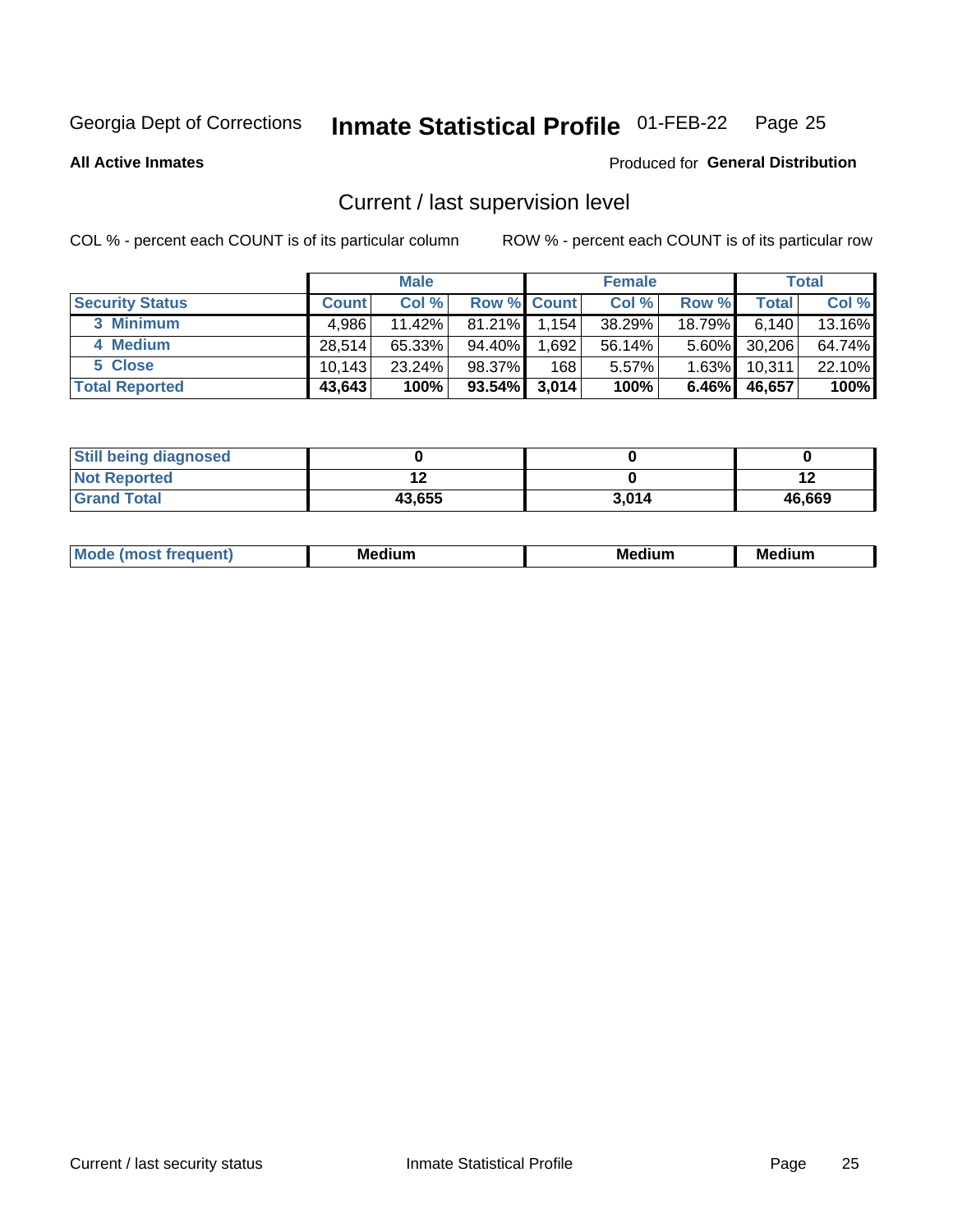Georgia Dept of Corrections **Inmate Statistical Profile** 01-FEB-22

**All Active Inmates**

Produced for **General Distribution**

## Current / last supervision level

COL % - percent each COUNT is of its particular column

ROW % - percent each COUNT is of its particular row

| | Male | | | Female | | | Total | |
|---|---|---|---|---|---|---|---|---|
| **Security Status** | **Count** | **Col %** | **Row %** | **Count** | **Col %** | **Row %** | **Total** | **Col %** |
| 3 Minimum | 4,986 | 11.42% | 81.21% | 1,154 | 38.29% | 18.79% | 6,140 | 13.16% |
| 4 Medium | 28,514 | 65.33% | 94.40% | 1,692 | 56.14% | 5.60% | 30,206 | 64.74% |
| 5 Close | 10,143 | 23.24% | 98.37% | 168 | 5.57% | 1.63% | 10,311 | 22.10% |
| **Total Reported** | **43,643** | **100%** | **93.54%** | **3,014** | **100%** | **6.46%** | **46,657** | **100%** |

| | Male | Female | Total |
|---|---|---|---|
| Still being diagnosed | 0 | 0 | 0 |
| Not Reported | 12 | 0 | 12 |
| Grand Total | 43,655 | 3,014 | 46,669 |

| | Male | Female | Total |
|---|---|---|---|
| Mode (most frequent) | Medium | Medium | Medium |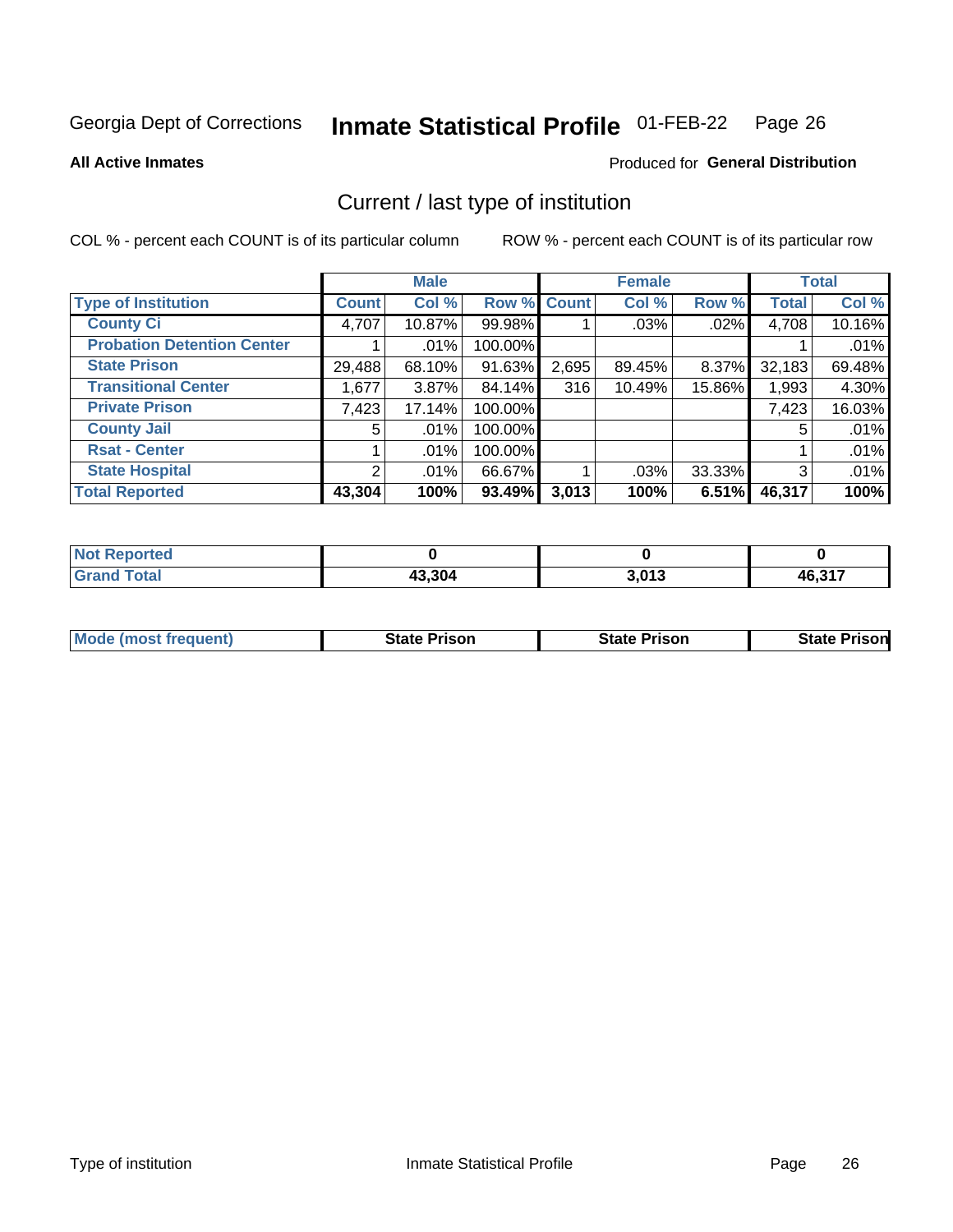Georgia Dept of Corrections **Inmate Statistical Profile** 01-FEB-22

**All Active Inmates**

Produced for **General Distribution**

## Current / last type of institution

COL % - percent each COUNT is of its particular column

ROW % - percent each COUNT is of its particular row

| | Male | | | Female | | | Total | |
|---|---|---|---|---|---|---|---|---|
| **Type of Institution** | **Count** | **Col %** | **Row %** | **Count** | **Col %** | **Row %** | **Total** | **Col %** |
| **County Ci** | 4,707 | 10.87% | 99.98% | 1 | .03% | .02% | 4,708 | 10.16% |
| **Probation Detention Center** | 1 | .01% | 100.00% | | | | 1 | .01% |
| **State Prison** | 29,488 | 68.10% | 91.63% | 2,695 | 89.45% | 8.37% | 32,183 | 69.48% |
| **Transitional Center** | 1,677 | 3.87% | 84.14% | 316 | 10.49% | 15.86% | 1,993 | 4.30% |
| **Private Prison** | 7,423 | 17.14% | 100.00% | | | | 7,423 | 16.03% |
| **County Jail** | 5 | .01% | 100.00% | | | | 5 | .01% |
| **Rsat - Center** | 1 | .01% | 100.00% | | | | 1 | .01% |
| **State Hospital** | 2 | .01% | 66.67% | 1 | .03% | 33.33% | 3 | .01% |
| **Total Reported** | **43,304** | **100%** | **93.49%** | **3,013** | **100%** | **6.51%** | **46,317** | **100%** |

| | Male | Female | Total |
|---|---|---|---|
| **Not Reported** | **0** | **0** | **0** |
| **Grand Total** | **43,304** | **3,013** | **46,317** |

| | Male | Female | Total |
|---|---|---|---|
| **Mode (most frequent)** | **State Prison** | **State Prison** | **State Prison** |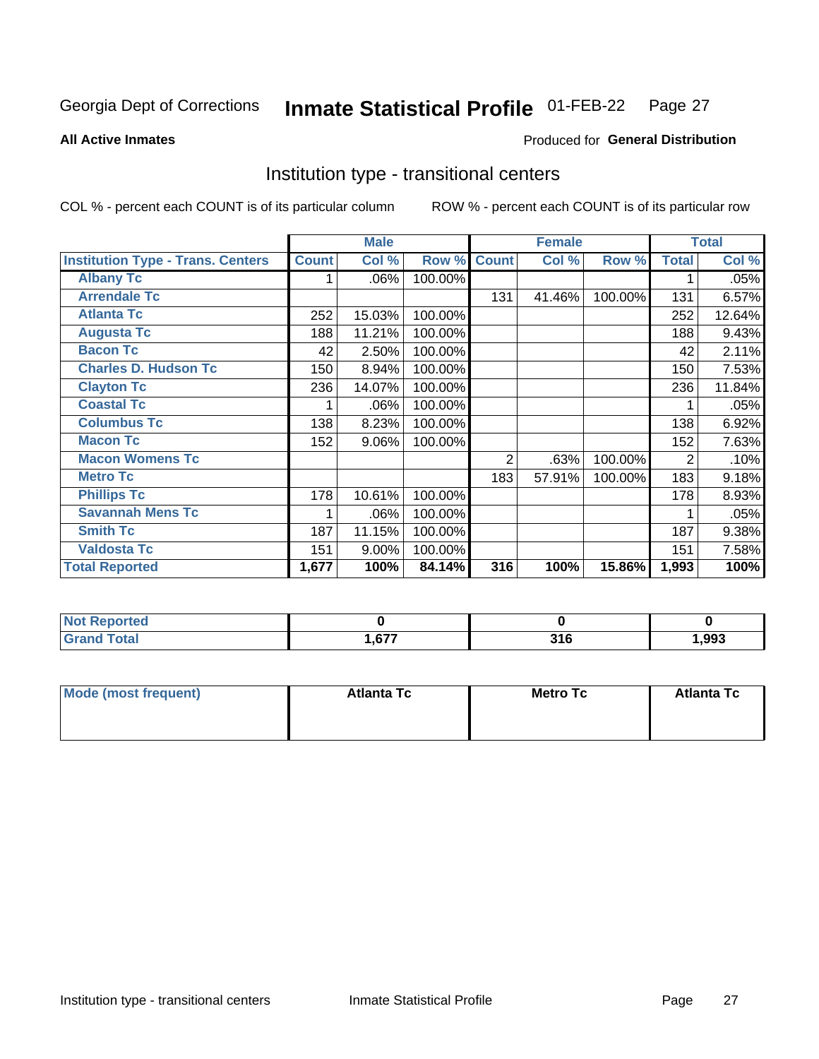Georgia Dept of Corrections **Inmate Statistical Profile** 01-FEB-22 Page 27

**All Active Inmates**

Produced for **General Distribution**

## Institution type - transitional centers

COL % - percent each COUNT is of its particular column

ROW % - percent each COUNT is of its particular row

| | Male | | | Female | | | Total | |
|---|---|---|---|---|---|---|---|---|
| **Institution Type - Trans. Centers** | **Count** | **Col %** | **Row %** | **Count** | **Col %** | **Row %** | **Total** | **Col %** |
| **Albany Tc** | 1 | .06% | 100.00% | | | | 1 | .05% |
| **Arrendale Tc** | | | | 131 | 41.46% | 100.00% | 131 | 6.57% |
| **Atlanta Tc** | 252 | 15.03% | 100.00% | | | | 252 | 12.64% |
| **Augusta Tc** | 188 | 11.21% | 100.00% | | | | 188 | 9.43% |
| **Bacon Tc** | 42 | 2.50% | 100.00% | | | | 42 | 2.11% |
| **Charles D. Hudson Tc** | 150 | 8.94% | 100.00% | | | | 150 | 7.53% |
| **Clayton Tc** | 236 | 14.07% | 100.00% | | | | 236 | 11.84% |
| **Coastal Tc** | 1 | .06% | 100.00% | | | | 1 | .05% |
| **Columbus Tc** | 138 | 8.23% | 100.00% | | | | 138 | 6.92% |
| **Macon Tc** | 152 | 9.06% | 100.00% | | | | 152 | 7.63% |
| **Macon Womens Tc** | | | | 2 | .63% | 100.00% | 2 | .10% |
| **Metro Tc** | | | | 183 | 57.91% | 100.00% | 183 | 9.18% |
| **Phillips Tc** | 178 | 10.61% | 100.00% | | | | 178 | 8.93% |
| **Savannah Mens Tc** | 1 | .06% | 100.00% | | | | 1 | .05% |
| **Smith Tc** | 187 | 11.15% | 100.00% | | | | 187 | 9.38% |
| **Valdosta Tc** | 151 | 9.00% | 100.00% | | | | 151 | 7.58% |
| **Total Reported** | **1,677** | **100%** | **84.14%** | **316** | **100%** | **15.86%** | **1,993** | **100%** |

| | Male | Female | Total |
|---|---|---|---|
| **Not Reported** | **0** | **0** | **0** |
| **Grand Total** | **1,677** | **316** | **1,993** |

| | Male | Female | Total |
|---|---|---|---|
| **Mode (most frequent)** | **Atlanta Tc** | **Metro Tc** | **Atlanta Tc** |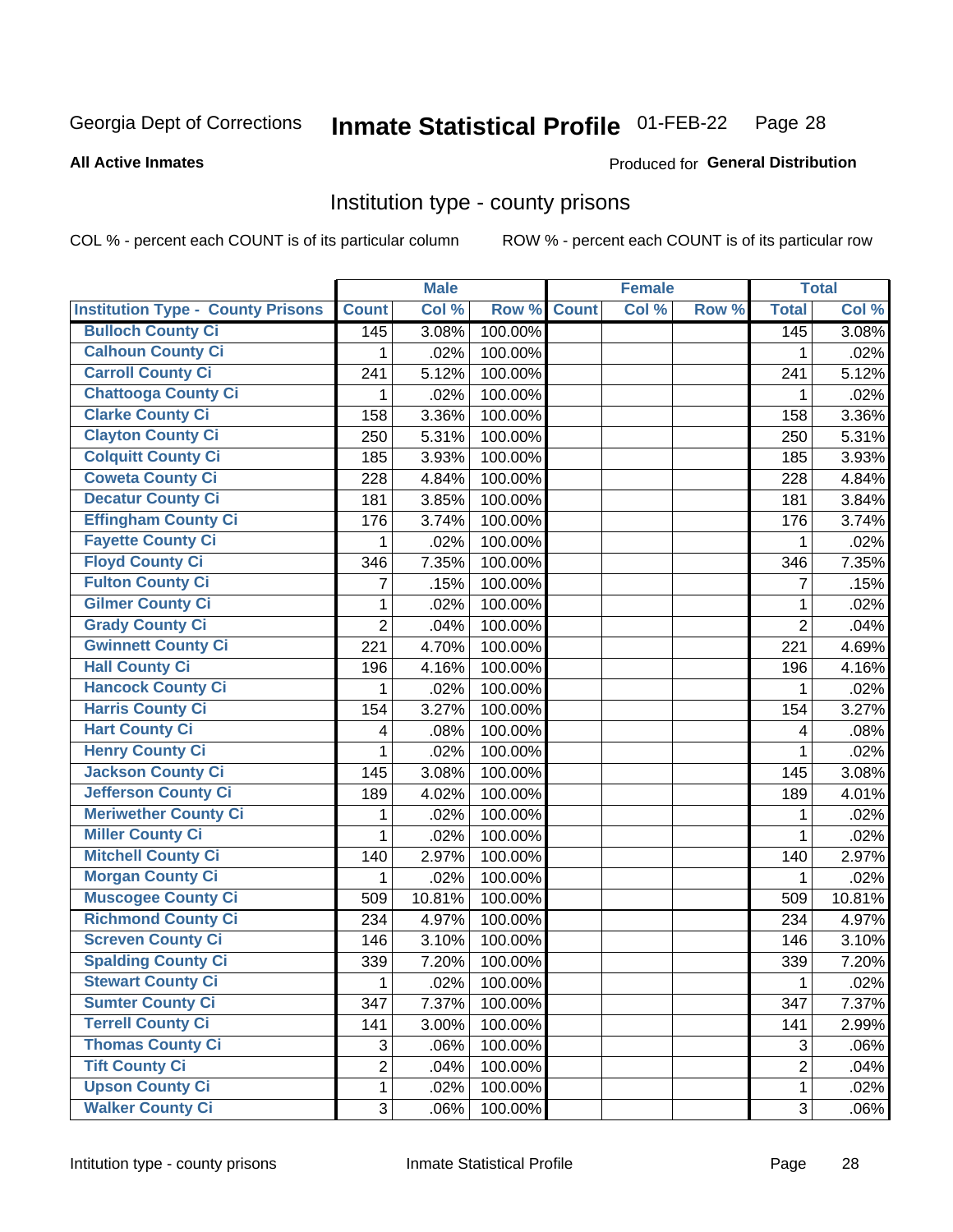Georgia Dept of Corrections **Inmate Statistical Profile** 01-FEB-22 Page 28

**All Active Inmates**

Produced for **General Distribution**

## Institution type - county prisons

COL % - percent each COUNT is of its particular column ROW % - percent each COUNT is of its particular row

| Institution Type - County Prisons | Male | | | Female | | | Total | |
|---|---|---|---|---|---|---|---|---|
| | Count | Col % | Row % | Count | Col % | Row % | Total | Col % |
| Bulloch County Ci | 145 | 3.08% | 100.00% | | | | 145 | 3.08% |
| Calhoun County Ci | 1 | .02% | 100.00% | | | | 1 | .02% |
| Carroll County Ci | 241 | 5.12% | 100.00% | | | | 241 | 5.12% |
| Chattooga County Ci | 1 | .02% | 100.00% | | | | 1 | .02% |
| Clarke County Ci | 158 | 3.36% | 100.00% | | | | 158 | 3.36% |
| Clayton County Ci | 250 | 5.31% | 100.00% | | | | 250 | 5.31% |
| Colquitt County Ci | 185 | 3.93% | 100.00% | | | | 185 | 3.93% |
| Coweta County Ci | 228 | 4.84% | 100.00% | | | | 228 | 4.84% |
| Decatur County Ci | 181 | 3.85% | 100.00% | | | | 181 | 3.84% |
| Effingham County Ci | 176 | 3.74% | 100.00% | | | | 176 | 3.74% |
| Fayette County Ci | 1 | .02% | 100.00% | | | | 1 | .02% |
| Floyd County Ci | 346 | 7.35% | 100.00% | | | | 346 | 7.35% |
| Fulton County Ci | 7 | .15% | 100.00% | | | | 7 | .15% |
| Gilmer County Ci | 1 | .02% | 100.00% | | | | 1 | .02% |
| Grady County Ci | 2 | .04% | 100.00% | | | | 2 | .04% |
| Gwinnett County Ci | 221 | 4.70% | 100.00% | | | | 221 | 4.69% |
| Hall County Ci | 196 | 4.16% | 100.00% | | | | 196 | 4.16% |
| Hancock County Ci | 1 | .02% | 100.00% | | | | 1 | .02% |
| Harris County Ci | 154 | 3.27% | 100.00% | | | | 154 | 3.27% |
| Hart County Ci | 4 | .08% | 100.00% | | | | 4 | .08% |
| Henry County Ci | 1 | .02% | 100.00% | | | | 1 | .02% |
| Jackson County Ci | 145 | 3.08% | 100.00% | | | | 145 | 3.08% |
| Jefferson County Ci | 189 | 4.02% | 100.00% | | | | 189 | 4.01% |
| Meriwether County Ci | 1 | .02% | 100.00% | | | | 1 | .02% |
| Miller County Ci | 1 | .02% | 100.00% | | | | 1 | .02% |
| Mitchell County Ci | 140 | 2.97% | 100.00% | | | | 140 | 2.97% |
| Morgan County Ci | 1 | .02% | 100.00% | | | | 1 | .02% |
| Muscogee County Ci | 509 | 10.81% | 100.00% | | | | 509 | 10.81% |
| Richmond County Ci | 234 | 4.97% | 100.00% | | | | 234 | 4.97% |
| Screven County Ci | 146 | 3.10% | 100.00% | | | | 146 | 3.10% |
| Spalding County Ci | 339 | 7.20% | 100.00% | | | | 339 | 7.20% |
| Stewart County Ci | 1 | .02% | 100.00% | | | | 1 | .02% |
| Sumter County Ci | 347 | 7.37% | 100.00% | | | | 347 | 7.37% |
| Terrell County Ci | 141 | 3.00% | 100.00% | | | | 141 | 2.99% |
| Thomas County Ci | 3 | .06% | 100.00% | | | | 3 | .06% |
| Tift County Ci | 2 | .04% | 100.00% | | | | 2 | .04% |
| Upson County Ci | 1 | .02% | 100.00% | | | | 1 | .02% |
| Walker County Ci | 3 | .06% | 100.00% | | | | 3 | .06% |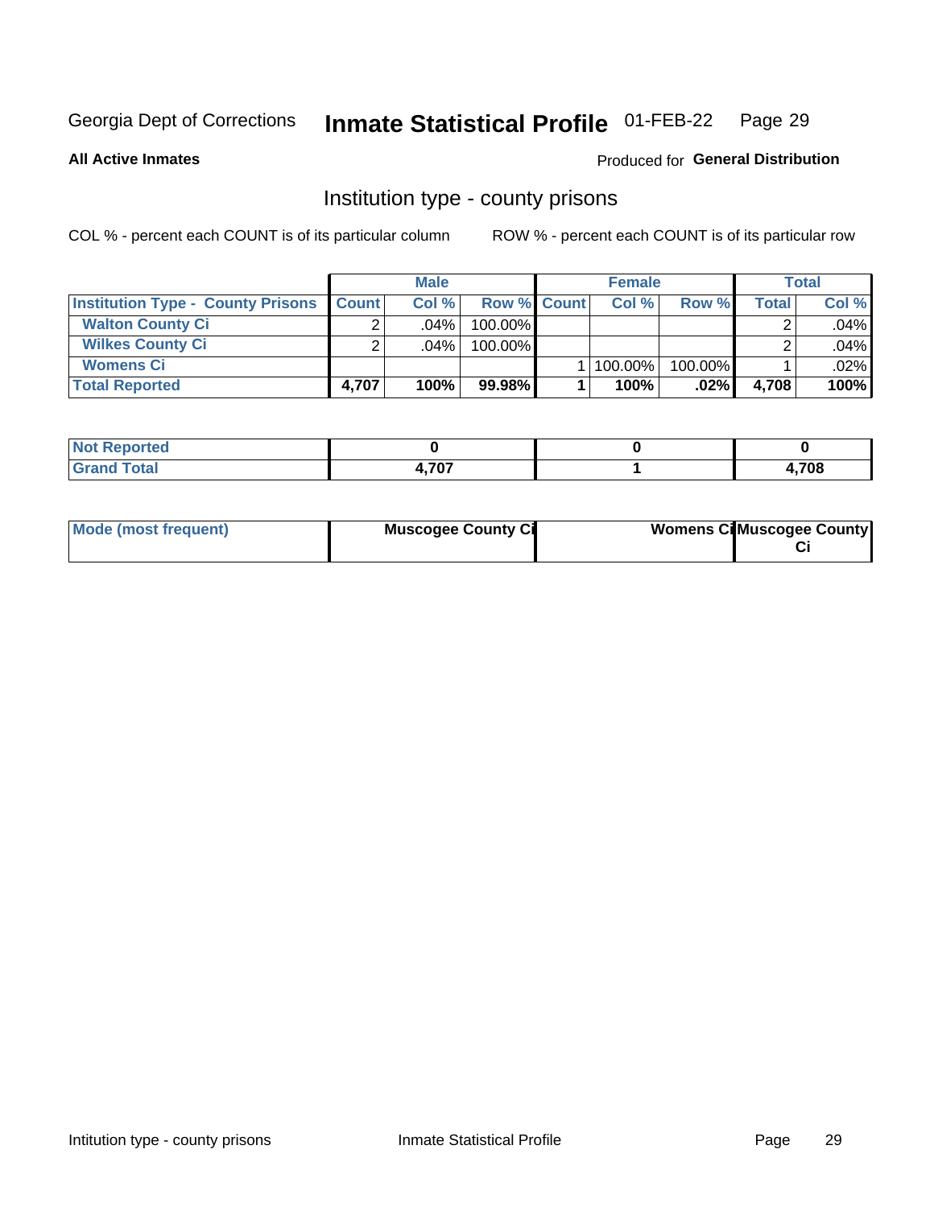Georgia Dept of Corrections **Inmate Statistical Profile** 01-FEB-22

**All Active Inmates**

Produced for **General Distribution**

## Institution type - county prisons

COL % - percent each COUNT is of its particular column

ROW % - percent each COUNT is of its particular row

| | Male | | | Female | | | Total | |
|---|---|---|---|---|---|---|---|---|
| **Institution Type - County Prisons** | **Count** | **Col %** | **Row %** | **Count** | **Col %** | **Row %** | **Total** | **Col %** |
| **Walton County Ci** | 2 | .04% | 100.00% | | | | 2 | .04% |
| **Wilkes County Ci** | 2 | .04% | 100.00% | | | | 2 | .04% |
| **Womens Ci** | | | | 1 | 100.00% | 100.00% | 1 | .02% |
| **Total Reported** | **4,707** | **100%** | **99.98%** | **1** | **100%** | **.02%** | **4,708** | **100%** |

| | Male | Female | Total |
|---|---|---|---|
| **Not Reported** | **0** | **0** | **0** |
| **Grand Total** | **4,707** | **1** | **4,708** |

| | Male | Female | Total |
|---|---|---|---|
| **Mode (most frequent)** | **Muscogee County Ci** | **Womens Ci** | **Muscogee County Ci** |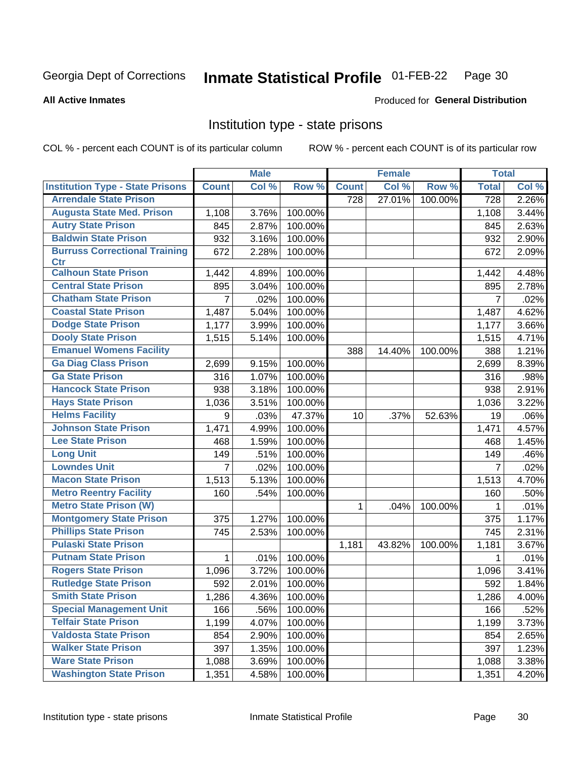Georgia Dept of Corrections **Inmate Statistical Profile** 01-FEB-22

**All Active Inmates**

Produced for **General Distribution**

## Institution type - state prisons

COL % - percent each COUNT is of its particular column ROW % - percent each COUNT is of its particular row

| | Male | | | Female | | | Total | |
|---|---|---|---|---|---|---|---|---|
| Institution Type - State Prisons | Count | Col % | Row % | Count | Col % | Row % | Total | Col % |
| Arrendale State Prison | | | | 728 | 27.01% | 100.00% | 728 | 2.26% |
| Augusta State Med. Prison | 1,108 | 3.76% | 100.00% | | | | 1,108 | 3.44% |
| Autry State Prison | 845 | 2.87% | 100.00% | | | | 845 | 2.63% |
| Baldwin State Prison | 932 | 3.16% | 100.00% | | | | 932 | 2.90% |
| Burruss Correctional Training Ctr | 672 | 2.28% | 100.00% | | | | 672 | 2.09% |
| Calhoun State Prison | 1,442 | 4.89% | 100.00% | | | | 1,442 | 4.48% |
| Central State Prison | 895 | 3.04% | 100.00% | | | | 895 | 2.78% |
| Chatham State Prison | 7 | .02% | 100.00% | | | | 7 | .02% |
| Coastal State Prison | 1,487 | 5.04% | 100.00% | | | | 1,487 | 4.62% |
| Dodge State Prison | 1,177 | 3.99% | 100.00% | | | | 1,177 | 3.66% |
| Dooly State Prison | 1,515 | 5.14% | 100.00% | | | | 1,515 | 4.71% |
| Emanuel Womens Facility | | | | 388 | 14.40% | 100.00% | 388 | 1.21% |
| Ga Diag Class Prison | 2,699 | 9.15% | 100.00% | | | | 2,699 | 8.39% |
| Ga State Prison | 316 | 1.07% | 100.00% | | | | 316 | .98% |
| Hancock State Prison | 938 | 3.18% | 100.00% | | | | 938 | 2.91% |
| Hays State Prison | 1,036 | 3.51% | 100.00% | | | | 1,036 | 3.22% |
| Helms Facility | 9 | .03% | 47.37% | 10 | .37% | 52.63% | 19 | .06% |
| Johnson State Prison | 1,471 | 4.99% | 100.00% | | | | 1,471 | 4.57% |
| Lee State Prison | 468 | 1.59% | 100.00% | | | | 468 | 1.45% |
| Long Unit | 149 | .51% | 100.00% | | | | 149 | .46% |
| Lowndes Unit | 7 | .02% | 100.00% | | | | 7 | .02% |
| Macon State Prison | 1,513 | 5.13% | 100.00% | | | | 1,513 | 4.70% |
| Metro Reentry Facility | 160 | .54% | 100.00% | | | | 160 | .50% |
| Metro State Prison (W) | | | | 1 | .04% | 100.00% | 1 | .01% |
| Montgomery State Prison | 375 | 1.27% | 100.00% | | | | 375 | 1.17% |
| Phillips State Prison | 745 | 2.53% | 100.00% | | | | 745 | 2.31% |
| Pulaski State Prison | | | | 1,181 | 43.82% | 100.00% | 1,181 | 3.67% |
| Putnam State Prison | 1 | .01% | 100.00% | | | | 1 | .01% |
| Rogers State Prison | 1,096 | 3.72% | 100.00% | | | | 1,096 | 3.41% |
| Rutledge State Prison | 592 | 2.01% | 100.00% | | | | 592 | 1.84% |
| Smith State Prison | 1,286 | 4.36% | 100.00% | | | | 1,286 | 4.00% |
| Special Management Unit | 166 | .56% | 100.00% | | | | 166 | .52% |
| Telfair State Prison | 1,199 | 4.07% | 100.00% | | | | 1,199 | 3.73% |
| Valdosta State Prison | 854 | 2.90% | 100.00% | | | | 854 | 2.65% |
| Walker State Prison | 397 | 1.35% | 100.00% | | | | 397 | 1.23% |
| Ware State Prison | 1,088 | 3.69% | 100.00% | | | | 1,088 | 3.38% |
| Washington State Prison | 1,351 | 4.58% | 100.00% | | | | 1,351 | 4.20% |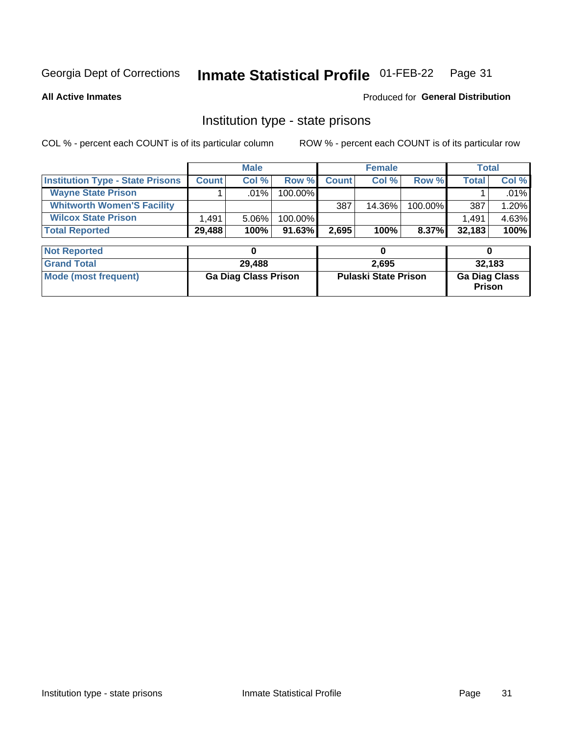Georgia Dept of Corrections **Inmate Statistical Profile** 01-FEB-22

**All Active Inmates**

Produced for **General Distribution**

## Institution type - state prisons

COL % - percent each COUNT is of its particular column ROW % - percent each COUNT is of its particular row

| | Male | | | Female | | | Total | |
|---|---|---|---|---|---|---|---|---|
| **Institution Type - State Prisons** | **Count** | **Col %** | **Row %** | **Count** | **Col %** | **Row %** | **Total** | **Col %** |
| **Wayne State Prison** | 1 | .01% | 100.00% | | | | 1 | .01% |
| **Whitworth Women'S Facility** | | | | 387 | 14.36% | 100.00% | 387 | 1.20% |
| **Wilcox State Prison** | 1,491 | 5.06% | 100.00% | | | | 1,491 | 4.63% |
| **Total Reported** | **29,488** | **100%** | **91.63%** | **2,695** | **100%** | **8.37%** | **32,183** | **100%** |

| | Male | Female | Total |
|---|---|---|---|
| **Not Reported** | **0** | **0** | **0** |
| **Grand Total** | **29,488** | **2,695** | **32,183** |
| **Mode (most frequent)** | **Ga Diag Class Prison** | **Pulaski State Prison** | **Ga Diag Class Prison** |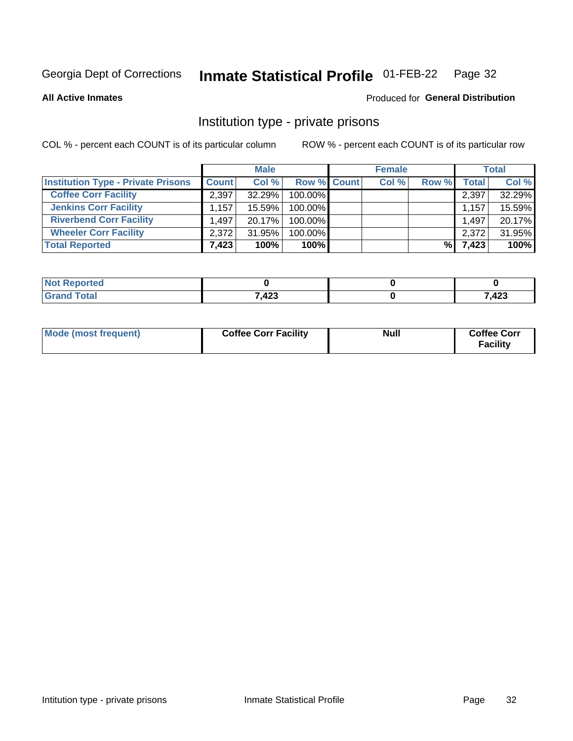Georgia Dept of Corrections **Inmate Statistical Profile** 01-FEB-22

**All Active Inmates** Produced for **General Distribution**

## Institution type - private prisons

COL % - percent each COUNT is of its particular column ROW % - percent each COUNT is of its particular row

| | Male | | | Female | | | Total | |
|---|---|---|---|---|---|---|---|---|
| Institution Type - Private Prisons | Count | Col % | Row % | Count | Col % | Row % | Total | Col % |
| Coffee Corr Facility | 2,397 | 32.29% | 100.00% | | | | 2,397 | 32.29% |
| Jenkins Corr Facility | 1,157 | 15.59% | 100.00% | | | | 1,157 | 15.59% |
| Riverbend Corr Facility | 1,497 | 20.17% | 100.00% | | | | 1,497 | 20.17% |
| Wheeler Corr Facility | 2,372 | 31.95% | 100.00% | | | | 2,372 | 31.95% |
| **Total Reported** | **7,423** | **100%** | **100%** | | | **%** | **7,423** | **100%** |

| | Male | Female | Total |
|---|---|---|---|
| Not Reported | 0 | 0 | 0 |
| Grand Total | 7,423 | 0 | 7,423 |

| | Male | Female | Total |
|---|---|---|---|
| Mode (most frequent) | Coffee Corr Facility | Null | Coffee Corr Facility |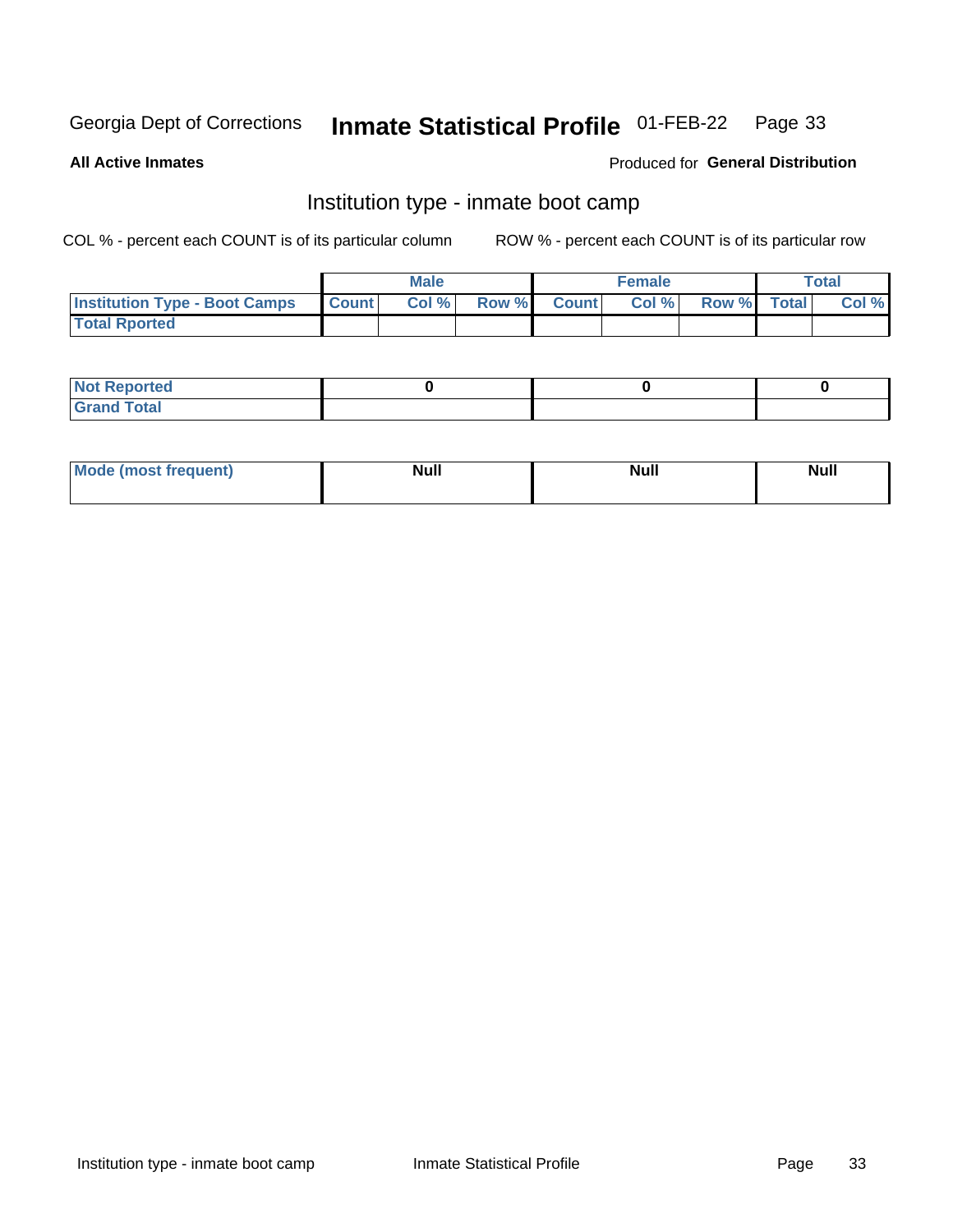Georgia Dept of Corrections **Inmate Statistical Profile** 01-FEB-22

**All Active Inmates**

Produced for **General Distribution**

## Institution type - inmate boot camp

COL % - percent each COUNT is of its particular column

ROW % - percent each COUNT is of its particular row

| | Male | | | Female | | | Total | |
|---|---|---|---|---|---|---|---|---|
| Institution Type - Boot Camps | Count | Col % | Row % | Count | Col % | Row % | Total | Col % |
| Total Rported | | | | | | | | |

| | Male | Female | Total |
|---|---|---|---|
| Not Reported | 0 | 0 | 0 |
| Grand Total | | | |

| | Male | Female | Total |
|---|---|---|---|
| Mode (most frequent) | Null | Null | Null |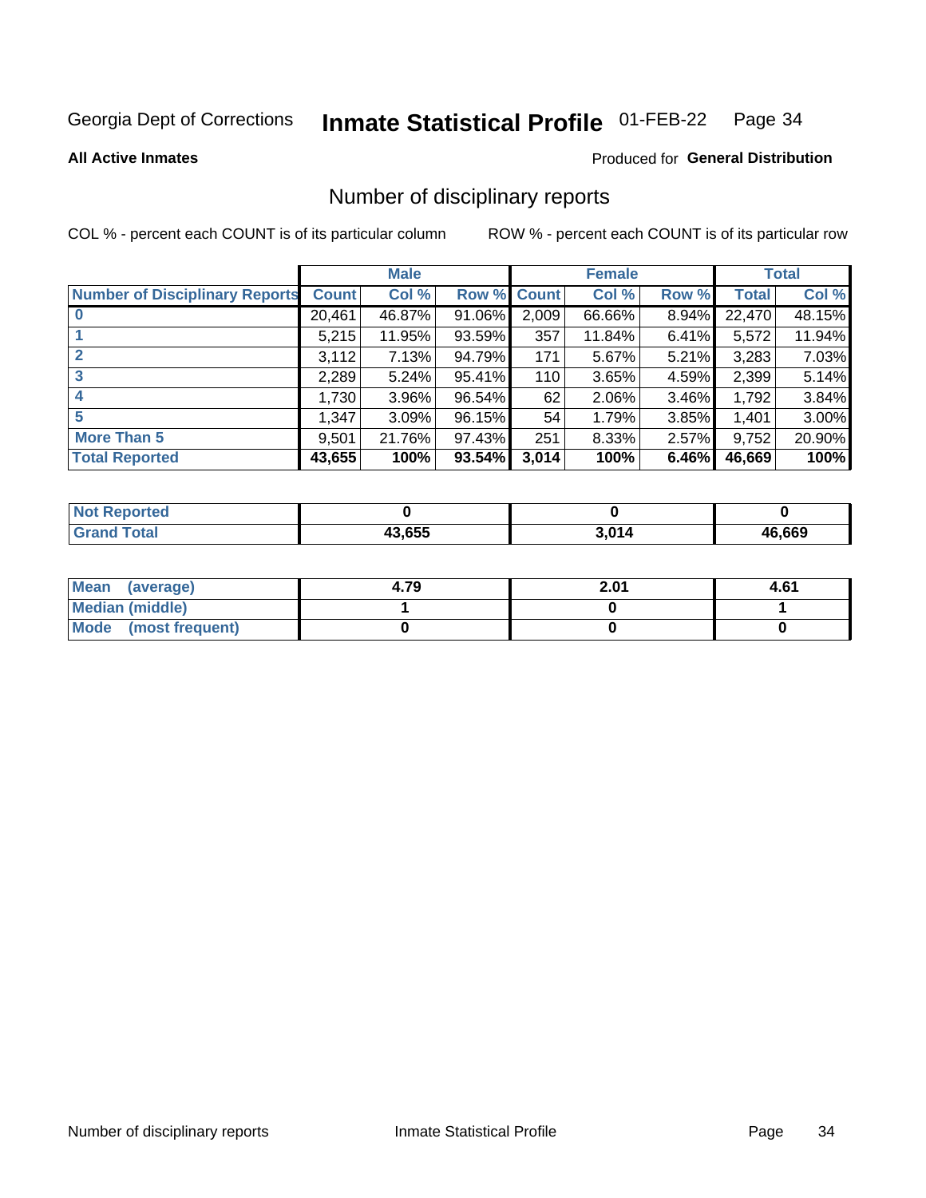Georgia Dept of Corrections **Inmate Statistical Profile** 01-FEB-22

**All Active Inmates** Produced for **General Distribution**

## Number of disciplinary reports

COL % - percent each COUNT is of its particular column ROW % - percent each COUNT is of its particular row

| | Male | | | Female | | | Total | |
|---|---|---|---|---|---|---|---|---|
| **Number of Disciplinary Reports** | **Count** | **Col %** | **Row %** | **Count** | **Col %** | **Row %** | **Total** | **Col %** |
| **0** | 20,461 | 46.87% | 91.06% | 2,009 | 66.66% | 8.94% | 22,470 | 48.15% |
| **1** | 5,215 | 11.95% | 93.59% | 357 | 11.84% | 6.41% | 5,572 | 11.94% |
| **2** | 3,112 | 7.13% | 94.79% | 171 | 5.67% | 5.21% | 3,283 | 7.03% |
| **3** | 2,289 | 5.24% | 95.41% | 110 | 3.65% | 4.59% | 2,399 | 5.14% |
| **4** | 1,730 | 3.96% | 96.54% | 62 | 2.06% | 3.46% | 1,792 | 3.84% |
| **5** | 1,347 | 3.09% | 96.15% | 54 | 1.79% | 3.85% | 1,401 | 3.00% |
| **More Than 5** | 9,501 | 21.76% | 97.43% | 251 | 8.33% | 2.57% | 9,752 | 20.90% |
| **Total Reported** | **43,655** | **100%** | **93.54%** | **3,014** | **100%** | **6.46%** | **46,669** | **100%** |

| | Male | Female | Total |
|---|---|---|---|
| **Not Reported** | **0** | **0** | **0** |
| **Grand Total** | **43,655** | **3,014** | **46,669** |

| | Male | Female | Total |
|---|---|---|---|
| **Mean (average)** | **4.79** | **2.01** | **4.61** |
| **Median (middle)** | **1** | **0** | **1** |
| **Mode (most frequent)** | **0** | **0** | **0** |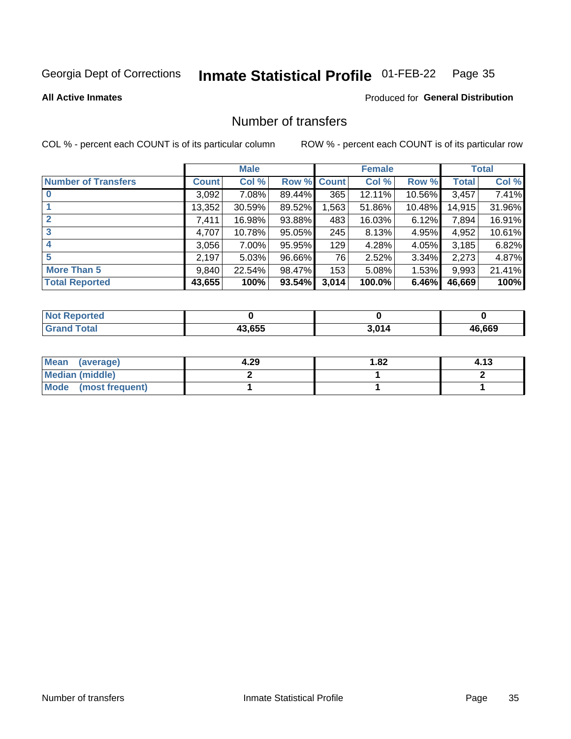Georgia Dept of Corrections **Inmate Statistical Profile** 01-FEB-22

**All Active Inmates**

Produced for **General Distribution**

## Number of transfers

COL % - percent each COUNT is of its particular column ROW % - percent each COUNT is of its particular row

| | Male | | | Female | | | Total | |
|---|---|---|---|---|---|---|---|---|
| **Number of Transfers** | **Count** | **Col %** | **Row %** | **Count** | **Col %** | **Row %** | **Total** | **Col %** |
| **0** | 3,092 | 7.08% | 89.44% | 365 | 12.11% | 10.56% | 3,457 | 7.41% |
| **1** | 13,352 | 30.59% | 89.52% | 1,563 | 51.86% | 10.48% | 14,915 | 31.96% |
| **2** | 7,411 | 16.98% | 93.88% | 483 | 16.03% | 6.12% | 7,894 | 16.91% |
| **3** | 4,707 | 10.78% | 95.05% | 245 | 8.13% | 4.95% | 4,952 | 10.61% |
| **4** | 3,056 | 7.00% | 95.95% | 129 | 4.28% | 4.05% | 3,185 | 6.82% |
| **5** | 2,197 | 5.03% | 96.66% | 76 | 2.52% | 3.34% | 2,273 | 4.87% |
| **More Than 5** | 9,840 | 22.54% | 98.47% | 153 | 5.08% | 1.53% | 9,993 | 21.41% |
| **Total Reported** | **43,655** | **100%** | **93.54%** | **3,014** | **100.0%** | **6.46%** | **46,669** | **100%** |

| | Male | Female | Total |
|---|---|---|---|
| **Not Reported** | **0** | **0** | **0** |
| **Grand Total** | **43,655** | **3,014** | **46,669** |

| | Male | Female | Total |
|---|---|---|---|
| **Mean (average)** | **4.29** | **1.82** | **4.13** |
| **Median (middle)** | **2** | **1** | **2** |
| **Mode (most frequent)** | **1** | **1** | **1** |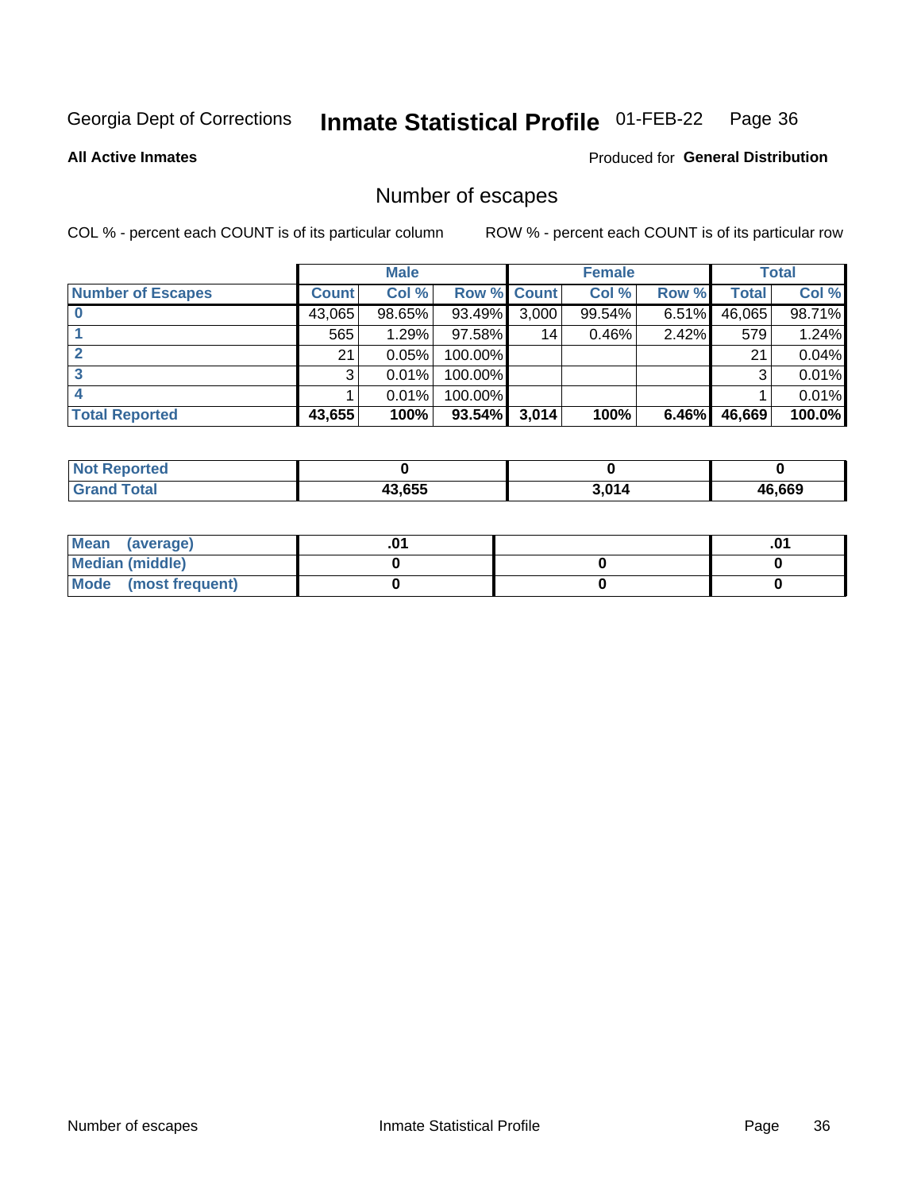Georgia Dept of Corrections **Inmate Statistical Profile** 01-FEB-22

**All Active Inmates**

Produced for **General Distribution**

## Number of escapes

COL % - percent each COUNT is of its particular column    ROW % - percent each COUNT is of its particular row

| | Male | | | Female | | | Total | |
|---|---|---|---|---|---|---|---|---|
| **Number of Escapes** | **Count** | **Col %** | **Row %** | **Count** | **Col %** | **Row %** | **Total** | **Col %** |
| **0** | 43,065 | 98.65% | 93.49% | 3,000 | 99.54% | 6.51% | 46,065 | 98.71% |
| **1** | 565 | 1.29% | 97.58% | 14 | 0.46% | 2.42% | 579 | 1.24% |
| **2** | 21 | 0.05% | 100.00% | | | | 21 | 0.04% |
| **3** | 3 | 0.01% | 100.00% | | | | 3 | 0.01% |
| **4** | 1 | 0.01% | 100.00% | | | | 1 | 0.01% |
| **Total Reported** | **43,655** | **100%** | **93.54%** | **3,014** | **100%** | **6.46%** | **46,669** | **100.0%** |

| | Male | Female | Total |
|---|---|---|---|
| **Not Reported** | **0** | **0** | **0** |
| **Grand Total** | **43,655** | **3,014** | **46,669** |

| | Male | Female | Total |
|---|---|---|---|
| **Mean (average)** | **.01** | | **.01** |
| **Median (middle)** | **0** | **0** | **0** |
| **Mode (most frequent)** | **0** | **0** | **0** |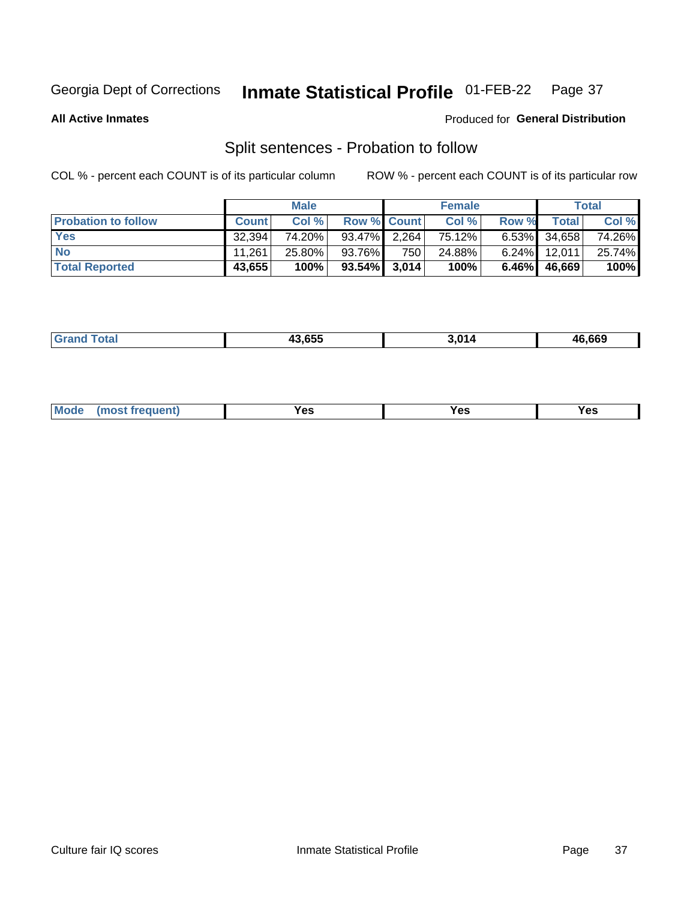Georgia Dept of Corrections **Inmate Statistical Profile** 01-FEB-22

**All Active Inmates**

Produced for **General Distribution**

## Split sentences - Probation to follow

COL % - percent each COUNT is of its particular column

ROW % - percent each COUNT is of its particular row

| | Male | | | Female | | | Total | |
|---|---|---|---|---|---|---|---|---|
| **Probation to follow** | **Count** | **Col %** | **Row %** | **Count** | **Col %** | **Row %** | **Total** | **Col %** |
| **Yes** | 32,394 | 74.20% | 93.47% | 2,264 | 75.12% | 6.53% | 34,658 | 74.26% |
| **No** | 11,261 | 25.80% | 93.76% | 750 | 24.88% | 6.24% | 12,011 | 25.74% |
| **Total Reported** | **43,655** | **100%** | **93.54%** | **3,014** | **100%** | **6.46%** | **46,669** | **100%** |

| | | | |
|---|---|---|---|
| **Grand Total** | **43,655** | **3,014** | **46,669** |

| | | | |
|---|---|---|---|
| **Mode (most frequent)** | **Yes** | **Yes** | **Yes** |

Culture fair IQ scores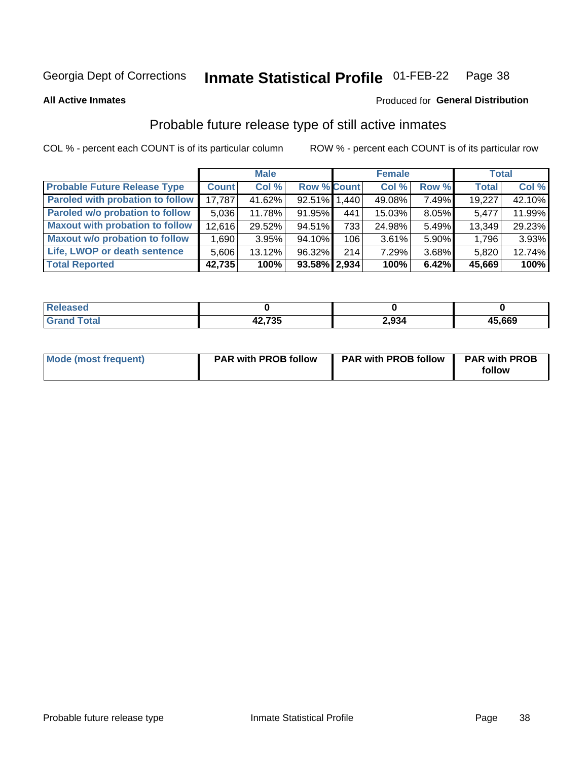Georgia Dept of Corrections **Inmate Statistical Profile** 01-FEB-22

**All Active Inmates**

Produced for **General Distribution**

## Probable future release type of still active inmates

COL % - percent each COUNT is of its particular column

ROW % - percent each COUNT is of its particular row

| | Male | | | Female | | | Total | |
|---|---|---|---|---|---|---|---|---|
| **Probable Future Release Type** | **Count** | **Col %** | **Row %** | **Count** | **Col %** | **Row %** | **Total** | **Col %** |
| **Paroled with probation to follow** | 17,787 | 41.62% | 92.51% | 1,440 | 49.08% | 7.49% | 19,227 | 42.10% |
| **Paroled w/o probation to follow** | 5,036 | 11.78% | 91.95% | 441 | 15.03% | 8.05% | 5,477 | 11.99% |
| **Maxout with probation to follow** | 12,616 | 29.52% | 94.51% | 733 | 24.98% | 5.49% | 13,349 | 29.23% |
| **Maxout w/o probation to follow** | 1,690 | 3.95% | 94.10% | 106 | 3.61% | 5.90% | 1,796 | 3.93% |
| **Life, LWOP or death sentence** | 5,606 | 13.12% | 96.32% | 214 | 7.29% | 3.68% | 5,820 | 12.74% |
| **Total Reported** | **42,735** | **100%** | **93.58%** | **2,934** | **100%** | **6.42%** | **45,669** | **100%** |

| | Male | Female | Total |
|---|---|---|---|
| **Released** | **0** | **0** | **0** |
| **Grand Total** | **42,735** | **2,934** | **45,669** |

| | Male | Female | Total |
|---|---|---|---|
| **Mode (most frequent)** | **PAR with PROB follow** | **PAR with PROB follow** | **PAR with PROB follow** |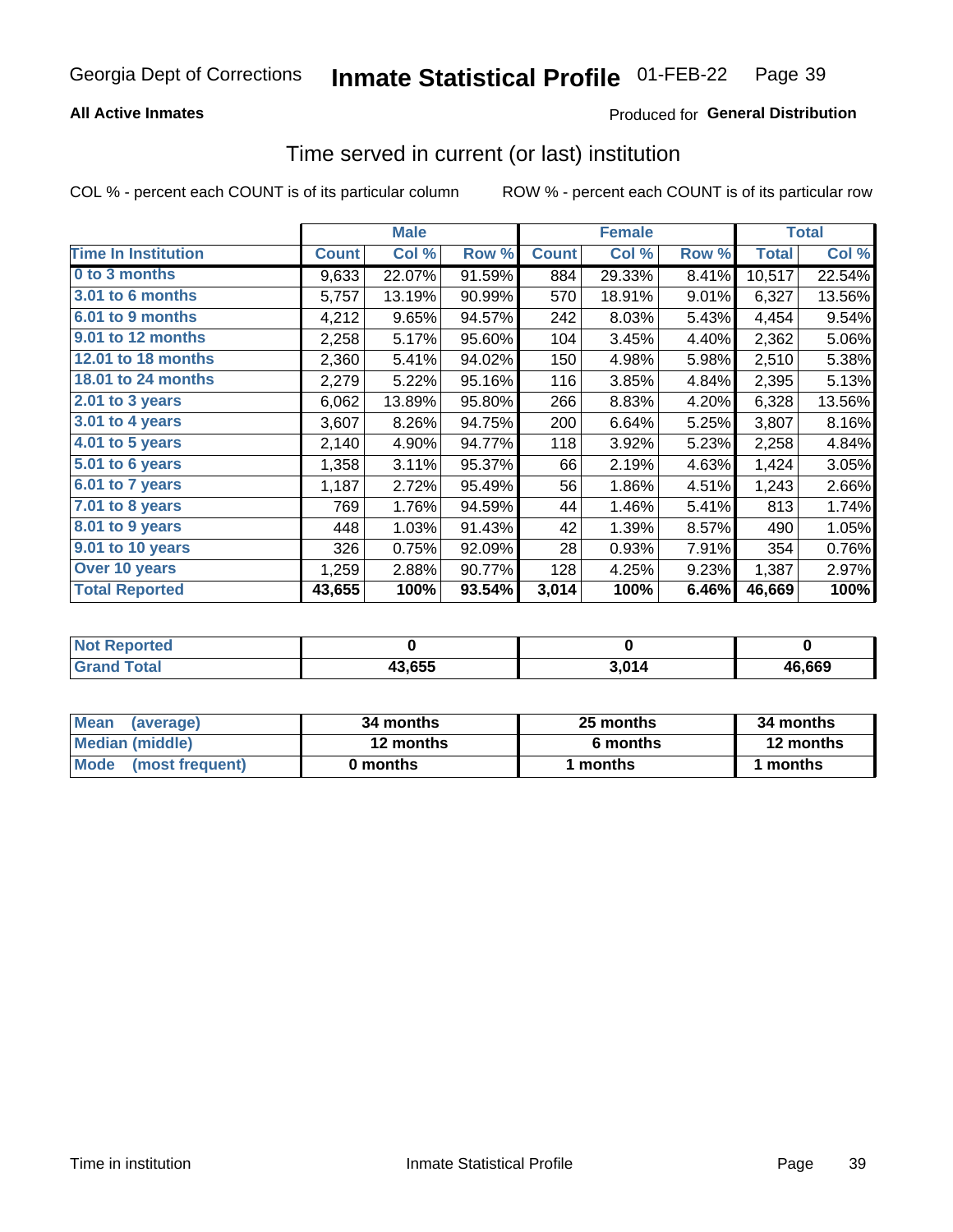Georgia Dept of Corrections **Inmate Statistical Profile** 01-FEB-22

**All Active Inmates**

Produced for **General Distribution**

## Time served in current (or last) institution

COL % - percent each COUNT is of its particular column

ROW % - percent each COUNT is of its particular row

| | Male | | | Female | | | Total | |
|---|---|---|---|---|---|---|---|---|
| **Time In Institution** | **Count** | **Col %** | **Row %** | **Count** | **Col %** | **Row %** | **Total** | **Col %** |
| **0 to 3 months** | 9,633 | 22.07% | 91.59% | 884 | 29.33% | 8.41% | 10,517 | 22.54% |
| **3.01 to 6 months** | 5,757 | 13.19% | 90.99% | 570 | 18.91% | 9.01% | 6,327 | 13.56% |
| **6.01 to 9 months** | 4,212 | 9.65% | 94.57% | 242 | 8.03% | 5.43% | 4,454 | 9.54% |
| **9.01 to 12 months** | 2,258 | 5.17% | 95.60% | 104 | 3.45% | 4.40% | 2,362 | 5.06% |
| **12.01 to 18 months** | 2,360 | 5.41% | 94.02% | 150 | 4.98% | 5.98% | 2,510 | 5.38% |
| **18.01 to 24 months** | 2,279 | 5.22% | 95.16% | 116 | 3.85% | 4.84% | 2,395 | 5.13% |
| **2.01 to 3 years** | 6,062 | 13.89% | 95.80% | 266 | 8.83% | 4.20% | 6,328 | 13.56% |
| **3.01 to 4 years** | 3,607 | 8.26% | 94.75% | 200 | 6.64% | 5.25% | 3,807 | 8.16% |
| **4.01 to 5 years** | 2,140 | 4.90% | 94.77% | 118 | 3.92% | 5.23% | 2,258 | 4.84% |
| **5.01 to 6 years** | 1,358 | 3.11% | 95.37% | 66 | 2.19% | 4.63% | 1,424 | 3.05% |
| **6.01 to 7 years** | 1,187 | 2.72% | 95.49% | 56 | 1.86% | 4.51% | 1,243 | 2.66% |
| **7.01 to 8 years** | 769 | 1.76% | 94.59% | 44 | 1.46% | 5.41% | 813 | 1.74% |
| **8.01 to 9 years** | 448 | 1.03% | 91.43% | 42 | 1.39% | 8.57% | 490 | 1.05% |
| **9.01 to 10 years** | 326 | 0.75% | 92.09% | 28 | 0.93% | 7.91% | 354 | 0.76% |
| **Over 10 years** | 1,259 | 2.88% | 90.77% | 128 | 4.25% | 9.23% | 1,387 | 2.97% |
| **Total Reported** | **43,655** | **100%** | **93.54%** | **3,014** | **100%** | **6.46%** | **46,669** | **100%** |

| | Male | Female | Total |
|---|---|---|---|
| **Not Reported** | **0** | **0** | **0** |
| **Grand Total** | **43,655** | **3,014** | **46,669** |

| | Male | Female | Total |
|---|---|---|---|
| **Mean (average)** | **34 months** | **25 months** | **34 months** |
| **Median (middle)** | **12 months** | **6 months** | **12 months** |
| **Mode (most frequent)** | **0 months** | **1 months** | **1 months** |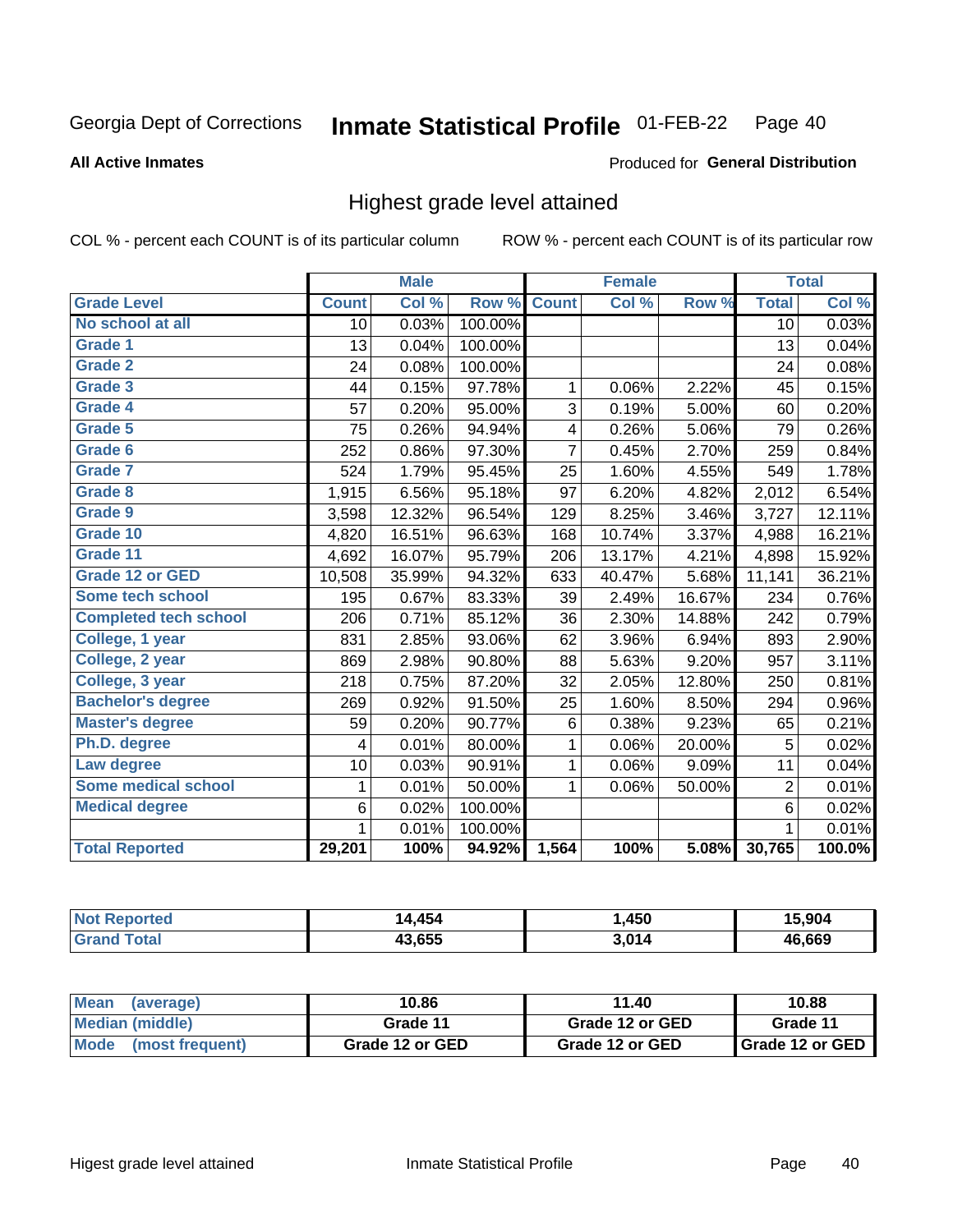Georgia Dept of Corrections **Inmate Statistical Profile** 01-FEB-22 Page 40

**All Active Inmates**

Produced for **General Distribution**

## Highest grade level attained

COL % - percent each COUNT is of its particular column

ROW % - percent each COUNT is of its particular row

| | Male | | | Female | | | Total | |
|---|---|---|---|---|---|---|---|---|
| **Grade Level** | **Count** | **Col %** | **Row %** | **Count** | **Col %** | **Row %** | **Total** | **Col %** |
| **No school at all** | 10 | 0.03% | 100.00% | | | | 10 | 0.03% |
| **Grade 1** | 13 | 0.04% | 100.00% | | | | 13 | 0.04% |
| **Grade 2** | 24 | 0.08% | 100.00% | | | | 24 | 0.08% |
| **Grade 3** | 44 | 0.15% | 97.78% | 1 | 0.06% | 2.22% | 45 | 0.15% |
| **Grade 4** | 57 | 0.20% | 95.00% | 3 | 0.19% | 5.00% | 60 | 0.20% |
| **Grade 5** | 75 | 0.26% | 94.94% | 4 | 0.26% | 5.06% | 79 | 0.26% |
| **Grade 6** | 252 | 0.86% | 97.30% | 7 | 0.45% | 2.70% | 259 | 0.84% |
| **Grade 7** | 524 | 1.79% | 95.45% | 25 | 1.60% | 4.55% | 549 | 1.78% |
| **Grade 8** | 1,915 | 6.56% | 95.18% | 97 | 6.20% | 4.82% | 2,012 | 6.54% |
| **Grade 9** | 3,598 | 12.32% | 96.54% | 129 | 8.25% | 3.46% | 3,727 | 12.11% |
| **Grade 10** | 4,820 | 16.51% | 96.63% | 168 | 10.74% | 3.37% | 4,988 | 16.21% |
| **Grade 11** | 4,692 | 16.07% | 95.79% | 206 | 13.17% | 4.21% | 4,898 | 15.92% |
| **Grade 12 or GED** | 10,508 | 35.99% | 94.32% | 633 | 40.47% | 5.68% | 11,141 | 36.21% |
| **Some tech school** | 195 | 0.67% | 83.33% | 39 | 2.49% | 16.67% | 234 | 0.76% |
| **Completed tech school** | 206 | 0.71% | 85.12% | 36 | 2.30% | 14.88% | 242 | 0.79% |
| **College, 1 year** | 831 | 2.85% | 93.06% | 62 | 3.96% | 6.94% | 893 | 2.90% |
| **College, 2 year** | 869 | 2.98% | 90.80% | 88 | 5.63% | 9.20% | 957 | 3.11% |
| **College, 3 year** | 218 | 0.75% | 87.20% | 32 | 2.05% | 12.80% | 250 | 0.81% |
| **Bachelor's degree** | 269 | 0.92% | 91.50% | 25 | 1.60% | 8.50% | 294 | 0.96% |
| **Master's degree** | 59 | 0.20% | 90.77% | 6 | 0.38% | 9.23% | 65 | 0.21% |
| **Ph.D. degree** | 4 | 0.01% | 80.00% | 1 | 0.06% | 20.00% | 5 | 0.02% |
| **Law degree** | 10 | 0.03% | 90.91% | 1 | 0.06% | 9.09% | 11 | 0.04% |
| **Some medical school** | 1 | 0.01% | 50.00% | 1 | 0.06% | 50.00% | 2 | 0.01% |
| **Medical degree** | 6 | 0.02% | 100.00% | | | | 6 | 0.02% |
| | 1 | 0.01% | 100.00% | | | | 1 | 0.01% |
| **Total Reported** | **29,201** | **100%** | **94.92%** | **1,564** | **100%** | **5.08%** | **30,765** | **100.0%** |

| | Male | Female | Total |
|---|---|---|---|
| **Not Reported** | **14,454** | **1,450** | **15,904** |
| **Grand Total** | **43,655** | **3,014** | **46,669** |

| | Male | Female | Total |
|---|---|---|---|
| **Mean (average)** | **10.86** | **11.40** | **10.88** |
| **Median (middle)** | **Grade 11** | **Grade 12 or GED** | **Grade 11** |
| **Mode (most frequent)** | **Grade 12 or GED** | **Grade 12 or GED** | **Grade 12 or GED** |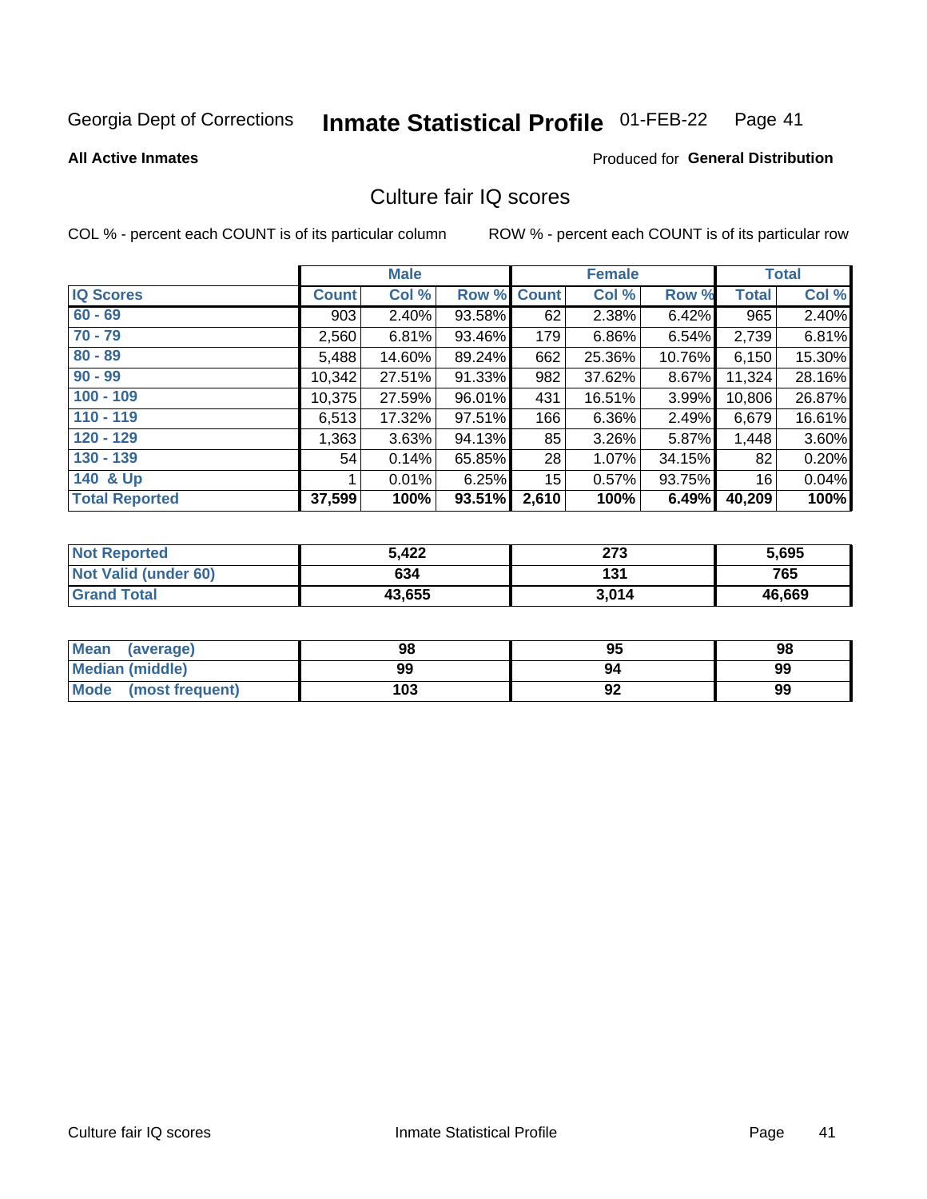Georgia Dept of Corrections **Inmate Statistical Profile** 01-FEB-22

**All Active Inmates**

Produced for **General Distribution**

## Culture fair IQ scores

COL % - percent each COUNT is of its particular column

ROW % - percent each COUNT is of its particular row

| | Male | | | Female | | | Total | |
|---|---|---|---|---|---|---|---|---|
| **IQ Scores** | **Count** | **Col %** | **Row %** | **Count** | **Col %** | **Row %** | **Total** | **Col %** |
| 60 - 69 | 903 | 2.40% | 93.58% | 62 | 2.38% | 6.42% | 965 | 2.40% |
| 70 - 79 | 2,560 | 6.81% | 93.46% | 179 | 6.86% | 6.54% | 2,739 | 6.81% |
| 80 - 89 | 5,488 | 14.60% | 89.24% | 662 | 25.36% | 10.76% | 6,150 | 15.30% |
| 90 - 99 | 10,342 | 27.51% | 91.33% | 982 | 37.62% | 8.67% | 11,324 | 28.16% |
| 100 - 109 | 10,375 | 27.59% | 96.01% | 431 | 16.51% | 3.99% | 10,806 | 26.87% |
| 110 - 119 | 6,513 | 17.32% | 97.51% | 166 | 6.36% | 2.49% | 6,679 | 16.61% |
| 120 - 129 | 1,363 | 3.63% | 94.13% | 85 | 3.26% | 5.87% | 1,448 | 3.60% |
| 130 - 139 | 54 | 0.14% | 65.85% | 28 | 1.07% | 34.15% | 82 | 0.20% |
| 140 & Up | 1 | 0.01% | 6.25% | 15 | 0.57% | 93.75% | 16 | 0.04% |
| **Total Reported** | **37,599** | **100%** | **93.51%** | **2,610** | **100%** | **6.49%** | **40,209** | **100%** |

| | Male | Female | Total |
|---|---|---|---|
| Not Reported | 5,422 | 273 | 5,695 |
| Not Valid (under 60) | 634 | 131 | 765 |
| Grand Total | 43,655 | 3,014 | 46,669 |

| | Male | Female | Total |
|---|---|---|---|
| Mean (average) | 98 | 95 | 98 |
| Median (middle) | 99 | 94 | 99 |
| Mode (most frequent) | 103 | 92 | 99 |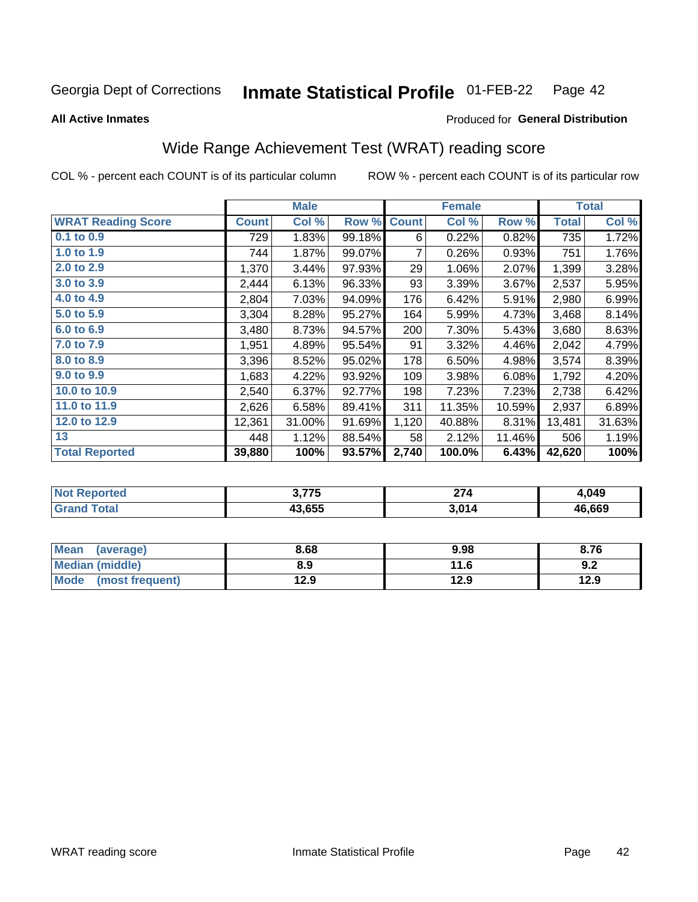Georgia Dept of Corrections **Inmate Statistical Profile** 01-FEB-22

**All Active Inmates**

Produced for **General Distribution**

## Wide Range Achievement Test (WRAT) reading score

COL % - percent each COUNT is of its particular column ROW % - percent each COUNT is of its particular row

| | Male | | | Female | | | Total | |
|---|---|---|---|---|---|---|---|---|
| **WRAT Reading Score** | **Count** | **Col %** | **Row %** | **Count** | **Col %** | **Row %** | **Total** | **Col %** |
| 0.1 to 0.9 | 729 | 1.83% | 99.18% | 6 | 0.22% | 0.82% | 735 | 1.72% |
| 1.0 to 1.9 | 744 | 1.87% | 99.07% | 7 | 0.26% | 0.93% | 751 | 1.76% |
| 2.0 to 2.9 | 1,370 | 3.44% | 97.93% | 29 | 1.06% | 2.07% | 1,399 | 3.28% |
| 3.0 to 3.9 | 2,444 | 6.13% | 96.33% | 93 | 3.39% | 3.67% | 2,537 | 5.95% |
| 4.0 to 4.9 | 2,804 | 7.03% | 94.09% | 176 | 6.42% | 5.91% | 2,980 | 6.99% |
| 5.0 to 5.9 | 3,304 | 8.28% | 95.27% | 164 | 5.99% | 4.73% | 3,468 | 8.14% |
| 6.0 to 6.9 | 3,480 | 8.73% | 94.57% | 200 | 7.30% | 5.43% | 3,680 | 8.63% |
| 7.0 to 7.9 | 1,951 | 4.89% | 95.54% | 91 | 3.32% | 4.46% | 2,042 | 4.79% |
| 8.0 to 8.9 | 3,396 | 8.52% | 95.02% | 178 | 6.50% | 4.98% | 3,574 | 8.39% |
| 9.0 to 9.9 | 1,683 | 4.22% | 93.92% | 109 | 3.98% | 6.08% | 1,792 | 4.20% |
| 10.0 to 10.9 | 2,540 | 6.37% | 92.77% | 198 | 7.23% | 7.23% | 2,738 | 6.42% |
| 11.0 to 11.9 | 2,626 | 6.58% | 89.41% | 311 | 11.35% | 10.59% | 2,937 | 6.89% |
| 12.0 to 12.9 | 12,361 | 31.00% | 91.69% | 1,120 | 40.88% | 8.31% | 13,481 | 31.63% |
| 13 | 448 | 1.12% | 88.54% | 58 | 2.12% | 11.46% | 506 | 1.19% |
| **Total Reported** | **39,880** | **100%** | **93.57%** | **2,740** | **100.0%** | **6.43%** | **42,620** | **100%** |

| | Male | Female | Total |
|---|---|---|---|
| Not Reported | 3,775 | 274 | 4,049 |
| Grand Total | 43,655 | 3,014 | 46,669 |

| | Male | Female | Total |
|---|---|---|---|
| Mean (average) | 8.68 | 9.98 | 8.76 |
| Median (middle) | 8.9 | 11.6 | 9.2 |
| Mode (most frequent) | 12.9 | 12.9 | 12.9 |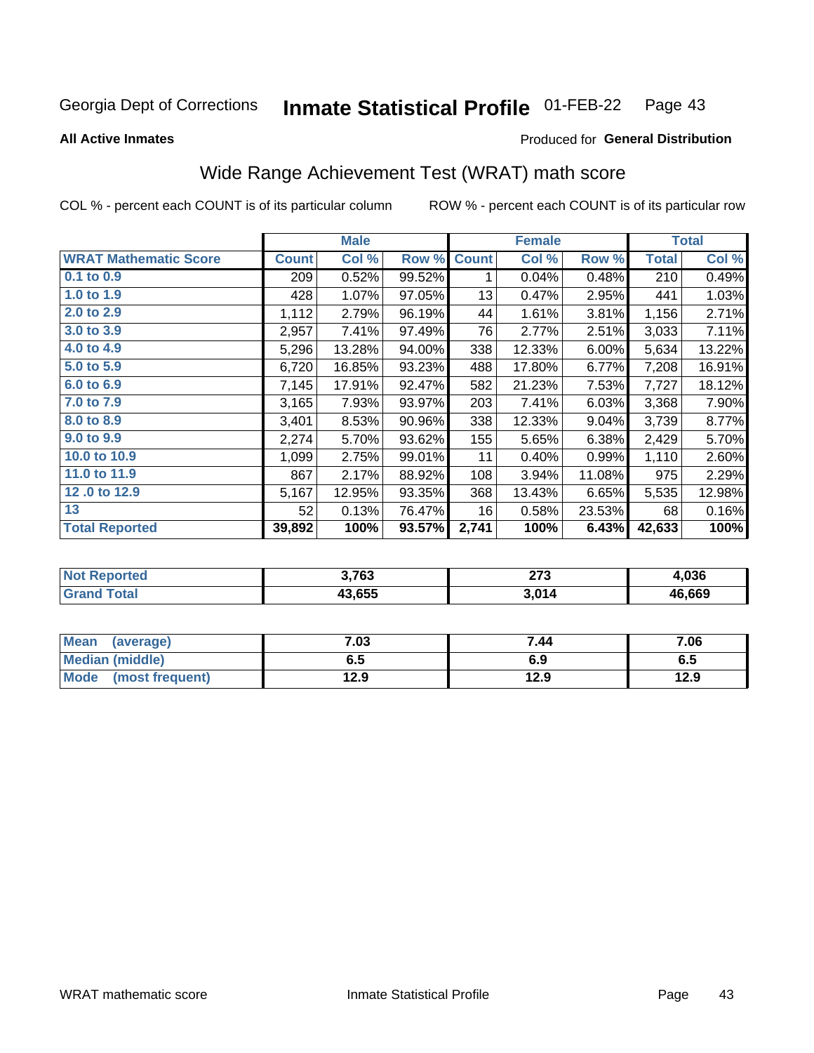Georgia Dept of Corrections **Inmate Statistical Profile** 01-FEB-22

**All Active Inmates** Produced for **General Distribution**

## Wide Range Achievement Test (WRAT) math score

COL % - percent each COUNT is of its particular column ROW % - percent each COUNT is of its particular row

| | Male | | | Female | | | Total | |
|---|---|---|---|---|---|---|---|---|
| **WRAT Mathematic Score** | **Count** | **Col %** | **Row %** | **Count** | **Col %** | **Row %** | **Total** | **Col %** |
| 0.1 to 0.9 | 209 | 0.52% | 99.52% | 1 | 0.04% | 0.48% | 210 | 0.49% |
| 1.0 to 1.9 | 428 | 1.07% | 97.05% | 13 | 0.47% | 2.95% | 441 | 1.03% |
| 2.0 to 2.9 | 1,112 | 2.79% | 96.19% | 44 | 1.61% | 3.81% | 1,156 | 2.71% |
| 3.0 to 3.9 | 2,957 | 7.41% | 97.49% | 76 | 2.77% | 2.51% | 3,033 | 7.11% |
| 4.0 to 4.9 | 5,296 | 13.28% | 94.00% | 338 | 12.33% | 6.00% | 5,634 | 13.22% |
| 5.0 to 5.9 | 6,720 | 16.85% | 93.23% | 488 | 17.80% | 6.77% | 7,208 | 16.91% |
| 6.0 to 6.9 | 7,145 | 17.91% | 92.47% | 582 | 21.23% | 7.53% | 7,727 | 18.12% |
| 7.0 to 7.9 | 3,165 | 7.93% | 93.97% | 203 | 7.41% | 6.03% | 3,368 | 7.90% |
| 8.0 to 8.9 | 3,401 | 8.53% | 90.96% | 338 | 12.33% | 9.04% | 3,739 | 8.77% |
| 9.0 to 9.9 | 2,274 | 5.70% | 93.62% | 155 | 5.65% | 6.38% | 2,429 | 5.70% |
| 10.0 to 10.9 | 1,099 | 2.75% | 99.01% | 11 | 0.40% | 0.99% | 1,110 | 2.60% |
| 11.0 to 11.9 | 867 | 2.17% | 88.92% | 108 | 3.94% | 11.08% | 975 | 2.29% |
| 12 .0 to 12.9 | 5,167 | 12.95% | 93.35% | 368 | 13.43% | 6.65% | 5,535 | 12.98% |
| 13 | 52 | 0.13% | 76.47% | 16 | 0.58% | 23.53% | 68 | 0.16% |
| **Total Reported** | **39,892** | **100%** | **93.57%** | **2,741** | **100%** | **6.43%** | **42,633** | **100%** |

| | Male | Female | Total |
|---|---|---|---|
| Not Reported | 3,763 | 273 | 4,036 |
| Grand Total | 43,655 | 3,014 | 46,669 |

| | Male | Female | Total |
|---|---|---|---|
| Mean (average) | 7.03 | 7.44 | 7.06 |
| Median (middle) | 6.5 | 6.9 | 6.5 |
| Mode (most frequent) | 12.9 | 12.9 | 12.9 |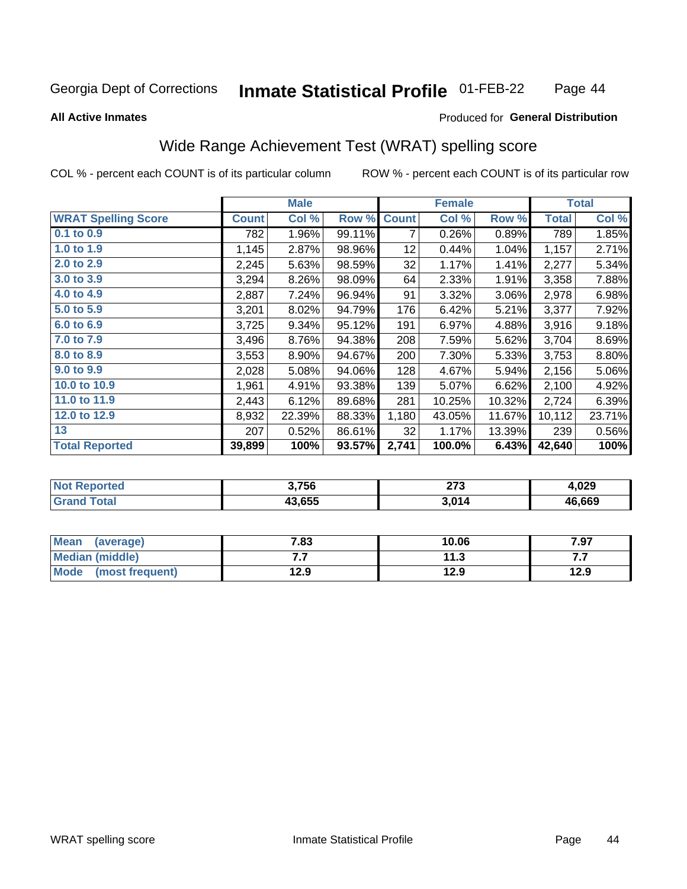Georgia Dept of Corrections **Inmate Statistical Profile** 01-FEB-22

**All Active Inmates**

Produced for **General Distribution**

## Wide Range Achievement Test (WRAT) spelling score

COL % - percent each COUNT is of its particular column ROW % - percent each COUNT is of its particular row

| | Male | | | Female | | | Total | |
|---|---|---|---|---|---|---|---|---|
| **WRAT Spelling Score** | **Count** | **Col %** | **Row %** | **Count** | **Col %** | **Row %** | **Total** | **Col %** |
| **0.1 to 0.9** | 782 | 1.96% | 99.11% | 7 | 0.26% | 0.89% | 789 | 1.85% |
| **1.0 to 1.9** | 1,145 | 2.87% | 98.96% | 12 | 0.44% | 1.04% | 1,157 | 2.71% |
| **2.0 to 2.9** | 2,245 | 5.63% | 98.59% | 32 | 1.17% | 1.41% | 2,277 | 5.34% |
| **3.0 to 3.9** | 3,294 | 8.26% | 98.09% | 64 | 2.33% | 1.91% | 3,358 | 7.88% |
| **4.0 to 4.9** | 2,887 | 7.24% | 96.94% | 91 | 3.32% | 3.06% | 2,978 | 6.98% |
| **5.0 to 5.9** | 3,201 | 8.02% | 94.79% | 176 | 6.42% | 5.21% | 3,377 | 7.92% |
| **6.0 to 6.9** | 3,725 | 9.34% | 95.12% | 191 | 6.97% | 4.88% | 3,916 | 9.18% |
| **7.0 to 7.9** | 3,496 | 8.76% | 94.38% | 208 | 7.59% | 5.62% | 3,704 | 8.69% |
| **8.0 to 8.9** | 3,553 | 8.90% | 94.67% | 200 | 7.30% | 5.33% | 3,753 | 8.80% |
| **9.0 to 9.9** | 2,028 | 5.08% | 94.06% | 128 | 4.67% | 5.94% | 2,156 | 5.06% |
| **10.0 to 10.9** | 1,961 | 4.91% | 93.38% | 139 | 5.07% | 6.62% | 2,100 | 4.92% |
| **11.0 to 11.9** | 2,443 | 6.12% | 89.68% | 281 | 10.25% | 10.32% | 2,724 | 6.39% |
| **12.0 to 12.9** | 8,932 | 22.39% | 88.33% | 1,180 | 43.05% | 11.67% | 10,112 | 23.71% |
| **13** | 207 | 0.52% | 86.61% | 32 | 1.17% | 13.39% | 239 | 0.56% |
| **Total Reported** | **39,899** | **100%** | **93.57%** | **2,741** | **100.0%** | **6.43%** | **42,640** | **100%** |

| | Male | Female | Total |
|---|---|---|---|
| **Not Reported** | **3,756** | **273** | **4,029** |
| **Grand Total** | **43,655** | **3,014** | **46,669** |

| | Male | Female | Total |
|---|---|---|---|
| **Mean (average)** | **7.83** | **10.06** | **7.97** |
| **Median (middle)** | **7.7** | **11.3** | **7.7** |
| **Mode (most frequent)** | **12.9** | **12.9** | **12.9** |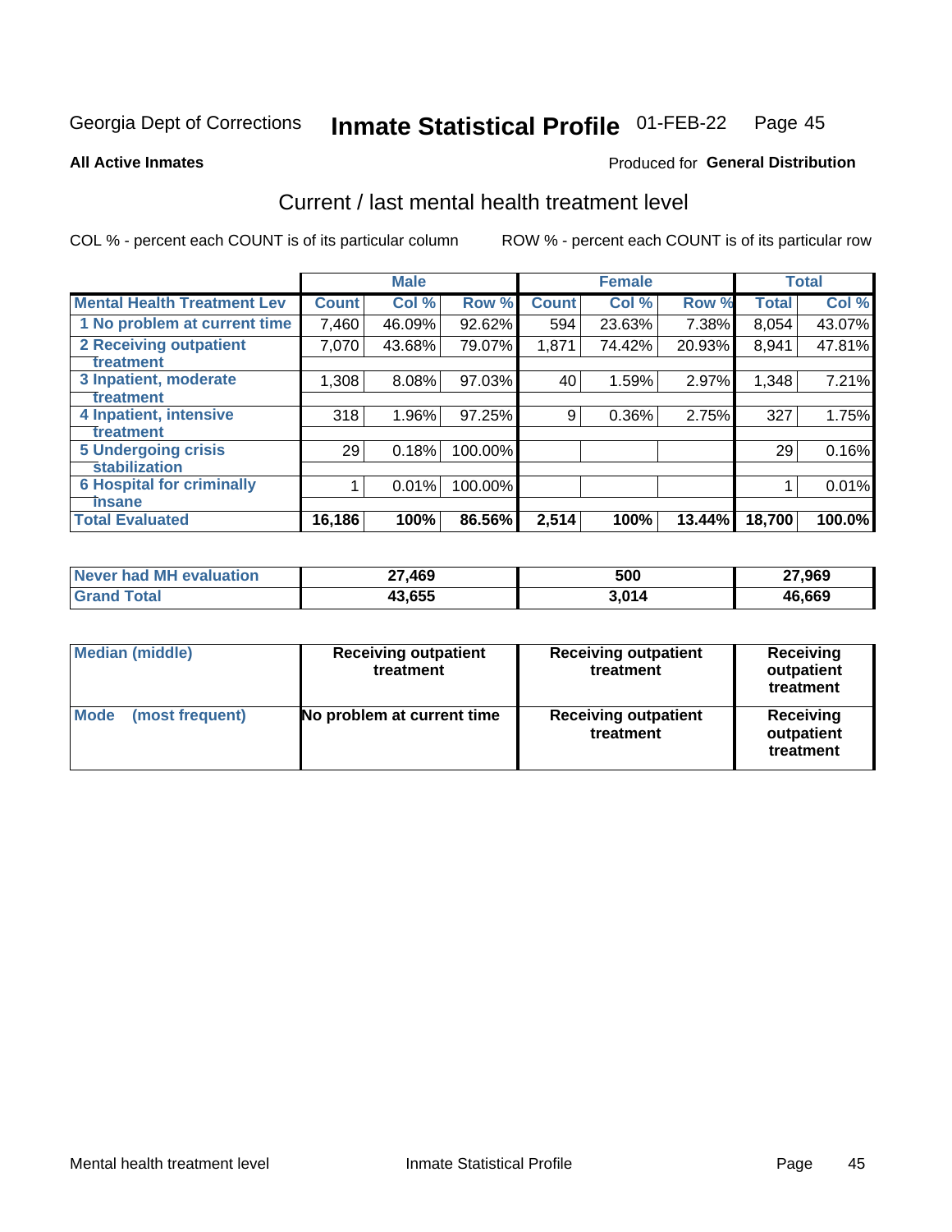Georgia Dept of Corrections **Inmate Statistical Profile** 01-FEB-22

**All Active Inmates**

Produced for **General Distribution**

## Current / last mental health treatment level

COL % - percent each COUNT is of its particular column

ROW % - percent each COUNT is of its particular row

| | Male | | | Female | | | Total | |
|---|---|---|---|---|---|---|---|---|
| **Mental Health Treatment Lev** | **Count** | **Col %** | **Row %** | **Count** | **Col %** | **Row %** | **Total** | **Col %** |
| 1 No problem at current time | 7,460 | 46.09% | 92.62% | 594 | 23.63% | 7.38% | 8,054 | 43.07% |
| 2 Receiving outpatient treatment | 7,070 | 43.68% | 79.07% | 1,871 | 74.42% | 20.93% | 8,941 | 47.81% |
| 3 Inpatient, moderate treatment | 1,308 | 8.08% | 97.03% | 40 | 1.59% | 2.97% | 1,348 | 7.21% |
| 4 Inpatient, intensive treatment | 318 | 1.96% | 97.25% | 9 | 0.36% | 2.75% | 327 | 1.75% |
| 5 Undergoing crisis stabilization | 29 | 0.18% | 100.00% | | | | 29 | 0.16% |
| 6 Hospital for criminally insane | 1 | 0.01% | 100.00% | | | | 1 | 0.01% |
| **Total Evaluated** | **16,186** | **100%** | **86.56%** | **2,514** | **100%** | **13.44%** | **18,700** | **100.0%** |

| | Male | Female | Total |
|---|---|---|---|
| **Never had MH evaluation** | **27,469** | **500** | **27,969** |
| **Grand Total** | **43,655** | **3,014** | **46,669** |

| | Male | Female | Total |
|---|---|---|---|
| **Median (middle)** | **Receiving outpatient treatment** | **Receiving outpatient treatment** | **Receiving outpatient treatment** |
| **Mode (most frequent)** | **No problem at current time** | **Receiving outpatient treatment** | **Receiving outpatient treatment** |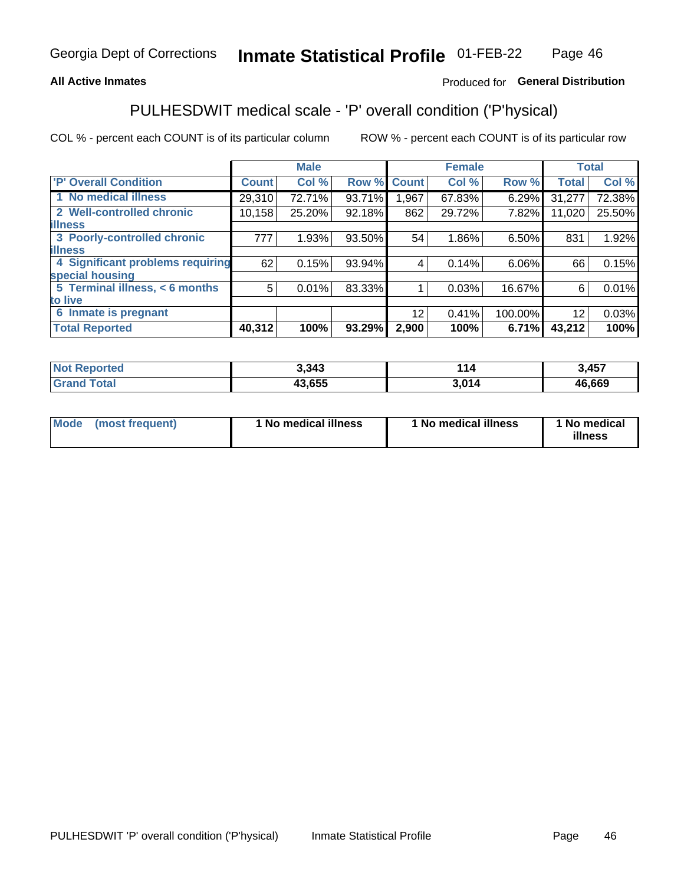# Georgia Dept of Corrections — Inmate Statistical Profile — 01-FEB-22

**All Active Inmates**

Produced for **General Distribution**

## PULHESDWIT medical scale - 'P' overall condition ('P'hysical)

COL % - percent each COUNT is of its particular column

ROW % - percent each COUNT is of its particular row

| | Male | | | Female | | | Total | |
|---|---|---|---|---|---|---|---|---|
| **'P' Overall Condition** | **Count** | **Col %** | **Row %** | **Count** | **Col %** | **Row %** | **Total** | **Col %** |
| 1 No medical illness | 29,310 | 72.71% | 93.71% | 1,967 | 67.83% | 6.29% | 31,277 | 72.38% |
| 2 Well-controlled chronic illness | 10,158 | 25.20% | 92.18% | 862 | 29.72% | 7.82% | 11,020 | 25.50% |
| 3 Poorly-controlled chronic illness | 777 | 1.93% | 93.50% | 54 | 1.86% | 6.50% | 831 | 1.92% |
| 4 Significant problems requiring special housing | 62 | 0.15% | 93.94% | 4 | 0.14% | 6.06% | 66 | 0.15% |
| 5 Terminal illness, < 6 months to live | 5 | 0.01% | 83.33% | 1 | 0.03% | 16.67% | 6 | 0.01% |
| 6 Inmate is pregnant | | | | 12 | 0.41% | 100.00% | 12 | 0.03% |
| **Total Reported** | **40,312** | **100%** | **93.29%** | **2,900** | **100%** | **6.71%** | **43,212** | **100%** |

| | Male | Female | Total |
|---|---|---|---|
| Not Reported | 3,343 | 114 | 3,457 |
| Grand Total | 43,655 | 3,014 | 46,669 |

| | Male | Female | Total |
|---|---|---|---|
| Mode (most frequent) | 1 No medical illness | 1 No medical illness | 1 No medical illness |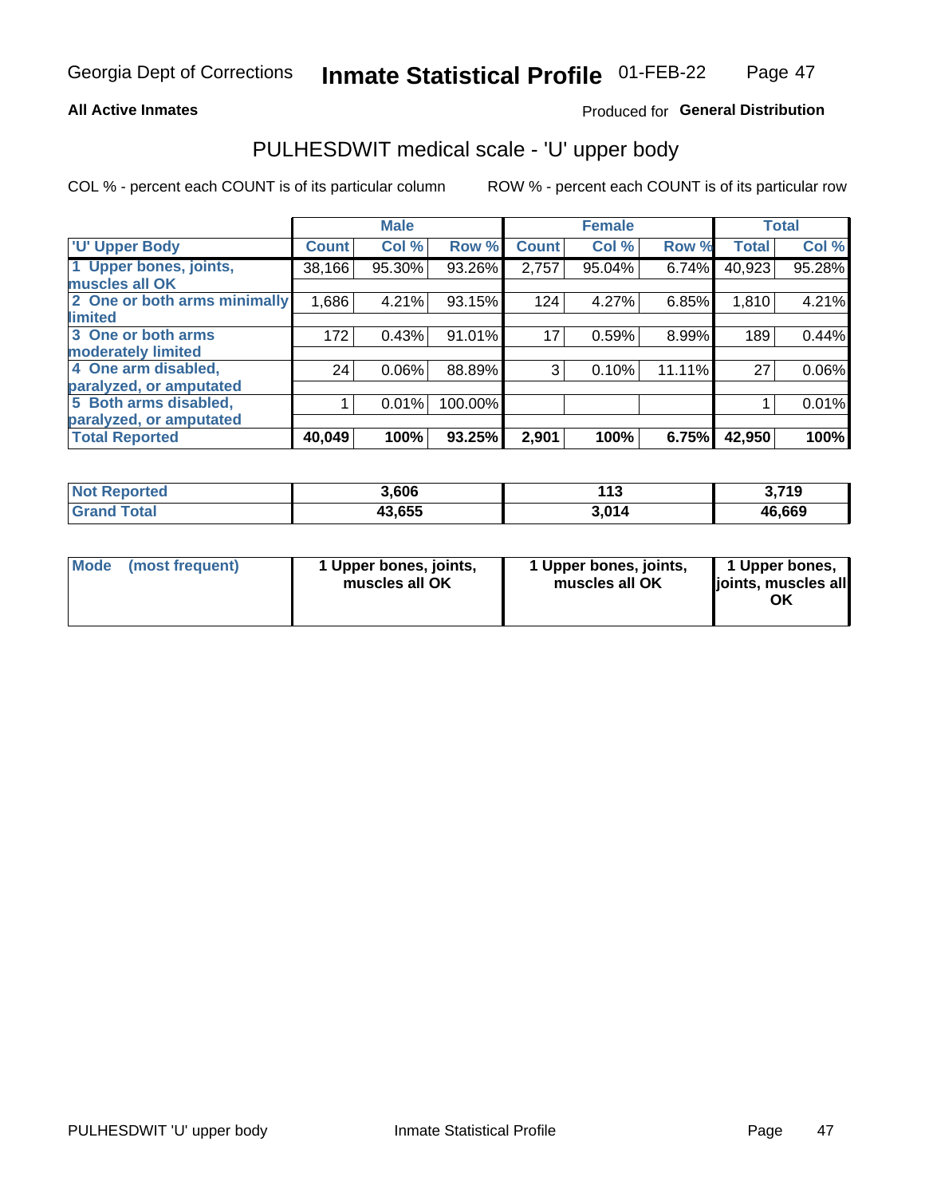**All Active Inmates**

Produced for **General Distribution**

## PULHESDWIT medical scale - 'U' upper body

COL % - percent each COUNT is of its particular column

ROW % - percent each COUNT is of its particular row

| | Male | | | Female | | | Total | |
|---|---|---|---|---|---|---|---|---|
| 'U' Upper Body | Count | Col % | Row % | Count | Col % | Row % | Total | Col % |
| 1 Upper bones, joints, muscles all OK | 38,166 | 95.30% | 93.26% | 2,757 | 95.04% | 6.74% | 40,923 | 95.28% |
| 2 One or both arms minimally limited | 1,686 | 4.21% | 93.15% | 124 | 4.27% | 6.85% | 1,810 | 4.21% |
| 3 One or both arms moderately limited | 172 | 0.43% | 91.01% | 17 | 0.59% | 8.99% | 189 | 0.44% |
| 4 One arm disabled, paralyzed, or amputated | 24 | 0.06% | 88.89% | 3 | 0.10% | 11.11% | 27 | 0.06% |
| 5 Both arms disabled, paralyzed, or amputated | 1 | 0.01% | 100.00% | | | | 1 | 0.01% |
| **Total Reported** | **40,049** | **100%** | **93.25%** | **2,901** | **100%** | **6.75%** | **42,950** | **100%** |

| | Male | Female | Total |
|---|---|---|---|
| **Not Reported** | **3,606** | **113** | **3,719** |
| **Grand Total** | **43,655** | **3,014** | **46,669** |

| | Male | Female | Total |
|---|---|---|---|
| **Mode (most frequent)** | **1 Upper bones, joints, muscles all OK** | **1 Upper bones, joints, muscles all OK** | **1 Upper bones, joints, muscles all OK** |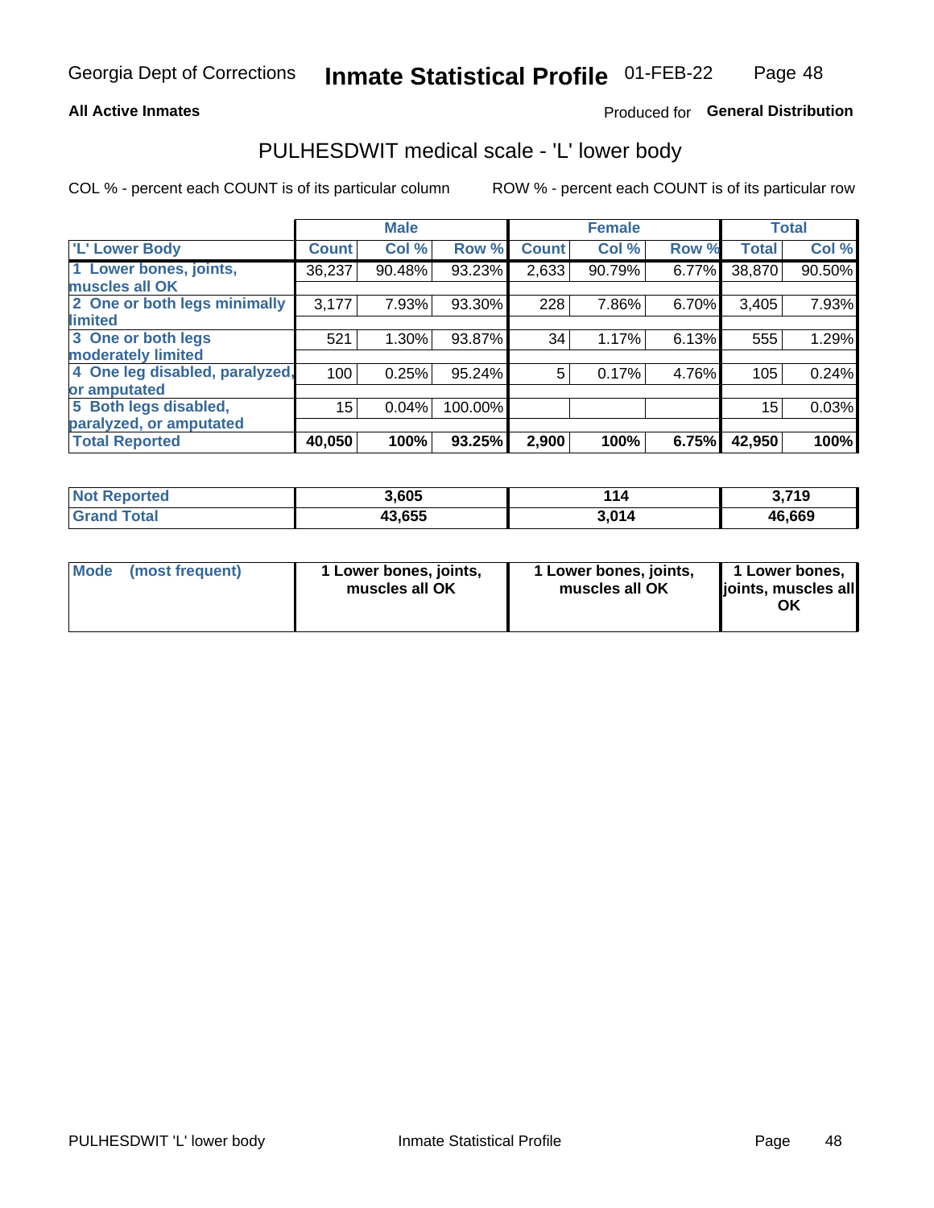Georgia Dept of Corrections **Inmate Statistical Profile** 01-FEB-22

**All Active Inmates**

Produced for **General Distribution**

## PULHESDWIT medical scale - 'L' lower body

COL % - percent each COUNT is of its particular column

ROW % - percent each COUNT is of its particular row

| | Male | | | Female | | | Total | |
|---|---|---|---|---|---|---|---|---|
| 'L' Lower Body | Count | Col % | Row % | Count | Col % | Row % | Total | Col % |
| 1 Lower bones, joints, muscles all OK | 36,237 | 90.48% | 93.23% | 2,633 | 90.79% | 6.77% | 38,870 | 90.50% |
| 2 One or both legs minimally limited | 3,177 | 7.93% | 93.30% | 228 | 7.86% | 6.70% | 3,405 | 7.93% |
| 3 One or both legs moderately limited | 521 | 1.30% | 93.87% | 34 | 1.17% | 6.13% | 555 | 1.29% |
| 4 One leg disabled, paralyzed, or amputated | 100 | 0.25% | 95.24% | 5 | 0.17% | 4.76% | 105 | 0.24% |
| 5 Both legs disabled, paralyzed, or amputated | 15 | 0.04% | 100.00% | | | | 15 | 0.03% |
| **Total Reported** | **40,050** | **100%** | **93.25%** | **2,900** | **100%** | **6.75%** | **42,950** | **100%** |

| | Male | Female | Total |
|---|---|---|---|
| **Not Reported** | **3,605** | **114** | **3,719** |
| **Grand Total** | **43,655** | **3,014** | **46,669** |

| Mode (most frequent) | Male | Female | Total |
|---|---|---|---|
| | **1 Lower bones, joints, muscles all OK** | **1 Lower bones, joints, muscles all OK** | **1 Lower bones, joints, muscles all OK** |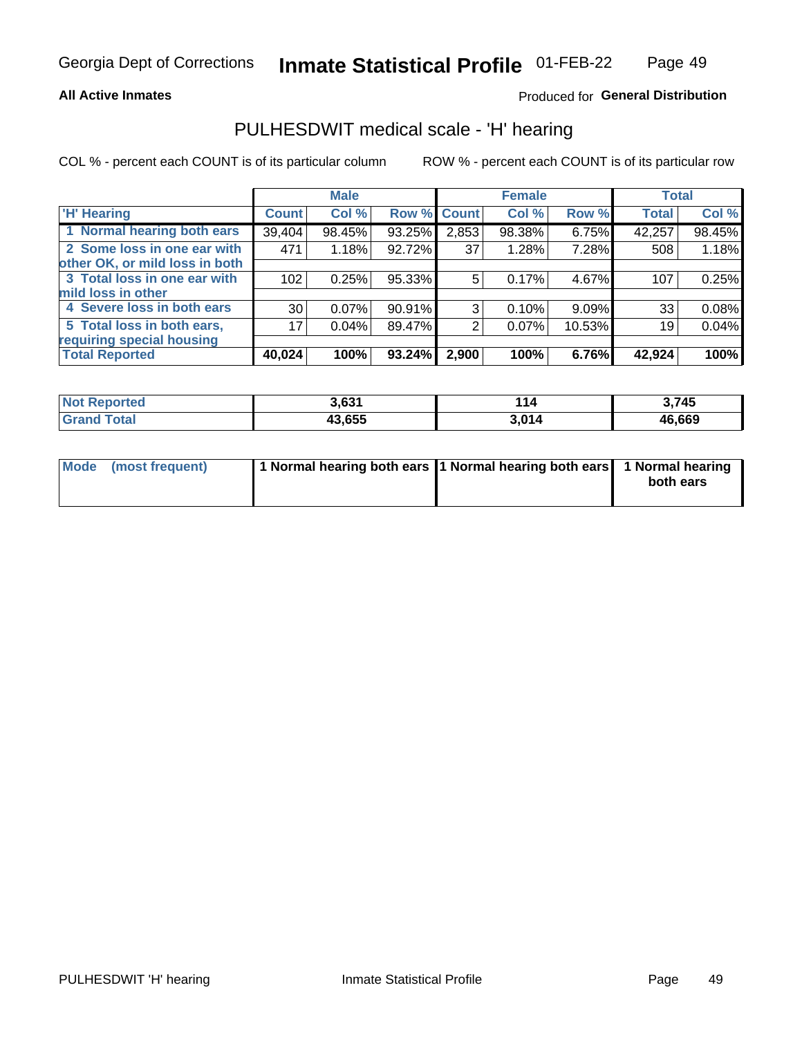**All Active Inmates**

Produced for **General Distribution**

## PULHESDWIT medical scale - 'H' hearing

COL % - percent each COUNT is of its particular column

ROW % - percent each COUNT is of its particular row

| | Male | | | Female | | | Total | |
|---|---|---|---|---|---|---|---|---|
| 'H' Hearing | Count | Col % | Row % | Count | Col % | Row % | Total | Col % |
| 1 Normal hearing both ears | 39,404 | 98.45% | 93.25% | 2,853 | 98.38% | 6.75% | 42,257 | 98.45% |
| 2 Some loss in one ear with other OK, or mild loss in both | 471 | 1.18% | 92.72% | 37 | 1.28% | 7.28% | 508 | 1.18% |
| 3 Total loss in one ear with mild loss in other | 102 | 0.25% | 95.33% | 5 | 0.17% | 4.67% | 107 | 0.25% |
| 4 Severe loss in both ears | 30 | 0.07% | 90.91% | 3 | 0.10% | 9.09% | 33 | 0.08% |
| 5 Total loss in both ears, requiring special housing | 17 | 0.04% | 89.47% | 2 | 0.07% | 10.53% | 19 | 0.04% |
| **Total Reported** | **40,024** | **100%** | **93.24%** | **2,900** | **100%** | **6.76%** | **42,924** | **100%** |

| | Male | Female | Total |
|---|---|---|---|
| Not Reported | 3,631 | 114 | 3,745 |
| Grand Total | 43,655 | 3,014 | 46,669 |

| | Male | Female | Total |
|---|---|---|---|
| Mode (most frequent) | 1 Normal hearing both ears | 1 Normal hearing both ears | 1 Normal hearing both ears |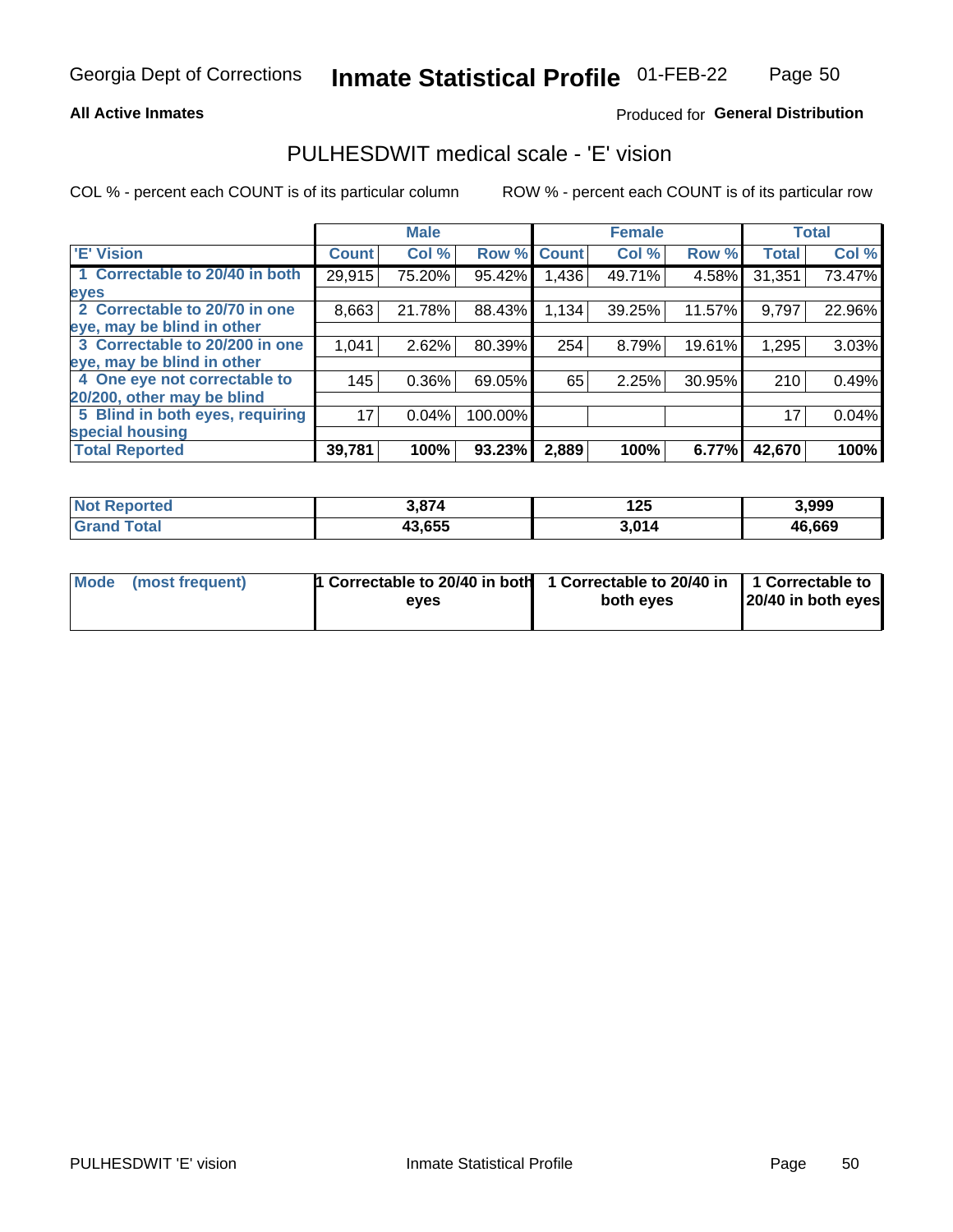Georgia Dept of Corrections **Inmate Statistical Profile** 01-FEB-22

**All Active Inmates**

Produced for **General Distribution**

## PULHESDWIT medical scale - 'E' vision

COL % - percent each COUNT is of its particular column

ROW % - percent each COUNT is of its particular row

| | Male | | | Female | | | Total | |
|---|---|---|---|---|---|---|---|---|
| **'E' Vision** | **Count** | **Col %** | **Row %** | **Count** | **Col %** | **Row %** | **Total** | **Col %** |
| **1 Correctable to 20/40 in both eyes** | 29,915 | 75.20% | 95.42% | 1,436 | 49.71% | 4.58% | 31,351 | 73.47% |
| **2 Correctable to 20/70 in one eye, may be blind in other** | 8,663 | 21.78% | 88.43% | 1,134 | 39.25% | 11.57% | 9,797 | 22.96% |
| **3 Correctable to 20/200 in one eye, may be blind in other** | 1,041 | 2.62% | 80.39% | 254 | 8.79% | 19.61% | 1,295 | 3.03% |
| **4 One eye not correctable to 20/200, other may be blind** | 145 | 0.36% | 69.05% | 65 | 2.25% | 30.95% | 210 | 0.49% |
| **5 Blind in both eyes, requiring special housing** | 17 | 0.04% | 100.00% | | | | 17 | 0.04% |
| **Total Reported** | **39,781** | **100%** | **93.23%** | **2,889** | **100%** | **6.77%** | **42,670** | **100%** |

| | Male | Female | Total |
|---|---|---|---|
| **Not Reported** | **3,874** | **125** | **3,999** |
| **Grand Total** | **43,655** | **3,014** | **46,669** |

| | Male | Female | Total |
|---|---|---|---|
| **Mode (most frequent)** | **1 Correctable to 20/40 in both eyes** | **1 Correctable to 20/40 in both eyes** | **1 Correctable to 20/40 in both eyes** |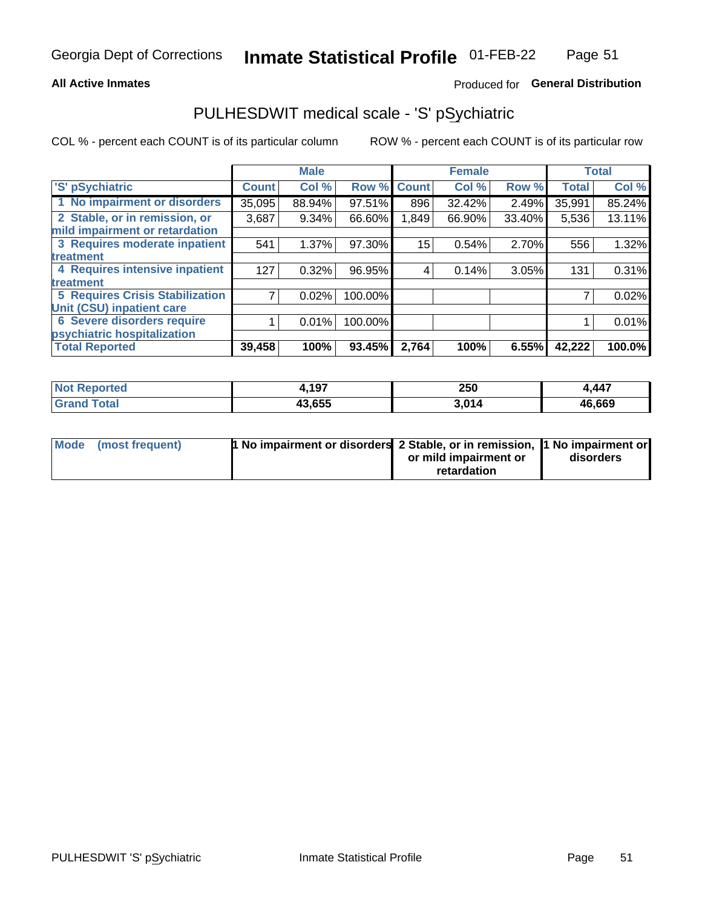**All Active Inmates**

Produced for **General Distribution**

## PULHESDWIT medical scale - 'S' pSychiatric

COL % - percent each COUNT is of its particular column

ROW % - percent each COUNT is of its particular row

| | Male | | | Female | | | Total | |
|---|---|---|---|---|---|---|---|---|
| 'S' pSychiatric | Count | Col % | Row % | Count | Col % | Row % | Total | Col % |
| 1 No impairment or disorders | 35,095 | 88.94% | 97.51% | 896 | 32.42% | 2.49% | 35,991 | 85.24% |
| 2 Stable, or in remission, or mild impairment or retardation | 3,687 | 9.34% | 66.60% | 1,849 | 66.90% | 33.40% | 5,536 | 13.11% |
| 3 Requires moderate inpatient treatment | 541 | 1.37% | 97.30% | 15 | 0.54% | 2.70% | 556 | 1.32% |
| 4 Requires intensive inpatient treatment | 127 | 0.32% | 96.95% | 4 | 0.14% | 3.05% | 131 | 0.31% |
| 5 Requires Crisis Stabilization Unit (CSU) inpatient care | 7 | 0.02% | 100.00% | | | | 7 | 0.02% |
| 6 Severe disorders require psychiatric hospitalization | 1 | 0.01% | 100.00% | | | | 1 | 0.01% |
| **Total Reported** | **39,458** | **100%** | **93.45%** | **2,764** | **100%** | **6.55%** | **42,222** | **100.0%** |

| | Male | Female | Total |
|---|---|---|---|
| Not Reported | 4,197 | 250 | 4,447 |
| Grand Total | 43,655 | 3,014 | 46,669 |

| | Male | Female | Total |
|---|---|---|---|
| Mode (most frequent) | 1 No impairment or disorders | 2 Stable, or in remission, or mild impairment or retardation | 1 No impairment or disorders |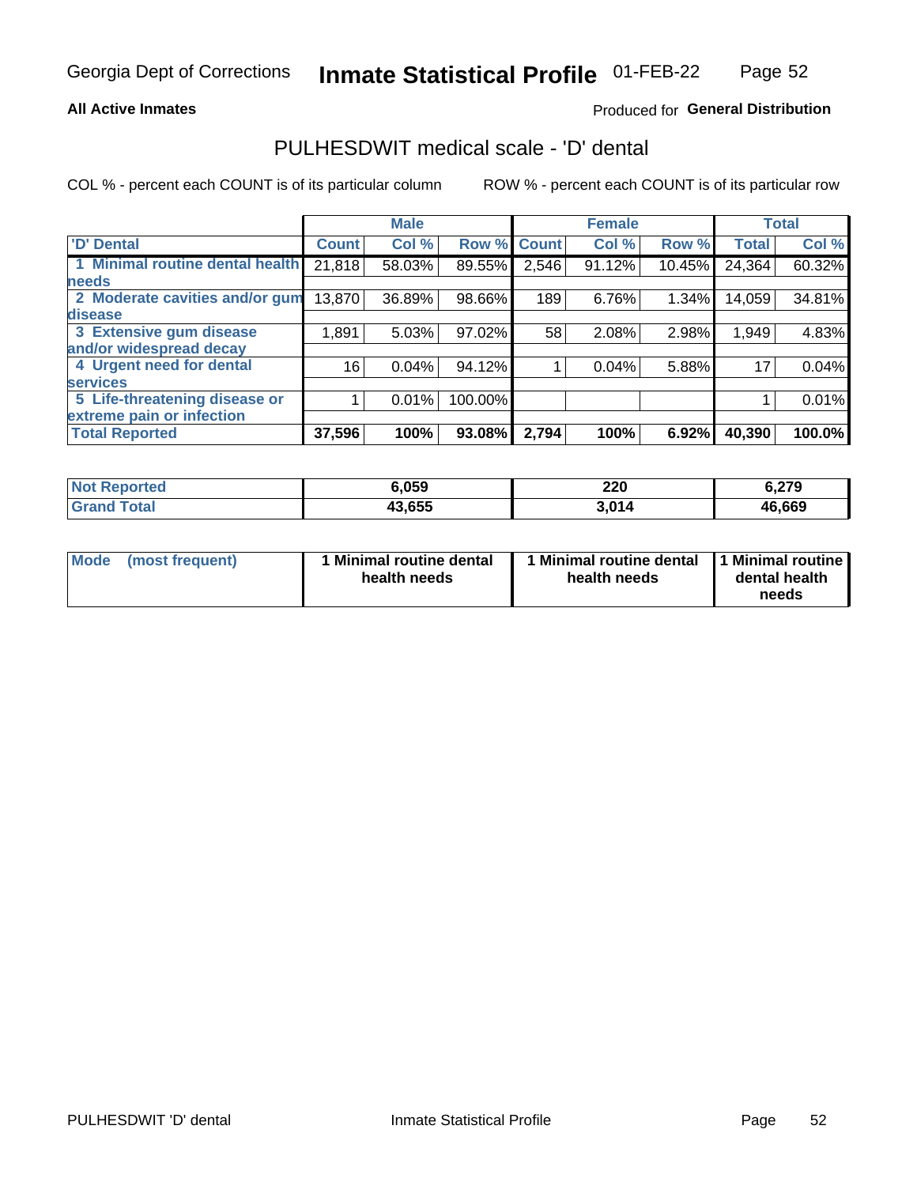Georgia Dept of Corrections **Inmate Statistical Profile** 01-FEB-22

**All Active Inmates**

Produced for **General Distribution**

## PULHESDWIT medical scale - 'D' dental

COL % - percent each COUNT is of its particular column

ROW % - percent each COUNT is of its particular row

| 'D' Dental | Male | | | Female | | | Total | |
|---|---|---|---|---|---|---|---|---|
| | Count | Col % | Row % | Count | Col % | Row % | Total | Col % |
| 1 Minimal routine dental health needs | 21,818 | 58.03% | 89.55% | 2,546 | 91.12% | 10.45% | 24,364 | 60.32% |
| 2 Moderate cavities and/or gum disease | 13,870 | 36.89% | 98.66% | 189 | 6.76% | 1.34% | 14,059 | 34.81% |
| 3 Extensive gum disease and/or widespread decay | 1,891 | 5.03% | 97.02% | 58 | 2.08% | 2.98% | 1,949 | 4.83% |
| 4 Urgent need for dental services | 16 | 0.04% | 94.12% | 1 | 0.04% | 5.88% | 17 | 0.04% |
| 5 Life-threatening disease or extreme pain or infection | 1 | 0.01% | 100.00% | | | | 1 | 0.01% |
| **Total Reported** | **37,596** | **100%** | **93.08%** | **2,794** | **100%** | **6.92%** | **40,390** | **100.0%** |

| | Male | Female | Total |
|---|---|---|---|
| **Not Reported** | **6,059** | **220** | **6,279** |
| **Grand Total** | **43,655** | **3,014** | **46,669** |

| Mode (most frequent) | Male | Female | Total |
|---|---|---|---|
| | **1 Minimal routine dental health needs** | **1 Minimal routine dental health needs** | **1 Minimal routine dental health needs** |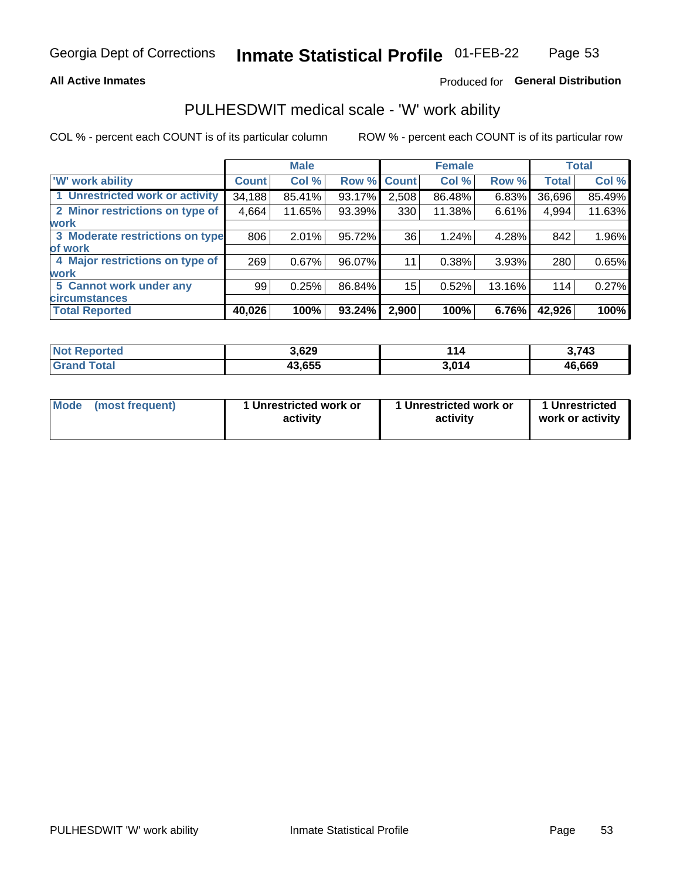Georgia Dept of Corrections **Inmate Statistical Profile** 01-FEB-22

**All Active Inmates**

Produced for **General Distribution**

## PULHESDWIT medical scale - 'W' work ability

COL % - percent each COUNT is of its particular column ROW % - percent each COUNT is of its particular row

| 'W' work ability | Male | | | Female | | | Total | |
|---|---|---|---|---|---|---|---|---|
| | Count | Col % | Row % | Count | Col % | Row % | Total | Col % |
| 1 Unrestricted work or activity | 34,188 | 85.41% | 93.17% | 2,508 | 86.48% | 6.83% | 36,696 | 85.49% |
| 2 Minor restrictions on type of work | 4,664 | 11.65% | 93.39% | 330 | 11.38% | 6.61% | 4,994 | 11.63% |
| 3 Moderate restrictions on type of work | 806 | 2.01% | 95.72% | 36 | 1.24% | 4.28% | 842 | 1.96% |
| 4 Major restrictions on type of work | 269 | 0.67% | 96.07% | 11 | 0.38% | 3.93% | 280 | 0.65% |
| 5 Cannot work under any circumstances | 99 | 0.25% | 86.84% | 15 | 0.52% | 13.16% | 114 | 0.27% |
| **Total Reported** | **40,026** | **100%** | **93.24%** | **2,900** | **100%** | **6.76%** | **42,926** | **100%** |

| | Male | Female | Total |
|---|---|---|---|
| Not Reported | 3,629 | 114 | 3,743 |
| Grand Total | 43,655 | 3,014 | 46,669 |

| | Male | Female | Total |
|---|---|---|---|
| Mode (most frequent) | 1 Unrestricted work or activity | 1 Unrestricted work or activity | 1 Unrestricted work or activity |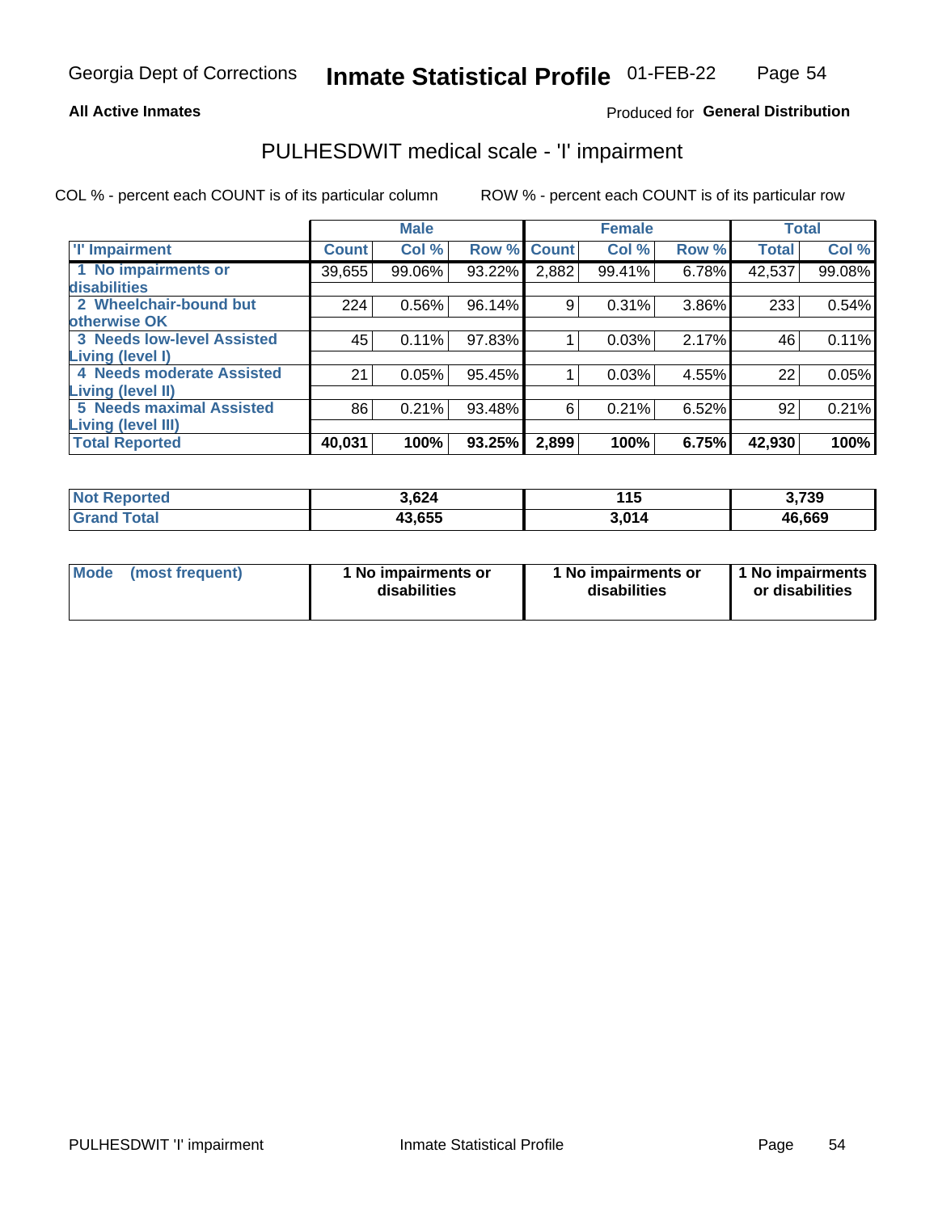Georgia Dept of Corrections **Inmate Statistical Profile** 01-FEB-22

**All Active Inmates**

Produced for **General Distribution**

## PULHESDWIT medical scale - 'I' impairment

COL % - percent each COUNT is of its particular column

ROW % - percent each COUNT is of its particular row

| | Male | | | Female | | | Total | |
|---|---|---|---|---|---|---|---|---|
| 'I' Impairment | Count | Col % | Row % | Count | Col % | Row % | Total | Col % |
| 1 No impairments or disabilities | 39,655 | 99.06% | 93.22% | 2,882 | 99.41% | 6.78% | 42,537 | 99.08% |
| 2 Wheelchair-bound but otherwise OK | 224 | 0.56% | 96.14% | 9 | 0.31% | 3.86% | 233 | 0.54% |
| 3 Needs low-level Assisted Living (level I) | 45 | 0.11% | 97.83% | 1 | 0.03% | 2.17% | 46 | 0.11% |
| 4 Needs moderate Assisted Living (level II) | 21 | 0.05% | 95.45% | 1 | 0.03% | 4.55% | 22 | 0.05% |
| 5 Needs maximal Assisted Living (level III) | 86 | 0.21% | 93.48% | 6 | 0.21% | 6.52% | 92 | 0.21% |
| **Total Reported** | **40,031** | **100%** | **93.25%** | **2,899** | **100%** | **6.75%** | **42,930** | **100%** |

| | Male | Female | Total |
|---|---|---|---|
| **Not Reported** | **3,624** | **115** | **3,739** |
| **Grand Total** | **43,655** | **3,014** | **46,669** |

| | Male | Female | Total |
|---|---|---|---|
| **Mode (most frequent)** | **1 No impairments or disabilities** | **1 No impairments or disabilities** | **1 No impairments or disabilities** |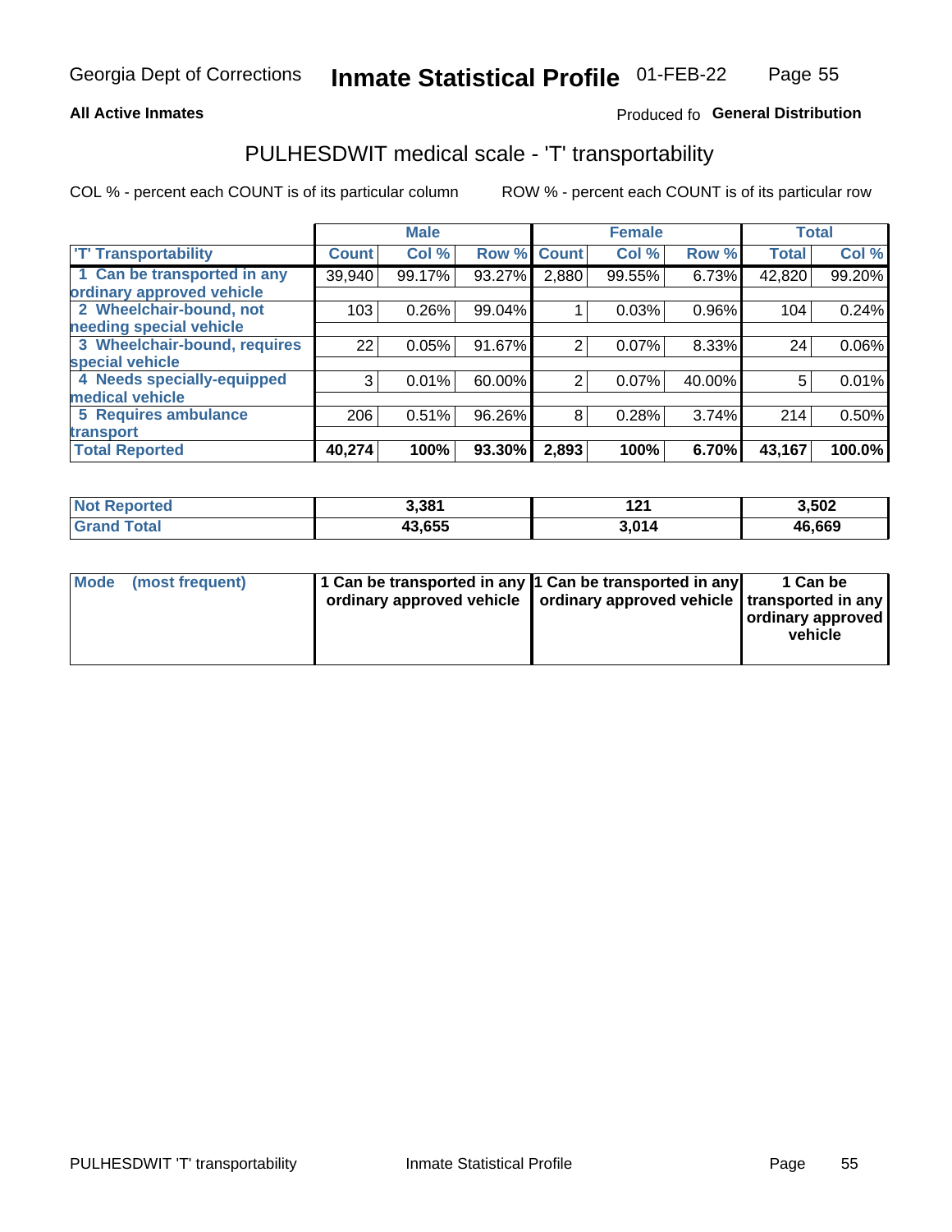Georgia Dept of Corrections **Inmate Statistical Profile** 01-FEB-22

**All Active Inmates**

Produced fo **General Distribution**

## PULHESDWIT medical scale - 'T' transportability

COL % - percent each COUNT is of its particular column ROW % - percent each COUNT is of its particular row

| | Male | | | Female | | | Total | |
|---|---|---|---|---|---|---|---|---|
| 'T' Transportability | Count | Col % | Row % | Count | Col % | Row % | Total | Col % |
| 1 Can be transported in any ordinary approved vehicle | 39,940 | 99.17% | 93.27% | 2,880 | 99.55% | 6.73% | 42,820 | 99.20% |
| 2 Wheelchair-bound, not needing special vehicle | 103 | 0.26% | 99.04% | 1 | 0.03% | 0.96% | 104 | 0.24% |
| 3 Wheelchair-bound, requires special vehicle | 22 | 0.05% | 91.67% | 2 | 0.07% | 8.33% | 24 | 0.06% |
| 4 Needs specially-equipped medical vehicle | 3 | 0.01% | 60.00% | 2 | 0.07% | 40.00% | 5 | 0.01% |
| 5 Requires ambulance transport | 206 | 0.51% | 96.26% | 8 | 0.28% | 3.74% | 214 | 0.50% |
| **Total Reported** | **40,274** | **100%** | **93.30%** | **2,893** | **100%** | **6.70%** | **43,167** | **100.0%** |

| | Male | Female | Total |
|---|---|---|---|
| Not Reported | 3,381 | 121 | 3,502 |
| Grand Total | 43,655 | 3,014 | 46,669 |

| Mode (most frequent) | Male | Female | Total |
|---|---|---|---|
| | 1 Can be transported in any ordinary approved vehicle | 1 Can be transported in any ordinary approved vehicle | 1 Can be transported in any ordinary approved vehicle |

PULHESDWIT 'T' transportability Inmate Statistical Profile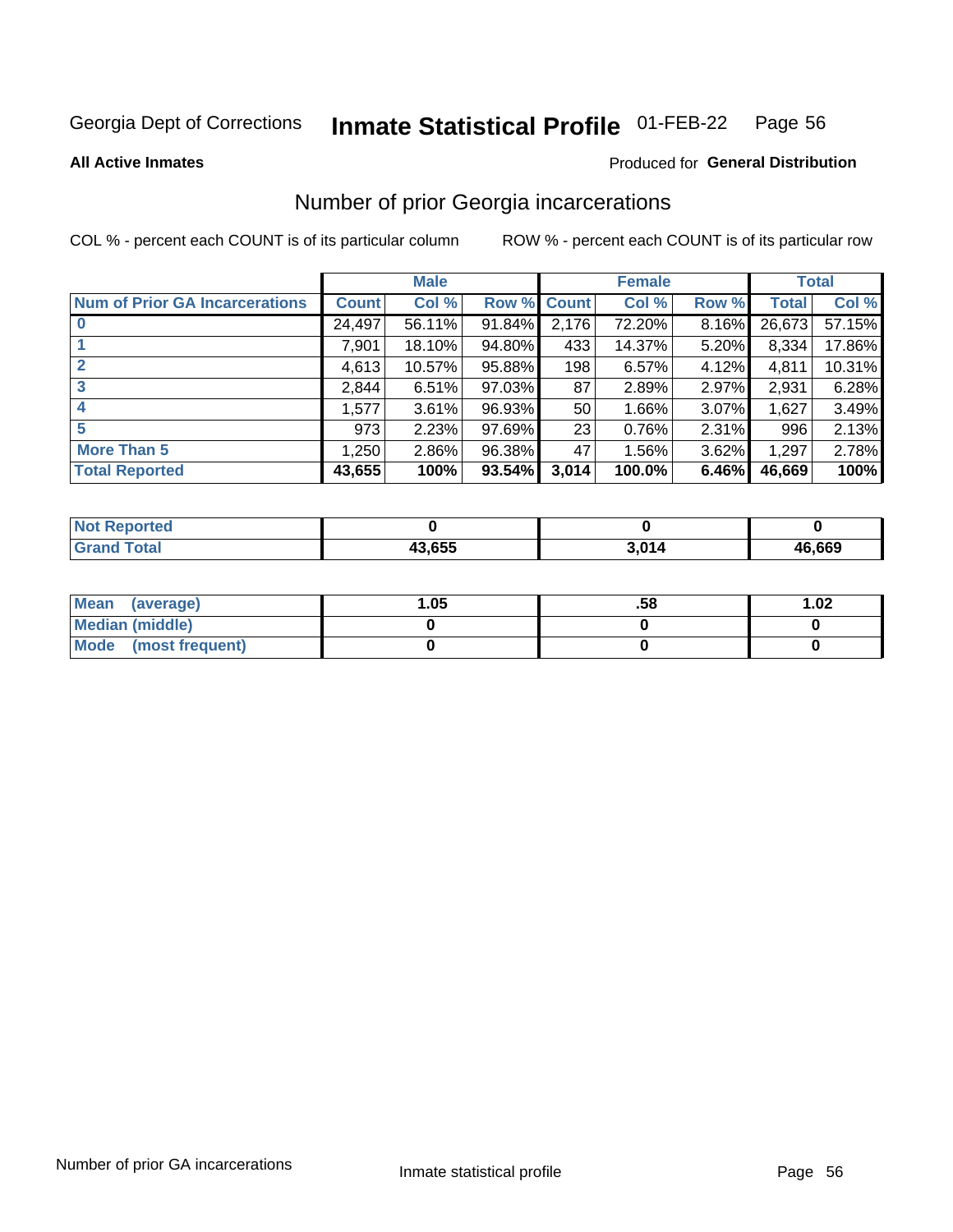Georgia Dept of Corrections **Inmate Statistical Profile** 01-FEB-22

**All Active Inmates**

Produced for **General Distribution**

## Number of prior Georgia incarcerations

COL % - percent each COUNT is of its particular column

ROW % - percent each COUNT is of its particular row

| | Male | | | Female | | | Total | |
|---|---|---|---|---|---|---|---|---|
| **Num of Prior GA Incarcerations** | **Count** | **Col %** | **Row %** | **Count** | **Col %** | **Row %** | **Total** | **Col %** |
| **0** | 24,497 | 56.11% | 91.84% | 2,176 | 72.20% | 8.16% | 26,673 | 57.15% |
| **1** | 7,901 | 18.10% | 94.80% | 433 | 14.37% | 5.20% | 8,334 | 17.86% |
| **2** | 4,613 | 10.57% | 95.88% | 198 | 6.57% | 4.12% | 4,811 | 10.31% |
| **3** | 2,844 | 6.51% | 97.03% | 87 | 2.89% | 2.97% | 2,931 | 6.28% |
| **4** | 1,577 | 3.61% | 96.93% | 50 | 1.66% | 3.07% | 1,627 | 3.49% |
| **5** | 973 | 2.23% | 97.69% | 23 | 0.76% | 2.31% | 996 | 2.13% |
| **More Than 5** | 1,250 | 2.86% | 96.38% | 47 | 1.56% | 3.62% | 1,297 | 2.78% |
| **Total Reported** | **43,655** | **100%** | **93.54%** | **3,014** | **100.0%** | **6.46%** | **46,669** | **100%** |

| | Male | Female | Total |
|---|---|---|---|
| **Not Reported** | **0** | **0** | **0** |
| **Grand Total** | **43,655** | **3,014** | **46,669** |

| | Male | Female | Total |
|---|---|---|---|
| **Mean (average)** | **1.05** | **.58** | **1.02** |
| **Median (middle)** | **0** | **0** | **0** |
| **Mode (most frequent)** | **0** | **0** | **0** |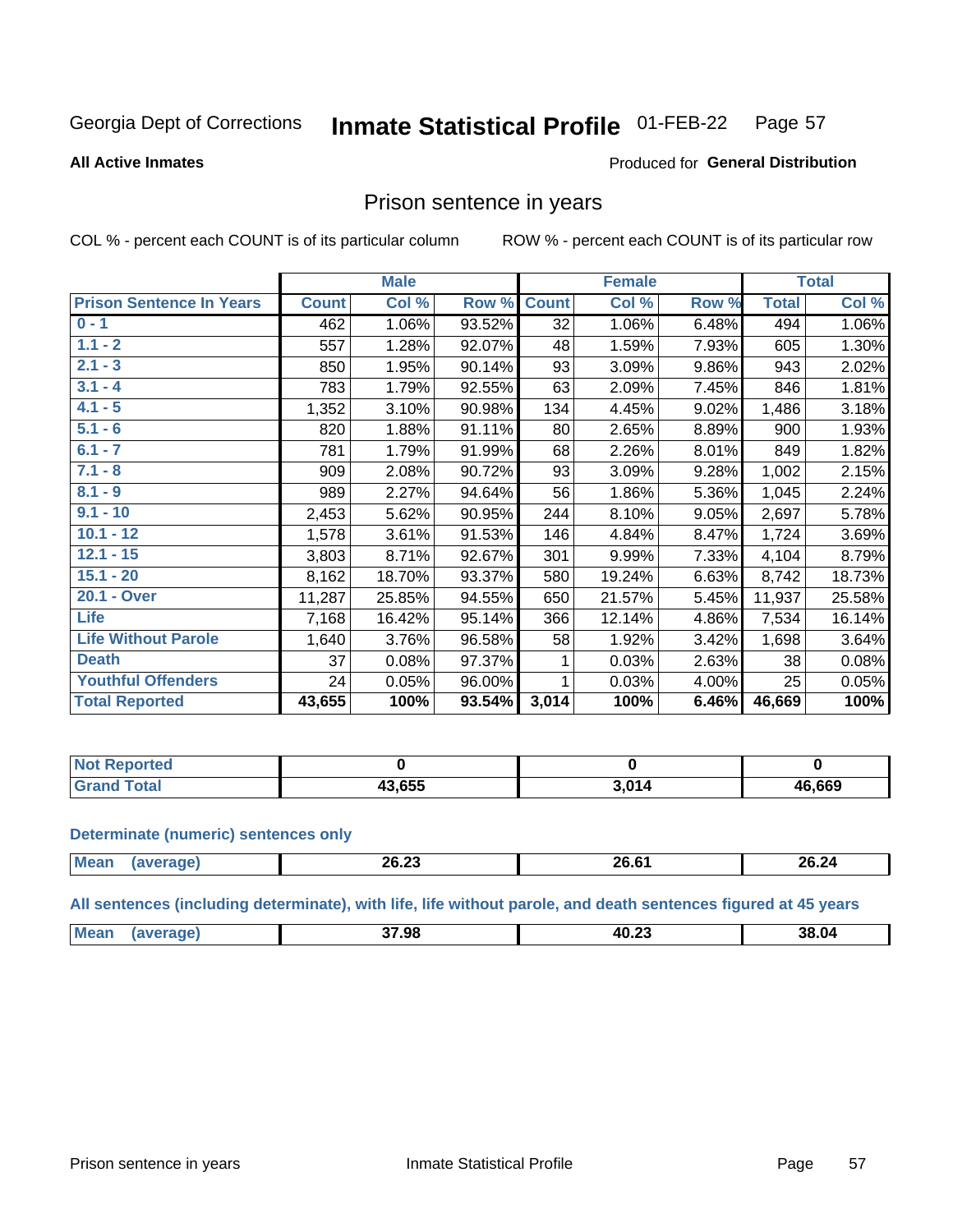Georgia Dept of Corrections **Inmate Statistical Profile** 01-FEB-22

**All Active Inmates**

Produced for **General Distribution**

## Prison sentence in years

COL % - percent each COUNT is of its particular column ROW % - percent each COUNT is of its particular row

| Prison Sentence In Years | Male | | | Female | | | Total | |
|---|---|---|---|---|---|---|---|---|
| | Count | Col % | Row % | Count | Col % | Row % | Total | Col % |
| 0 - 1 | 462 | 1.06% | 93.52% | 32 | 1.06% | 6.48% | 494 | 1.06% |
| 1.1 - 2 | 557 | 1.28% | 92.07% | 48 | 1.59% | 7.93% | 605 | 1.30% |
| 2.1 - 3 | 850 | 1.95% | 90.14% | 93 | 3.09% | 9.86% | 943 | 2.02% |
| 3.1 - 4 | 783 | 1.79% | 92.55% | 63 | 2.09% | 7.45% | 846 | 1.81% |
| 4.1 - 5 | 1,352 | 3.10% | 90.98% | 134 | 4.45% | 9.02% | 1,486 | 3.18% |
| 5.1 - 6 | 820 | 1.88% | 91.11% | 80 | 2.65% | 8.89% | 900 | 1.93% |
| 6.1 - 7 | 781 | 1.79% | 91.99% | 68 | 2.26% | 8.01% | 849 | 1.82% |
| 7.1 - 8 | 909 | 2.08% | 90.72% | 93 | 3.09% | 9.28% | 1,002 | 2.15% |
| 8.1 - 9 | 989 | 2.27% | 94.64% | 56 | 1.86% | 5.36% | 1,045 | 2.24% |
| 9.1 - 10 | 2,453 | 5.62% | 90.95% | 244 | 8.10% | 9.05% | 2,697 | 5.78% |
| 10.1 - 12 | 1,578 | 3.61% | 91.53% | 146 | 4.84% | 8.47% | 1,724 | 3.69% |
| 12.1 - 15 | 3,803 | 8.71% | 92.67% | 301 | 9.99% | 7.33% | 4,104 | 8.79% |
| 15.1 - 20 | 8,162 | 18.70% | 93.37% | 580 | 19.24% | 6.63% | 8,742 | 18.73% |
| 20.1 - Over | 11,287 | 25.85% | 94.55% | 650 | 21.57% | 5.45% | 11,937 | 25.58% |
| Life | 7,168 | 16.42% | 95.14% | 366 | 12.14% | 4.86% | 7,534 | 16.14% |
| Life Without Parole | 1,640 | 3.76% | 96.58% | 58 | 1.92% | 3.42% | 1,698 | 3.64% |
| Death | 37 | 0.08% | 97.37% | 1 | 0.03% | 2.63% | 38 | 0.08% |
| Youthful Offenders | 24 | 0.05% | 96.00% | 1 | 0.03% | 4.00% | 25 | 0.05% |
| **Total Reported** | **43,655** | **100%** | **93.54%** | **3,014** | **100%** | **6.46%** | **46,669** | **100%** |

| | Male | Female | Total |
|---|---|---|---|
| Not Reported | 0 | 0 | 0 |
| Grand Total | 43,655 | 3,014 | 46,669 |

### Determinate (numeric) sentences only

| | Male | Female | Total |
|---|---|---|---|
| Mean (average) | 26.23 | 26.61 | 26.24 |

### All sentences (including determinate), with life, life without parole, and death sentences figured at 45 years

| | Male | Female | Total |
|---|---|---|---|
| Mean (average) | 37.98 | 40.23 | 38.04 |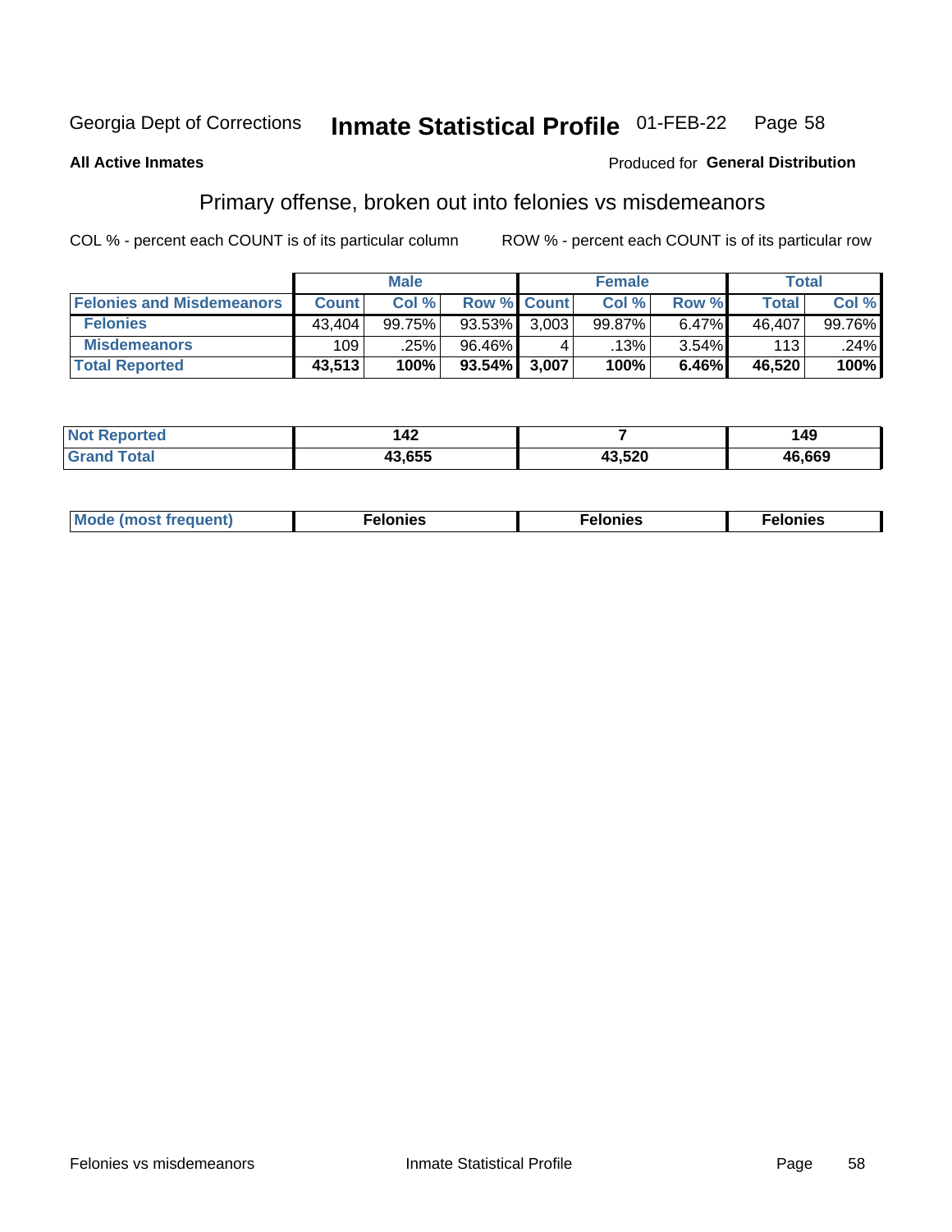Georgia Dept of Corrections **Inmate Statistical Profile** 01-FEB-22

**All Active Inmates**

Produced for **General Distribution**

## Primary offense, broken out into felonies vs misdemeanors

COL % - percent each COUNT is of its particular column ROW % - percent each COUNT is of its particular row

| | Male | | | Female | | | Total | |
|---|---|---|---|---|---|---|---|---|
| **Felonies and Misdemeanors** | **Count** | **Col %** | **Row %** | **Count** | **Col %** | **Row %** | **Total** | **Col %** |
| **Felonies** | 43,404 | 99.75% | 93.53% | 3,003 | 99.87% | 6.47% | 46,407 | 99.76% |
| **Misdemeanors** | 109 | .25% | 96.46% | 4 | .13% | 3.54% | 113 | .24% |
| **Total Reported** | **43,513** | **100%** | **93.54%** | **3,007** | **100%** | **6.46%** | **46,520** | **100%** |

| | Male | Female | Total |
|---|---|---|---|
| **Not Reported** | **142** | **7** | **149** |
| **Grand Total** | **43,655** | **43,520** | **46,669** |

| | Male | Female | Total |
|---|---|---|---|
| **Mode (most frequent)** | **Felonies** | **Felonies** | **Felonies** |

Felonies vs misdemeanors Inmate Statistical Profile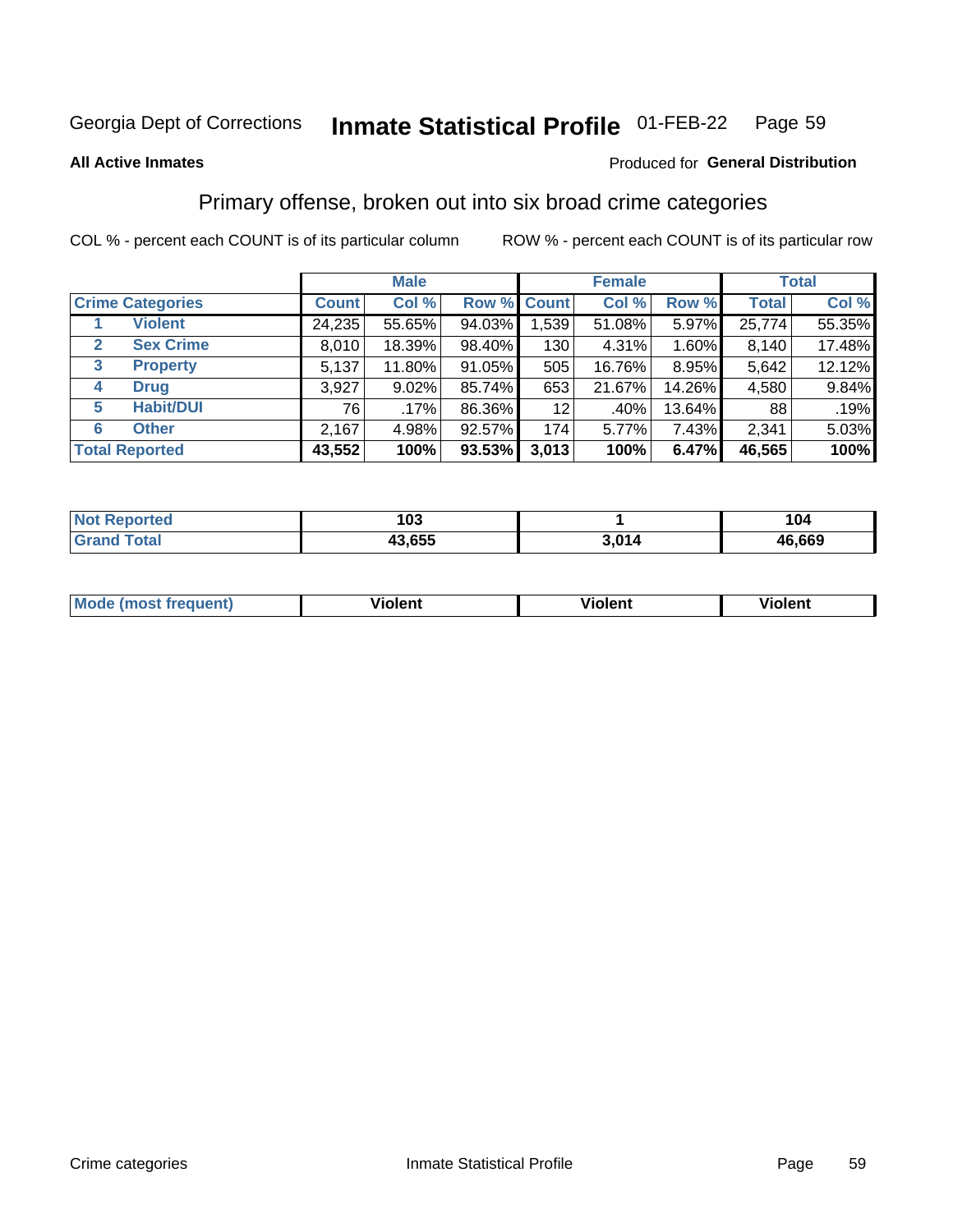Georgia Dept of Corrections **Inmate Statistical Profile** 01-FEB-22

**All Active Inmates**

Produced for **General Distribution**

## Primary offense, broken out into six broad crime categories

COL % - percent each COUNT is of its particular column

ROW % - percent each COUNT is of its particular row

| | | Male | | | Female | | | Total | |
|---|---|---|---|---|---|---|---|---|---|
| Crime Categories | | Count | Col % | Row % | Count | Col % | Row % | Total | Col % |
| 1 | Violent | 24,235 | 55.65% | 94.03% | 1,539 | 51.08% | 5.97% | 25,774 | 55.35% |
| 2 | Sex Crime | 8,010 | 18.39% | 98.40% | 130 | 4.31% | 1.60% | 8,140 | 17.48% |
| 3 | Property | 5,137 | 11.80% | 91.05% | 505 | 16.76% | 8.95% | 5,642 | 12.12% |
| 4 | Drug | 3,927 | 9.02% | 85.74% | 653 | 21.67% | 14.26% | 4,580 | 9.84% |
| 5 | Habit/DUI | 76 | .17% | 86.36% | 12 | .40% | 13.64% | 88 | .19% |
| 6 | Other | 2,167 | 4.98% | 92.57% | 174 | 5.77% | 7.43% | 2,341 | 5.03% |
| **Total Reported** | | **43,552** | **100%** | **93.53%** | **3,013** | **100%** | **6.47%** | **46,565** | **100%** |

| | Male | Female | Total |
|---|---|---|---|
| Not Reported | 103 | 1 | 104 |
| Grand Total | 43,655 | 3,014 | 46,669 |

| | Male | Female | Total |
|---|---|---|---|
| Mode (most frequent) | Violent | Violent | Violent |

Crime categories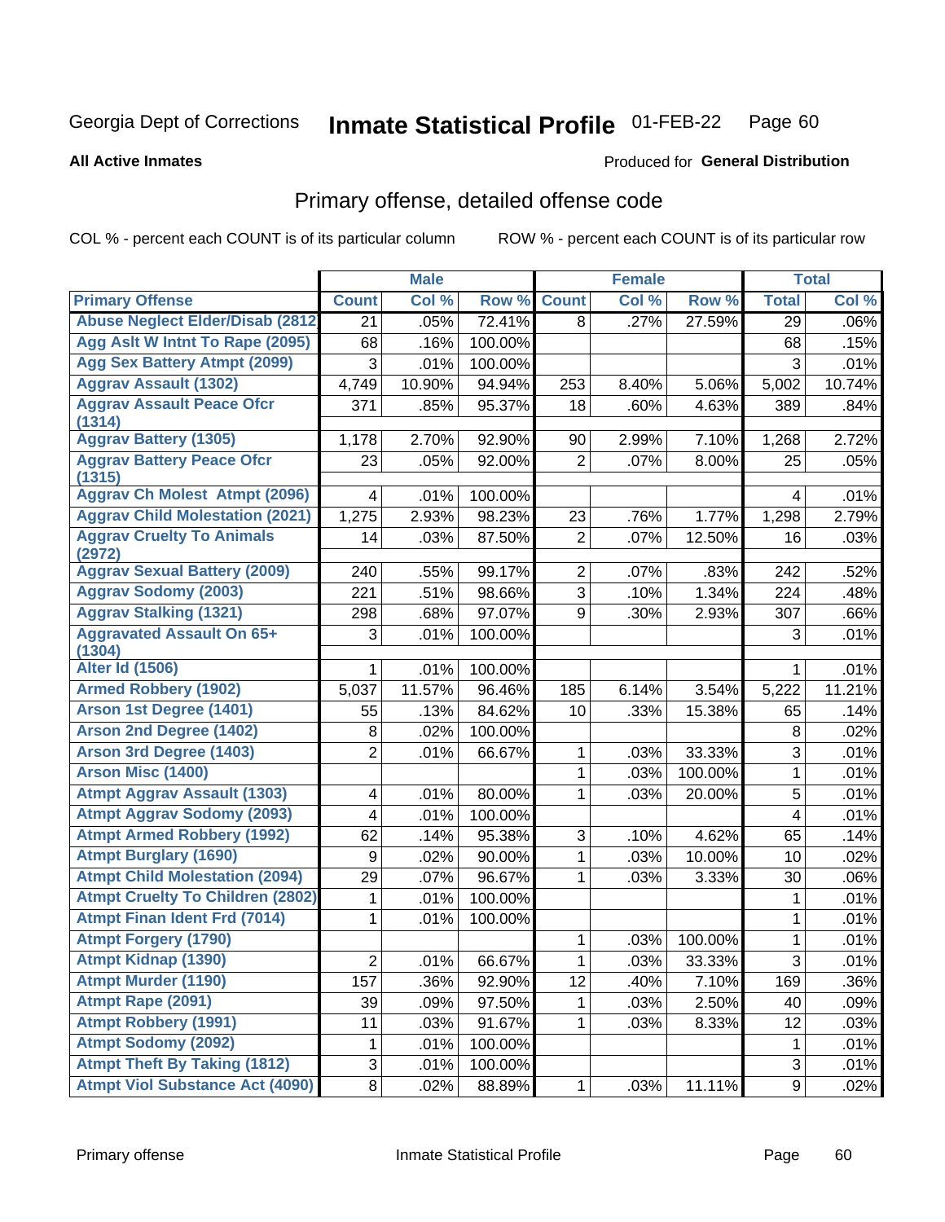Georgia Dept of Corrections **Inmate Statistical Profile** 01-FEB-22

**All Active Inmates**

Produced for **General Distribution**

## Primary offense, detailed offense code

COL % - percent each COUNT is of its particular column    ROW % - percent each COUNT is of its particular row

| | Male | | | Female | | | Total | |
|---|---|---|---|---|---|---|---|---|
| Primary Offense | Count | Col % | Row % | Count | Col % | Row % | Total | Col % |
| Abuse Neglect Elder/Disab (2812) | 21 | .05% | 72.41% | 8 | .27% | 27.59% | 29 | .06% |
| Agg Aslt W Intnt To Rape (2095) | 68 | .16% | 100.00% | | | | 68 | .15% |
| Agg Sex Battery Atmpt (2099) | 3 | .01% | 100.00% | | | | 3 | .01% |
| Aggrav Assault (1302) | 4,749 | 10.90% | 94.94% | 253 | 8.40% | 5.06% | 5,002 | 10.74% |
| Aggrav Assault Peace Ofcr (1314) | 371 | .85% | 95.37% | 18 | .60% | 4.63% | 389 | .84% |
| Aggrav Battery (1305) | 1,178 | 2.70% | 92.90% | 90 | 2.99% | 7.10% | 1,268 | 2.72% |
| Aggrav Battery Peace Ofcr (1315) | 23 | .05% | 92.00% | 2 | .07% | 8.00% | 25 | .05% |
| Aggrav Ch Molest Atmpt (2096) | 4 | .01% | 100.00% | | | | 4 | .01% |
| Aggrav Child Molestation (2021) | 1,275 | 2.93% | 98.23% | 23 | .76% | 1.77% | 1,298 | 2.79% |
| Aggrav Cruelty To Animals (2972) | 14 | .03% | 87.50% | 2 | .07% | 12.50% | 16 | .03% |
| Aggrav Sexual Battery (2009) | 240 | .55% | 99.17% | 2 | .07% | .83% | 242 | .52% |
| Aggrav Sodomy (2003) | 221 | .51% | 98.66% | 3 | .10% | 1.34% | 224 | .48% |
| Aggrav Stalking (1321) | 298 | .68% | 97.07% | 9 | .30% | 2.93% | 307 | .66% |
| Aggravated Assault On 65+ (1304) | 3 | .01% | 100.00% | | | | 3 | .01% |
| Alter Id (1506) | 1 | .01% | 100.00% | | | | 1 | .01% |
| Armed Robbery (1902) | 5,037 | 11.57% | 96.46% | 185 | 6.14% | 3.54% | 5,222 | 11.21% |
| Arson 1st Degree (1401) | 55 | .13% | 84.62% | 10 | .33% | 15.38% | 65 | .14% |
| Arson 2nd Degree (1402) | 8 | .02% | 100.00% | | | | 8 | .02% |
| Arson 3rd Degree (1403) | 2 | .01% | 66.67% | 1 | .03% | 33.33% | 3 | .01% |
| Arson Misc (1400) | | | | 1 | .03% | 100.00% | 1 | .01% |
| Atmpt Aggrav Assault (1303) | 4 | .01% | 80.00% | 1 | .03% | 20.00% | 5 | .01% |
| Atmpt Aggrav Sodomy (2093) | 4 | .01% | 100.00% | | | | 4 | .01% |
| Atmpt Armed Robbery (1992) | 62 | .14% | 95.38% | 3 | .10% | 4.62% | 65 | .14% |
| Atmpt Burglary (1690) | 9 | .02% | 90.00% | 1 | .03% | 10.00% | 10 | .02% |
| Atmpt Child Molestation (2094) | 29 | .07% | 96.67% | 1 | .03% | 3.33% | 30 | .06% |
| Atmpt Cruelty To Children (2802) | 1 | .01% | 100.00% | | | | 1 | .01% |
| Atmpt Finan Ident Frd (7014) | 1 | .01% | 100.00% | | | | 1 | .01% |
| Atmpt Forgery (1790) | | | | 1 | .03% | 100.00% | 1 | .01% |
| Atmpt Kidnap (1390) | 2 | .01% | 66.67% | 1 | .03% | 33.33% | 3 | .01% |
| Atmpt Murder (1190) | 157 | .36% | 92.90% | 12 | .40% | 7.10% | 169 | .36% |
| Atmpt Rape (2091) | 39 | .09% | 97.50% | 1 | .03% | 2.50% | 40 | .09% |
| Atmpt Robbery (1991) | 11 | .03% | 91.67% | 1 | .03% | 8.33% | 12 | .03% |
| Atmpt Sodomy (2092) | 1 | .01% | 100.00% | | | | 1 | .01% |
| Atmpt Theft By Taking (1812) | 3 | .01% | 100.00% | | | | 3 | .01% |
| Atmpt Viol Substance Act (4090) | 8 | .02% | 88.89% | 1 | .03% | 11.11% | 9 | .02% |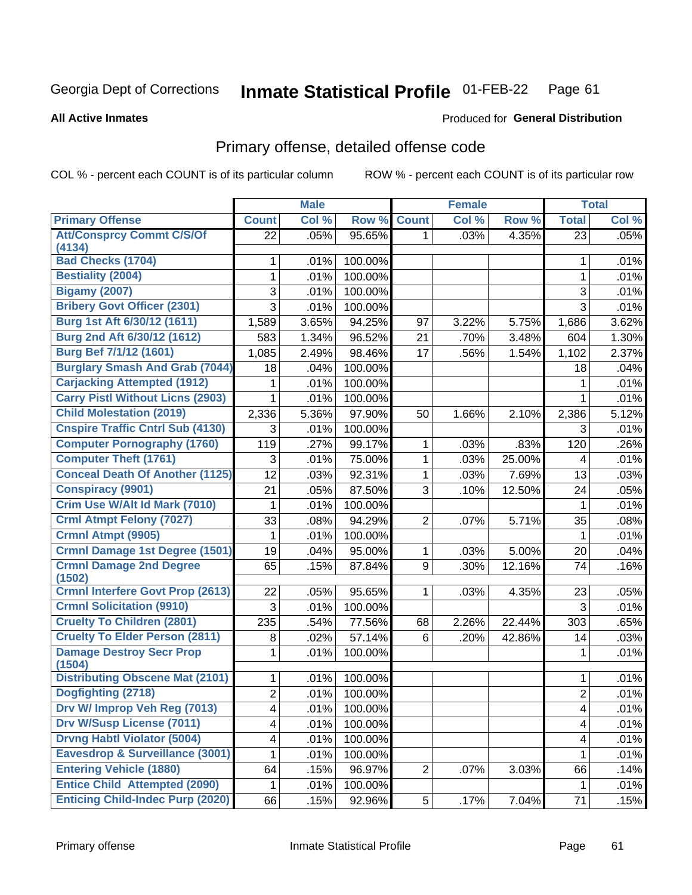Georgia Dept of Corrections **Inmate Statistical Profile** 01-FEB-22 Page 61

**All Active Inmates**

Produced for **General Distribution**

## Primary offense, detailed offense code

COL % - percent each COUNT is of its particular column ROW % - percent each COUNT is of its particular row

| | Male | | | Female | | | Total | |
|---|---|---|---|---|---|---|---|---|
| **Primary Offense** | **Count** | **Col %** | **Row %** | **Count** | **Col %** | **Row %** | **Total** | **Col %** |
| Att/Consprcy Commt C/S/Of (4134) | 22 | .05% | 95.65% | 1 | .03% | 4.35% | 23 | .05% |
| Bad Checks (1704) | 1 | .01% | 100.00% | | | | 1 | .01% |
| Bestiality (2004) | 1 | .01% | 100.00% | | | | 1 | .01% |
| Bigamy (2007) | 3 | .01% | 100.00% | | | | 3 | .01% |
| Bribery Govt Officer (2301) | 3 | .01% | 100.00% | | | | 3 | .01% |
| Burg 1st Aft 6/30/12 (1611) | 1,589 | 3.65% | 94.25% | 97 | 3.22% | 5.75% | 1,686 | 3.62% |
| Burg 2nd Aft 6/30/12 (1612) | 583 | 1.34% | 96.52% | 21 | .70% | 3.48% | 604 | 1.30% |
| Burg Bef 7/1/12 (1601) | 1,085 | 2.49% | 98.46% | 17 | .56% | 1.54% | 1,102 | 2.37% |
| Burglary Smash And Grab (7044) | 18 | .04% | 100.00% | | | | 18 | .04% |
| Carjacking Attempted (1912) | 1 | .01% | 100.00% | | | | 1 | .01% |
| Carry Pistl Without Licns (2903) | 1 | .01% | 100.00% | | | | 1 | .01% |
| Child Molestation (2019) | 2,336 | 5.36% | 97.90% | 50 | 1.66% | 2.10% | 2,386 | 5.12% |
| Cnspire Traffic Cntrl Sub (4130) | 3 | .01% | 100.00% | | | | 3 | .01% |
| Computer Pornography (1760) | 119 | .27% | 99.17% | 1 | .03% | .83% | 120 | .26% |
| Computer Theft (1761) | 3 | .01% | 75.00% | 1 | .03% | 25.00% | 4 | .01% |
| Conceal Death Of Another (1125) | 12 | .03% | 92.31% | 1 | .03% | 7.69% | 13 | .03% |
| Conspiracy (9901) | 21 | .05% | 87.50% | 3 | .10% | 12.50% | 24 | .05% |
| Crim Use W/Alt Id Mark (7010) | 1 | .01% | 100.00% | | | | 1 | .01% |
| Crml Atmpt Felony (7027) | 33 | .08% | 94.29% | 2 | .07% | 5.71% | 35 | .08% |
| Crmnl Atmpt (9905) | 1 | .01% | 100.00% | | | | 1 | .01% |
| Crmnl Damage 1st Degree (1501) | 19 | .04% | 95.00% | 1 | .03% | 5.00% | 20 | .04% |
| Crmnl Damage 2nd Degree (1502) | 65 | .15% | 87.84% | 9 | .30% | 12.16% | 74 | .16% |
| Crmnl Interfere Govt Prop (2613) | 22 | .05% | 95.65% | 1 | .03% | 4.35% | 23 | .05% |
| Crmnl Solicitation (9910) | 3 | .01% | 100.00% | | | | 3 | .01% |
| Cruelty To Children (2801) | 235 | .54% | 77.56% | 68 | 2.26% | 22.44% | 303 | .65% |
| Cruelty To Elder Person (2811) | 8 | .02% | 57.14% | 6 | .20% | 42.86% | 14 | .03% |
| Damage Destroy Secr Prop (1504) | 1 | .01% | 100.00% | | | | 1 | .01% |
| Distributing Obscene Mat (2101) | 1 | .01% | 100.00% | | | | 1 | .01% |
| Dogfighting (2718) | 2 | .01% | 100.00% | | | | 2 | .01% |
| Drv W/ Improp Veh Reg (7013) | 4 | .01% | 100.00% | | | | 4 | .01% |
| Drv W/Susp License (7011) | 4 | .01% | 100.00% | | | | 4 | .01% |
| Drvng Habtl Violator (5004) | 4 | .01% | 100.00% | | | | 4 | .01% |
| Eavesdrop & Surveillance (3001) | 1 | .01% | 100.00% | | | | 1 | .01% |
| Entering Vehicle (1880) | 64 | .15% | 96.97% | 2 | .07% | 3.03% | 66 | .14% |
| Entice Child Attempted (2090) | 1 | .01% | 100.00% | | | | 1 | .01% |
| Enticing Child-Indec Purp (2020) | 66 | .15% | 92.96% | 5 | .17% | 7.04% | 71 | .15% |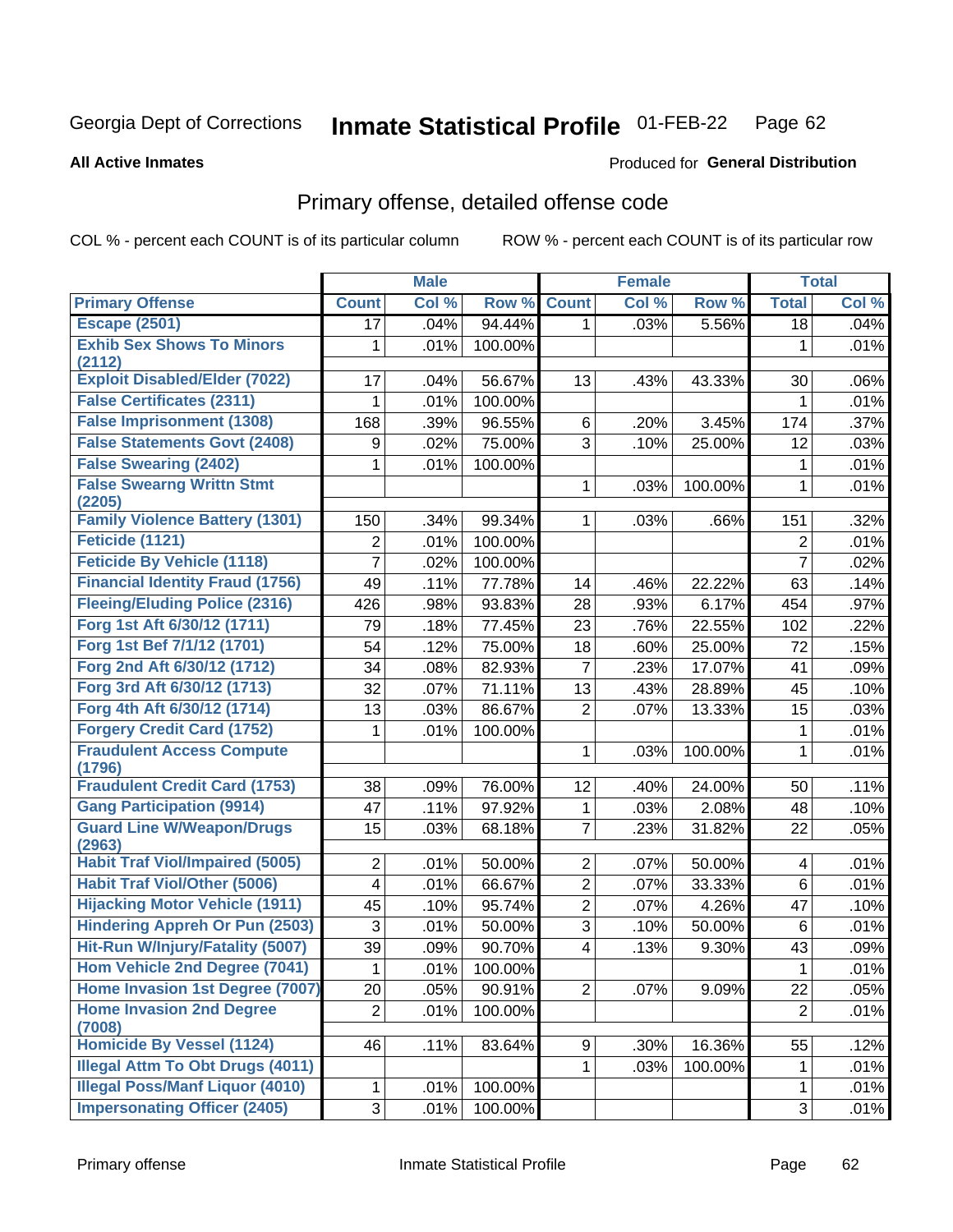Georgia Dept of Corrections **Inmate Statistical Profile** 01-FEB-22

**All Active Inmates**

Produced for **General Distribution**

## Primary offense, detailed offense code

COL % - percent each COUNT is of its particular column    ROW % - percent each COUNT is of its particular row

| | Male | | | Female | | | Total | |
|---|---|---|---|---|---|---|---|---|
| **Primary Offense** | **Count** | **Col %** | **Row %** | **Count** | **Col %** | **Row %** | **Total** | **Col %** |
| Escape (2501) | 17 | .04% | 94.44% | 1 | .03% | 5.56% | 18 | .04% |
| Exhib Sex Shows To Minors (2112) | 1 | .01% | 100.00% | | | | 1 | .01% |
| Exploit Disabled/Elder (7022) | 17 | .04% | 56.67% | 13 | .43% | 43.33% | 30 | .06% |
| False Certificates (2311) | 1 | .01% | 100.00% | | | | 1 | .01% |
| False Imprisonment (1308) | 168 | .39% | 96.55% | 6 | .20% | 3.45% | 174 | .37% |
| False Statements Govt (2408) | 9 | .02% | 75.00% | 3 | .10% | 25.00% | 12 | .03% |
| False Swearing (2402) | 1 | .01% | 100.00% | | | | 1 | .01% |
| False Swearng Writtn Stmt (2205) | | | | 1 | .03% | 100.00% | 1 | .01% |
| Family Violence Battery (1301) | 150 | .34% | 99.34% | 1 | .03% | .66% | 151 | .32% |
| Feticide (1121) | 2 | .01% | 100.00% | | | | 2 | .01% |
| Feticide By Vehicle (1118) | 7 | .02% | 100.00% | | | | 7 | .02% |
| Financial Identity Fraud (1756) | 49 | .11% | 77.78% | 14 | .46% | 22.22% | 63 | .14% |
| Fleeing/Eluding Police (2316) | 426 | .98% | 93.83% | 28 | .93% | 6.17% | 454 | .97% |
| Forg 1st Aft 6/30/12 (1711) | 79 | .18% | 77.45% | 23 | .76% | 22.55% | 102 | .22% |
| Forg 1st Bef 7/1/12 (1701) | 54 | .12% | 75.00% | 18 | .60% | 25.00% | 72 | .15% |
| Forg 2nd Aft 6/30/12 (1712) | 34 | .08% | 82.93% | 7 | .23% | 17.07% | 41 | .09% |
| Forg 3rd Aft 6/30/12 (1713) | 32 | .07% | 71.11% | 13 | .43% | 28.89% | 45 | .10% |
| Forg 4th Aft 6/30/12 (1714) | 13 | .03% | 86.67% | 2 | .07% | 13.33% | 15 | .03% |
| Forgery Credit Card (1752) | 1 | .01% | 100.00% | | | | 1 | .01% |
| Fraudulent Access Compute (1796) | | | | 1 | .03% | 100.00% | 1 | .01% |
| Fraudulent Credit Card (1753) | 38 | .09% | 76.00% | 12 | .40% | 24.00% | 50 | .11% |
| Gang Participation (9914) | 47 | .11% | 97.92% | 1 | .03% | 2.08% | 48 | .10% |
| Guard Line W/Weapon/Drugs (2963) | 15 | .03% | 68.18% | 7 | .23% | 31.82% | 22 | .05% |
| Habit Traf Viol/Impaired (5005) | 2 | .01% | 50.00% | 2 | .07% | 50.00% | 4 | .01% |
| Habit Traf Viol/Other (5006) | 4 | .01% | 66.67% | 2 | .07% | 33.33% | 6 | .01% |
| Hijacking Motor Vehicle (1911) | 45 | .10% | 95.74% | 2 | .07% | 4.26% | 47 | .10% |
| Hindering Appreh Or Pun (2503) | 3 | .01% | 50.00% | 3 | .10% | 50.00% | 6 | .01% |
| Hit-Run W/Injury/Fatality (5007) | 39 | .09% | 90.70% | 4 | .13% | 9.30% | 43 | .09% |
| Hom Vehicle 2nd Degree (7041) | 1 | .01% | 100.00% | | | | 1 | .01% |
| Home Invasion 1st Degree (7007) | 20 | .05% | 90.91% | 2 | .07% | 9.09% | 22 | .05% |
| Home Invasion 2nd Degree (7008) | 2 | .01% | 100.00% | | | | 2 | .01% |
| Homicide By Vessel (1124) | 46 | .11% | 83.64% | 9 | .30% | 16.36% | 55 | .12% |
| Illegal Attm To Obt Drugs (4011) | | | | 1 | .03% | 100.00% | 1 | .01% |
| Illegal Poss/Manf Liquor (4010) | 1 | .01% | 100.00% | | | | 1 | .01% |
| Impersonating Officer (2405) | 3 | .01% | 100.00% | | | | 3 | .01% |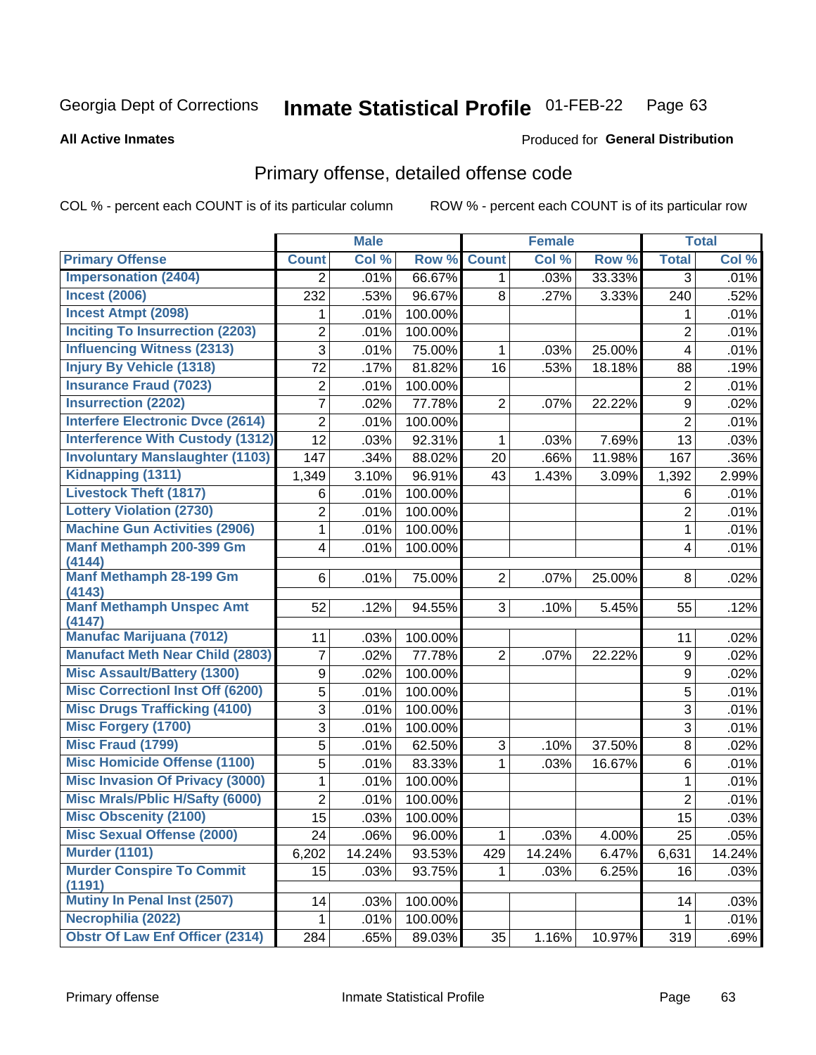Georgia Dept of Corrections **Inmate Statistical Profile** 01-FEB-22

**All Active Inmates**

Produced for **General Distribution**

## Primary offense, detailed offense code

COL % - percent each COUNT is of its particular column ROW % - percent each COUNT is of its particular row

| | Male | | | Female | | | Total | |
|---|---|---|---|---|---|---|---|---|
| **Primary Offense** | **Count** | **Col %** | **Row %** | **Count** | **Col %** | **Row %** | **Total** | **Col %** |
| Impersonation (2404) | 2 | .01% | 66.67% | 1 | .03% | 33.33% | 3 | .01% |
| Incest (2006) | 232 | .53% | 96.67% | 8 | .27% | 3.33% | 240 | .52% |
| Incest Atmpt (2098) | 1 | .01% | 100.00% | | | | 1 | .01% |
| Inciting To Insurrection (2203) | 2 | .01% | 100.00% | | | | 2 | .01% |
| Influencing Witness (2313) | 3 | .01% | 75.00% | 1 | .03% | 25.00% | 4 | .01% |
| Injury By Vehicle (1318) | 72 | .17% | 81.82% | 16 | .53% | 18.18% | 88 | .19% |
| Insurance Fraud (7023) | 2 | .01% | 100.00% | | | | 2 | .01% |
| Insurrection (2202) | 7 | .02% | 77.78% | 2 | .07% | 22.22% | 9 | .02% |
| Interfere Electronic Dvce (2614) | 2 | .01% | 100.00% | | | | 2 | .01% |
| Interference With Custody (1312) | 12 | .03% | 92.31% | 1 | .03% | 7.69% | 13 | .03% |
| Involuntary Manslaughter (1103) | 147 | .34% | 88.02% | 20 | .66% | 11.98% | 167 | .36% |
| Kidnapping (1311) | 1,349 | 3.10% | 96.91% | 43 | 1.43% | 3.09% | 1,392 | 2.99% |
| Livestock Theft (1817) | 6 | .01% | 100.00% | | | | 6 | .01% |
| Lottery Violation (2730) | 2 | .01% | 100.00% | | | | 2 | .01% |
| Machine Gun Activities (2906) | 1 | .01% | 100.00% | | | | 1 | .01% |
| Manf Methamph 200-399 Gm (4144) | 4 | .01% | 100.00% | | | | 4 | .01% |
| Manf Methamph 28-199 Gm (4143) | 6 | .01% | 75.00% | 2 | .07% | 25.00% | 8 | .02% |
| Manf Methamph Unspec Amt (4147) | 52 | .12% | 94.55% | 3 | .10% | 5.45% | 55 | .12% |
| Manufac Marijuana (7012) | 11 | .03% | 100.00% | | | | 11 | .02% |
| Manufact Meth Near Child (2803) | 7 | .02% | 77.78% | 2 | .07% | 22.22% | 9 | .02% |
| Misc Assault/Battery (1300) | 9 | .02% | 100.00% | | | | 9 | .02% |
| Misc Correctionl Inst Off (6200) | 5 | .01% | 100.00% | | | | 5 | .01% |
| Misc Drugs Trafficking (4100) | 3 | .01% | 100.00% | | | | 3 | .01% |
| Misc Forgery (1700) | 3 | .01% | 100.00% | | | | 3 | .01% |
| Misc Fraud (1799) | 5 | .01% | 62.50% | 3 | .10% | 37.50% | 8 | .02% |
| Misc Homicide Offense (1100) | 5 | .01% | 83.33% | 1 | .03% | 16.67% | 6 | .01% |
| Misc Invasion Of Privacy (3000) | 1 | .01% | 100.00% | | | | 1 | .01% |
| Misc Mrals/Pblic H/Safty (6000) | 2 | .01% | 100.00% | | | | 2 | .01% |
| Misc Obscenity (2100) | 15 | .03% | 100.00% | | | | 15 | .03% |
| Misc Sexual Offense (2000) | 24 | .06% | 96.00% | 1 | .03% | 4.00% | 25 | .05% |
| Murder (1101) | 6,202 | 14.24% | 93.53% | 429 | 14.24% | 6.47% | 6,631 | 14.24% |
| Murder Conspire To Commit (1191) | 15 | .03% | 93.75% | 1 | .03% | 6.25% | 16 | .03% |
| Mutiny In Penal Inst (2507) | 14 | .03% | 100.00% | | | | 14 | .03% |
| Necrophilia (2022) | 1 | .01% | 100.00% | | | | 1 | .01% |
| Obstr Of Law Enf Officer (2314) | 284 | .65% | 89.03% | 35 | 1.16% | 10.97% | 319 | .69% |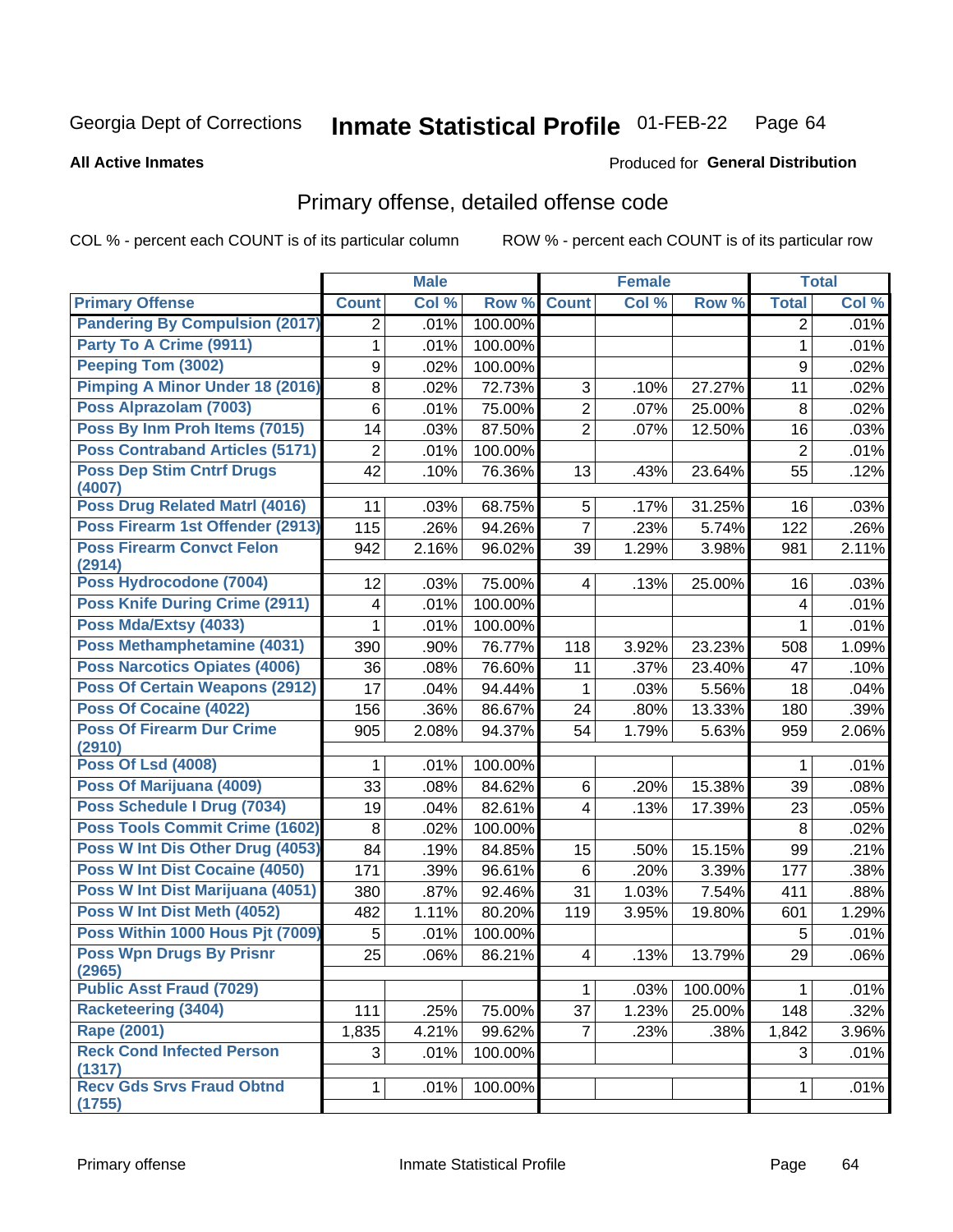Georgia Dept of Corrections **Inmate Statistical Profile** 01-FEB-22

**All Active Inmates**

Produced for **General Distribution**

## Primary offense, detailed offense code

COL % - percent each COUNT is of its particular column ROW % - percent each COUNT is of its particular row

| | Male | | | Female | | | Total | |
|---|---|---|---|---|---|---|---|---|
| **Primary Offense** | **Count** | **Col %** | **Row %** | **Count** | **Col %** | **Row %** | **Total** | **Col %** |
| Pandering By Compulsion (2017) | 2 | .01% | 100.00% | | | | 2 | .01% |
| Party To A Crime (9911) | 1 | .01% | 100.00% | | | | 1 | .01% |
| Peeping Tom (3002) | 9 | .02% | 100.00% | | | | 9 | .02% |
| Pimping A Minor Under 18 (2016) | 8 | .02% | 72.73% | 3 | .10% | 27.27% | 11 | .02% |
| Poss Alprazolam (7003) | 6 | .01% | 75.00% | 2 | .07% | 25.00% | 8 | .02% |
| Poss By Inm Proh Items (7015) | 14 | .03% | 87.50% | 2 | .07% | 12.50% | 16 | .03% |
| Poss Contraband Articles (5171) | 2 | .01% | 100.00% | | | | 2 | .01% |
| Poss Dep Stim Cntrf Drugs (4007) | 42 | .10% | 76.36% | 13 | .43% | 23.64% | 55 | .12% |
| Poss Drug Related Matrl (4016) | 11 | .03% | 68.75% | 5 | .17% | 31.25% | 16 | .03% |
| Poss Firearm 1st Offender (2913) | 115 | .26% | 94.26% | 7 | .23% | 5.74% | 122 | .26% |
| Poss Firearm Convct Felon (2914) | 942 | 2.16% | 96.02% | 39 | 1.29% | 3.98% | 981 | 2.11% |
| Poss Hydrocodone (7004) | 12 | .03% | 75.00% | 4 | .13% | 25.00% | 16 | .03% |
| Poss Knife During Crime (2911) | 4 | .01% | 100.00% | | | | 4 | .01% |
| Poss Mda/Extsy (4033) | 1 | .01% | 100.00% | | | | 1 | .01% |
| Poss Methamphetamine (4031) | 390 | .90% | 76.77% | 118 | 3.92% | 23.23% | 508 | 1.09% |
| Poss Narcotics Opiates (4006) | 36 | .08% | 76.60% | 11 | .37% | 23.40% | 47 | .10% |
| Poss Of Certain Weapons (2912) | 17 | .04% | 94.44% | 1 | .03% | 5.56% | 18 | .04% |
| Poss Of Cocaine (4022) | 156 | .36% | 86.67% | 24 | .80% | 13.33% | 180 | .39% |
| Poss Of Firearm Dur Crime (2910) | 905 | 2.08% | 94.37% | 54 | 1.79% | 5.63% | 959 | 2.06% |
| Poss Of Lsd (4008) | 1 | .01% | 100.00% | | | | 1 | .01% |
| Poss Of Marijuana (4009) | 33 | .08% | 84.62% | 6 | .20% | 15.38% | 39 | .08% |
| Poss Schedule I Drug (7034) | 19 | .04% | 82.61% | 4 | .13% | 17.39% | 23 | .05% |
| Poss Tools Commit Crime (1602) | 8 | .02% | 100.00% | | | | 8 | .02% |
| Poss W Int Dis Other Drug (4053) | 84 | .19% | 84.85% | 15 | .50% | 15.15% | 99 | .21% |
| Poss W Int Dist Cocaine (4050) | 171 | .39% | 96.61% | 6 | .20% | 3.39% | 177 | .38% |
| Poss W Int Dist Marijuana (4051) | 380 | .87% | 92.46% | 31 | 1.03% | 7.54% | 411 | .88% |
| Poss W Int Dist Meth (4052) | 482 | 1.11% | 80.20% | 119 | 3.95% | 19.80% | 601 | 1.29% |
| Poss Within 1000 Hous Pjt (7009) | 5 | .01% | 100.00% | | | | 5 | .01% |
| Poss Wpn Drugs By Prisnr (2965) | 25 | .06% | 86.21% | 4 | .13% | 13.79% | 29 | .06% |
| Public Asst Fraud (7029) | | | | 1 | .03% | 100.00% | 1 | .01% |
| Racketeering (3404) | 111 | .25% | 75.00% | 37 | 1.23% | 25.00% | 148 | .32% |
| Rape (2001) | 1,835 | 4.21% | 99.62% | 7 | .23% | .38% | 1,842 | 3.96% |
| Reck Cond Infected Person (1317) | 3 | .01% | 100.00% | | | | 3 | .01% |
| Recv Gds Srvs Fraud Obtnd (1755) | 1 | .01% | 100.00% | | | | 1 | .01% |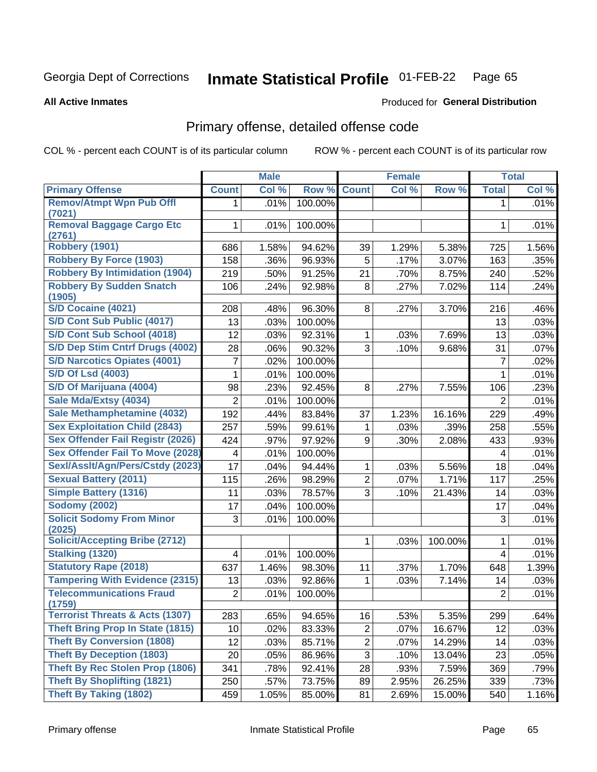# Georgia Dept of Corrections — Inmate Statistical Profile 01-FEB-22

**All Active Inmates**

Produced for **General Distribution**

## Primary offense, detailed offense code

COL % - percent each COUNT is of its particular column ROW % - percent each COUNT is of its particular row

| | Male | | | Female | | | Total | |
|---|---|---|---|---|---|---|---|---|
| **Primary Offense** | **Count** | **Col %** | **Row %** | **Count** | **Col %** | **Row %** | **Total** | **Col %** |
| **Remov/Atmpt Wpn Pub Offl (7021)** | 1 | .01% | 100.00% | | | | 1 | .01% |
| **Removal Baggage Cargo Etc (2761)** | 1 | .01% | 100.00% | | | | 1 | .01% |
| **Robbery (1901)** | 686 | 1.58% | 94.62% | 39 | 1.29% | 5.38% | 725 | 1.56% |
| **Robbery By Force (1903)** | 158 | .36% | 96.93% | 5 | .17% | 3.07% | 163 | .35% |
| **Robbery By Intimidation (1904)** | 219 | .50% | 91.25% | 21 | .70% | 8.75% | 240 | .52% |
| **Robbery By Sudden Snatch (1905)** | 106 | .24% | 92.98% | 8 | .27% | 7.02% | 114 | .24% |
| **S/D Cocaine (4021)** | 208 | .48% | 96.30% | 8 | .27% | 3.70% | 216 | .46% |
| **S/D Cont Sub Public (4017)** | 13 | .03% | 100.00% | | | | 13 | .03% |
| **S/D Cont Sub School (4018)** | 12 | .03% | 92.31% | 1 | .03% | 7.69% | 13 | .03% |
| **S/D Dep Stim Cntrf Drugs (4002)** | 28 | .06% | 90.32% | 3 | .10% | 9.68% | 31 | .07% |
| **S/D Narcotics Opiates (4001)** | 7 | .02% | 100.00% | | | | 7 | .02% |
| **S/D Of Lsd (4003)** | 1 | .01% | 100.00% | | | | 1 | .01% |
| **S/D Of Marijuana (4004)** | 98 | .23% | 92.45% | 8 | .27% | 7.55% | 106 | .23% |
| **Sale Mda/Extsy (4034)** | 2 | .01% | 100.00% | | | | 2 | .01% |
| **Sale Methamphetamine (4032)** | 192 | .44% | 83.84% | 37 | 1.23% | 16.16% | 229 | .49% |
| **Sex Exploitation Child (2843)** | 257 | .59% | 99.61% | 1 | .03% | .39% | 258 | .55% |
| **Sex Offender Fail Registr (2026)** | 424 | .97% | 97.92% | 9 | .30% | 2.08% | 433 | .93% |
| **Sex Offender Fail To Move (2028)** | 4 | .01% | 100.00% | | | | 4 | .01% |
| **Sexl/Asslt/Agn/Pers/Cstdy (2023)** | 17 | .04% | 94.44% | 1 | .03% | 5.56% | 18 | .04% |
| **Sexual Battery (2011)** | 115 | .26% | 98.29% | 2 | .07% | 1.71% | 117 | .25% |
| **Simple Battery (1316)** | 11 | .03% | 78.57% | 3 | .10% | 21.43% | 14 | .03% |
| **Sodomy (2002)** | 17 | .04% | 100.00% | | | | 17 | .04% |
| **Solicit Sodomy From Minor (2025)** | 3 | .01% | 100.00% | | | | 3 | .01% |
| **Solicit/Accepting Bribe (2712)** | | | | 1 | .03% | 100.00% | 1 | .01% |
| **Stalking (1320)** | 4 | .01% | 100.00% | | | | 4 | .01% |
| **Statutory Rape (2018)** | 637 | 1.46% | 98.30% | 11 | .37% | 1.70% | 648 | 1.39% |
| **Tampering With Evidence (2315)** | 13 | .03% | 92.86% | 1 | .03% | 7.14% | 14 | .03% |
| **Telecommunications Fraud (1759)** | 2 | .01% | 100.00% | | | | 2 | .01% |
| **Terrorist Threats & Acts (1307)** | 283 | .65% | 94.65% | 16 | .53% | 5.35% | 299 | .64% |
| **Theft Bring Prop In State (1815)** | 10 | .02% | 83.33% | 2 | .07% | 16.67% | 12 | .03% |
| **Theft By Conversion (1808)** | 12 | .03% | 85.71% | 2 | .07% | 14.29% | 14 | .03% |
| **Theft By Deception (1803)** | 20 | .05% | 86.96% | 3 | .10% | 13.04% | 23 | .05% |
| **Theft By Rec Stolen Prop (1806)** | 341 | .78% | 92.41% | 28 | .93% | 7.59% | 369 | .79% |
| **Theft By Shoplifting (1821)** | 250 | .57% | 73.75% | 89 | 2.95% | 26.25% | 339 | .73% |
| **Theft By Taking (1802)** | 459 | 1.05% | 85.00% | 81 | 2.69% | 15.00% | 540 | 1.16% |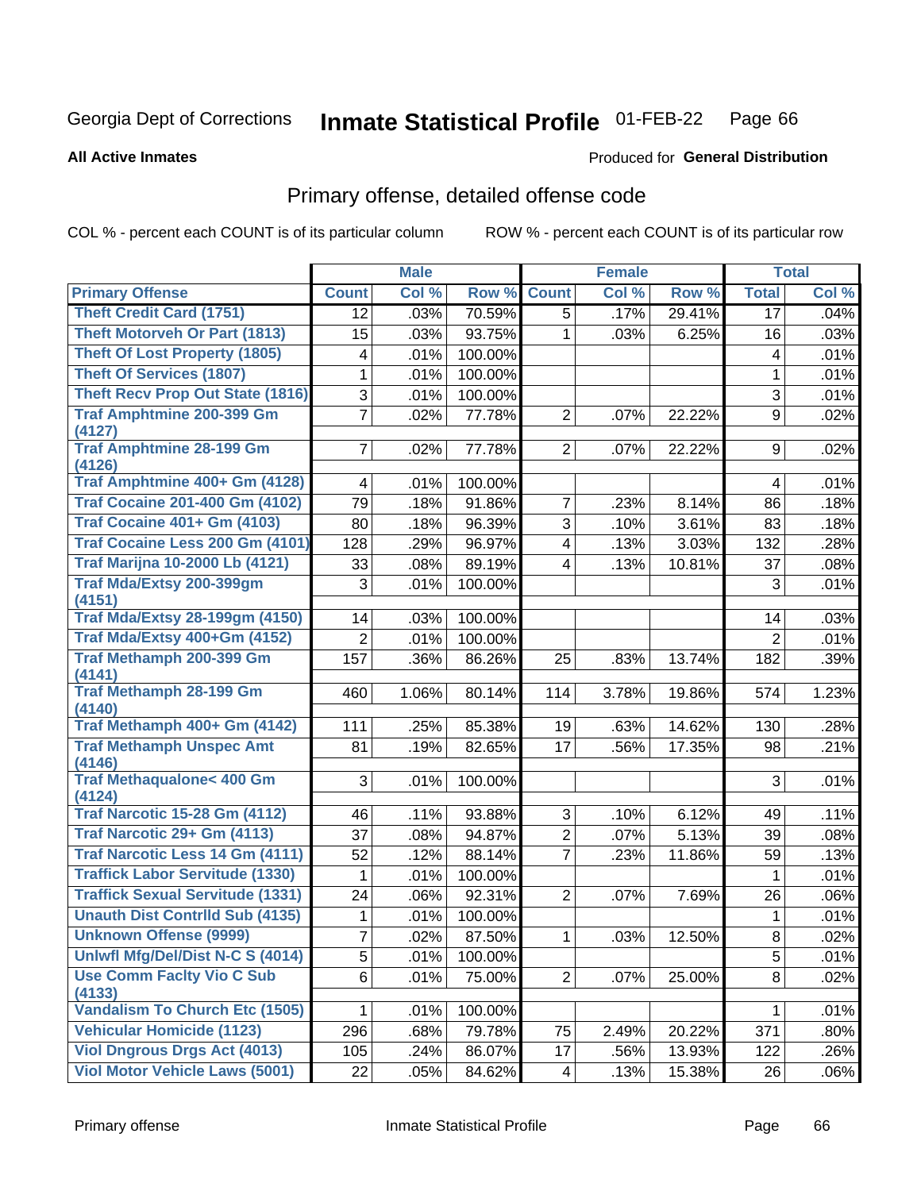Georgia Dept of Corrections **Inmate Statistical Profile** 01-FEB-22

**All Active Inmates**

Produced for **General Distribution**

## Primary offense, detailed offense code

COL % - percent each COUNT is of its particular column ROW % - percent each COUNT is of its particular row

| | Male | | | Female | | | Total | |
|---|---|---|---|---|---|---|---|---|
| **Primary Offense** | **Count** | **Col %** | **Row %** | **Count** | **Col %** | **Row %** | **Total** | **Col %** |
| Theft Credit Card (1751) | 12 | .03% | 70.59% | 5 | .17% | 29.41% | 17 | .04% |
| Theft Motorveh Or Part (1813) | 15 | .03% | 93.75% | 1 | .03% | 6.25% | 16 | .03% |
| Theft Of Lost Property (1805) | 4 | .01% | 100.00% | | | | 4 | .01% |
| Theft Of Services (1807) | 1 | .01% | 100.00% | | | | 1 | .01% |
| Theft Recv Prop Out State (1816) | 3 | .01% | 100.00% | | | | 3 | .01% |
| Traf Amphtmine 200-399 Gm (4127) | 7 | .02% | 77.78% | 2 | .07% | 22.22% | 9 | .02% |
| Traf Amphtmine 28-199 Gm (4126) | 7 | .02% | 77.78% | 2 | .07% | 22.22% | 9 | .02% |
| Traf Amphtmine 400+ Gm (4128) | 4 | .01% | 100.00% | | | | 4 | .01% |
| Traf Cocaine 201-400 Gm (4102) | 79 | .18% | 91.86% | 7 | .23% | 8.14% | 86 | .18% |
| Traf Cocaine 401+ Gm (4103) | 80 | .18% | 96.39% | 3 | .10% | 3.61% | 83 | .18% |
| Traf Cocaine Less 200 Gm (4101) | 128 | .29% | 96.97% | 4 | .13% | 3.03% | 132 | .28% |
| Traf Marijna 10-2000 Lb (4121) | 33 | .08% | 89.19% | 4 | .13% | 10.81% | 37 | .08% |
| Traf Mda/Extsy 200-399gm (4151) | 3 | .01% | 100.00% | | | | 3 | .01% |
| Traf Mda/Extsy 28-199gm (4150) | 14 | .03% | 100.00% | | | | 14 | .03% |
| Traf Mda/Extsy 400+Gm (4152) | 2 | .01% | 100.00% | | | | 2 | .01% |
| Traf Methamph 200-399 Gm (4141) | 157 | .36% | 86.26% | 25 | .83% | 13.74% | 182 | .39% |
| Traf Methamph 28-199 Gm (4140) | 460 | 1.06% | 80.14% | 114 | 3.78% | 19.86% | 574 | 1.23% |
| Traf Methamph 400+ Gm (4142) | 111 | .25% | 85.38% | 19 | .63% | 14.62% | 130 | .28% |
| Traf Methamph Unspec Amt (4146) | 81 | .19% | 82.65% | 17 | .56% | 17.35% | 98 | .21% |
| Traf Methaqualone< 400 Gm (4124) | 3 | .01% | 100.00% | | | | 3 | .01% |
| Traf Narcotic 15-28 Gm (4112) | 46 | .11% | 93.88% | 3 | .10% | 6.12% | 49 | .11% |
| Traf Narcotic 29+ Gm (4113) | 37 | .08% | 94.87% | 2 | .07% | 5.13% | 39 | .08% |
| Traf Narcotic Less 14 Gm (4111) | 52 | .12% | 88.14% | 7 | .23% | 11.86% | 59 | .13% |
| Traffick Labor Servitude (1330) | 1 | .01% | 100.00% | | | | 1 | .01% |
| Traffick Sexual Servitude (1331) | 24 | .06% | 92.31% | 2 | .07% | 7.69% | 26 | .06% |
| Unauth Dist Contrlld Sub (4135) | 1 | .01% | 100.00% | | | | 1 | .01% |
| Unknown Offense (9999) | 7 | .02% | 87.50% | 1 | .03% | 12.50% | 8 | .02% |
| Unlwfl Mfg/Del/Dist N-C S (4014) | 5 | .01% | 100.00% | | | | 5 | .01% |
| Use Comm Faclty Vio C Sub (4133) | 6 | .01% | 75.00% | 2 | .07% | 25.00% | 8 | .02% |
| Vandalism To Church Etc (1505) | 1 | .01% | 100.00% | | | | 1 | .01% |
| Vehicular Homicide (1123) | 296 | .68% | 79.78% | 75 | 2.49% | 20.22% | 371 | .80% |
| Viol Dngrous Drgs Act (4013) | 105 | .24% | 86.07% | 17 | .56% | 13.93% | 122 | .26% |
| Viol Motor Vehicle Laws (5001) | 22 | .05% | 84.62% | 4 | .13% | 15.38% | 26 | .06% |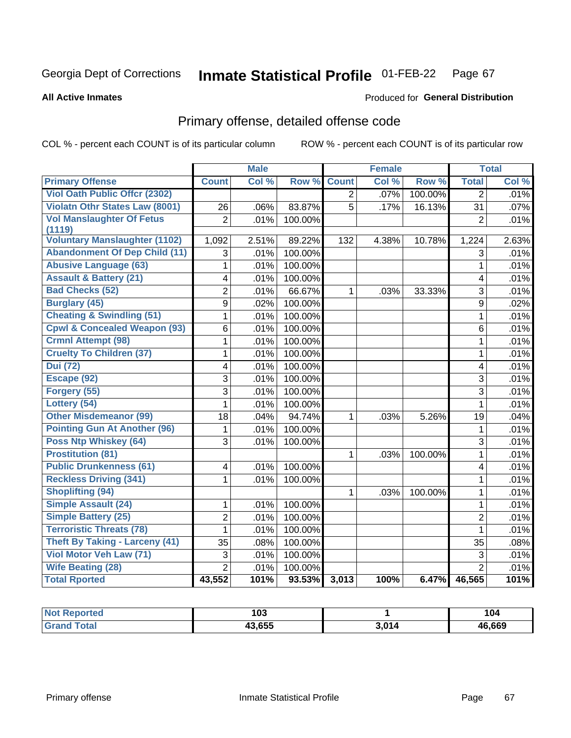Georgia Dept of Corrections **Inmate Statistical Profile** 01-FEB-22

**All Active Inmates**

Produced for **General Distribution**

## Primary offense, detailed offense code

COL % - percent each COUNT is of its particular column    ROW % - percent each COUNT is of its particular row

| | Male | | | Female | | | Total | |
|---|---|---|---|---|---|---|---|---|
| **Primary Offense** | **Count** | **Col %** | **Row %** | **Count** | **Col %** | **Row %** | **Total** | **Col %** |
| Viol Oath Public Offcr (2302) | | | | 2 | .07% | 100.00% | 2 | .01% |
| Violatn Othr States Law (8001) | 26 | .06% | 83.87% | 5 | .17% | 16.13% | 31 | .07% |
| Vol Manslaughter Of Fetus (1119) | 2 | .01% | 100.00% | | | | 2 | .01% |
| Voluntary Manslaughter (1102) | 1,092 | 2.51% | 89.22% | 132 | 4.38% | 10.78% | 1,224 | 2.63% |
| Abandonment Of Dep Child (11) | 3 | .01% | 100.00% | | | | 3 | .01% |
| Abusive Language (63) | 1 | .01% | 100.00% | | | | 1 | .01% |
| Assault & Battery (21) | 4 | .01% | 100.00% | | | | 4 | .01% |
| Bad Checks (52) | 2 | .01% | 66.67% | 1 | .03% | 33.33% | 3 | .01% |
| Burglary (45) | 9 | .02% | 100.00% | | | | 9 | .02% |
| Cheating & Swindling (51) | 1 | .01% | 100.00% | | | | 1 | .01% |
| Cpwl & Concealed Weapon (93) | 6 | .01% | 100.00% | | | | 6 | .01% |
| Crmnl Attempt (98) | 1 | .01% | 100.00% | | | | 1 | .01% |
| Cruelty To Children (37) | 1 | .01% | 100.00% | | | | 1 | .01% |
| Dui (72) | 4 | .01% | 100.00% | | | | 4 | .01% |
| Escape (92) | 3 | .01% | 100.00% | | | | 3 | .01% |
| Forgery (55) | 3 | .01% | 100.00% | | | | 3 | .01% |
| Lottery (54) | 1 | .01% | 100.00% | | | | 1 | .01% |
| Other Misdemeanor (99) | 18 | .04% | 94.74% | 1 | .03% | 5.26% | 19 | .04% |
| Pointing Gun At Another (96) | 1 | .01% | 100.00% | | | | 1 | .01% |
| Poss Ntp Whiskey (64) | 3 | .01% | 100.00% | | | | 3 | .01% |
| Prostitution (81) | | | | 1 | .03% | 100.00% | 1 | .01% |
| Public Drunkenness (61) | 4 | .01% | 100.00% | | | | 4 | .01% |
| Reckless Driving (341) | 1 | .01% | 100.00% | | | | 1 | .01% |
| Shoplifting (94) | | | | 1 | .03% | 100.00% | 1 | .01% |
| Simple Assault (24) | 1 | .01% | 100.00% | | | | 1 | .01% |
| Simple Battery (25) | 2 | .01% | 100.00% | | | | 2 | .01% |
| Terroristic Threats (78) | 1 | .01% | 100.00% | | | | 1 | .01% |
| Theft By Taking - Larceny (41) | 35 | .08% | 100.00% | | | | 35 | .08% |
| Viol Motor Veh Law (71) | 3 | .01% | 100.00% | | | | 3 | .01% |
| Wife Beating (28) | 2 | .01% | 100.00% | | | | 2 | .01% |
| **Total Rported** | **43,552** | **101%** | **93.53%** | **3,013** | **100%** | **6.47%** | **46,565** | **101%** |

| | Male | Female | Total |
|---|---|---|---|
| Not Reported | **103** | **1** | **104** |
| Grand Total | **43,655** | **3,014** | **46,669** |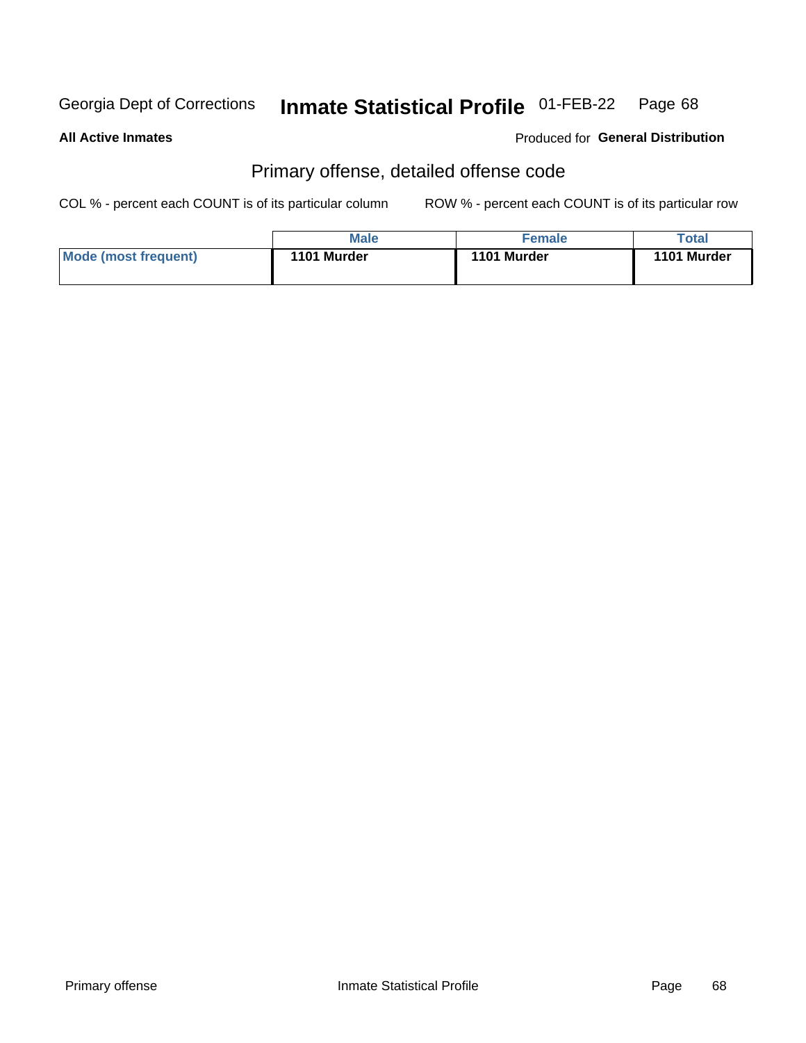Georgia Dept of Corrections **Inmate Statistical Profile** 01-FEB-22

**All Active Inmates**

Produced for **General Distribution**

## Primary offense, detailed offense code

COL % - percent each COUNT is of its particular column

ROW % - percent each COUNT is of its particular row

| | Male | Female | Total |
|---|---|---|---|
| **Mode (most frequent)** | **1101 Murder** | **1101 Murder** | **1101 Murder** |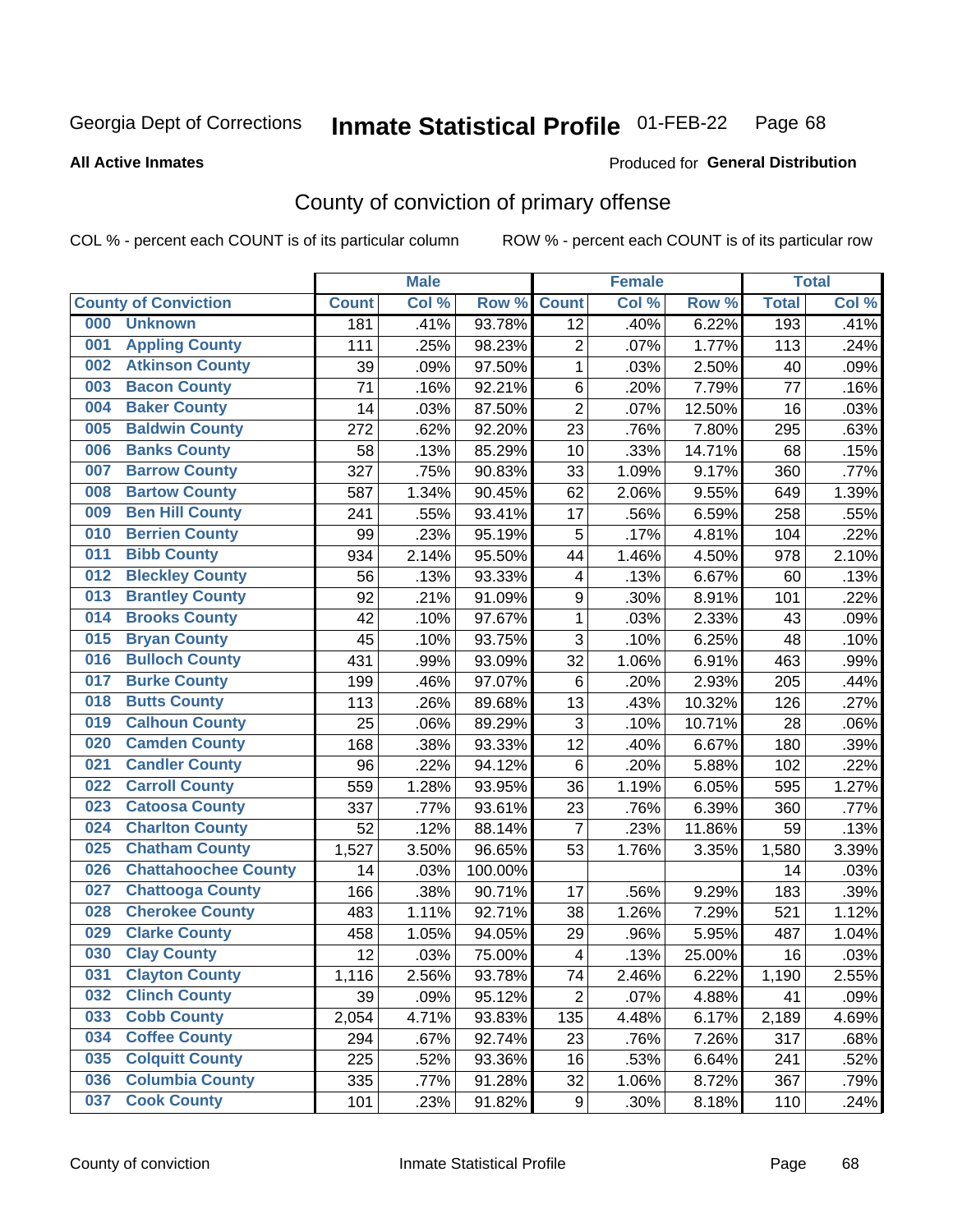Georgia Dept of Corrections **Inmate Statistical Profile** 01-FEB-22

**All Active Inmates**

Produced for **General Distribution**

## County of conviction of primary offense

COL % - percent each COUNT is of its particular column ROW % - percent each COUNT is of its particular row

| County of Conviction | Male | | | Female | | | Total | |
|---|---|---|---|---|---|---|---|---|
| | Count | Col % | Row % | Count | Col % | Row % | Total | Col % |
| 000 Unknown | 181 | .41% | 93.78% | 12 | .40% | 6.22% | 193 | .41% |
| 001 Appling County | 111 | .25% | 98.23% | 2 | .07% | 1.77% | 113 | .24% |
| 002 Atkinson County | 39 | .09% | 97.50% | 1 | .03% | 2.50% | 40 | .09% |
| 003 Bacon County | 71 | .16% | 92.21% | 6 | .20% | 7.79% | 77 | .16% |
| 004 Baker County | 14 | .03% | 87.50% | 2 | .07% | 12.50% | 16 | .03% |
| 005 Baldwin County | 272 | .62% | 92.20% | 23 | .76% | 7.80% | 295 | .63% |
| 006 Banks County | 58 | .13% | 85.29% | 10 | .33% | 14.71% | 68 | .15% |
| 007 Barrow County | 327 | .75% | 90.83% | 33 | 1.09% | 9.17% | 360 | .77% |
| 008 Bartow County | 587 | 1.34% | 90.45% | 62 | 2.06% | 9.55% | 649 | 1.39% |
| 009 Ben Hill County | 241 | .55% | 93.41% | 17 | .56% | 6.59% | 258 | .55% |
| 010 Berrien County | 99 | .23% | 95.19% | 5 | .17% | 4.81% | 104 | .22% |
| 011 Bibb County | 934 | 2.14% | 95.50% | 44 | 1.46% | 4.50% | 978 | 2.10% |
| 012 Bleckley County | 56 | .13% | 93.33% | 4 | .13% | 6.67% | 60 | .13% |
| 013 Brantley County | 92 | .21% | 91.09% | 9 | .30% | 8.91% | 101 | .22% |
| 014 Brooks County | 42 | .10% | 97.67% | 1 | .03% | 2.33% | 43 | .09% |
| 015 Bryan County | 45 | .10% | 93.75% | 3 | .10% | 6.25% | 48 | .10% |
| 016 Bulloch County | 431 | .99% | 93.09% | 32 | 1.06% | 6.91% | 463 | .99% |
| 017 Burke County | 199 | .46% | 97.07% | 6 | .20% | 2.93% | 205 | .44% |
| 018 Butts County | 113 | .26% | 89.68% | 13 | .43% | 10.32% | 126 | .27% |
| 019 Calhoun County | 25 | .06% | 89.29% | 3 | .10% | 10.71% | 28 | .06% |
| 020 Camden County | 168 | .38% | 93.33% | 12 | .40% | 6.67% | 180 | .39% |
| 021 Candler County | 96 | .22% | 94.12% | 6 | .20% | 5.88% | 102 | .22% |
| 022 Carroll County | 559 | 1.28% | 93.95% | 36 | 1.19% | 6.05% | 595 | 1.27% |
| 023 Catoosa County | 337 | .77% | 93.61% | 23 | .76% | 6.39% | 360 | .77% |
| 024 Charlton County | 52 | .12% | 88.14% | 7 | .23% | 11.86% | 59 | .13% |
| 025 Chatham County | 1,527 | 3.50% | 96.65% | 53 | 1.76% | 3.35% | 1,580 | 3.39% |
| 026 Chattahoochee County | 14 | .03% | 100.00% | | | | 14 | .03% |
| 027 Chattooga County | 166 | .38% | 90.71% | 17 | .56% | 9.29% | 183 | .39% |
| 028 Cherokee County | 483 | 1.11% | 92.71% | 38 | 1.26% | 7.29% | 521 | 1.12% |
| 029 Clarke County | 458 | 1.05% | 94.05% | 29 | .96% | 5.95% | 487 | 1.04% |
| 030 Clay County | 12 | .03% | 75.00% | 4 | .13% | 25.00% | 16 | .03% |
| 031 Clayton County | 1,116 | 2.56% | 93.78% | 74 | 2.46% | 6.22% | 1,190 | 2.55% |
| 032 Clinch County | 39 | .09% | 95.12% | 2 | .07% | 4.88% | 41 | .09% |
| 033 Cobb County | 2,054 | 4.71% | 93.83% | 135 | 4.48% | 6.17% | 2,189 | 4.69% |
| 034 Coffee County | 294 | .67% | 92.74% | 23 | .76% | 7.26% | 317 | .68% |
| 035 Colquitt County | 225 | .52% | 93.36% | 16 | .53% | 6.64% | 241 | .52% |
| 036 Columbia County | 335 | .77% | 91.28% | 32 | 1.06% | 8.72% | 367 | .79% |
| 037 Cook County | 101 | .23% | 91.82% | 9 | .30% | 8.18% | 110 | .24% |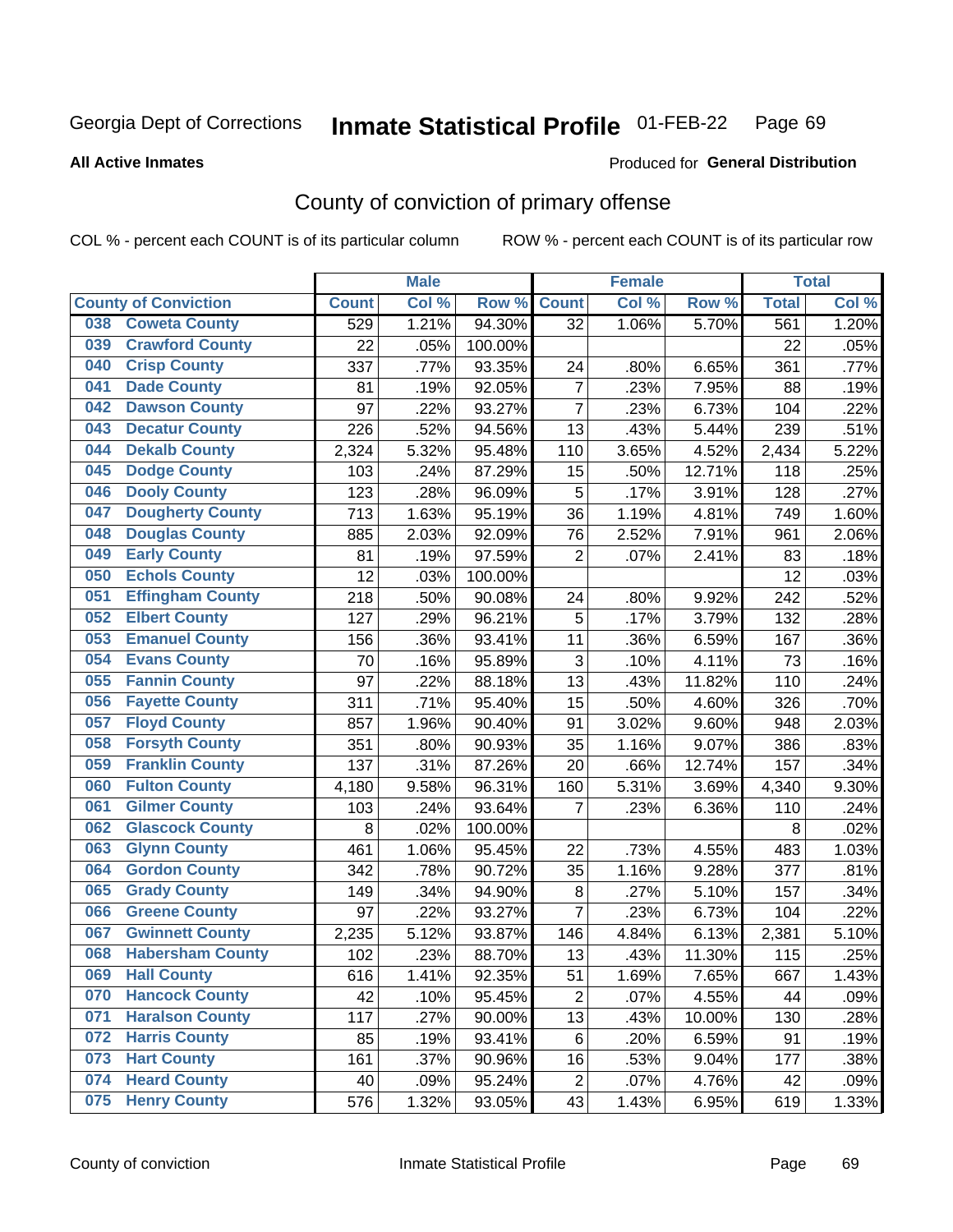Georgia Dept of Corrections **Inmate Statistical Profile** 01-FEB-22 Page 69

**All Active Inmates**

Produced for **General Distribution**

## County of conviction of primary offense

COL % - percent each COUNT is of its particular column ROW % - percent each COUNT is of its particular row

| County of Conviction | | Male | | | Female | | | Total | |
|---|---|---|---|---|---|---|---|---|---|
| | | Count | Col % | Row % | Count | Col % | Row % | Total | Col % |
| 038 | Coweta County | 529 | 1.21% | 94.30% | 32 | 1.06% | 5.70% | 561 | 1.20% |
| 039 | Crawford County | 22 | .05% | 100.00% | | | | 22 | .05% |
| 040 | Crisp County | 337 | .77% | 93.35% | 24 | .80% | 6.65% | 361 | .77% |
| 041 | Dade County | 81 | .19% | 92.05% | 7 | .23% | 7.95% | 88 | .19% |
| 042 | Dawson County | 97 | .22% | 93.27% | 7 | .23% | 6.73% | 104 | .22% |
| 043 | Decatur County | 226 | .52% | 94.56% | 13 | .43% | 5.44% | 239 | .51% |
| 044 | Dekalb County | 2,324 | 5.32% | 95.48% | 110 | 3.65% | 4.52% | 2,434 | 5.22% |
| 045 | Dodge County | 103 | .24% | 87.29% | 15 | .50% | 12.71% | 118 | .25% |
| 046 | Dooly County | 123 | .28% | 96.09% | 5 | .17% | 3.91% | 128 | .27% |
| 047 | Dougherty County | 713 | 1.63% | 95.19% | 36 | 1.19% | 4.81% | 749 | 1.60% |
| 048 | Douglas County | 885 | 2.03% | 92.09% | 76 | 2.52% | 7.91% | 961 | 2.06% |
| 049 | Early County | 81 | .19% | 97.59% | 2 | .07% | 2.41% | 83 | .18% |
| 050 | Echols County | 12 | .03% | 100.00% | | | | 12 | .03% |
| 051 | Effingham County | 218 | .50% | 90.08% | 24 | .80% | 9.92% | 242 | .52% |
| 052 | Elbert County | 127 | .29% | 96.21% | 5 | .17% | 3.79% | 132 | .28% |
| 053 | Emanuel County | 156 | .36% | 93.41% | 11 | .36% | 6.59% | 167 | .36% |
| 054 | Evans County | 70 | .16% | 95.89% | 3 | .10% | 4.11% | 73 | .16% |
| 055 | Fannin County | 97 | .22% | 88.18% | 13 | .43% | 11.82% | 110 | .24% |
| 056 | Fayette County | 311 | .71% | 95.40% | 15 | .50% | 4.60% | 326 | .70% |
| 057 | Floyd County | 857 | 1.96% | 90.40% | 91 | 3.02% | 9.60% | 948 | 2.03% |
| 058 | Forsyth County | 351 | .80% | 90.93% | 35 | 1.16% | 9.07% | 386 | .83% |
| 059 | Franklin County | 137 | .31% | 87.26% | 20 | .66% | 12.74% | 157 | .34% |
| 060 | Fulton County | 4,180 | 9.58% | 96.31% | 160 | 5.31% | 3.69% | 4,340 | 9.30% |
| 061 | Gilmer County | 103 | .24% | 93.64% | 7 | .23% | 6.36% | 110 | .24% |
| 062 | Glascock County | 8 | .02% | 100.00% | | | | 8 | .02% |
| 063 | Glynn County | 461 | 1.06% | 95.45% | 22 | .73% | 4.55% | 483 | 1.03% |
| 064 | Gordon County | 342 | .78% | 90.72% | 35 | 1.16% | 9.28% | 377 | .81% |
| 065 | Grady County | 149 | .34% | 94.90% | 8 | .27% | 5.10% | 157 | .34% |
| 066 | Greene County | 97 | .22% | 93.27% | 7 | .23% | 6.73% | 104 | .22% |
| 067 | Gwinnett County | 2,235 | 5.12% | 93.87% | 146 | 4.84% | 6.13% | 2,381 | 5.10% |
| 068 | Habersham County | 102 | .23% | 88.70% | 13 | .43% | 11.30% | 115 | .25% |
| 069 | Hall County | 616 | 1.41% | 92.35% | 51 | 1.69% | 7.65% | 667 | 1.43% |
| 070 | Hancock County | 42 | .10% | 95.45% | 2 | .07% | 4.55% | 44 | .09% |
| 071 | Haralson County | 117 | .27% | 90.00% | 13 | .43% | 10.00% | 130 | .28% |
| 072 | Harris County | 85 | .19% | 93.41% | 6 | .20% | 6.59% | 91 | .19% |
| 073 | Hart County | 161 | .37% | 90.96% | 16 | .53% | 9.04% | 177 | .38% |
| 074 | Heard County | 40 | .09% | 95.24% | 2 | .07% | 4.76% | 42 | .09% |
| 075 | Henry County | 576 | 1.32% | 93.05% | 43 | 1.43% | 6.95% | 619 | 1.33% |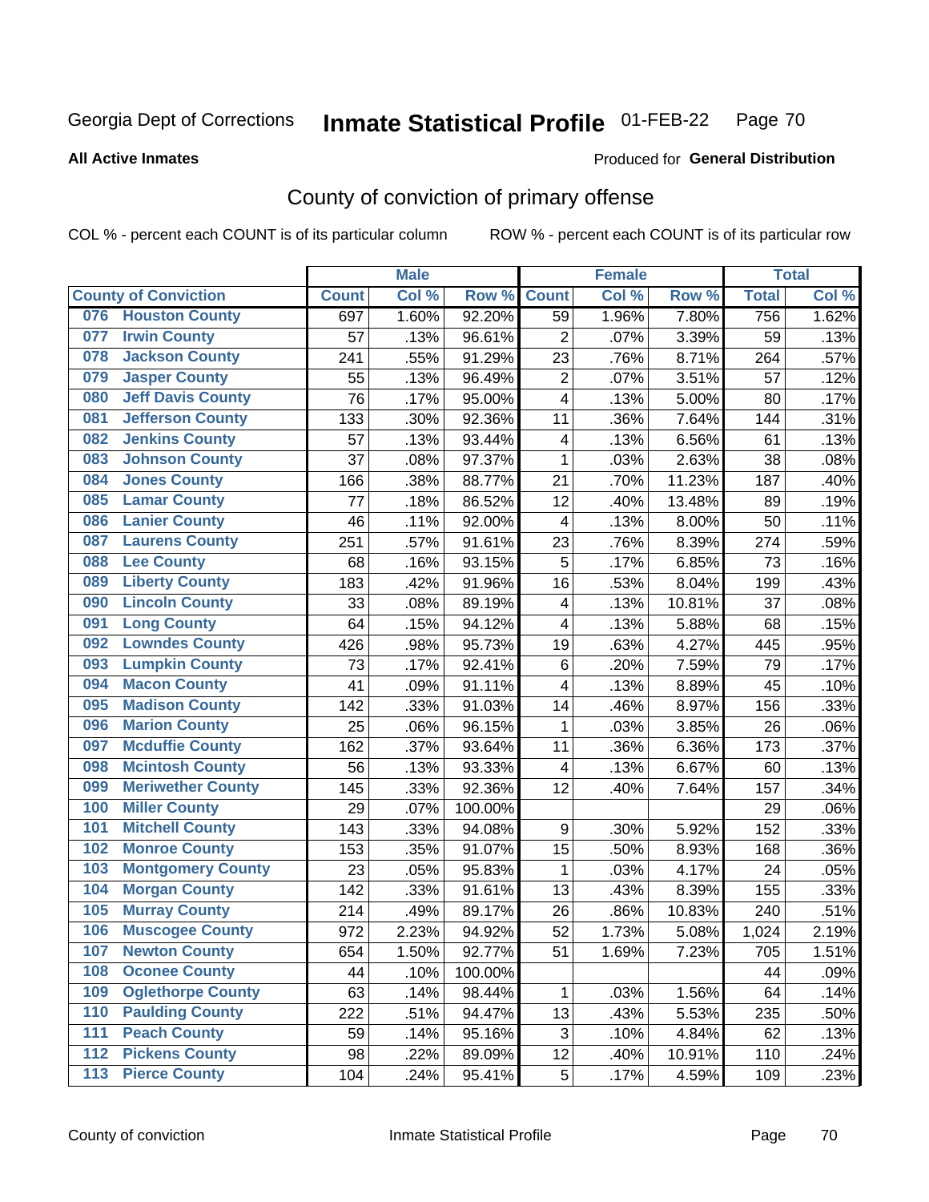Georgia Dept of Corrections **Inmate Statistical Profile** 01-FEB-22

**All Active Inmates**

Produced for **General Distribution**

## County of conviction of primary offense

COL % - percent each COUNT is of its particular column ROW % - percent each COUNT is of its particular row

| County of Conviction | Male | | | Female | | | Total | |
|---|---|---|---|---|---|---|---|---|
| | Count | Col % | Row % | Count | Col % | Row % | Total | Col % |
| 076 Houston County | 697 | 1.60% | 92.20% | 59 | 1.96% | 7.80% | 756 | 1.62% |
| 077 Irwin County | 57 | .13% | 96.61% | 2 | .07% | 3.39% | 59 | .13% |
| 078 Jackson County | 241 | .55% | 91.29% | 23 | .76% | 8.71% | 264 | .57% |
| 079 Jasper County | 55 | .13% | 96.49% | 2 | .07% | 3.51% | 57 | .12% |
| 080 Jeff Davis County | 76 | .17% | 95.00% | 4 | .13% | 5.00% | 80 | .17% |
| 081 Jefferson County | 133 | .30% | 92.36% | 11 | .36% | 7.64% | 144 | .31% |
| 082 Jenkins County | 57 | .13% | 93.44% | 4 | .13% | 6.56% | 61 | .13% |
| 083 Johnson County | 37 | .08% | 97.37% | 1 | .03% | 2.63% | 38 | .08% |
| 084 Jones County | 166 | .38% | 88.77% | 21 | .70% | 11.23% | 187 | .40% |
| 085 Lamar County | 77 | .18% | 86.52% | 12 | .40% | 13.48% | 89 | .19% |
| 086 Lanier County | 46 | .11% | 92.00% | 4 | .13% | 8.00% | 50 | .11% |
| 087 Laurens County | 251 | .57% | 91.61% | 23 | .76% | 8.39% | 274 | .59% |
| 088 Lee County | 68 | .16% | 93.15% | 5 | .17% | 6.85% | 73 | .16% |
| 089 Liberty County | 183 | .42% | 91.96% | 16 | .53% | 8.04% | 199 | .43% |
| 090 Lincoln County | 33 | .08% | 89.19% | 4 | .13% | 10.81% | 37 | .08% |
| 091 Long County | 64 | .15% | 94.12% | 4 | .13% | 5.88% | 68 | .15% |
| 092 Lowndes County | 426 | .98% | 95.73% | 19 | .63% | 4.27% | 445 | .95% |
| 093 Lumpkin County | 73 | .17% | 92.41% | 6 | .20% | 7.59% | 79 | .17% |
| 094 Macon County | 41 | .09% | 91.11% | 4 | .13% | 8.89% | 45 | .10% |
| 095 Madison County | 142 | .33% | 91.03% | 14 | .46% | 8.97% | 156 | .33% |
| 096 Marion County | 25 | .06% | 96.15% | 1 | .03% | 3.85% | 26 | .06% |
| 097 Mcduffie County | 162 | .37% | 93.64% | 11 | .36% | 6.36% | 173 | .37% |
| 098 Mcintosh County | 56 | .13% | 93.33% | 4 | .13% | 6.67% | 60 | .13% |
| 099 Meriwether County | 145 | .33% | 92.36% | 12 | .40% | 7.64% | 157 | .34% |
| 100 Miller County | 29 | .07% | 100.00% | | | | 29 | .06% |
| 101 Mitchell County | 143 | .33% | 94.08% | 9 | .30% | 5.92% | 152 | .33% |
| 102 Monroe County | 153 | .35% | 91.07% | 15 | .50% | 8.93% | 168 | .36% |
| 103 Montgomery County | 23 | .05% | 95.83% | 1 | .03% | 4.17% | 24 | .05% |
| 104 Morgan County | 142 | .33% | 91.61% | 13 | .43% | 8.39% | 155 | .33% |
| 105 Murray County | 214 | .49% | 89.17% | 26 | .86% | 10.83% | 240 | .51% |
| 106 Muscogee County | 972 | 2.23% | 94.92% | 52 | 1.73% | 5.08% | 1,024 | 2.19% |
| 107 Newton County | 654 | 1.50% | 92.77% | 51 | 1.69% | 7.23% | 705 | 1.51% |
| 108 Oconee County | 44 | .10% | 100.00% | | | | 44 | .09% |
| 109 Oglethorpe County | 63 | .14% | 98.44% | 1 | .03% | 1.56% | 64 | .14% |
| 110 Paulding County | 222 | .51% | 94.47% | 13 | .43% | 5.53% | 235 | .50% |
| 111 Peach County | 59 | .14% | 95.16% | 3 | .10% | 4.84% | 62 | .13% |
| 112 Pickens County | 98 | .22% | 89.09% | 12 | .40% | 10.91% | 110 | .24% |
| 113 Pierce County | 104 | .24% | 95.41% | 5 | .17% | 4.59% | 109 | .23% |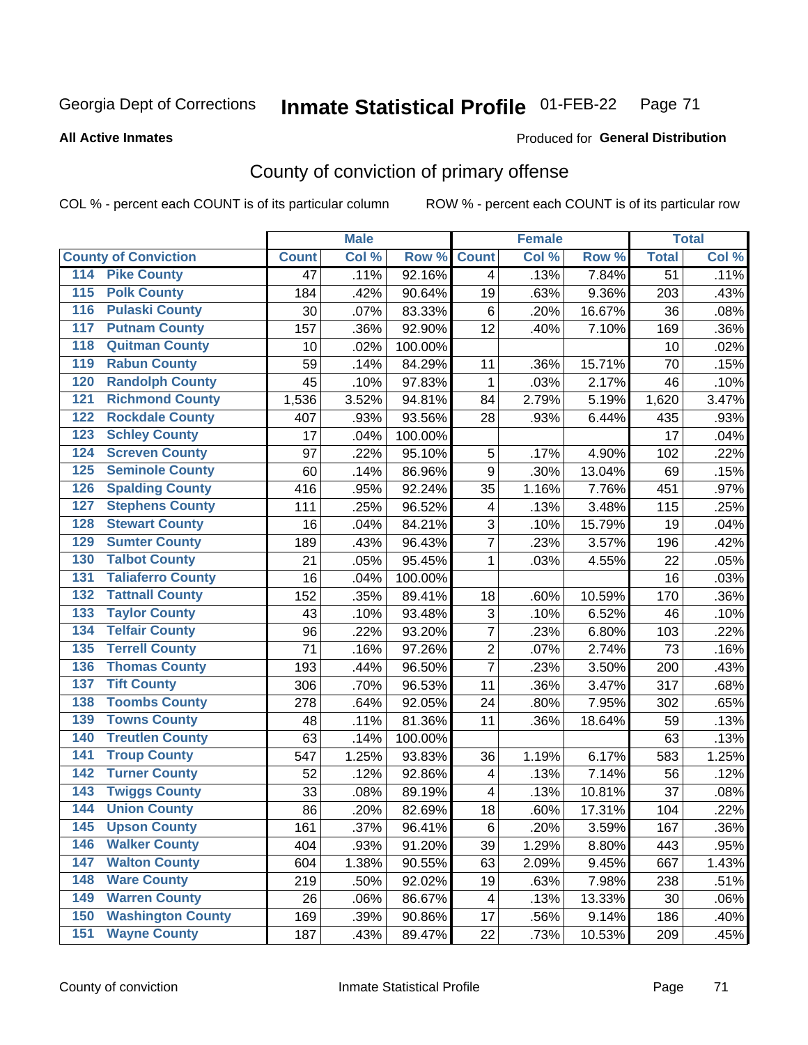Georgia Dept of Corrections **Inmate Statistical Profile** 01-FEB-22

**All Active Inmates**

Produced for **General Distribution**

## County of conviction of primary offense

COL % - percent each COUNT is of its particular column ROW % - percent each COUNT is of its particular row

| County of Conviction | Male | | | Female | | | Total | |
|---|---|---|---|---|---|---|---|---|
| | Count | Col % | Row % | Count | Col % | Row % | Total | Col % |
| 114 Pike County | 47 | .11% | 92.16% | 4 | .13% | 7.84% | 51 | .11% |
| 115 Polk County | 184 | .42% | 90.64% | 19 | .63% | 9.36% | 203 | .43% |
| 116 Pulaski County | 30 | .07% | 83.33% | 6 | .20% | 16.67% | 36 | .08% |
| 117 Putnam County | 157 | .36% | 92.90% | 12 | .40% | 7.10% | 169 | .36% |
| 118 Quitman County | 10 | .02% | 100.00% | | | | 10 | .02% |
| 119 Rabun County | 59 | .14% | 84.29% | 11 | .36% | 15.71% | 70 | .15% |
| 120 Randolph County | 45 | .10% | 97.83% | 1 | .03% | 2.17% | 46 | .10% |
| 121 Richmond County | 1,536 | 3.52% | 94.81% | 84 | 2.79% | 5.19% | 1,620 | 3.47% |
| 122 Rockdale County | 407 | .93% | 93.56% | 28 | .93% | 6.44% | 435 | .93% |
| 123 Schley County | 17 | .04% | 100.00% | | | | 17 | .04% |
| 124 Screven County | 97 | .22% | 95.10% | 5 | .17% | 4.90% | 102 | .22% |
| 125 Seminole County | 60 | .14% | 86.96% | 9 | .30% | 13.04% | 69 | .15% |
| 126 Spalding County | 416 | .95% | 92.24% | 35 | 1.16% | 7.76% | 451 | .97% |
| 127 Stephens County | 111 | .25% | 96.52% | 4 | .13% | 3.48% | 115 | .25% |
| 128 Stewart County | 16 | .04% | 84.21% | 3 | .10% | 15.79% | 19 | .04% |
| 129 Sumter County | 189 | .43% | 96.43% | 7 | .23% | 3.57% | 196 | .42% |
| 130 Talbot County | 21 | .05% | 95.45% | 1 | .03% | 4.55% | 22 | .05% |
| 131 Taliaferro County | 16 | .04% | 100.00% | | | | 16 | .03% |
| 132 Tattnall County | 152 | .35% | 89.41% | 18 | .60% | 10.59% | 170 | .36% |
| 133 Taylor County | 43 | .10% | 93.48% | 3 | .10% | 6.52% | 46 | .10% |
| 134 Telfair County | 96 | .22% | 93.20% | 7 | .23% | 6.80% | 103 | .22% |
| 135 Terrell County | 71 | .16% | 97.26% | 2 | .07% | 2.74% | 73 | .16% |
| 136 Thomas County | 193 | .44% | 96.50% | 7 | .23% | 3.50% | 200 | .43% |
| 137 Tift County | 306 | .70% | 96.53% | 11 | .36% | 3.47% | 317 | .68% |
| 138 Toombs County | 278 | .64% | 92.05% | 24 | .80% | 7.95% | 302 | .65% |
| 139 Towns County | 48 | .11% | 81.36% | 11 | .36% | 18.64% | 59 | .13% |
| 140 Treutlen County | 63 | .14% | 100.00% | | | | 63 | .13% |
| 141 Troup County | 547 | 1.25% | 93.83% | 36 | 1.19% | 6.17% | 583 | 1.25% |
| 142 Turner County | 52 | .12% | 92.86% | 4 | .13% | 7.14% | 56 | .12% |
| 143 Twiggs County | 33 | .08% | 89.19% | 4 | .13% | 10.81% | 37 | .08% |
| 144 Union County | 86 | .20% | 82.69% | 18 | .60% | 17.31% | 104 | .22% |
| 145 Upson County | 161 | .37% | 96.41% | 6 | .20% | 3.59% | 167 | .36% |
| 146 Walker County | 404 | .93% | 91.20% | 39 | 1.29% | 8.80% | 443 | .95% |
| 147 Walton County | 604 | 1.38% | 90.55% | 63 | 2.09% | 9.45% | 667 | 1.43% |
| 148 Ware County | 219 | .50% | 92.02% | 19 | .63% | 7.98% | 238 | .51% |
| 149 Warren County | 26 | .06% | 86.67% | 4 | .13% | 13.33% | 30 | .06% |
| 150 Washington County | 169 | .39% | 90.86% | 17 | .56% | 9.14% | 186 | .40% |
| 151 Wayne County | 187 | .43% | 89.47% | 22 | .73% | 10.53% | 209 | .45% |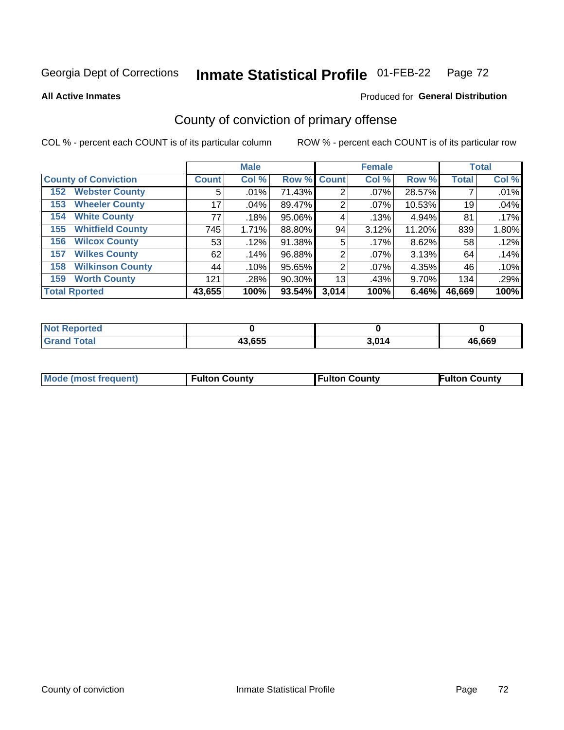Georgia Dept of Corrections **Inmate Statistical Profile** 01-FEB-22

**All Active Inmates**

Produced for **General Distribution**

## County of conviction of primary offense

COL % - percent each COUNT is of its particular column

ROW % - percent each COUNT is of its particular row

| | Male | | | Female | | | Total | |
|---|---|---|---|---|---|---|---|---|
| **County of Conviction** | **Count** | **Col %** | **Row %** | **Count** | **Col %** | **Row %** | **Total** | **Col %** |
| 152 Webster County | 5 | .01% | 71.43% | 2 | .07% | 28.57% | 7 | .01% |
| 153 Wheeler County | 17 | .04% | 89.47% | 2 | .07% | 10.53% | 19 | .04% |
| 154 White County | 77 | .18% | 95.06% | 4 | .13% | 4.94% | 81 | .17% |
| 155 Whitfield County | 745 | 1.71% | 88.80% | 94 | 3.12% | 11.20% | 839 | 1.80% |
| 156 Wilcox County | 53 | .12% | 91.38% | 5 | .17% | 8.62% | 58 | .12% |
| 157 Wilkes County | 62 | .14% | 96.88% | 2 | .07% | 3.13% | 64 | .14% |
| 158 Wilkinson County | 44 | .10% | 95.65% | 2 | .07% | 4.35% | 46 | .10% |
| 159 Worth County | 121 | .28% | 90.30% | 13 | .43% | 9.70% | 134 | .29% |
| **Total Rported** | **43,655** | **100%** | **93.54%** | **3,014** | **100%** | **6.46%** | **46,669** | **100%** |

| | Male | Female | Total |
|---|---|---|---|
| Not Reported | 0 | 0 | 0 |
| Grand Total | 43,655 | 3,014 | 46,669 |

| | Male | Female | Total |
|---|---|---|---|
| Mode (most frequent) | Fulton County | Fulton County | Fulton County |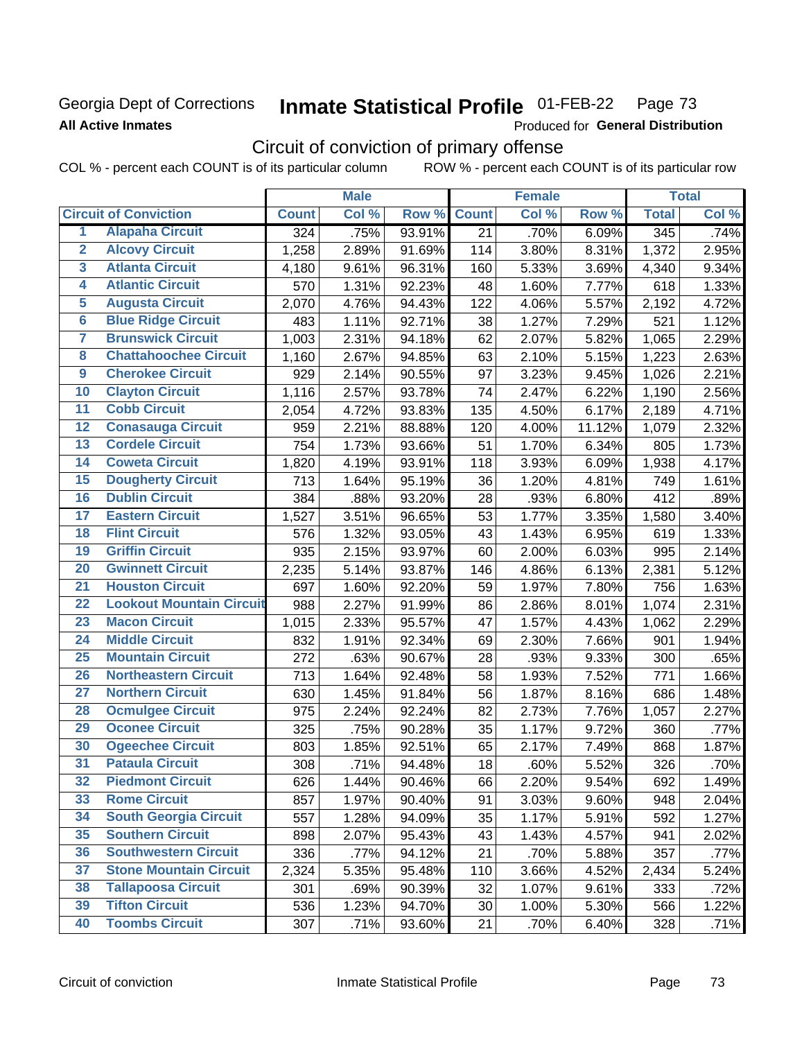Georgia Dept of Corrections
**All Active Inmates**

# Inmate Statistical Profile 01-FEB-22

Produced for **General Distribution**

## Circuit of conviction of primary offense

COL % - percent each COUNT is of its particular column    ROW % - percent each COUNT is of its particular row

| | Circuit of Conviction | Male | | | Female | | | Total | |
|---|---|---|---|---|---|---|---|---|---|
| | | Count | Col % | Row % | Count | Col % | Row % | Total | Col % |
| 1 | Alapaha Circuit | 324 | .75% | 93.91% | 21 | .70% | 6.09% | 345 | .74% |
| 2 | Alcovy Circuit | 1,258 | 2.89% | 91.69% | 114 | 3.80% | 8.31% | 1,372 | 2.95% |
| 3 | Atlanta Circuit | 4,180 | 9.61% | 96.31% | 160 | 5.33% | 3.69% | 4,340 | 9.34% |
| 4 | Atlantic Circuit | 570 | 1.31% | 92.23% | 48 | 1.60% | 7.77% | 618 | 1.33% |
| 5 | Augusta Circuit | 2,070 | 4.76% | 94.43% | 122 | 4.06% | 5.57% | 2,192 | 4.72% |
| 6 | Blue Ridge Circuit | 483 | 1.11% | 92.71% | 38 | 1.27% | 7.29% | 521 | 1.12% |
| 7 | Brunswick Circuit | 1,003 | 2.31% | 94.18% | 62 | 2.07% | 5.82% | 1,065 | 2.29% |
| 8 | Chattahoochee Circuit | 1,160 | 2.67% | 94.85% | 63 | 2.10% | 5.15% | 1,223 | 2.63% |
| 9 | Cherokee Circuit | 929 | 2.14% | 90.55% | 97 | 3.23% | 9.45% | 1,026 | 2.21% |
| 10 | Clayton Circuit | 1,116 | 2.57% | 93.78% | 74 | 2.47% | 6.22% | 1,190 | 2.56% |
| 11 | Cobb Circuit | 2,054 | 4.72% | 93.83% | 135 | 4.50% | 6.17% | 2,189 | 4.71% |
| 12 | Conasauga Circuit | 959 | 2.21% | 88.88% | 120 | 4.00% | 11.12% | 1,079 | 2.32% |
| 13 | Cordele Circuit | 754 | 1.73% | 93.66% | 51 | 1.70% | 6.34% | 805 | 1.73% |
| 14 | Coweta Circuit | 1,820 | 4.19% | 93.91% | 118 | 3.93% | 6.09% | 1,938 | 4.17% |
| 15 | Dougherty Circuit | 713 | 1.64% | 95.19% | 36 | 1.20% | 4.81% | 749 | 1.61% |
| 16 | Dublin Circuit | 384 | .88% | 93.20% | 28 | .93% | 6.80% | 412 | .89% |
| 17 | Eastern Circuit | 1,527 | 3.51% | 96.65% | 53 | 1.77% | 3.35% | 1,580 | 3.40% |
| 18 | Flint Circuit | 576 | 1.32% | 93.05% | 43 | 1.43% | 6.95% | 619 | 1.33% |
| 19 | Griffin Circuit | 935 | 2.15% | 93.97% | 60 | 2.00% | 6.03% | 995 | 2.14% |
| 20 | Gwinnett Circuit | 2,235 | 5.14% | 93.87% | 146 | 4.86% | 6.13% | 2,381 | 5.12% |
| 21 | Houston Circuit | 697 | 1.60% | 92.20% | 59 | 1.97% | 7.80% | 756 | 1.63% |
| 22 | Lookout Mountain Circuit | 988 | 2.27% | 91.99% | 86 | 2.86% | 8.01% | 1,074 | 2.31% |
| 23 | Macon Circuit | 1,015 | 2.33% | 95.57% | 47 | 1.57% | 4.43% | 1,062 | 2.29% |
| 24 | Middle Circuit | 832 | 1.91% | 92.34% | 69 | 2.30% | 7.66% | 901 | 1.94% |
| 25 | Mountain Circuit | 272 | .63% | 90.67% | 28 | .93% | 9.33% | 300 | .65% |
| 26 | Northeastern Circuit | 713 | 1.64% | 92.48% | 58 | 1.93% | 7.52% | 771 | 1.66% |
| 27 | Northern Circuit | 630 | 1.45% | 91.84% | 56 | 1.87% | 8.16% | 686 | 1.48% |
| 28 | Ocmulgee Circuit | 975 | 2.24% | 92.24% | 82 | 2.73% | 7.76% | 1,057 | 2.27% |
| 29 | Oconee Circuit | 325 | .75% | 90.28% | 35 | 1.17% | 9.72% | 360 | .77% |
| 30 | Ogeechee Circuit | 803 | 1.85% | 92.51% | 65 | 2.17% | 7.49% | 868 | 1.87% |
| 31 | Pataula Circuit | 308 | .71% | 94.48% | 18 | .60% | 5.52% | 326 | .70% |
| 32 | Piedmont Circuit | 626 | 1.44% | 90.46% | 66 | 2.20% | 9.54% | 692 | 1.49% |
| 33 | Rome Circuit | 857 | 1.97% | 90.40% | 91 | 3.03% | 9.60% | 948 | 2.04% |
| 34 | South Georgia Circuit | 557 | 1.28% | 94.09% | 35 | 1.17% | 5.91% | 592 | 1.27% |
| 35 | Southern Circuit | 898 | 2.07% | 95.43% | 43 | 1.43% | 4.57% | 941 | 2.02% |
| 36 | Southwestern Circuit | 336 | .77% | 94.12% | 21 | .70% | 5.88% | 357 | .77% |
| 37 | Stone Mountain Circuit | 2,324 | 5.35% | 95.48% | 110 | 3.66% | 4.52% | 2,434 | 5.24% |
| 38 | Tallapoosa Circuit | 301 | .69% | 90.39% | 32 | 1.07% | 9.61% | 333 | .72% |
| 39 | Tifton Circuit | 536 | 1.23% | 94.70% | 30 | 1.00% | 5.30% | 566 | 1.22% |
| 40 | Toombs Circuit | 307 | .71% | 93.60% | 21 | .70% | 6.40% | 328 | .71% |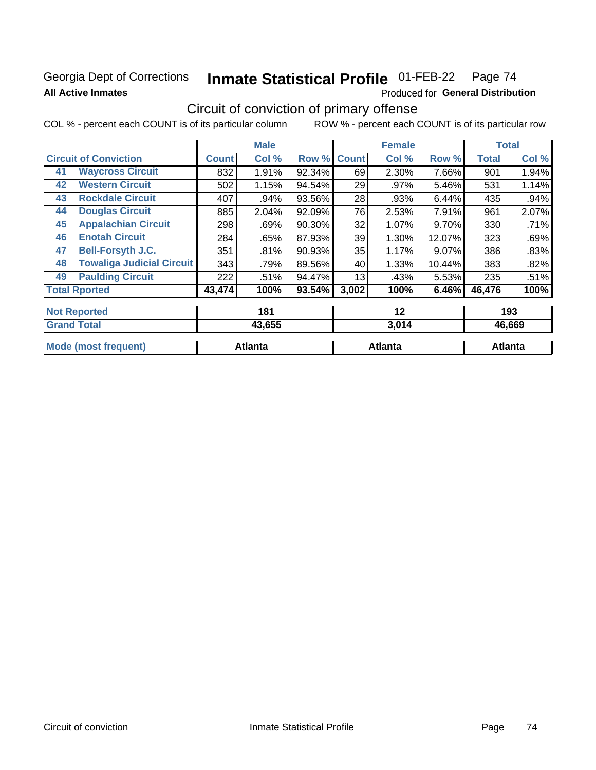Georgia Dept of Corrections **Inmate Statistical Profile** 01-FEB-22 Page 74

**All Active Inmates**

Produced for **General Distribution**

## Circuit of conviction of primary offense

COL % - percent each COUNT is of its particular column ROW % - percent each COUNT is of its particular row

| Circuit of Conviction | | Male | | | Female | | | Total | |
|---|---|---|---|---|---|---|---|---|---|
| | | Count | Col % | Row % | Count | Col % | Row % | Total | Col % |
| 41 | Waycross Circuit | 832 | 1.91% | 92.34% | 69 | 2.30% | 7.66% | 901 | 1.94% |
| 42 | Western Circuit | 502 | 1.15% | 94.54% | 29 | .97% | 5.46% | 531 | 1.14% |
| 43 | Rockdale Circuit | 407 | .94% | 93.56% | 28 | .93% | 6.44% | 435 | .94% |
| 44 | Douglas Circuit | 885 | 2.04% | 92.09% | 76 | 2.53% | 7.91% | 961 | 2.07% |
| 45 | Appalachian Circuit | 298 | .69% | 90.30% | 32 | 1.07% | 9.70% | 330 | .71% |
| 46 | Enotah Circuit | 284 | .65% | 87.93% | 39 | 1.30% | 12.07% | 323 | .69% |
| 47 | Bell-Forsyth J.C. | 351 | .81% | 90.93% | 35 | 1.17% | 9.07% | 386 | .83% |
| 48 | Towaliga Judicial Circuit | 343 | .79% | 89.56% | 40 | 1.33% | 10.44% | 383 | .82% |
| 49 | Paulding Circuit | 222 | .51% | 94.47% | 13 | .43% | 5.53% | 235 | .51% |
| Total Rported | | 43,474 | 100% | 93.54% | 3,002 | 100% | 6.46% | 46,476 | 100% |
| Not Reported | | 181 | | | 12 | | | 193 | |
| Grand Total | | 43,655 | | | 3,014 | | | 46,669 | |
| Mode (most frequent) | | Atlanta | | | Atlanta | | | Atlanta | |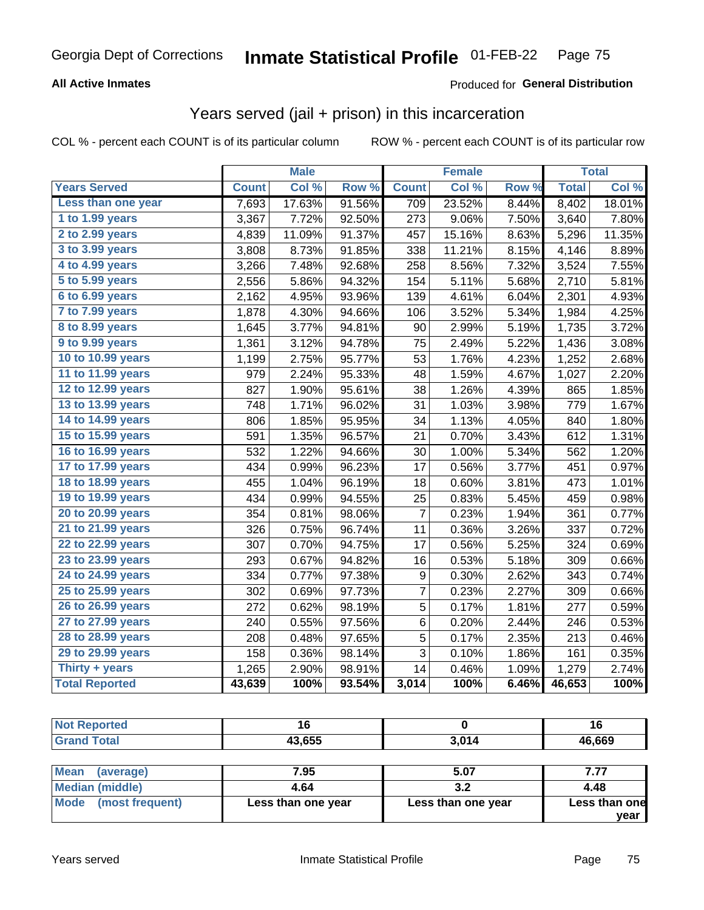Georgia Dept of Corrections **Inmate Statistical Profile** 01-FEB-22

**All Active Inmates**

Produced for **General Distribution**

## Years served (jail + prison) in this incarceration

COL % - percent each COUNT is of its particular column ROW % - percent each COUNT is of its particular row

| Years Served | Male | | | Female | | | Total | |
|---|---|---|---|---|---|---|---|---|
| | Count | Col % | Row % | Count | Col % | Row % | Total | Col % |
| Less than one year | 7,693 | 17.63% | 91.56% | 709 | 23.52% | 8.44% | 8,402 | 18.01% |
| 1 to 1.99 years | 3,367 | 7.72% | 92.50% | 273 | 9.06% | 7.50% | 3,640 | 7.80% |
| 2 to 2.99 years | 4,839 | 11.09% | 91.37% | 457 | 15.16% | 8.63% | 5,296 | 11.35% |
| 3 to 3.99 years | 3,808 | 8.73% | 91.85% | 338 | 11.21% | 8.15% | 4,146 | 8.89% |
| 4 to 4.99 years | 3,266 | 7.48% | 92.68% | 258 | 8.56% | 7.32% | 3,524 | 7.55% |
| 5 to 5.99 years | 2,556 | 5.86% | 94.32% | 154 | 5.11% | 5.68% | 2,710 | 5.81% |
| 6 to 6.99 years | 2,162 | 4.95% | 93.96% | 139 | 4.61% | 6.04% | 2,301 | 4.93% |
| 7 to 7.99 years | 1,878 | 4.30% | 94.66% | 106 | 3.52% | 5.34% | 1,984 | 4.25% |
| 8 to 8.99 years | 1,645 | 3.77% | 94.81% | 90 | 2.99% | 5.19% | 1,735 | 3.72% |
| 9 to 9.99 years | 1,361 | 3.12% | 94.78% | 75 | 2.49% | 5.22% | 1,436 | 3.08% |
| 10 to 10.99 years | 1,199 | 2.75% | 95.77% | 53 | 1.76% | 4.23% | 1,252 | 2.68% |
| 11 to 11.99 years | 979 | 2.24% | 95.33% | 48 | 1.59% | 4.67% | 1,027 | 2.20% |
| 12 to 12.99 years | 827 | 1.90% | 95.61% | 38 | 1.26% | 4.39% | 865 | 1.85% |
| 13 to 13.99 years | 748 | 1.71% | 96.02% | 31 | 1.03% | 3.98% | 779 | 1.67% |
| 14 to 14.99 years | 806 | 1.85% | 95.95% | 34 | 1.13% | 4.05% | 840 | 1.80% |
| 15 to 15.99 years | 591 | 1.35% | 96.57% | 21 | 0.70% | 3.43% | 612 | 1.31% |
| 16 to 16.99 years | 532 | 1.22% | 94.66% | 30 | 1.00% | 5.34% | 562 | 1.20% |
| 17 to 17.99 years | 434 | 0.99% | 96.23% | 17 | 0.56% | 3.77% | 451 | 0.97% |
| 18 to 18.99 years | 455 | 1.04% | 96.19% | 18 | 0.60% | 3.81% | 473 | 1.01% |
| 19 to 19.99 years | 434 | 0.99% | 94.55% | 25 | 0.83% | 5.45% | 459 | 0.98% |
| 20 to 20.99 years | 354 | 0.81% | 98.06% | 7 | 0.23% | 1.94% | 361 | 0.77% |
| 21 to 21.99 years | 326 | 0.75% | 96.74% | 11 | 0.36% | 3.26% | 337 | 0.72% |
| 22 to 22.99 years | 307 | 0.70% | 94.75% | 17 | 0.56% | 5.25% | 324 | 0.69% |
| 23 to 23.99 years | 293 | 0.67% | 94.82% | 16 | 0.53% | 5.18% | 309 | 0.66% |
| 24 to 24.99 years | 334 | 0.77% | 97.38% | 9 | 0.30% | 2.62% | 343 | 0.74% |
| 25 to 25.99 years | 302 | 0.69% | 97.73% | 7 | 0.23% | 2.27% | 309 | 0.66% |
| 26 to 26.99 years | 272 | 0.62% | 98.19% | 5 | 0.17% | 1.81% | 277 | 0.59% |
| 27 to 27.99 years | 240 | 0.55% | 97.56% | 6 | 0.20% | 2.44% | 246 | 0.53% |
| 28 to 28.99 years | 208 | 0.48% | 97.65% | 5 | 0.17% | 2.35% | 213 | 0.46% |
| 29 to 29.99 years | 158 | 0.36% | 98.14% | 3 | 0.10% | 1.86% | 161 | 0.35% |
| Thirty + years | 1,265 | 2.90% | 98.91% | 14 | 0.46% | 1.09% | 1,279 | 2.74% |
| **Total Reported** | **43,639** | **100%** | **93.54%** | **3,014** | **100%** | **6.46%** | **46,653** | **100%** |

| | Male | Female | Total |
|---|---|---|---|
| Not Reported | 16 | 0 | 16 |
| Grand Total | 43,655 | 3,014 | 46,669 |

| | Male | Female | Total |
|---|---|---|---|
| Mean (average) | 7.95 | 5.07 | 7.77 |
| Median (middle) | 4.64 | 3.2 | 4.48 |
| Mode (most frequent) | Less than one year | Less than one year | Less than one year |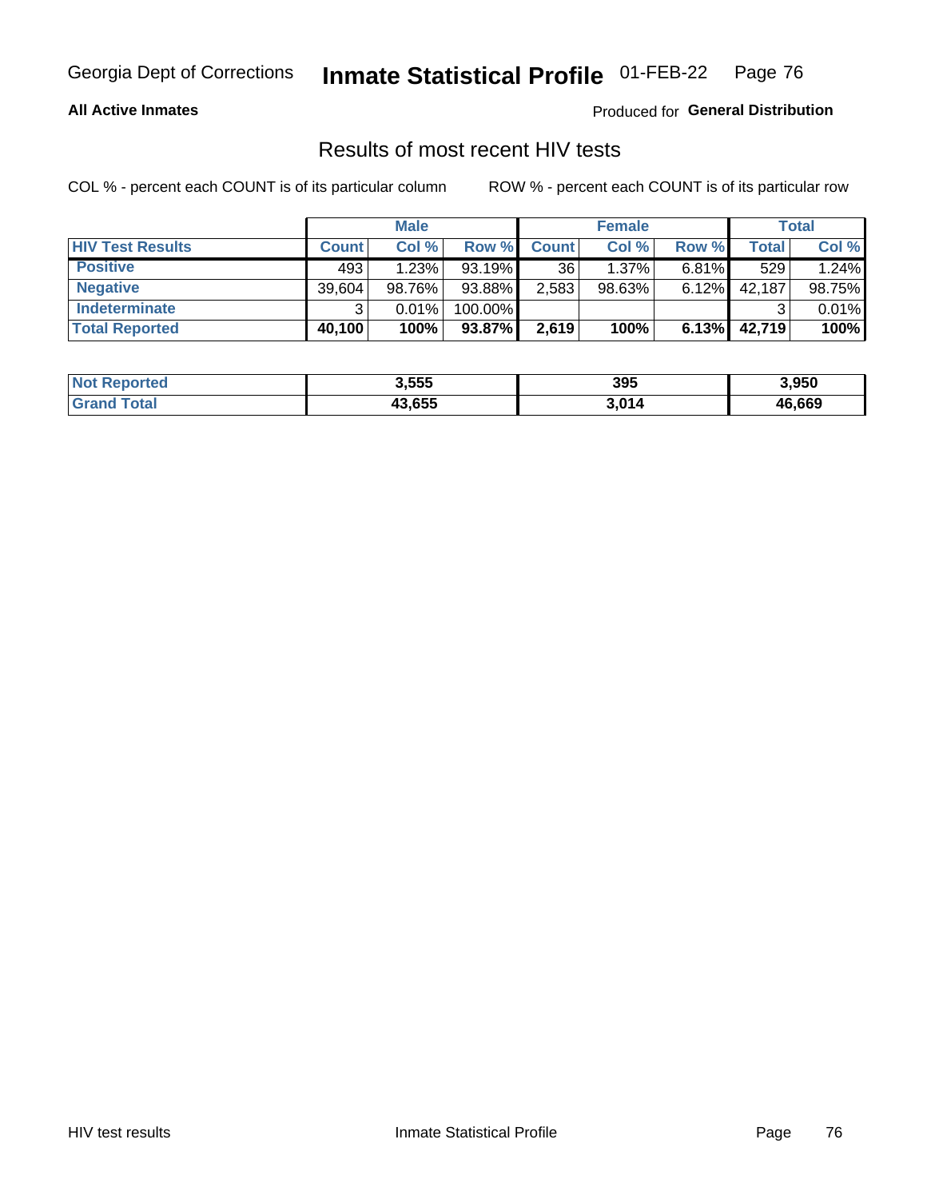Georgia Dept of Corrections **Inmate Statistical Profile** 01-FEB-22

**All Active Inmates**

Produced for **General Distribution**

## Results of most recent HIV tests

COL % - percent each COUNT is of its particular column

ROW % - percent each COUNT is of its particular row

| | Male | | | Female | | | Total | |
|---|---|---|---|---|---|---|---|---|
| **HIV Test Results** | **Count** | **Col %** | **Row %** | **Count** | **Col %** | **Row %** | **Total** | **Col %** |
| **Positive** | 493 | 1.23% | 93.19% | 36 | 1.37% | 6.81% | 529 | 1.24% |
| **Negative** | 39,604 | 98.76% | 93.88% | 2,583 | 98.63% | 6.12% | 42,187 | 98.75% |
| **Indeterminate** | 3 | 0.01% | 100.00% | | | | 3 | 0.01% |
| **Total Reported** | **40,100** | **100%** | **93.87%** | **2,619** | **100%** | **6.13%** | **42,719** | **100%** |

| | Male | Female | Total |
|---|---|---|---|
| **Not Reported** | **3,555** | **395** | **3,950** |
| **Grand Total** | **43,655** | **3,014** | **46,669** |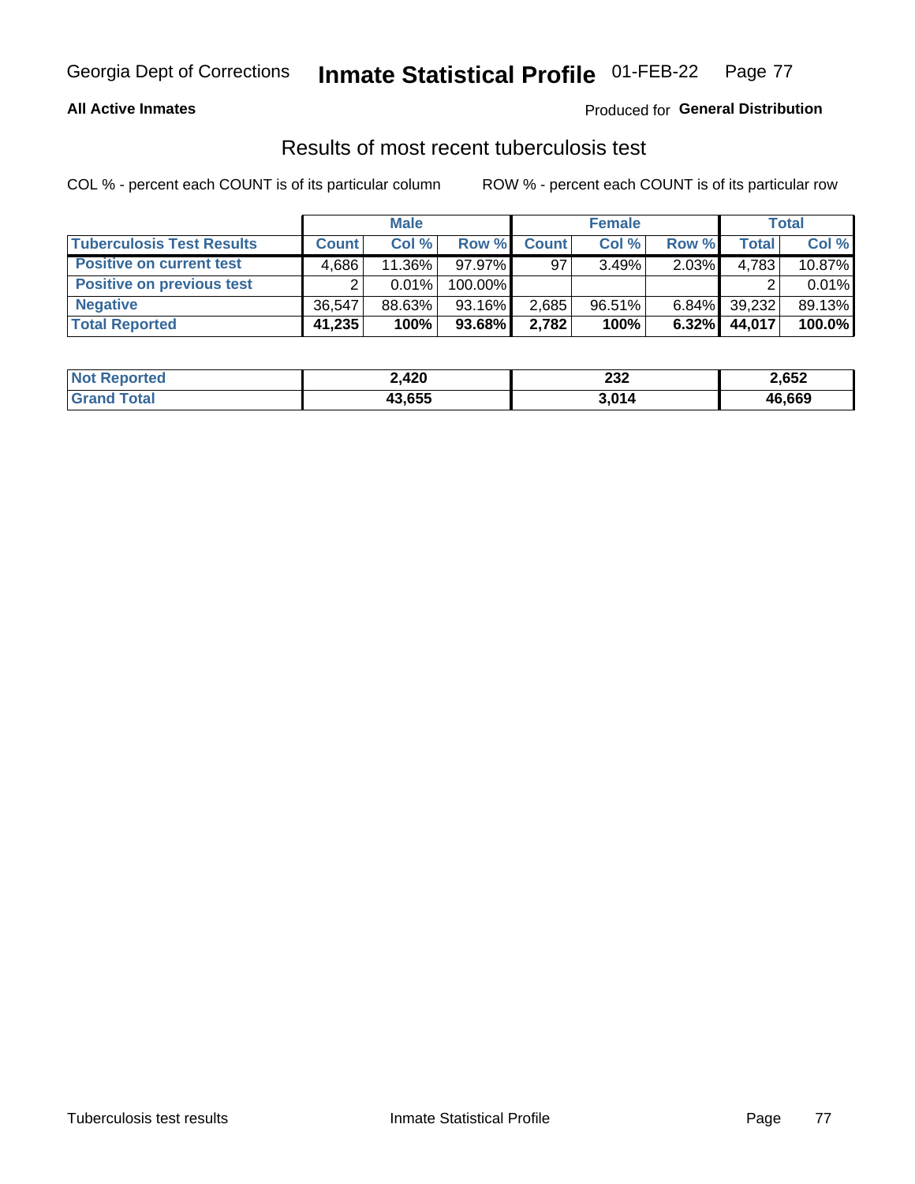Georgia Dept of Corrections **Inmate Statistical Profile** 01-FEB-22

**All Active Inmates**

Produced for **General Distribution**

## Results of most recent tuberculosis test

COL % - percent each COUNT is of its particular column

ROW % - percent each COUNT is of its particular row

| | Male | | | Female | | | Total | |
|---|---|---|---|---|---|---|---|---|
| **Tuberculosis Test Results** | **Count** | **Col %** | **Row %** | **Count** | **Col %** | **Row %** | **Total** | **Col %** |
| **Positive on current test** | 4,686 | 11.36% | 97.97% | 97 | 3.49% | 2.03% | 4,783 | 10.87% |
| **Positive on previous test** | 2 | 0.01% | 100.00% | | | | 2 | 0.01% |
| **Negative** | 36,547 | 88.63% | 93.16% | 2,685 | 96.51% | 6.84% | 39,232 | 89.13% |
| **Total Reported** | **41,235** | **100%** | **93.68%** | **2,782** | **100%** | **6.32%** | **44,017** | **100.0%** |

| | Male | Female | Total |
|---|---|---|---|
| **Not Reported** | **2,420** | **232** | **2,652** |
| **Grand Total** | **43,655** | **3,014** | **46,669** |

Tuberculosis test results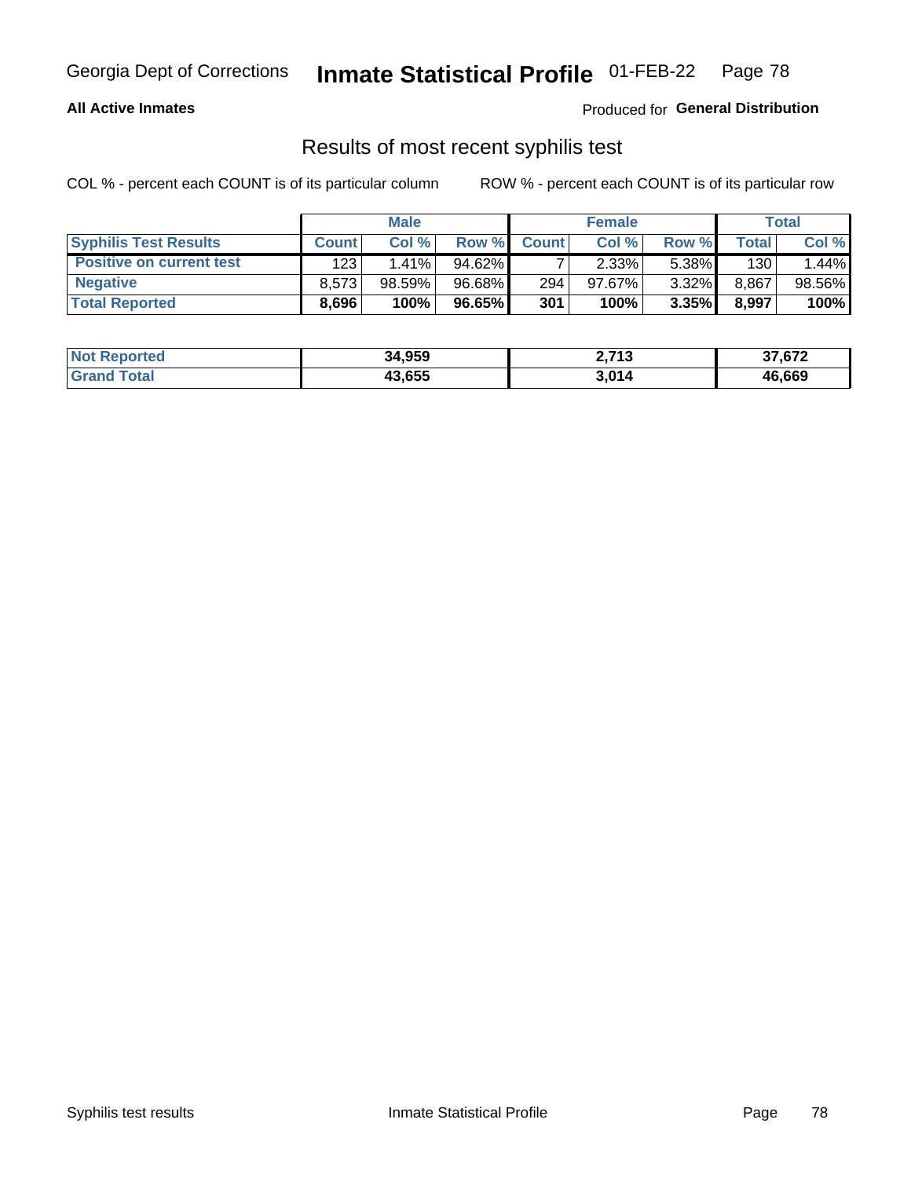**All Active Inmates**

Produced for **General Distribution**

## Results of most recent syphilis test

COL % - percent each COUNT is of its particular column

ROW % - percent each COUNT is of its particular row

| | Male | | | Female | | | Total | |
|---|---|---|---|---|---|---|---|---|
| **Syphilis Test Results** | **Count** | **Col %** | **Row %** | **Count** | **Col %** | **Row %** | **Total** | **Col %** |
| **Positive on current test** | 123 | 1.41% | 94.62% | 7 | 2.33% | 5.38% | 130 | 1.44% |
| **Negative** | 8,573 | 98.59% | 96.68% | 294 | 97.67% | 3.32% | 8,867 | 98.56% |
| **Total Reported** | **8,696** | **100%** | **96.65%** | **301** | **100%** | **3.35%** | **8,997** | **100%** |

| | Male | Female | Total |
|---|---|---|---|
| **Not Reported** | **34,959** | **2,713** | **37,672** |
| **Grand Total** | **43,655** | **3,014** | **46,669** |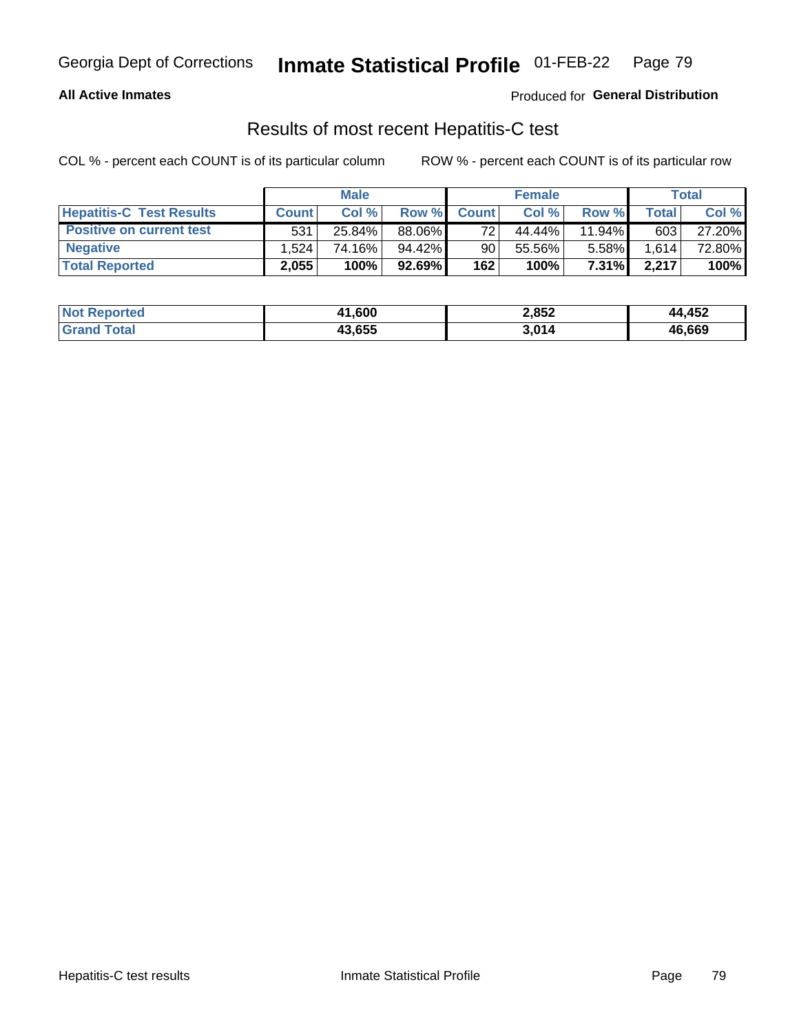Georgia Dept of Corrections **Inmate Statistical Profile** 01-FEB-22

**All Active Inmates**

Produced for **General Distribution**

## Results of most recent Hepatitis-C test

COL % - percent each COUNT is of its particular column ROW % - percent each COUNT is of its particular row

| | Male | | | Female | | | Total | |
|---|---|---|---|---|---|---|---|---|
| **Hepatitis-C Test Results** | **Count** | **Col %** | **Row %** | **Count** | **Col %** | **Row %** | **Total** | **Col %** |
| **Positive on current test** | 531 | 25.84% | 88.06% | 72 | 44.44% | 11.94% | 603 | 27.20% |
| **Negative** | 1,524 | 74.16% | 94.42% | 90 | 55.56% | 5.58% | 1,614 | 72.80% |
| **Total Reported** | **2,055** | **100%** | **92.69%** | **162** | **100%** | **7.31%** | **2,217** | **100%** |

| | Male | Female | Total |
|---|---|---|---|
| **Not Reported** | **41,600** | **2,852** | **44,452** |
| **Grand Total** | **43,655** | **3,014** | **46,669** |